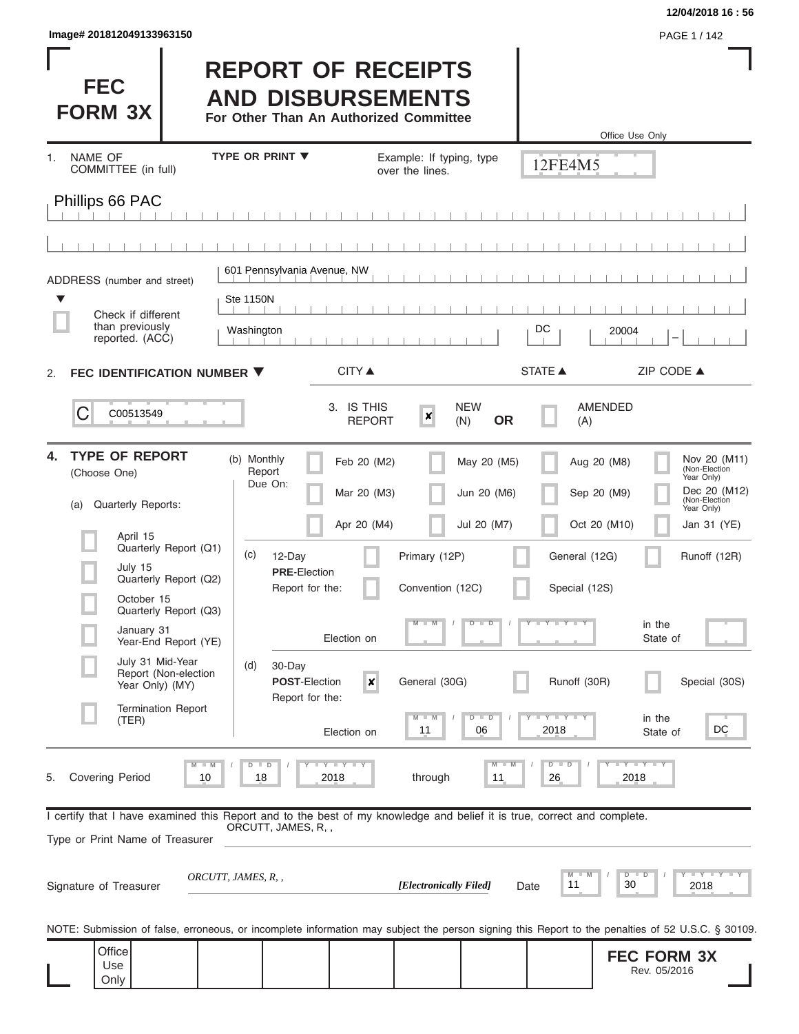Image# 201812049133963150

12/04/2018 16 : 56

# FEC FORM 3X

# REPORT OF RECEIPTS AND DISBURSEMENTS

**For Other Than An Authorized Committee**

Office Use Only

12FE4M5

1. NAME OF COMMITTEE (in full) — TYPE OR PRINT ▼ — Example: If typing, type over the lines.

Phillips 66 PAC

ADDRESS (number and street)

601 Pennsylvania Avenue, NW

Ste 1150N

☐ Check if different than previously reported. (ACC)

Washington — DC — 20004 —

CITY ▲ STATE ▲ ZIP CODE ▲

2. **FEC IDENTIFICATION NUMBER ▼**

C C00513549

3. IS THIS REPORT ☒ NEW (N) **OR** ☐ AMENDED (A)

4. **TYPE OF REPORT** (Choose One)

(a) Quarterly Reports:

- ☐ April 15 Quarterly Report (Q1)
- ☐ July 15 Quarterly Report (Q2)
- ☐ October 15 Quarterly Report (Q3)
- ☐ January 31 Year-End Report (YE)
- ☐ July 31 Mid-Year Report (Non-election Year Only) (MY)
- ☐ Termination Report (TER)

(b) Monthly Report Due On:

| | | | |
|---|---|---|---|
| ☐ Feb 20 (M2) | ☐ May 20 (M5) | ☐ Aug 20 (M8) | ☐ Nov 20 (M11) (Non-Election Year Only) |
| ☐ Mar 20 (M3) | ☐ Jun 20 (M6) | ☐ Sep 20 (M9) | ☐ Dec 20 (M12) (Non-Election Year Only) |
| ☐ Apr 20 (M4) | ☐ Jul 20 (M7) | ☐ Oct 20 (M10) | ☐ Jan 31 (YE) |

(c) 12-Day **PRE**-Election Report for the: ☐ Primary (12P) ☐ General (12G) ☐ Runoff (12R) ☐ Convention (12C) ☐ Special (12S)

Election on MM / DD / YYYY in the State of

(d) 30-Day **POST**-Election Report for the: ☒ General (30G) ☐ Runoff (30R) ☐ Special (30S)

Election on 11 / 06 / 2018 in the State of DC

5. Covering Period 10 / 18 / 2018 through 11 / 26 / 2018

I certify that I have examined this Report and to the best of my knowledge and belief it is true, correct and complete.

Type or Print Name of Treasurer: ORCUTT, JAMES, R, ,

Signature of Treasurer: *ORCUTT, JAMES, R, ,* ***[Electronically Filed]*** Date 11 / 30 / 2018

NOTE: Submission of false, erroneous, or incomplete information may subject the person signing this Report to the penalties of 52 U.S.C. § 30109.

Office Use Only

**FEC FORM 3X** Rev. 05/2016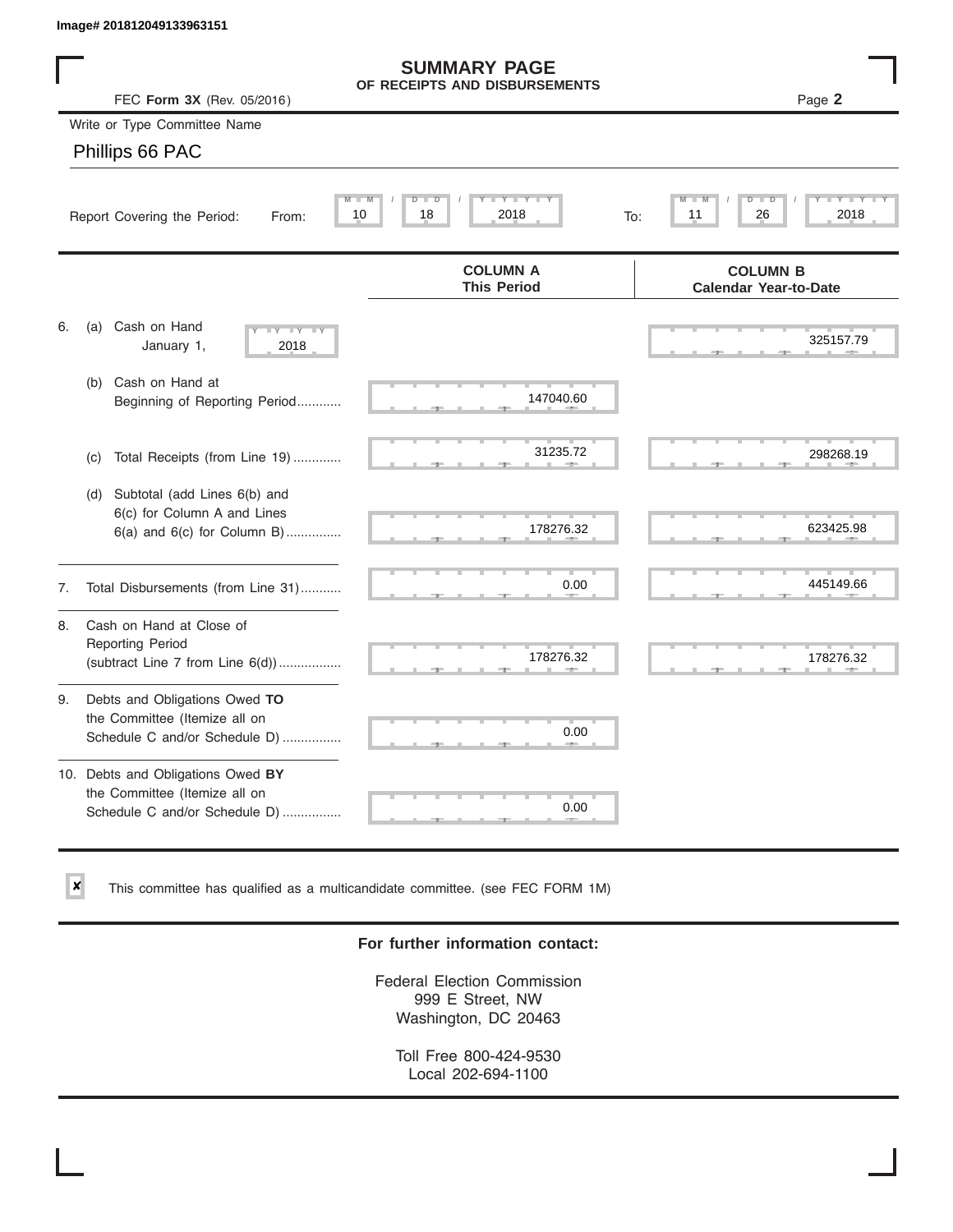Image# 201812049133963151

# SUMMARY PAGE
## OF RECEIPTS AND DISBURSEMENTS

FEC **Form 3X** (Rev. 05/2016)

Page **2**

Write or Type Committee Name

Phillips 66 PAC

Report Covering the Period: From: 10 / 18 / 2018 To: 11 / 26 / 2018

| | COLUMN A This Period | COLUMN B Calendar Year-to-Date |
|---|---|---|
| 6. (a) Cash on Hand January 1, 2018 | | 325157.79 |
| (b) Cash on Hand at Beginning of Reporting Period............ | 147040.60 | |
| (c) Total Receipts (from Line 19) ............. | 31235.72 | 298268.19 |
| (d) Subtotal (add Lines 6(b) and 6(c) for Column A and Lines 6(a) and 6(c) for Column B)............... | 178276.32 | 623425.98 |
| 7. Total Disbursements (from Line 31)........... | 0.00 | 445149.66 |
| 8. Cash on Hand at Close of Reporting Period (subtract Line 7 from Line 6(d)).................. | 178276.32 | 178276.32 |
| 9. Debts and Obligations Owed **TO** the Committee (Itemize all on Schedule C and/or Schedule D) ................ | 0.00 | |
| 10. Debts and Obligations Owed **BY** the Committee (Itemize all on Schedule C and/or Schedule D) ................ | 0.00 | |

☒ This committee has qualified as a multicandidate committee. (see FEC FORM 1M)

**For further information contact:**

Federal Election Commission
999 E Street, NW
Washington, DC 20463

Toll Free 800-424-9530
Local 202-694-1100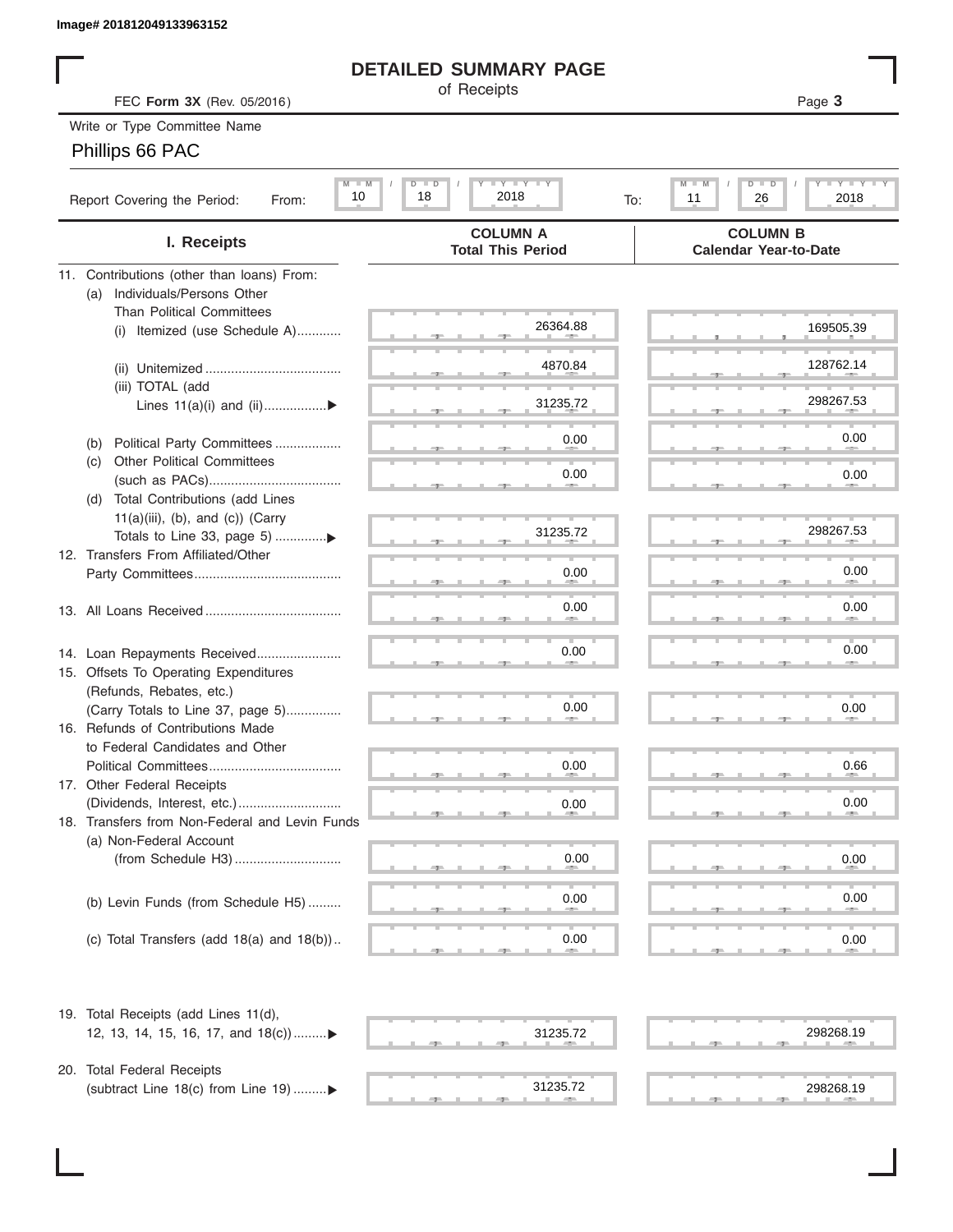Image# 201812049133963152

# DETAILED SUMMARY PAGE

of Receipts

FEC **Form 3X** (Rev. 05/2016)

Page **3**

Write or Type Committee Name

Phillips 66 PAC

Report Covering the Period: From: 10 / 18 / 2018 To: 11 / 26 / 2018

| I. Receipts | COLUMN A Total This Period | COLUMN B Calendar Year-to-Date |
|---|---|---|
| 11. Contributions (other than loans) From: | | |
| (a) Individuals/Persons Other Than Political Committees | | |
| (i) Itemized (use Schedule A) | 26364.88 | 169505.39 |
| (ii) Unitemized | 4870.84 | 128762.14 |
| (iii) TOTAL (add Lines 11(a)(i) and (ii) | 31235.72 | 298267.53 |
| (b) Political Party Committees | 0.00 | 0.00 |
| (c) Other Political Committees (such as PACs) | 0.00 | 0.00 |
| (d) Total Contributions (add Lines 11(a)(iii), (b), and (c)) (Carry Totals to Line 33, page 5) | 31235.72 | 298267.53 |
| 12. Transfers From Affiliated/Other Party Committees | 0.00 | 0.00 |
| 13. All Loans Received | 0.00 | 0.00 |
| 14. Loan Repayments Received | 0.00 | 0.00 |
| 15. Offsets To Operating Expenditures (Refunds, Rebates, etc.) (Carry Totals to Line 37, page 5) | 0.00 | 0.00 |
| 16. Refunds of Contributions Made to Federal Candidates and Other Political Committees | 0.00 | 0.66 |
| 17. Other Federal Receipts (Dividends, Interest, etc.) | 0.00 | 0.00 |
| 18. Transfers from Non-Federal and Levin Funds | | |
| (a) Non-Federal Account (from Schedule H3) | 0.00 | 0.00 |
| (b) Levin Funds (from Schedule H5) | 0.00 | 0.00 |
| (c) Total Transfers (add 18(a) and 18(b)) | 0.00 | 0.00 |
| 19. Total Receipts (add Lines 11(d), 12, 13, 14, 15, 16, 17, and 18(c)) | 31235.72 | 298268.19 |
| 20. Total Federal Receipts (subtract Line 18(c) from Line 19) | 31235.72 | 298268.19 |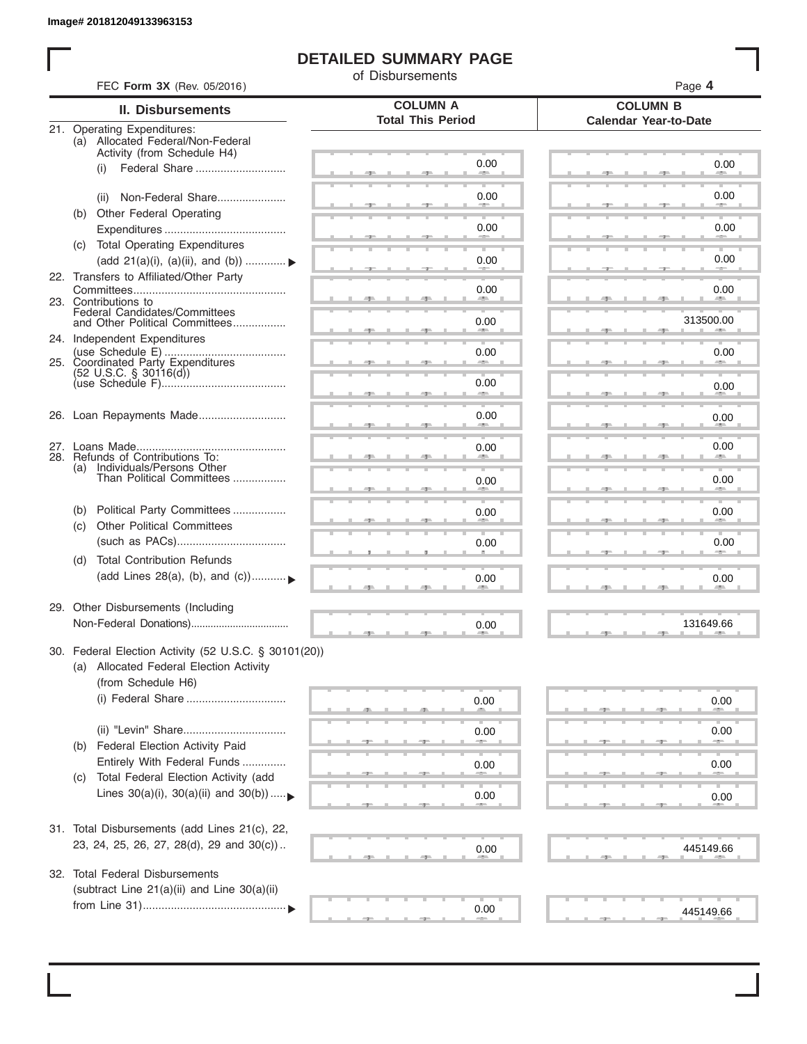Image# 201812049133963153

# DETAILED SUMMARY PAGE

of Disbursements

FEC **Form 3X** (Rev. 05/2016)

| II. Disbursements | COLUMN A Total This Period | COLUMN B Calendar Year-to-Date |
|---|---|---|
| 21. Operating Expenditures: | | |
| (a) Allocated Federal/Non-Federal Activity (from Schedule H4) | | |
| (i) Federal Share | 0.00 | 0.00 |
| (ii) Non-Federal Share | 0.00 | 0.00 |
| (b) Other Federal Operating Expenditures | 0.00 | 0.00 |
| (c) Total Operating Expenditures (add 21(a)(i), (a)(ii), and (b)) ▶ | 0.00 | 0.00 |
| 22. Transfers to Affiliated/Other Party Committees | 0.00 | 0.00 |
| 23. Contributions to Federal Candidates/Committees and Other Political Committees | 0.00 | 313500.00 |
| 24. Independent Expenditures (use Schedule E) | 0.00 | 0.00 |
| 25. Coordinated Party Expenditures (52 U.S.C. § 30116(d)) (use Schedule F) | 0.00 | 0.00 |
| 26. Loan Repayments Made | 0.00 | 0.00 |
| 27. Loans Made | 0.00 | 0.00 |
| 28. Refunds of Contributions To: | | |
| (a) Individuals/Persons Other Than Political Committees | 0.00 | 0.00 |
| (b) Political Party Committees | 0.00 | 0.00 |
| (c) Other Political Committees (such as PACs) | 0.00 | 0.00 |
| (d) Total Contribution Refunds (add Lines 28(a), (b), and (c)) ▶ | 0.00 | 0.00 |
| 29. Other Disbursements (Including Non-Federal Donations) | 0.00 | 131649.66 |
| 30. Federal Election Activity (52 U.S.C. § 30101(20)) | | |
| (a) Allocated Federal Election Activity (from Schedule H6) | | |
| (i) Federal Share | 0.00 | 0.00 |
| (ii) "Levin" Share | 0.00 | 0.00 |
| (b) Federal Election Activity Paid Entirely With Federal Funds | 0.00 | 0.00 |
| (c) Total Federal Election Activity (add Lines 30(a)(i), 30(a)(ii) and 30(b)) ▶ | 0.00 | 0.00 |
| 31. Total Disbursements (add Lines 21(c), 22, 23, 24, 25, 26, 27, 28(d), 29 and 30(c)) | 0.00 | 445149.66 |
| 32. Total Federal Disbursements (subtract Line 21(a)(ii) and Line 30(a)(ii) from Line 31) ▶ | 0.00 | 445149.66 |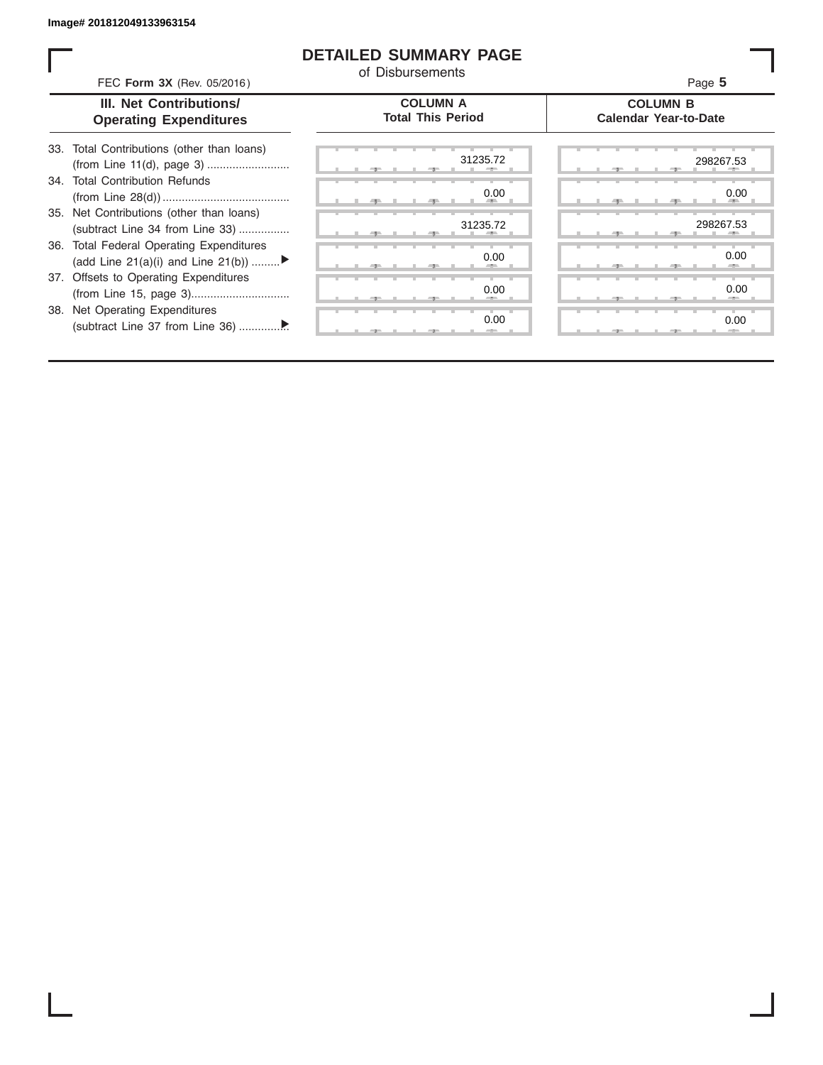Image# 201812049133963154

# DETAILED SUMMARY PAGE

of Disbursements

FEC **Form 3X** (Rev. 05/2016)

| III. Net Contributions/ Operating Expenditures | COLUMN A Total This Period | COLUMN B Calendar Year-to-Date |
|---|---|---|
| 33. Total Contributions (other than loans) (from Line 11(d), page 3) .......................... | 31235.72 | 298267.53 |
| 34. Total Contribution Refunds (from Line 28(d)) ........................................ | 0.00 | 0.00 |
| 35. Net Contributions (other than loans) (subtract Line 34 from Line 33) ................ | 31235.72 | 298267.53 |
| 36. Total Federal Operating Expenditures (add Line 21(a)(i) and Line 21(b)) .........▶ | 0.00 | 0.00 |
| 37. Offsets to Operating Expenditures (from Line 15, page 3)............................... | 0.00 | 0.00 |
| 38. Net Operating Expenditures (subtract Line 37 from Line 36) ...............▶ | 0.00 | 0.00 |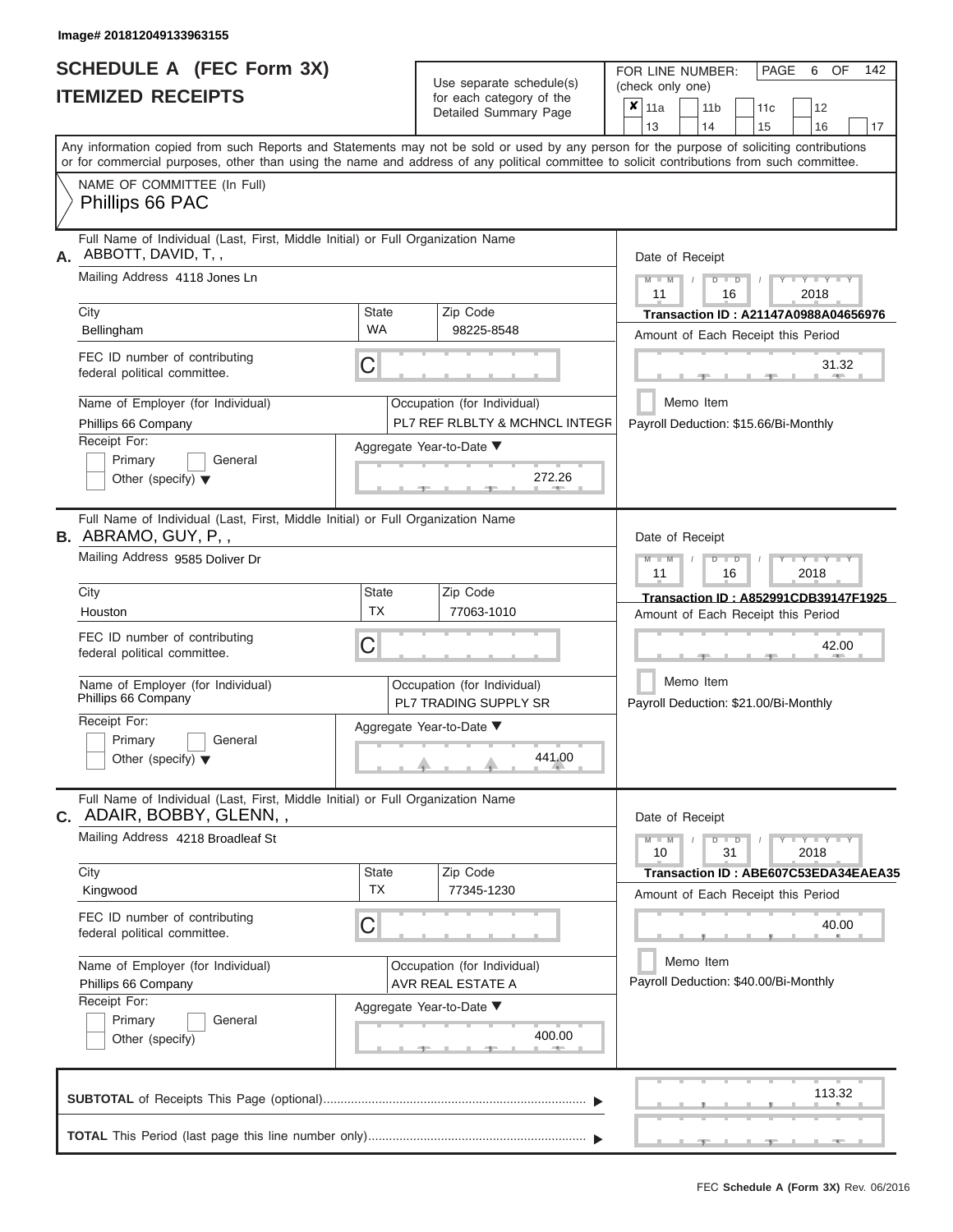Image# 201812049133963155

# SCHEDULE A (FEC Form 3X)
## ITEMIZED RECEIPTS

Use separate schedule(s) for each category of the Detailed Summary Page

FOR LINE NUMBER: (check only one)

- [x] 11a
- [ ] 11b
- [ ] 11c
- [ ] 12
- [ ] 13
- [ ] 14
- [ ] 15
- [ ] 16
- [ ] 17

Any information copied from such Reports and Statements may not be sold or used by any person for the purpose of soliciting contributions or for commercial purposes, other than using the name and address of any political committee to solicit contributions from such committee.

NAME OF COMMITTEE (In Full)
Phillips 66 PAC

---

**A.** Full Name of Individual (Last, First, Middle Initial) or Full Organization Name: ABBOTT, DAVID, T, ,

Mailing Address: 4118 Jones Ln

City: Bellingham | State: WA | Zip Code: 98225-8548

FEC ID number of contributing federal political committee: C

Name of Employer (for Individual): Phillips 66 Company

Occupation (for Individual): PL7 REF RLBLTY & MCHNCL INTEGR

Receipt For: Primary / General / Other (specify)

Aggregate Year-to-Date: 272.26

Date of Receipt: 11 / 16 / 2018

Transaction ID : A21147A0988A04656976

Amount of Each Receipt this Period: 31.32

Memo Item

Payroll Deduction: $15.66/Bi-Monthly

---

**B.** Full Name of Individual (Last, First, Middle Initial) or Full Organization Name: ABRAMO, GUY, P, ,

Mailing Address: 9585 Doliver Dr

City: Houston | State: TX | Zip Code: 77063-1010

FEC ID number of contributing federal political committee: C

Name of Employer (for Individual): Phillips 66 Company

Occupation (for Individual): PL7 TRADING SUPPLY SR

Receipt For: Primary / General / Other (specify)

Aggregate Year-to-Date: 441.00

Date of Receipt: 11 / 16 / 2018

Transaction ID : A852991CDB39147F1925

Amount of Each Receipt this Period: 42.00

Memo Item

Payroll Deduction: $21.00/Bi-Monthly

---

**C.** Full Name of Individual (Last, First, Middle Initial) or Full Organization Name: ADAIR, BOBBY, GLENN, ,

Mailing Address: 4218 Broadleaf St

City: Kingwood | State: TX | Zip Code: 77345-1230

FEC ID number of contributing federal political committee: C

Name of Employer (for Individual): Phillips 66 Company

Occupation (for Individual): AVR REAL ESTATE A

Receipt For: Primary / General / Other (specify)

Aggregate Year-to-Date: 400.00

Date of Receipt: 10 / 31 / 2018

Transaction ID : ABE607C53EDA34EAEA35

Amount of Each Receipt this Period: 40.00

Memo Item

Payroll Deduction: $40.00/Bi-Monthly

---

**SUBTOTAL** of Receipts This Page (optional): 113.32

**TOTAL** This Period (last page this line number only):

FEC Schedule A (Form 3X) Rev. 06/2016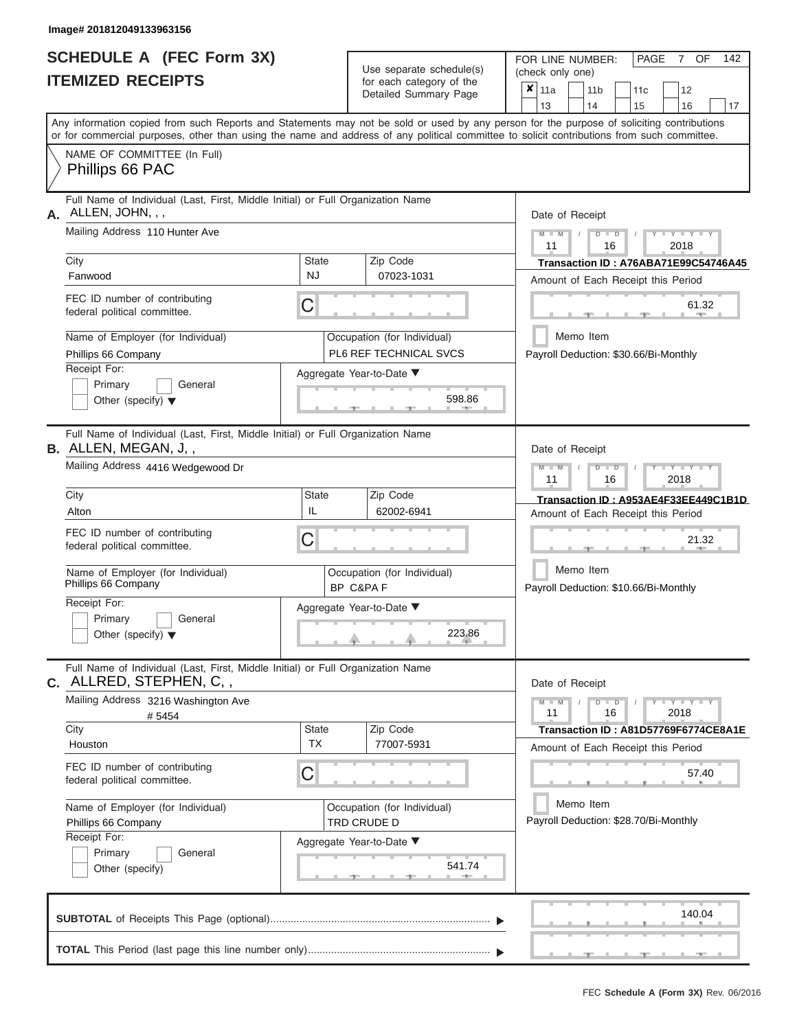Image# 201812049133963156

# SCHEDULE A (FEC Form 3X)
## ITEMIZED RECEIPTS

Use separate schedule(s) for each category of the Detailed Summary Page

FOR LINE NUMBER: (check only one)

- [x] 11a
- [ ] 11b
- [ ] 11c
- [ ] 12
- [ ] 13
- [ ] 14
- [ ] 15
- [ ] 16
- [ ] 17

Any information copied from such Reports and Statements may not be sold or used by any person for the purpose of soliciting contributions or for commercial purposes, other than using the name and address of any political committee to solicit contributions from such committee.

NAME OF COMMITTEE (In Full)
Phillips 66 PAC

---

**A.** Full Name of Individual (Last, First, Middle Initial) or Full Organization Name: ALLEN, JOHN, , ,

Mailing Address: 110 Hunter Ave

City: Fanwood | State: NJ | Zip Code: 07023-1031

FEC ID number of contributing federal political committee: C

Name of Employer (for Individual): Phillips 66 Company

Occupation (for Individual): PL6 REF TECHNICAL SVCS

Receipt For: Primary / General / Other (specify)

Aggregate Year-to-Date: 598.86

Date of Receipt: 11 / 16 / 2018

Transaction ID : A76ABA71E99C54746A45

Amount of Each Receipt this Period: 61.32

Memo Item

Payroll Deduction: $30.66/Bi-Monthly

---

**B.** Full Name of Individual (Last, First, Middle Initial) or Full Organization Name: ALLEN, MEGAN, J, ,

Mailing Address: 4416 Wedgewood Dr

City: Alton | State: IL | Zip Code: 62002-6941

FEC ID number of contributing federal political committee: C

Name of Employer (for Individual): Phillips 66 Company

Occupation (for Individual): BP C&PA F

Receipt For: Primary / General / Other (specify)

Aggregate Year-to-Date: 223.86

Date of Receipt: 11 / 16 / 2018

Transaction ID : A953AE4F33EE449C1B1D

Amount of Each Receipt this Period: 21.32

Memo Item

Payroll Deduction: $10.66/Bi-Monthly

---

**C.** Full Name of Individual (Last, First, Middle Initial) or Full Organization Name: ALLRED, STEPHEN, C, ,

Mailing Address: 3216 Washington Ave # 5454

City: Houston | State: TX | Zip Code: 77007-5931

FEC ID number of contributing federal political committee: C

Name of Employer (for Individual): Phillips 66 Company

Occupation (for Individual): TRD CRUDE D

Receipt For: Primary / General / Other (specify)

Aggregate Year-to-Date: 541.74

Date of Receipt: 11 / 16 / 2018

Transaction ID : A81D57769F6774CE8A1E

Amount of Each Receipt this Period: 57.40

Memo Item

Payroll Deduction: $28.70/Bi-Monthly

---

**SUBTOTAL** of Receipts This Page (optional): 140.04

**TOTAL** This Period (last page this line number only):

FEC Schedule A (Form 3X) Rev. 06/2016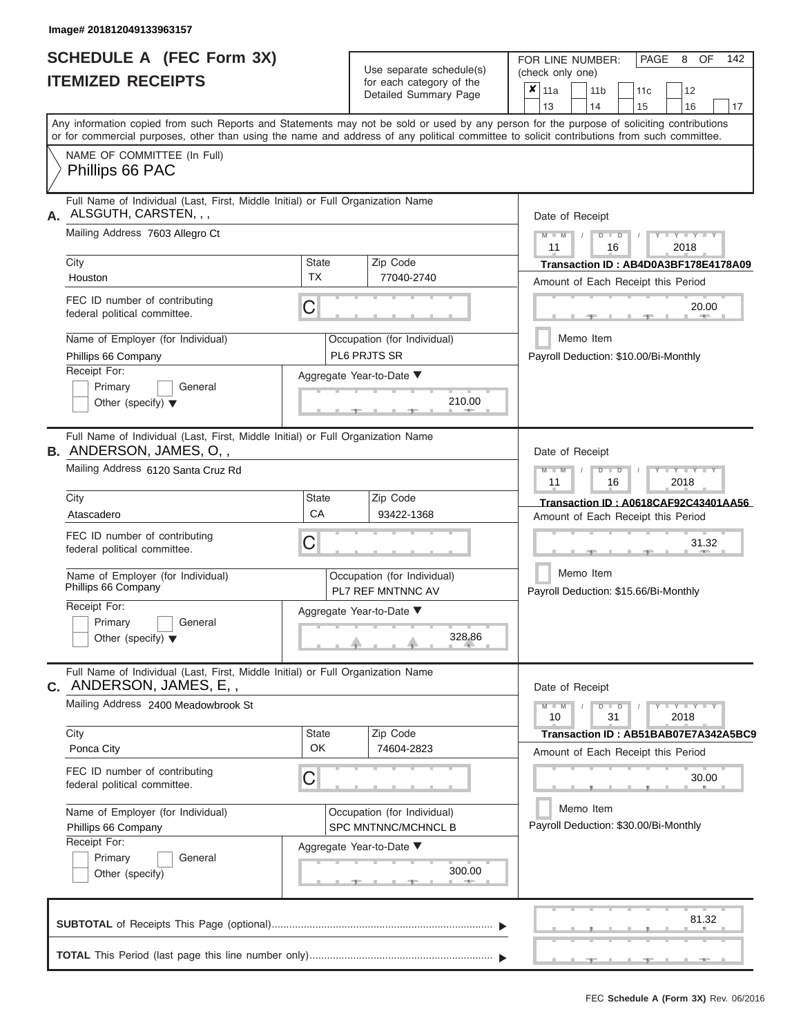Image# 201812049133963157

# SCHEDULE A (FEC Form 3X)
## ITEMIZED RECEIPTS

Use separate schedule(s) for each category of the Detailed Summary Page

FOR LINE NUMBER: (check only one)

- [x] 11a
- [ ] 11b
- [ ] 11c
- [ ] 12
- [ ] 13
- [ ] 14
- [ ] 15
- [ ] 16
- [ ] 17

Any information copied from such Reports and Statements may not be sold or used by any person for the purpose of soliciting contributions or for commercial purposes, other than using the name and address of any political committee to solicit contributions from such committee.

NAME OF COMMITTEE (In Full)
Phillips 66 PAC

---

**A.** Full Name of Individual (Last, First, Middle Initial) or Full Organization Name: ALSGUTH, CARSTEN, , ,

Mailing Address: 7603 Allegro Ct

City: Houston | State: TX | Zip Code: 77040-2740

FEC ID number of contributing federal political committee: C

Name of Employer (for Individual): Phillips 66 Company

Occupation (for Individual): PL6 PRJTS SR

Receipt For: Primary / General / Other (specify)

Aggregate Year-to-Date: 210.00

Date of Receipt: 11 / 16 / 2018

Transaction ID : AB4D0A3BF178E4178A09

Amount of Each Receipt this Period: 20.00

Memo Item

Payroll Deduction: $10.00/Bi-Monthly

---

**B.** Full Name of Individual (Last, First, Middle Initial) or Full Organization Name: ANDERSON, JAMES, O, ,

Mailing Address: 6120 Santa Cruz Rd

City: Atascadero | State: CA | Zip Code: 93422-1368

FEC ID number of contributing federal political committee: C

Name of Employer (for Individual): Phillips 66 Company

Occupation (for Individual): PL7 REF MNTNNC AV

Receipt For: Primary / General / Other (specify)

Aggregate Year-to-Date: 328.86

Date of Receipt: 11 / 16 / 2018

Transaction ID : A0618CAF92C43401AA56

Amount of Each Receipt this Period: 31.32

Memo Item

Payroll Deduction: $15.66/Bi-Monthly

---

**C.** Full Name of Individual (Last, First, Middle Initial) or Full Organization Name: ANDERSON, JAMES, E, ,

Mailing Address: 2400 Meadowbrook St

City: Ponca City | State: OK | Zip Code: 74604-2823

FEC ID number of contributing federal political committee: C

Name of Employer (for Individual): Phillips 66 Company

Occupation (for Individual): SPC MNTNNC/MCHNCL B

Receipt For: Primary / General / Other (specify)

Aggregate Year-to-Date: 300.00

Date of Receipt: 10 / 31 / 2018

Transaction ID : AB51BAB07E7A342A5BC9

Amount of Each Receipt this Period: 30.00

Memo Item

Payroll Deduction: $30.00/Bi-Monthly

---

**SUBTOTAL** of Receipts This Page (optional): 81.32

**TOTAL** This Period (last page this line number only):

FEC Schedule A (Form 3X) Rev. 06/2016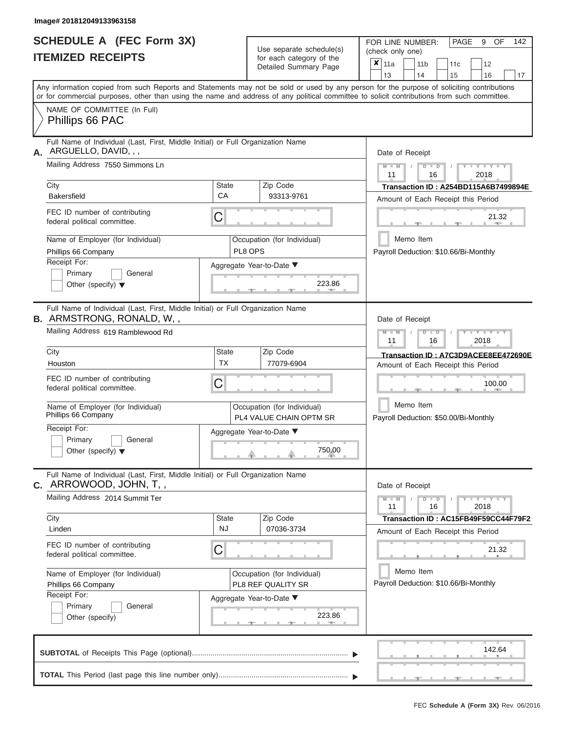Image# 201812049133963158

# SCHEDULE A (FEC Form 3X)
# ITEMIZED RECEIPTS

Use separate schedule(s) for each category of the Detailed Summary Page

FOR LINE NUMBER: (check only one)

PAGE 9 OF 142

☒ 11a ☐ 11b ☐ 11c ☐ 12 ☐ 13 ☐ 14 ☐ 15 ☐ 16 ☐ 17

Any information copied from such Reports and Statements may not be sold or used by any person for the purpose of soliciting contributions or for commercial purposes, other than using the name and address of any political committee to solicit contributions from such committee.

NAME OF COMMITTEE (In Full)

Phillips 66 PAC

---

**A.** Full Name of Individual (Last, First, Middle Initial) or Full Organization Name

ARGUELLO, DAVID, , ,

Mailing Address: 7550 Simmons Ln

City: Bakersfield | State: CA | Zip Code: 93313-9761

FEC ID number of contributing federal political committee: C

Name of Employer (for Individual): Phillips 66 Company

Occupation (for Individual): PL8 OPS

Receipt For: ☐ Primary ☐ General ☐ Other (specify)

Aggregate Year-to-Date: 223.86

Date of Receipt: 11 / 16 / 2018

Transaction ID : A254BD115A6B7499894E

Amount of Each Receipt this Period: 21.32

☐ Memo Item

Payroll Deduction: $10.66/Bi-Monthly

---

**B.** Full Name of Individual (Last, First, Middle Initial) or Full Organization Name

ARMSTRONG, RONALD, W, ,

Mailing Address: 619 Ramblewood Rd

City: Houston | State: TX | Zip Code: 77079-6904

FEC ID number of contributing federal political committee: C

Name of Employer (for Individual): Phillips 66 Company

Occupation (for Individual): PL4 VALUE CHAIN OPTM SR

Receipt For: ☐ Primary ☐ General ☐ Other (specify)

Aggregate Year-to-Date: 750.00

Date of Receipt: 11 / 16 / 2018

Transaction ID : A7C3D9ACEE8EE472690E

Amount of Each Receipt this Period: 100.00

☐ Memo Item

Payroll Deduction: $50.00/Bi-Monthly

---

**C.** Full Name of Individual (Last, First, Middle Initial) or Full Organization Name

ARROWOOD, JOHN, T, ,

Mailing Address: 2014 Summit Ter

City: Linden | State: NJ | Zip Code: 07036-3734

FEC ID number of contributing federal political committee: C

Name of Employer (for Individual): Phillips 66 Company

Occupation (for Individual): PL8 REF QUALITY SR

Receipt For: ☐ Primary ☐ General ☐ Other (specify)

Aggregate Year-to-Date: 223.86

Date of Receipt: 11 / 16 / 2018

Transaction ID : AC15FB49F59CC44F79F2

Amount of Each Receipt this Period: 21.32

☐ Memo Item

Payroll Deduction: $10.66/Bi-Monthly

---

**SUBTOTAL** of Receipts This Page (optional): 142.64

**TOTAL** This Period (last page this line number only):

FEC Schedule A (Form 3X) Rev. 06/2016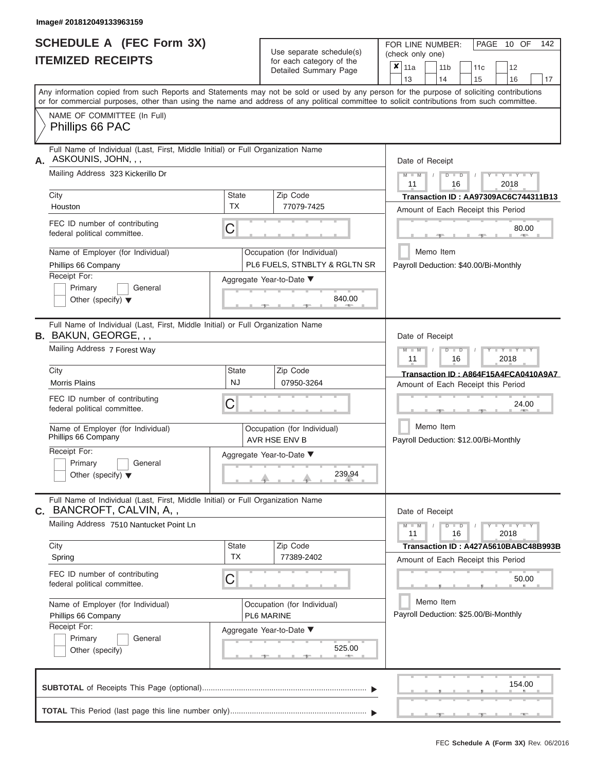Image# 201812049133963159

# SCHEDULE A (FEC Form 3X)
## ITEMIZED RECEIPTS

Use separate schedule(s) for each category of the Detailed Summary Page

FOR LINE NUMBER: (check only one)

- [x] 11a
- [ ] 11b
- [ ] 11c
- [ ] 12
- [ ] 13
- [ ] 14
- [ ] 15
- [ ] 16
- [ ] 17

PAGE 10 OF 142

Any information copied from such Reports and Statements may not be sold or used by any person for the purpose of soliciting contributions or for commercial purposes, other than using the name and address of any political committee to solicit contributions from such committee.

NAME OF COMMITTEE (In Full)
Phillips 66 PAC

---

**A.** Full Name of Individual (Last, First, Middle Initial) or Full Organization Name: ASKOUNIS, JOHN, , ,

Mailing Address: 323 Kickerillo Dr

City: Houston | State: TX | Zip Code: 77079-7425

FEC ID number of contributing federal political committee: C

Name of Employer (for Individual): Phillips 66 Company

Occupation (for Individual): PL6 FUELS, STNBLTY & RGLTN SR

Receipt For: Primary / General / Other (specify)

Aggregate Year-to-Date: 840.00

Date of Receipt: 11 / 16 / 2018

Transaction ID : AA97309AC6C744311B13

Amount of Each Receipt this Period: 80.00

Memo Item

Payroll Deduction: $40.00/Bi-Monthly

---

**B.** Full Name of Individual (Last, First, Middle Initial) or Full Organization Name: BAKUN, GEORGE, , ,

Mailing Address: 7 Forest Way

City: Morris Plains | State: NJ | Zip Code: 07950-3264

FEC ID number of contributing federal political committee: C

Name of Employer (for Individual): Phillips 66 Company

Occupation (for Individual): AVR HSE ENV B

Receipt For: Primary / General / Other (specify)

Aggregate Year-to-Date: 239.94

Date of Receipt: 11 / 16 / 2018

Transaction ID : A864F15A4FCA0410A9A7

Amount of Each Receipt this Period: 24.00

Memo Item

Payroll Deduction: $12.00/Bi-Monthly

---

**C.** Full Name of Individual (Last, First, Middle Initial) or Full Organization Name: BANCROFT, CALVIN, A, ,

Mailing Address: 7510 Nantucket Point Ln

City: Spring | State: TX | Zip Code: 77389-2402

FEC ID number of contributing federal political committee: C

Name of Employer (for Individual): Phillips 66 Company

Occupation (for Individual): PL6 MARINE

Receipt For: Primary / General / Other (specify)

Aggregate Year-to-Date: 525.00

Date of Receipt: 11 / 16 / 2018

Transaction ID : A427A5610BABC48B993B

Amount of Each Receipt this Period: 50.00

Memo Item

Payroll Deduction: $25.00/Bi-Monthly

---

**SUBTOTAL** of Receipts This Page (optional): 154.00

**TOTAL** This Period (last page this line number only):

FEC Schedule A (Form 3X) Rev. 06/2016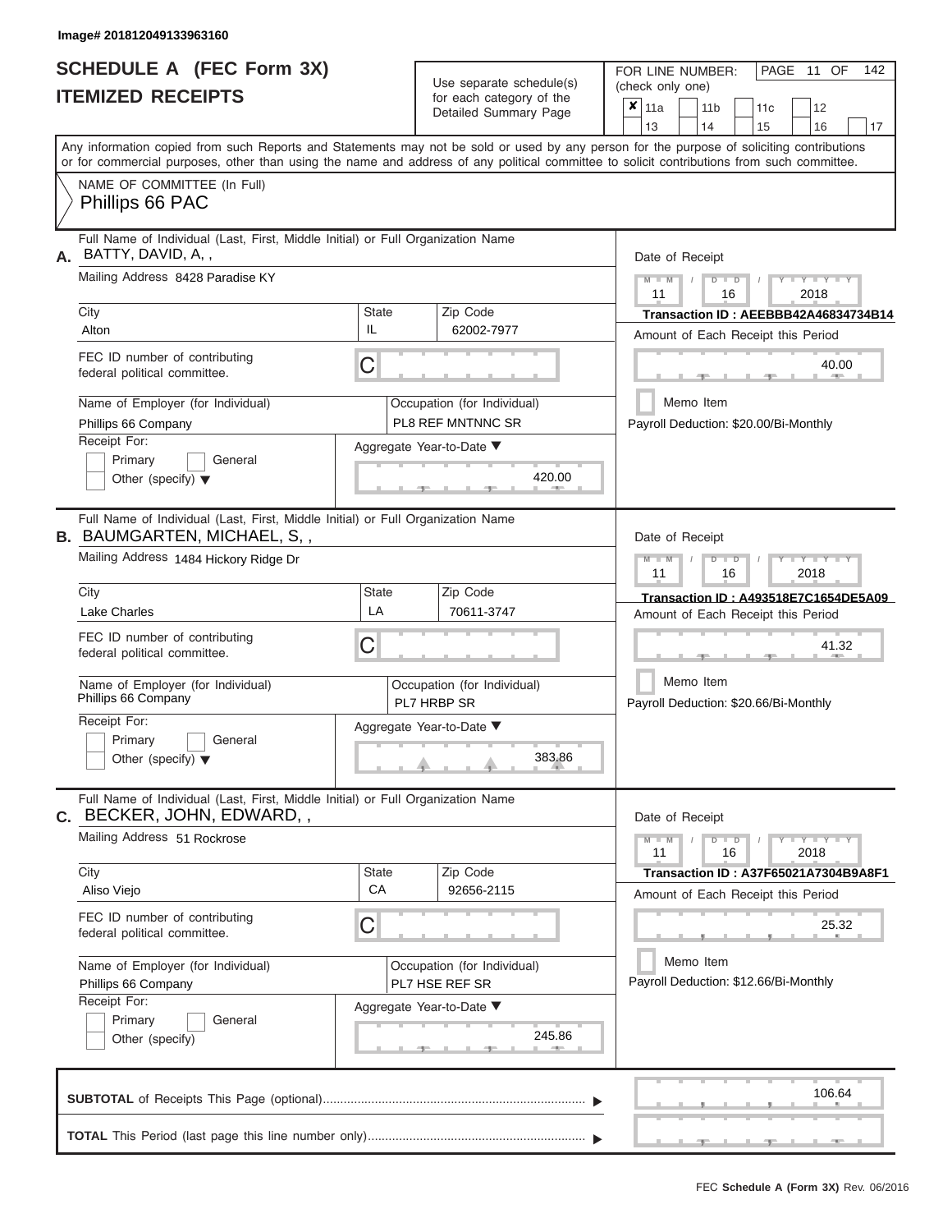Image# 201812049133963160

# SCHEDULE A (FEC Form 3X)
## ITEMIZED RECEIPTS

Use separate schedule(s) for each category of the Detailed Summary Page

FOR LINE NUMBER: (check only one)

| ✘ 11a | 11b | 11c | 12 |
|---|---|---|---|
| 13 | 14 | 15 | 16 | 17 |

Any information copied from such Reports and Statements may not be sold or used by any person for the purpose of soliciting contributions or for commercial purposes, other than using the name and address of any political committee to solicit contributions from such committee.

NAME OF COMMITTEE (In Full)
Phillips 66 PAC

---

**A.** Full Name of Individual (Last, First, Middle Initial) or Full Organization Name: BATTY, DAVID, A, ,

Mailing Address: 8428 Paradise KY

City: Alton | State: IL | Zip Code: 62002-7977

FEC ID number of contributing federal political committee: C

Name of Employer (for Individual): Phillips 66 Company

Occupation (for Individual): PL8 REF MNTNNC SR

Receipt For: Primary / General / Other (specify)

Aggregate Year-to-Date: 420.00

Date of Receipt: 11 / 16 / 2018

Transaction ID : AEEBBB42A46834734B14

Amount of Each Receipt this Period: 40.00

Memo Item

Payroll Deduction: $20.00/Bi-Monthly

---

**B.** Full Name of Individual (Last, First, Middle Initial) or Full Organization Name: BAUMGARTEN, MICHAEL, S, ,

Mailing Address: 1484 Hickory Ridge Dr

City: Lake Charles | State: LA | Zip Code: 70611-3747

FEC ID number of contributing federal political committee: C

Name of Employer (for Individual): Phillips 66 Company

Occupation (for Individual): PL7 HRBP SR

Receipt For: Primary / General / Other (specify)

Aggregate Year-to-Date: 383.86

Date of Receipt: 11 / 16 / 2018

Transaction ID : A493518E7C1654DE5A09

Amount of Each Receipt this Period: 41.32

Memo Item

Payroll Deduction: $20.66/Bi-Monthly

---

**C.** Full Name of Individual (Last, First, Middle Initial) or Full Organization Name: BECKER, JOHN, EDWARD, ,

Mailing Address: 51 Rockrose

City: Aliso Viejo | State: CA | Zip Code: 92656-2115

FEC ID number of contributing federal political committee: C

Name of Employer (for Individual): Phillips 66 Company

Occupation (for Individual): PL7 HSE REF SR

Receipt For: Primary / General / Other (specify)

Aggregate Year-to-Date: 245.86

Date of Receipt: 11 / 16 / 2018

Transaction ID : A37F65021A7304B9A8F1

Amount of Each Receipt this Period: 25.32

Memo Item

Payroll Deduction: $12.66/Bi-Monthly

---

**SUBTOTAL** of Receipts This Page (optional): 106.64

**TOTAL** This Period (last page this line number only):

FEC Schedule A (Form 3X) Rev. 06/2016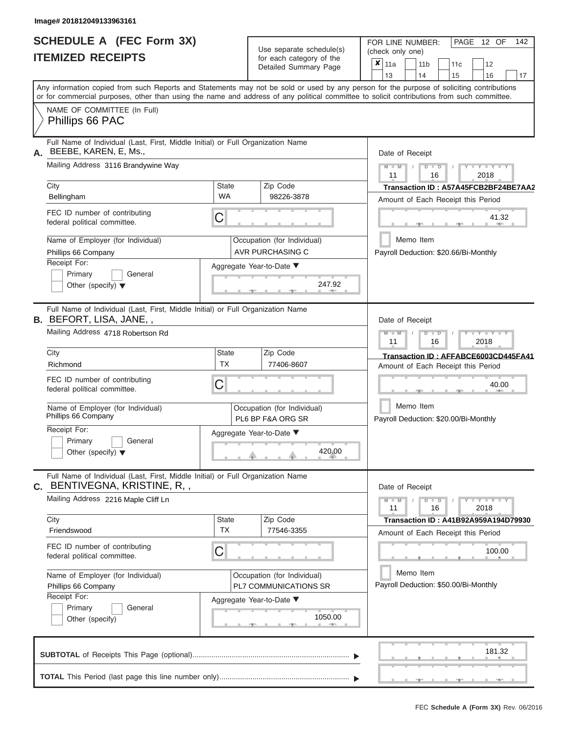Image# 201812049133963161

# SCHEDULE A (FEC Form 3X)
# ITEMIZED RECEIPTS

Use separate schedule(s) for each category of the Detailed Summary Page

FOR LINE NUMBER: (check only one)

- [x] 11a
- [ ] 11b
- [ ] 11c
- [ ] 12
- [ ] 13
- [ ] 14
- [ ] 15
- [ ] 16
- [ ] 17

Any information copied from such Reports and Statements may not be sold or used by any person for the purpose of soliciting contributions or for commercial purposes, other than using the name and address of any political committee to solicit contributions from such committee.

NAME OF COMMITTEE (In Full)
Phillips 66 PAC

---

**A.** Full Name of Individual (Last, First, Middle Initial) or Full Organization Name: BEEBE, KAREN, E, Ms.,

Mailing Address: 3116 Brandywine Way

| City | State | Zip Code |
|---|---|---|
| Bellingham | WA | 98226-3878 |

FEC ID number of contributing federal political committee: C

Name of Employer (for Individual): Phillips 66 Company

Occupation (for Individual): AVR PURCHASING C

Receipt For: Primary / General / Other (specify)

Aggregate Year-to-Date: 247.92

Date of Receipt: 11 16 2018

Transaction ID : A57A45FCB2BF24BE7AA2

Amount of Each Receipt this Period: 41.32

Memo Item

Payroll Deduction: $20.66/Bi-Monthly

---

**B.** Full Name of Individual (Last, First, Middle Initial) or Full Organization Name: BEFORT, LISA, JANE, ,

Mailing Address: 4718 Robertson Rd

| City | State | Zip Code |
|---|---|---|
| Richmond | TX | 77406-8607 |

FEC ID number of contributing federal political committee: C

Name of Employer (for Individual): Phillips 66 Company

Occupation (for Individual): PL6 BP F&A ORG SR

Receipt For: Primary / General / Other (specify)

Aggregate Year-to-Date: 420.00

Date of Receipt: 11 16 2018

Transaction ID : AFFABCE6003CD445FA41

Amount of Each Receipt this Period: 40.00

Memo Item

Payroll Deduction: $20.00/Bi-Monthly

---

**C.** Full Name of Individual (Last, First, Middle Initial) or Full Organization Name: BENTIVEGNA, KRISTINE, R, ,

Mailing Address: 2216 Maple Cliff Ln

| City | State | Zip Code |
|---|---|---|
| Friendswood | TX | 77546-3355 |

FEC ID number of contributing federal political committee: C

Name of Employer (for Individual): Phillips 66 Company

Occupation (for Individual): PL7 COMMUNICATIONS SR

Receipt For: Primary / General / Other (specify)

Aggregate Year-to-Date: 1050.00

Date of Receipt: 11 16 2018

Transaction ID : A41B92A959A194D79930

Amount of Each Receipt this Period: 100.00

Memo Item

Payroll Deduction: $50.00/Bi-Monthly

---

**SUBTOTAL** of Receipts This Page (optional): 181.32

**TOTAL** This Period (last page this line number only):

FEC Schedule A (Form 3X) Rev. 06/2016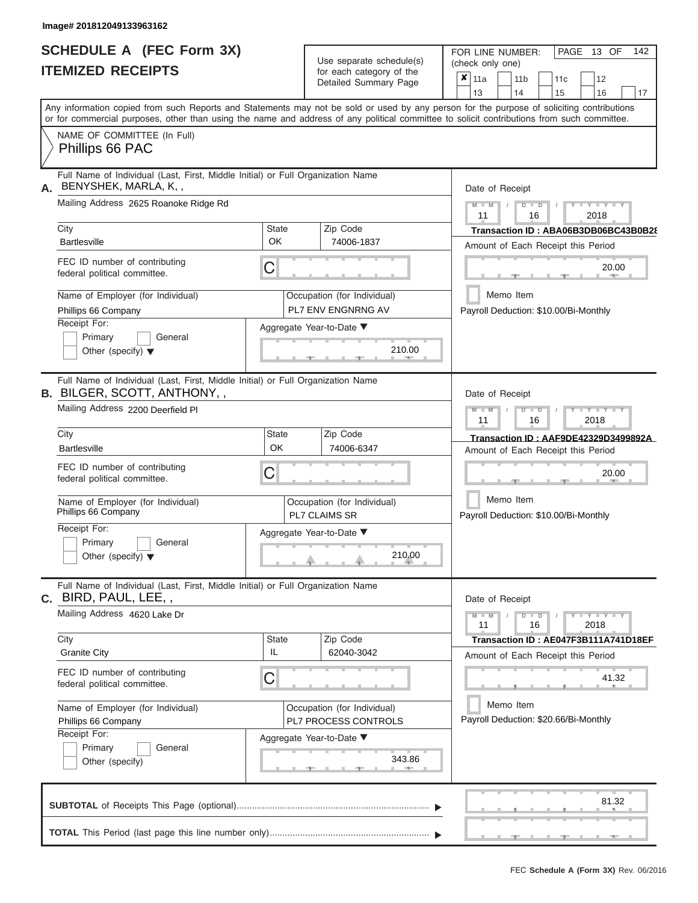Image# 201812049133963162

# SCHEDULE A (FEC Form 3X)
## ITEMIZED RECEIPTS

Use separate schedule(s) for each category of the Detailed Summary Page

FOR LINE NUMBER: (check only one)

☒ 11a ☐ 11b ☐ 11c ☐ 12 ☐ 13 ☐ 14 ☐ 15 ☐ 16 ☐ 17

PAGE 13 OF 142

Any information copied from such Reports and Statements may not be sold or used by any person for the purpose of soliciting contributions or for commercial purposes, other than using the name and address of any political committee to solicit contributions from such committee.

NAME OF COMMITTEE (In Full)

Phillips 66 PAC

---

**A.** Full Name of Individual (Last, First, Middle Initial) or Full Organization Name: BENYSHEK, MARLA, K, ,

Mailing Address: 2625 Roanoke Ridge Rd

City: Bartlesville | State: OK | Zip Code: 74006-1837

FEC ID number of contributing federal political committee: C

Name of Employer (for Individual): Phillips 66 Company

Occupation (for Individual): PL7 ENV ENGNRNG AV

Receipt For: ☐ Primary ☐ General ☐ Other (specify)

Aggregate Year-to-Date: 210.00

Date of Receipt: 11 / 16 / 2018

Transaction ID : ABA06B3DB06BC43B0B28

Amount of Each Receipt this Period: 20.00

☐ Memo Item

Payroll Deduction: $10.00/Bi-Monthly

---

**B.** Full Name of Individual (Last, First, Middle Initial) or Full Organization Name: BILGER, SCOTT, ANTHONY, ,

Mailing Address: 2200 Deerfield Pl

City: Bartlesville | State: OK | Zip Code: 74006-6347

FEC ID number of contributing federal political committee: C

Name of Employer (for Individual): Phillips 66 Company

Occupation (for Individual): PL7 CLAIMS SR

Receipt For: ☐ Primary ☐ General ☐ Other (specify)

Aggregate Year-to-Date: 210.00

Date of Receipt: 11 / 16 / 2018

Transaction ID : AAF9DE42329D3499892A

Amount of Each Receipt this Period: 20.00

☐ Memo Item

Payroll Deduction: $10.00/Bi-Monthly

---

**C.** Full Name of Individual (Last, First, Middle Initial) or Full Organization Name: BIRD, PAUL, LEE, ,

Mailing Address: 4620 Lake Dr

City: Granite City | State: IL | Zip Code: 62040-3042

FEC ID number of contributing federal political committee: C

Name of Employer (for Individual): Phillips 66 Company

Occupation (for Individual): PL7 PROCESS CONTROLS

Receipt For: ☐ Primary ☐ General ☐ Other (specify)

Aggregate Year-to-Date: 343.86

Date of Receipt: 11 / 16 / 2018

Transaction ID : AE047F3B111A741D18EF

Amount of Each Receipt this Period: 41.32

☐ Memo Item

Payroll Deduction: $20.66/Bi-Monthly

---

**SUBTOTAL** of Receipts This Page (optional): 81.32

**TOTAL** This Period (last page this line number only):

FEC Schedule A (Form 3X) Rev. 06/2016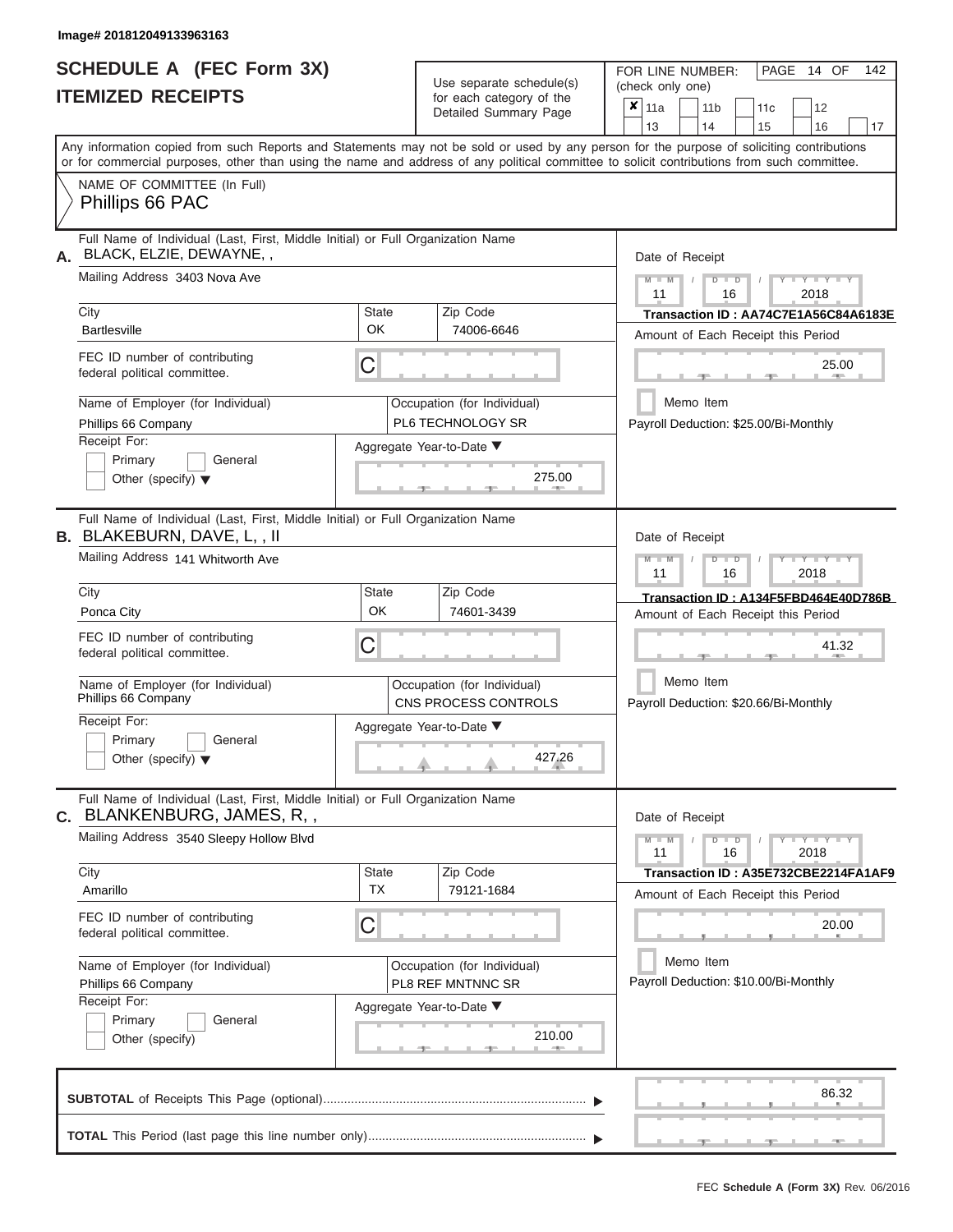Image# 201812049133963163

# SCHEDULE A (FEC Form 3X)
# ITEMIZED RECEIPTS

Use separate schedule(s) for each category of the Detailed Summary Page

FOR LINE NUMBER: (check only one)

- [x] 11a
- [ ] 11b
- [ ] 11c
- [ ] 12
- [ ] 13
- [ ] 14
- [ ] 15
- [ ] 16
- [ ] 17

Any information copied from such Reports and Statements may not be sold or used by any person for the purpose of soliciting contributions or for commercial purposes, other than using the name and address of any political committee to solicit contributions from such committee.

NAME OF COMMITTEE (In Full)
Phillips 66 PAC

---

**A.** Full Name of Individual (Last, First, Middle Initial) or Full Organization Name: BLACK, ELZIE, DEWAYNE, ,

Mailing Address: 3403 Nova Ave

City: Bartlesville | State: OK | Zip Code: 74006-6646

FEC ID number of contributing federal political committee: C

Name of Employer (for Individual): Phillips 66 Company

Occupation (for Individual): PL6 TECHNOLOGY SR

Receipt For: Primary / General / Other (specify)

Aggregate Year-to-Date: 275.00

Date of Receipt: 11 / 16 / 2018

Transaction ID : AA74C7E1A56C84A6183E

Amount of Each Receipt this Period: 25.00

Memo Item

Payroll Deduction: $25.00/Bi-Monthly

---

**B.** Full Name of Individual (Last, First, Middle Initial) or Full Organization Name: BLAKEBURN, DAVE, L, , II

Mailing Address: 141 Whitworth Ave

City: Ponca City | State: OK | Zip Code: 74601-3439

FEC ID number of contributing federal political committee: C

Name of Employer (for Individual): Phillips 66 Company

Occupation (for Individual): CNS PROCESS CONTROLS

Receipt For: Primary / General / Other (specify)

Aggregate Year-to-Date: 427.26

Date of Receipt: 11 / 16 / 2018

Transaction ID : A134F5FBD464E40D786B

Amount of Each Receipt this Period: 41.32

Memo Item

Payroll Deduction: $20.66/Bi-Monthly

---

**C.** Full Name of Individual (Last, First, Middle Initial) or Full Organization Name: BLANKENBURG, JAMES, R, ,

Mailing Address: 3540 Sleepy Hollow Blvd

City: Amarillo | State: TX | Zip Code: 79121-1684

FEC ID number of contributing federal political committee: C

Name of Employer (for Individual): Phillips 66 Company

Occupation (for Individual): PL8 REF MNTNNC SR

Receipt For: Primary / General / Other (specify)

Aggregate Year-to-Date: 210.00

Date of Receipt: 11 / 16 / 2018

Transaction ID : A35E732CBE2214FA1AF9

Amount of Each Receipt this Period: 20.00

Memo Item

Payroll Deduction: $10.00/Bi-Monthly

---

**SUBTOTAL** of Receipts This Page (optional): 86.32

**TOTAL** This Period (last page this line number only):

FEC Schedule A (Form 3X) Rev. 06/2016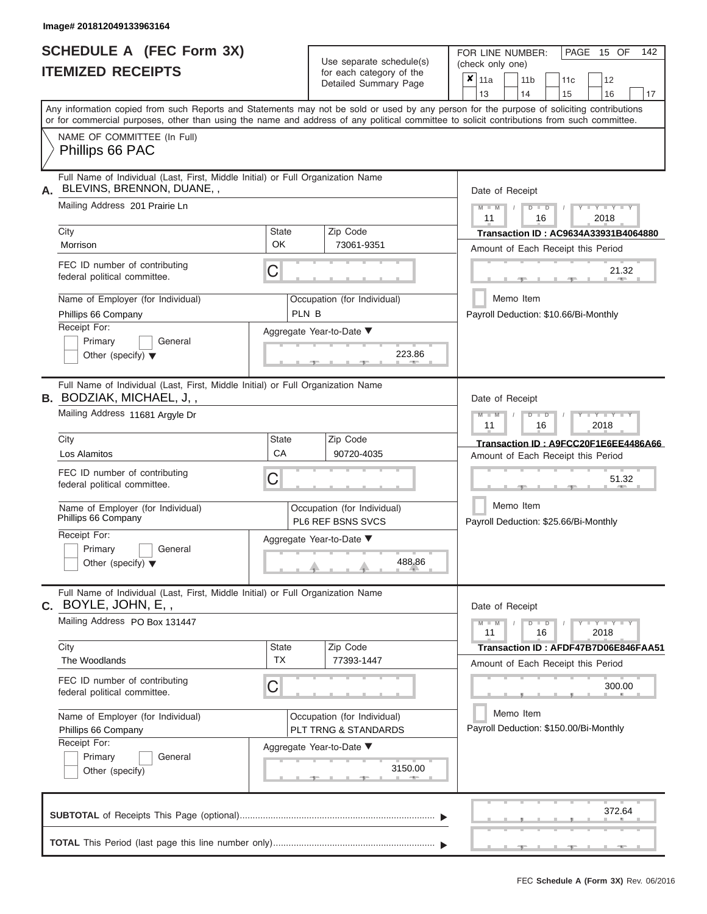Image# 201812049133963164

# SCHEDULE A (FEC Form 3X)
# ITEMIZED RECEIPTS

Use separate schedule(s) for each category of the Detailed Summary Page

FOR LINE NUMBER: (check only one)

| | | | |
|---|---|---|---|
| ✘ 11a | 11b | 11c | 12 |
| 13 | 14 | 15 | 16 | 17 |

PAGE 15 OF 142

Any information copied from such Reports and Statements may not be sold or used by any person for the purpose of soliciting contributions or for commercial purposes, other than using the name and address of any political committee to solicit contributions from such committee.

NAME OF COMMITTEE (In Full)
Phillips 66 PAC

---

**A.** Full Name of Individual (Last, First, Middle Initial) or Full Organization Name
BLEVINS, BRENNON, DUANE, ,

Mailing Address: 201 Prairie Ln

| City | State | Zip Code |
|---|---|---|
| Morrison | OK | 73061-9351 |

FEC ID number of contributing federal political committee: C

Name of Employer (for Individual): Phillips 66 Company

Occupation (for Individual): PLN B

Receipt For: Primary / General / Other (specify)

Aggregate Year-to-Date: 223.86

Date of Receipt: 11 / 16 / 2018

Transaction ID : AC9634A33931B4064880

Amount of Each Receipt this Period: 21.32

Memo Item

Payroll Deduction: $10.66/Bi-Monthly

---

**B.** Full Name of Individual (Last, First, Middle Initial) or Full Organization Name
BODZIAK, MICHAEL, J, ,

Mailing Address: 11681 Argyle Dr

| City | State | Zip Code |
|---|---|---|
| Los Alamitos | CA | 90720-4035 |

FEC ID number of contributing federal political committee: C

Name of Employer (for Individual): Phillips 66 Company

Occupation (for Individual): PL6 REF BSNS SVCS

Receipt For: Primary / General / Other (specify)

Aggregate Year-to-Date: 488.86

Date of Receipt: 11 / 16 / 2018

Transaction ID : A9FCC20F1E6EE4486A66

Amount of Each Receipt this Period: 51.32

Memo Item

Payroll Deduction: $25.66/Bi-Monthly

---

**C.** Full Name of Individual (Last, First, Middle Initial) or Full Organization Name
BOYLE, JOHN, E, ,

Mailing Address: PO Box 131447

| City | State | Zip Code |
|---|---|---|
| The Woodlands | TX | 77393-1447 |

FEC ID number of contributing federal political committee: C

Name of Employer (for Individual): Phillips 66 Company

Occupation (for Individual): PLT TRNG & STANDARDS

Receipt For: Primary / General / Other (specify)

Aggregate Year-to-Date: 3150.00

Date of Receipt: 11 / 16 / 2018

Transaction ID : AFDF47B7D06E846FAA51

Amount of Each Receipt this Period: 300.00

Memo Item

Payroll Deduction: $150.00/Bi-Monthly

---

**SUBTOTAL** of Receipts This Page (optional): 372.64

**TOTAL** This Period (last page this line number only):

FEC Schedule A (Form 3X) Rev. 06/2016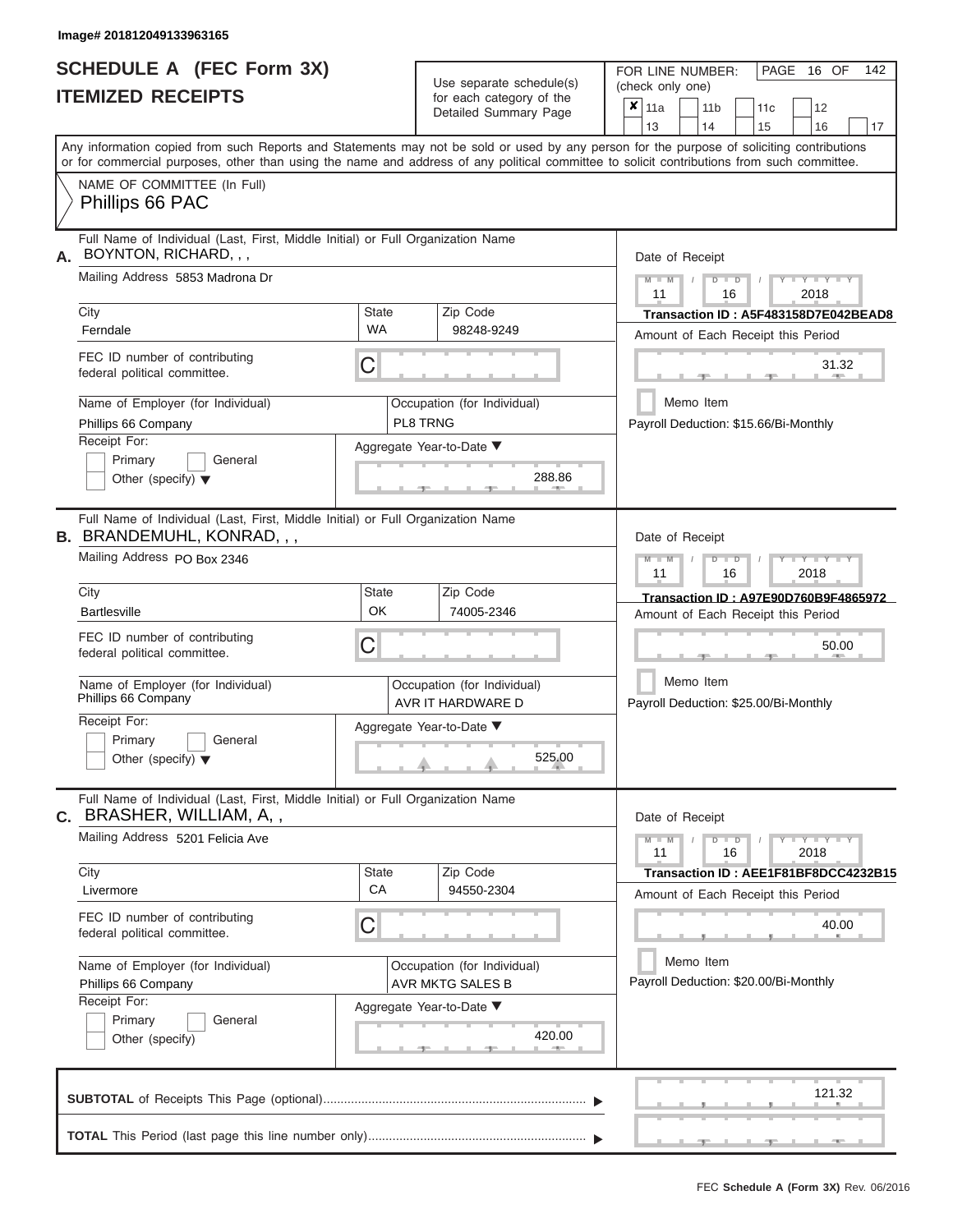Image# 201812049133963165

# SCHEDULE A (FEC Form 3X)
## ITEMIZED RECEIPTS

Use separate schedule(s) for each category of the Detailed Summary Page

FOR LINE NUMBER: (check only one)

- [x] 11a
- [ ] 11b
- [ ] 11c
- [ ] 12
- [ ] 13
- [ ] 14
- [ ] 15
- [ ] 16
- [ ] 17

PAGE 16 OF 142

Any information copied from such Reports and Statements may not be sold or used by any person for the purpose of soliciting contributions or for commercial purposes, other than using the name and address of any political committee to solicit contributions from such committee.

NAME OF COMMITTEE (In Full)
Phillips 66 PAC

---

**A.** Full Name of Individual (Last, First, Middle Initial) or Full Organization Name
BOYNTON, RICHARD, , ,

Mailing Address: 5853 Madrona Dr

| City | State | Zip Code |
|---|---|---|
| Ferndale | WA | 98248-9249 |

FEC ID number of contributing federal political committee: C

Name of Employer (for Individual): Phillips 66 Company
Occupation (for Individual): PL8 TRNG

Receipt For: Primary / General / Other (specify)

Aggregate Year-to-Date: 288.86

Date of Receipt: 11 / 16 / 2018
Transaction ID : A5F483158D7E042BEAD8
Amount of Each Receipt this Period: 31.32
Memo Item
Payroll Deduction: $15.66/Bi-Monthly

---

**B.** Full Name of Individual (Last, First, Middle Initial) or Full Organization Name
BRANDEMUHL, KONRAD, , ,

Mailing Address: PO Box 2346

| City | State | Zip Code |
|---|---|---|
| Bartlesville | OK | 74005-2346 |

FEC ID number of contributing federal political committee: C

Name of Employer (for Individual): Phillips 66 Company
Occupation (for Individual): AVR IT HARDWARE D

Receipt For: Primary / General / Other (specify)

Aggregate Year-to-Date: 525.00

Date of Receipt: 11 / 16 / 2018
Transaction ID : A97E90D760B9F4865972
Amount of Each Receipt this Period: 50.00
Memo Item
Payroll Deduction: $25.00/Bi-Monthly

---

**C.** Full Name of Individual (Last, First, Middle Initial) or Full Organization Name
BRASHER, WILLIAM, A, ,

Mailing Address: 5201 Felicia Ave

| City | State | Zip Code |
|---|---|---|
| Livermore | CA | 94550-2304 |

FEC ID number of contributing federal political committee: C

Name of Employer (for Individual): Phillips 66 Company
Occupation (for Individual): AVR MKTG SALES B

Receipt For: Primary / General / Other (specify)

Aggregate Year-to-Date: 420.00

Date of Receipt: 11 / 16 / 2018
Transaction ID : AEE1F81BF8DCC4232B15
Amount of Each Receipt this Period: 40.00
Memo Item
Payroll Deduction: $20.00/Bi-Monthly

---

**SUBTOTAL** of Receipts This Page (optional): 121.32

**TOTAL** This Period (last page this line number only):

FEC **Schedule A (Form 3X)** Rev. 06/2016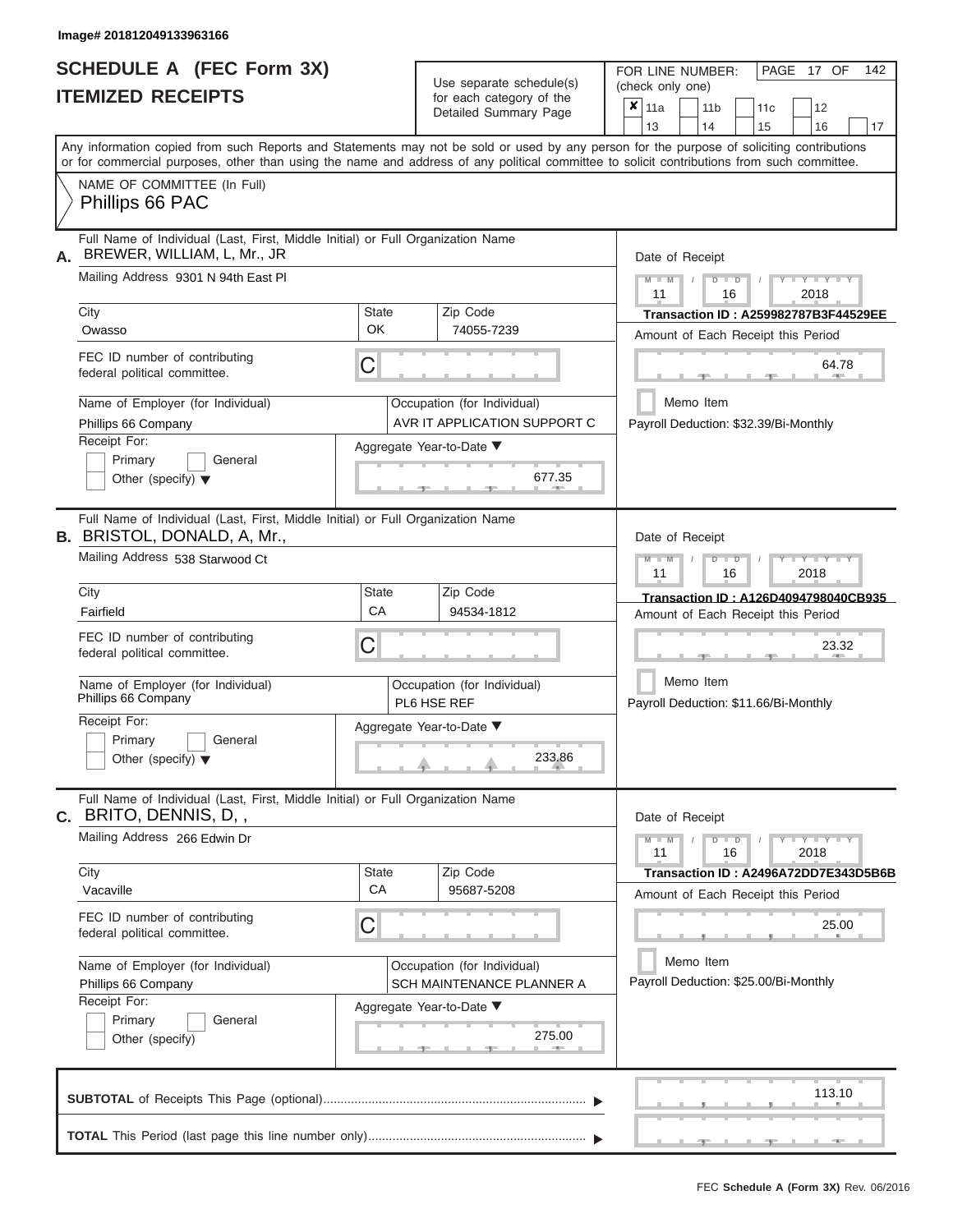Image# 201812049133963166

# SCHEDULE A (FEC Form 3X)
## ITEMIZED RECEIPTS

Use separate schedule(s) for each category of the Detailed Summary Page

FOR LINE NUMBER: (check only one)

- [x] 11a
- [ ] 11b
- [ ] 11c
- [ ] 12
- [ ] 13
- [ ] 14
- [ ] 15
- [ ] 16
- [ ] 17

PAGE 17 OF 142

Any information copied from such Reports and Statements may not be sold or used by any person for the purpose of soliciting contributions or for commercial purposes, other than using the name and address of any political committee to solicit contributions from such committee.

NAME OF COMMITTEE (In Full)

Phillips 66 PAC

---

**A.** Full Name of Individual (Last, First, Middle Initial) or Full Organization Name: BREWER, WILLIAM, L, Mr., JR

Mailing Address: 9301 N 94th East Pl

City: Owasso | State: OK | Zip Code: 74055-7239

FEC ID number of contributing federal political committee: C

Name of Employer (for Individual): Phillips 66 Company

Occupation (for Individual): AVR IT APPLICATION SUPPORT C

Receipt For: Primary / General / Other (specify)

Aggregate Year-to-Date: 677.35

Date of Receipt: 11 / 16 / 2018

Transaction ID : A259982787B3F44529EE

Amount of Each Receipt this Period: 64.78

Memo Item

Payroll Deduction: $32.39/Bi-Monthly

---

**B.** Full Name of Individual (Last, First, Middle Initial) or Full Organization Name: BRISTOL, DONALD, A, Mr.,

Mailing Address: 538 Starwood Ct

City: Fairfield | State: CA | Zip Code: 94534-1812

FEC ID number of contributing federal political committee: C

Name of Employer (for Individual): Phillips 66 Company

Occupation (for Individual): PL6 HSE REF

Receipt For: Primary / General / Other (specify)

Aggregate Year-to-Date: 233.86

Date of Receipt: 11 / 16 / 2018

Transaction ID : A126D4094798040CB935

Amount of Each Receipt this Period: 23.32

Memo Item

Payroll Deduction: $11.66/Bi-Monthly

---

**C.** Full Name of Individual (Last, First, Middle Initial) or Full Organization Name: BRITO, DENNIS, D, ,

Mailing Address: 266 Edwin Dr

City: Vacaville | State: CA | Zip Code: 95687-5208

FEC ID number of contributing federal political committee: C

Name of Employer (for Individual): Phillips 66 Company

Occupation (for Individual): SCH MAINTENANCE PLANNER A

Receipt For: Primary / General / Other (specify)

Aggregate Year-to-Date: 275.00

Date of Receipt: 11 / 16 / 2018

Transaction ID : A2496A72DD7E343D5B6B

Amount of Each Receipt this Period: 25.00

Memo Item

Payroll Deduction: $25.00/Bi-Monthly

---

**SUBTOTAL** of Receipts This Page (optional): 113.10

**TOTAL** This Period (last page this line number only):

FEC **Schedule A (Form 3X)** Rev. 06/2016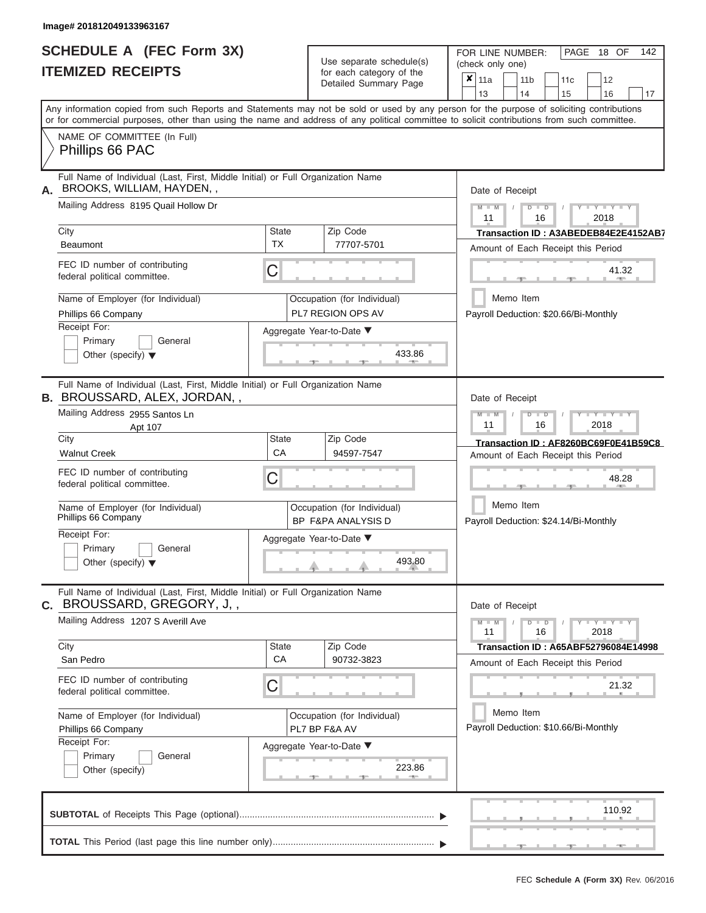Image# 201812049133963167

# SCHEDULE A (FEC Form 3X)
## ITEMIZED RECEIPTS

Use separate schedule(s) for each category of the Detailed Summary Page

FOR LINE NUMBER: (check only one)

- [x] 11a
- [ ] 11b
- [ ] 11c
- [ ] 12
- [ ] 13
- [ ] 14
- [ ] 15
- [ ] 16
- [ ] 17

Any information copied from such Reports and Statements may not be sold or used by any person for the purpose of soliciting contributions or for commercial purposes, other than using the name and address of any political committee to solicit contributions from such committee.

NAME OF COMMITTEE (In Full)
Phillips 66 PAC

---

**A.** Full Name of Individual (Last, First, Middle Initial) or Full Organization Name: BROOKS, WILLIAM, HAYDEN, ,

Mailing Address: 8195 Quail Hollow Dr

City: Beaumont | State: TX | Zip Code: 77707-5701

FEC ID number of contributing federal political committee: C

Name of Employer (for Individual): Phillips 66 Company

Occupation (for Individual): PL7 REGION OPS AV

Receipt For: Primary / General / Other (specify)

Aggregate Year-to-Date: 433.86

Date of Receipt: 11 / 16 / 2018

Transaction ID : A3ABEDEB84E2E4152AB7

Amount of Each Receipt this Period: 41.32

Memo Item

Payroll Deduction: $20.66/Bi-Monthly

---

**B.** Full Name of Individual (Last, First, Middle Initial) or Full Organization Name: BROUSSARD, ALEX, JORDAN, ,

Mailing Address: 2955 Santos Ln, Apt 107

City: Walnut Creek | State: CA | Zip Code: 94597-7547

FEC ID number of contributing federal political committee: C

Name of Employer (for Individual): Phillips 66 Company

Occupation (for Individual): BP F&PA ANALYSIS D

Receipt For: Primary / General / Other (specify)

Aggregate Year-to-Date: 493.80

Date of Receipt: 11 / 16 / 2018

Transaction ID : AF8260BC69F0E41B59C8

Amount of Each Receipt this Period: 48.28

Memo Item

Payroll Deduction: $24.14/Bi-Monthly

---

**C.** Full Name of Individual (Last, First, Middle Initial) or Full Organization Name: BROUSSARD, GREGORY, J, ,

Mailing Address: 1207 S Averill Ave

City: San Pedro | State: CA | Zip Code: 90732-3823

FEC ID number of contributing federal political committee: C

Name of Employer (for Individual): Phillips 66 Company

Occupation (for Individual): PL7 BP F&A AV

Receipt For: Primary / General / Other (specify)

Aggregate Year-to-Date: 223.86

Date of Receipt: 11 / 16 / 2018

Transaction ID : A65ABF52796084E14998

Amount of Each Receipt this Period: 21.32

Memo Item

Payroll Deduction: $10.66/Bi-Monthly

---

**SUBTOTAL** of Receipts This Page (optional): 110.92

**TOTAL** This Period (last page this line number only):

FEC Schedule A (Form 3X) Rev. 06/2016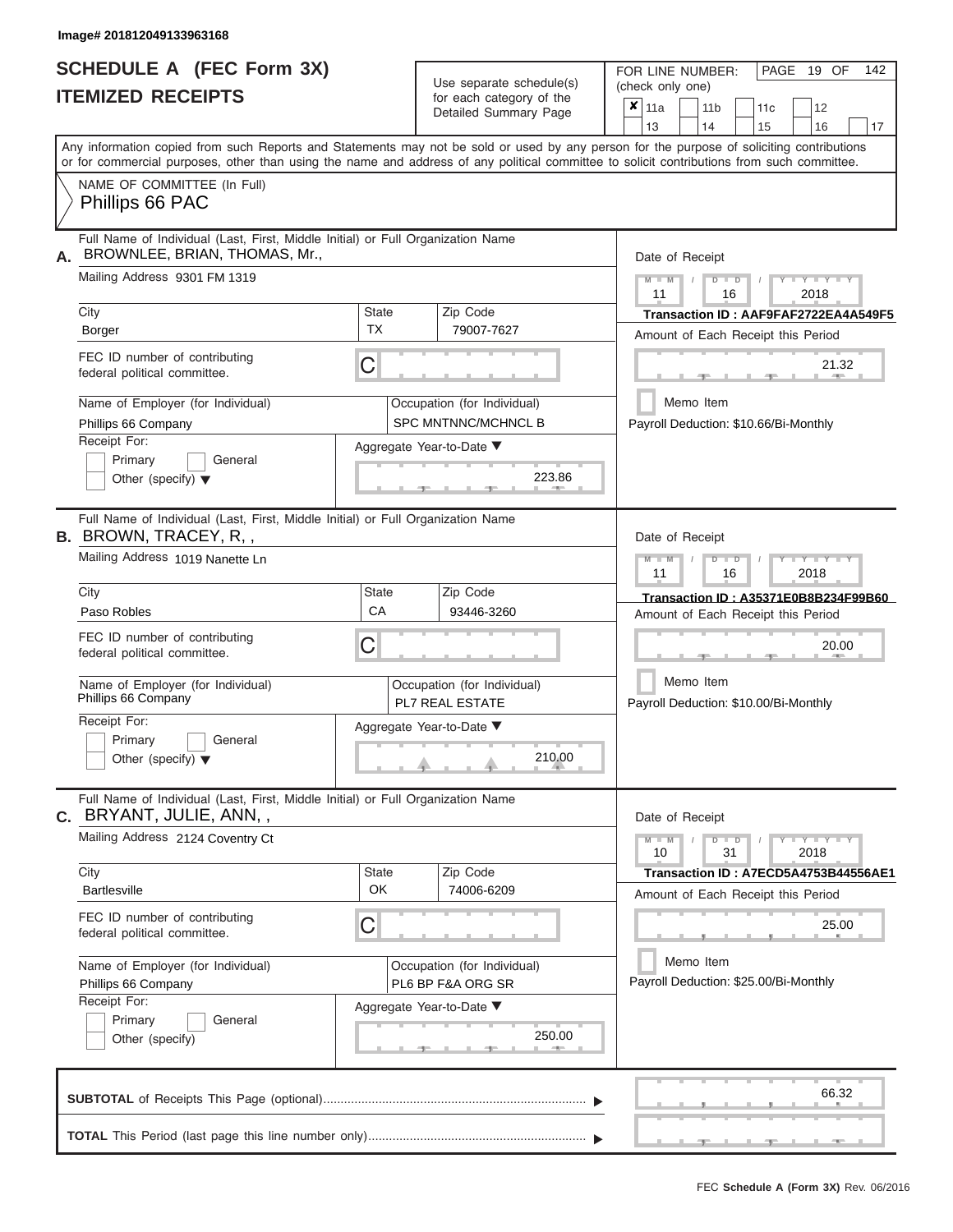Image# 201812049133963168

# SCHEDULE A (FEC Form 3X)
## ITEMIZED RECEIPTS

Use separate schedule(s) for each category of the Detailed Summary Page

FOR LINE NUMBER: (check only one)

- [x] 11a
- [ ] 11b
- [ ] 11c
- [ ] 12
- [ ] 13
- [ ] 14
- [ ] 15
- [ ] 16
- [ ] 17

Any information copied from such Reports and Statements may not be sold or used by any person for the purpose of soliciting contributions or for commercial purposes, other than using the name and address of any political committee to solicit contributions from such committee.

NAME OF COMMITTEE (In Full)
Phillips 66 PAC

---

**A.** Full Name of Individual (Last, First, Middle Initial) or Full Organization Name
BROWNLEE, BRIAN, THOMAS, Mr.,

Mailing Address: 9301 FM 1319

City: Borger | State: TX | Zip Code: 79007-7627

FEC ID number of contributing federal political committee: C

Name of Employer (for Individual): Phillips 66 Company
Occupation (for Individual): SPC MNTNNC/MCHNCL B

Receipt For: [ ] Primary [ ] General [ ] Other (specify)

Aggregate Year-to-Date: 223.86

Date of Receipt: 11 / 16 / 2018
Transaction ID : AAF9FAF2722EA4A549F5
Amount of Each Receipt this Period: 21.32
[ ] Memo Item
Payroll Deduction: $10.66/Bi-Monthly

---

**B.** Full Name of Individual (Last, First, Middle Initial) or Full Organization Name
BROWN, TRACEY, R, ,

Mailing Address: 1019 Nanette Ln

City: Paso Robles | State: CA | Zip Code: 93446-3260

FEC ID number of contributing federal political committee: C

Name of Employer (for Individual): Phillips 66 Company
Occupation (for Individual): PL7 REAL ESTATE

Receipt For: [ ] Primary [ ] General [ ] Other (specify)

Aggregate Year-to-Date: 210.00

Date of Receipt: 11 / 16 / 2018
Transaction ID : A35371E0B8B234F99B60
Amount of Each Receipt this Period: 20.00
[ ] Memo Item
Payroll Deduction: $10.00/Bi-Monthly

---

**C.** Full Name of Individual (Last, First, Middle Initial) or Full Organization Name
BRYANT, JULIE, ANN, ,

Mailing Address: 2124 Coventry Ct

City: Bartlesville | State: OK | Zip Code: 74006-6209

FEC ID number of contributing federal political committee: C

Name of Employer (for Individual): Phillips 66 Company
Occupation (for Individual): PL6 BP F&A ORG SR

Receipt For: [ ] Primary [ ] General [ ] Other (specify)

Aggregate Year-to-Date: 250.00

Date of Receipt: 10 / 31 / 2018
Transaction ID : A7ECD5A4753B44556AE1
Amount of Each Receipt this Period: 25.00
[ ] Memo Item
Payroll Deduction: $25.00/Bi-Monthly

---

**SUBTOTAL** of Receipts This Page (optional): 66.32

**TOTAL** This Period (last page this line number only):

FEC Schedule A (Form 3X) Rev. 06/2016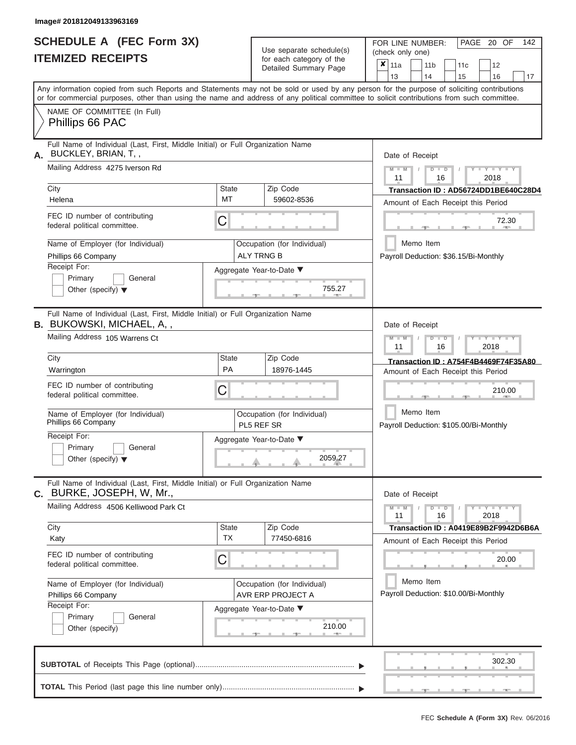Image# 201812049133963169

# SCHEDULE A (FEC Form 3X)
## ITEMIZED RECEIPTS

Use separate schedule(s) for each category of the Detailed Summary Page

FOR LINE NUMBER: (check only one)

- [x] 11a
- [ ] 11b
- [ ] 11c
- [ ] 12
- [ ] 13
- [ ] 14
- [ ] 15
- [ ] 16
- [ ] 17

PAGE 20 OF 142

Any information copied from such Reports and Statements may not be sold or used by any person for the purpose of soliciting contributions or for commercial purposes, other than using the name and address of any political committee to solicit contributions from such committee.

NAME OF COMMITTEE (In Full)
Phillips 66 PAC

---

**A.** Full Name of Individual (Last, First, Middle Initial) or Full Organization Name
BUCKLEY, BRIAN, T, ,

Mailing Address: 4275 Iverson Rd

| City | State | Zip Code |
|---|---|---|
| Helena | MT | 59602-8536 |

FEC ID number of contributing federal political committee: C

Name of Employer (for Individual): Phillips 66 Company

Occupation (for Individual): ALY TRNG B

Receipt For: Primary / General / Other (specify)

Aggregate Year-to-Date: 755.27

Date of Receipt: 11 / 16 / 2018

Transaction ID : AD56724DD1BE640C28D4

Amount of Each Receipt this Period: 72.30

Memo Item

Payroll Deduction: $36.15/Bi-Monthly

---

**B.** Full Name of Individual (Last, First, Middle Initial) or Full Organization Name
BUKOWSKI, MICHAEL, A, ,

Mailing Address: 105 Warrens Ct

| City | State | Zip Code |
|---|---|---|
| Warrington | PA | 18976-1445 |

FEC ID number of contributing federal political committee: C

Name of Employer (for Individual): Phillips 66 Company

Occupation (for Individual): PL5 REF SR

Receipt For: Primary / General / Other (specify)

Aggregate Year-to-Date: 2059.27

Date of Receipt: 11 / 16 / 2018

Transaction ID : A754F4B4469F74F35A80

Amount of Each Receipt this Period: 210.00

Memo Item

Payroll Deduction: $105.00/Bi-Monthly

---

**C.** Full Name of Individual (Last, First, Middle Initial) or Full Organization Name
BURKE, JOSEPH, W, Mr.,

Mailing Address: 4506 Kelliwood Park Ct

| City | State | Zip Code |
|---|---|---|
| Katy | TX | 77450-6816 |

FEC ID number of contributing federal political committee: C

Name of Employer (for Individual): Phillips 66 Company

Occupation (for Individual): AVR ERP PROJECT A

Receipt For: Primary / General / Other (specify)

Aggregate Year-to-Date: 210.00

Date of Receipt: 11 / 16 / 2018

Transaction ID : A0419E89B2F9942D6B6A

Amount of Each Receipt this Period: 20.00

Memo Item

Payroll Deduction: $10.00/Bi-Monthly

---

**SUBTOTAL** of Receipts This Page (optional): 302.30

**TOTAL** This Period (last page this line number only):

FEC Schedule A (Form 3X) Rev. 06/2016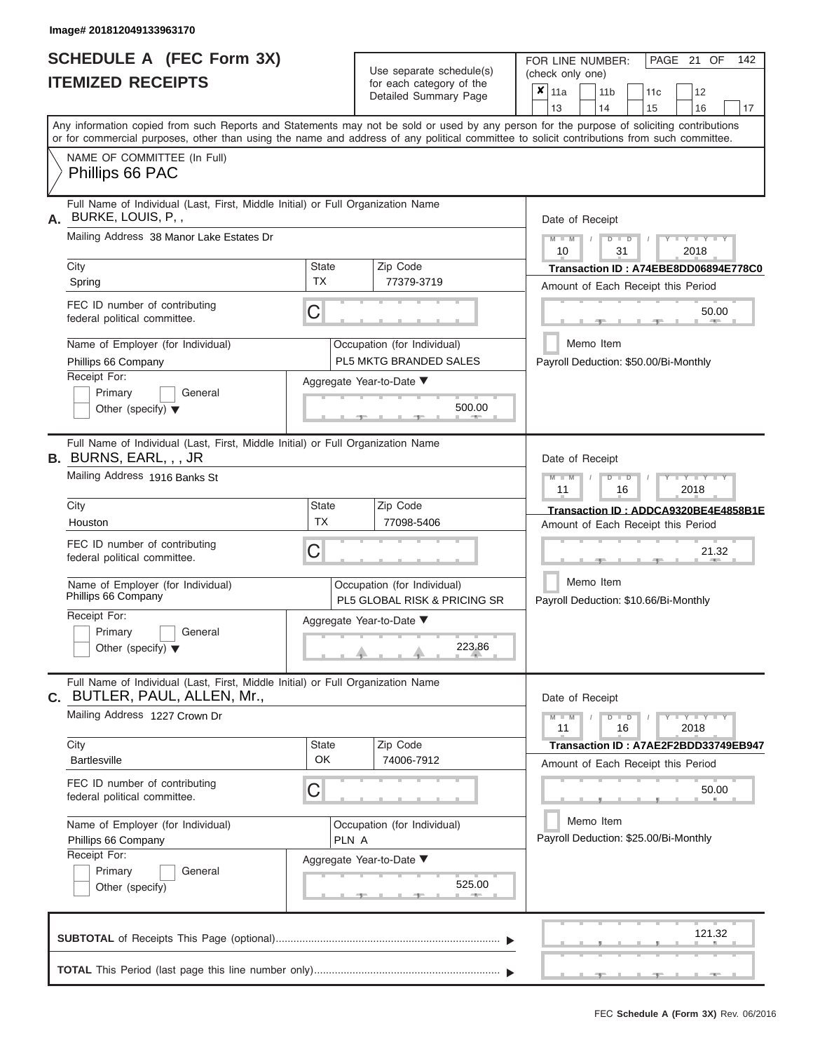Image# 201812049133963170

# SCHEDULE A (FEC Form 3X)
## ITEMIZED RECEIPTS

Use separate schedule(s) for each category of the Detailed Summary Page

FOR LINE NUMBER: (check only one)

| ✘ 11a | 11b | 11c | 12 |
|---|---|---|---|
| 13 | 14 | 15 | 16 | 17 |

PAGE 21 OF 142

Any information copied from such Reports and Statements may not be sold or used by any person for the purpose of soliciting contributions or for commercial purposes, other than using the name and address of any political committee to solicit contributions from such committee.

NAME OF COMMITTEE (In Full)
Phillips 66 PAC

---

**A.** Full Name of Individual (Last, First, Middle Initial) or Full Organization Name: BURKE, LOUIS, P, ,

Mailing Address: 38 Manor Lake Estates Dr

City: Spring | State: TX | Zip Code: 77379-3719

FEC ID number of contributing federal political committee: C

Name of Employer (for Individual): Phillips 66 Company

Occupation (for Individual): PL5 MKTG BRANDED SALES

Receipt For: Primary / General / Other (specify)

Aggregate Year-to-Date: 500.00

Date of Receipt: 10 / 31 / 2018

Transaction ID : A74EBE8DD06894E778C0

Amount of Each Receipt this Period: 50.00

Memo Item

Payroll Deduction: $50.00/Bi-Monthly

---

**B.** Full Name of Individual (Last, First, Middle Initial) or Full Organization Name: BURNS, EARL, , , JR

Mailing Address: 1916 Banks St

City: Houston | State: TX | Zip Code: 77098-5406

FEC ID number of contributing federal political committee: C

Name of Employer (for Individual): Phillips 66 Company

Occupation (for Individual): PL5 GLOBAL RISK & PRICING SR

Receipt For: Primary / General / Other (specify)

Aggregate Year-to-Date: 223.86

Date of Receipt: 11 / 16 / 2018

Transaction ID : ADDCA9320BE4E4858B1E

Amount of Each Receipt this Period: 21.32

Memo Item

Payroll Deduction: $10.66/Bi-Monthly

---

**C.** Full Name of Individual (Last, First, Middle Initial) or Full Organization Name: BUTLER, PAUL, ALLEN, Mr.,

Mailing Address: 1227 Crown Dr

City: Bartlesville | State: OK | Zip Code: 74006-7912

FEC ID number of contributing federal political committee: C

Name of Employer (for Individual): Phillips 66 Company

Occupation (for Individual): PLN A

Receipt For: Primary / General / Other (specify)

Aggregate Year-to-Date: 525.00

Date of Receipt: 11 / 16 / 2018

Transaction ID : A7AE2F2BDD33749EB947

Amount of Each Receipt this Period: 50.00

Memo Item

Payroll Deduction: $25.00/Bi-Monthly

---

**SUBTOTAL** of Receipts This Page (optional): 121.32

**TOTAL** This Period (last page this line number only):

FEC Schedule A (Form 3X) Rev. 06/2016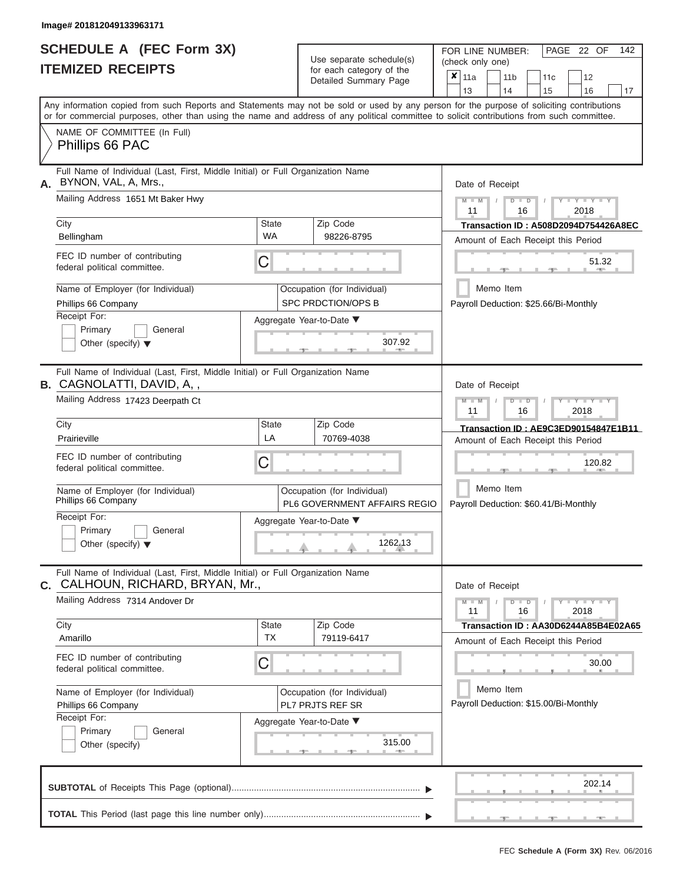Image# 201812049133963171

# SCHEDULE A (FEC Form 3X)
## ITEMIZED RECEIPTS

Use separate schedule(s) for each category of the Detailed Summary Page

FOR LINE NUMBER: (check only one)

- [x] 11a
- [ ] 11b
- [ ] 11c
- [ ] 12
- [ ] 13
- [ ] 14
- [ ] 15
- [ ] 16
- [ ] 17

Any information copied from such Reports and Statements may not be sold or used by any person for the purpose of soliciting contributions or for commercial purposes, other than using the name and address of any political committee to solicit contributions from such committee.

NAME OF COMMITTEE (In Full)
Phillips 66 PAC

---

**A.** Full Name of Individual (Last, First, Middle Initial) or Full Organization Name: BYNON, VAL, A, Mrs.,

Mailing Address: 1651 Mt Baker Hwy

City: Bellingham | State: WA | Zip Code: 98226-8795

FEC ID number of contributing federal political committee: C

Name of Employer (for Individual): Phillips 66 Company

Occupation (for Individual): SPC PRDCTION/OPS B

Receipt For: Primary / General / Other (specify)

Aggregate Year-to-Date: 307.92

Date of Receipt: 11 / 16 / 2018

Transaction ID : A508D2094D754426A8EC

Amount of Each Receipt this Period: 51.32

Memo Item

Payroll Deduction: $25.66/Bi-Monthly

---

**B.** Full Name of Individual (Last, First, Middle Initial) or Full Organization Name: CAGNOLATTI, DAVID, A, ,

Mailing Address: 17423 Deerpath Ct

City: Prairieville | State: LA | Zip Code: 70769-4038

FEC ID number of contributing federal political committee: C

Name of Employer (for Individual): Phillips 66 Company

Occupation (for Individual): PL6 GOVERNMENT AFFAIRS REGIO

Receipt For: Primary / General / Other (specify)

Aggregate Year-to-Date: 1262.13

Date of Receipt: 11 / 16 / 2018

Transaction ID : AE9C3ED90154847E1B11

Amount of Each Receipt this Period: 120.82

Memo Item

Payroll Deduction: $60.41/Bi-Monthly

---

**C.** Full Name of Individual (Last, First, Middle Initial) or Full Organization Name: CALHOUN, RICHARD, BRYAN, Mr.,

Mailing Address: 7314 Andover Dr

City: Amarillo | State: TX | Zip Code: 79119-6417

FEC ID number of contributing federal political committee: C

Name of Employer (for Individual): Phillips 66 Company

Occupation (for Individual): PL7 PRJTS REF SR

Receipt For: Primary / General / Other (specify)

Aggregate Year-to-Date: 315.00

Date of Receipt: 11 / 16 / 2018

Transaction ID : AA30D6244A85B4E02A65

Amount of Each Receipt this Period: 30.00

Memo Item

Payroll Deduction: $15.00/Bi-Monthly

---

**SUBTOTAL** of Receipts This Page (optional): 202.14

**TOTAL** This Period (last page this line number only):

FEC **Schedule A (Form 3X)** Rev. 06/2016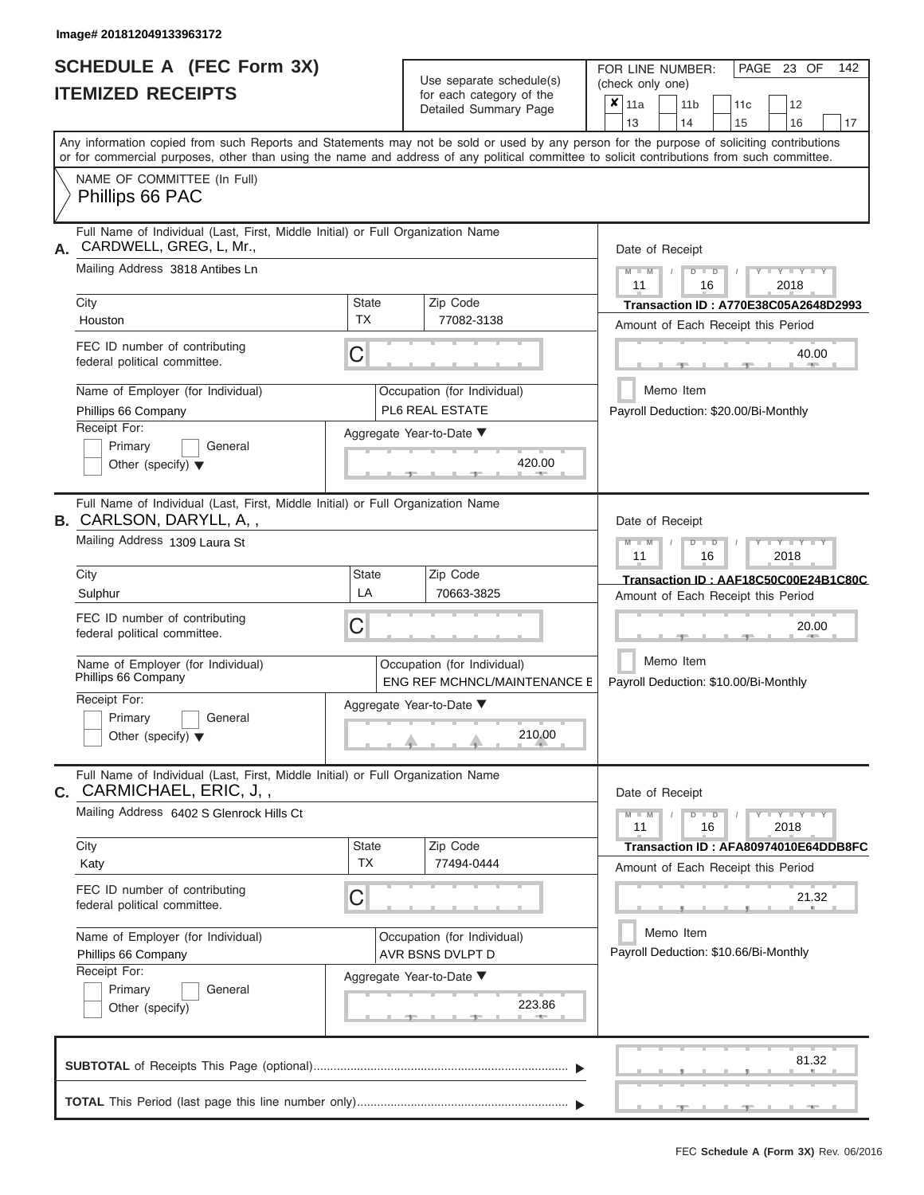Image# 201812049133963172

# SCHEDULE A (FEC Form 3X)
## ITEMIZED RECEIPTS

Use separate schedule(s) for each category of the Detailed Summary Page

FOR LINE NUMBER: (check only one)

- [x] 11a
- [ ] 11b
- [ ] 11c
- [ ] 12
- [ ] 13
- [ ] 14
- [ ] 15
- [ ] 16
- [ ] 17

PAGE 23 OF 142

Any information copied from such Reports and Statements may not be sold or used by any person for the purpose of soliciting contributions or for commercial purposes, other than using the name and address of any political committee to solicit contributions from such committee.

NAME OF COMMITTEE (In Full)
Phillips 66 PAC

---

**A.** Full Name of Individual (Last, First, Middle Initial) or Full Organization Name: CARDWELL, GREG, L, Mr.,

Mailing Address: 3818 Antibes Ln

City: Houston | State: TX | Zip Code: 77082-3138

FEC ID number of contributing federal political committee: C

Name of Employer (for Individual): Phillips 66 Company

Occupation (for Individual): PL6 REAL ESTATE

Receipt For: Primary / General / Other (specify)

Aggregate Year-to-Date: 420.00

Date of Receipt: 11 / 16 / 2018

Transaction ID : A770E38C05A2648D2993

Amount of Each Receipt this Period: 40.00

Memo Item

Payroll Deduction: $20.00/Bi-Monthly

---

**B.** Full Name of Individual (Last, First, Middle Initial) or Full Organization Name: CARLSON, DARYLL, A, ,

Mailing Address: 1309 Laura St

City: Sulphur | State: LA | Zip Code: 70663-3825

FEC ID number of contributing federal political committee: C

Name of Employer (for Individual): Phillips 66 Company

Occupation (for Individual): ENG REF MCHNCL/MAINTENANCE E

Receipt For: Primary / General / Other (specify)

Aggregate Year-to-Date: 210.00

Date of Receipt: 11 / 16 / 2018

Transaction ID : AAF18C50C00E24B1C80C

Amount of Each Receipt this Period: 20.00

Memo Item

Payroll Deduction: $10.00/Bi-Monthly

---

**C.** Full Name of Individual (Last, First, Middle Initial) or Full Organization Name: CARMICHAEL, ERIC, J, ,

Mailing Address: 6402 S Glenrock Hills Ct

City: Katy | State: TX | Zip Code: 77494-0444

FEC ID number of contributing federal political committee: C

Name of Employer (for Individual): Phillips 66 Company

Occupation (for Individual): AVR BSNS DVLPT D

Receipt For: Primary / General / Other (specify)

Aggregate Year-to-Date: 223.86

Date of Receipt: 11 / 16 / 2018

Transaction ID : AFA80974010E64DDB8FC

Amount of Each Receipt this Period: 21.32

Memo Item

Payroll Deduction: $10.66/Bi-Monthly

---

**SUBTOTAL** of Receipts This Page (optional): 81.32

**TOTAL** This Period (last page this line number only):

FEC Schedule A (Form 3X) Rev. 06/2016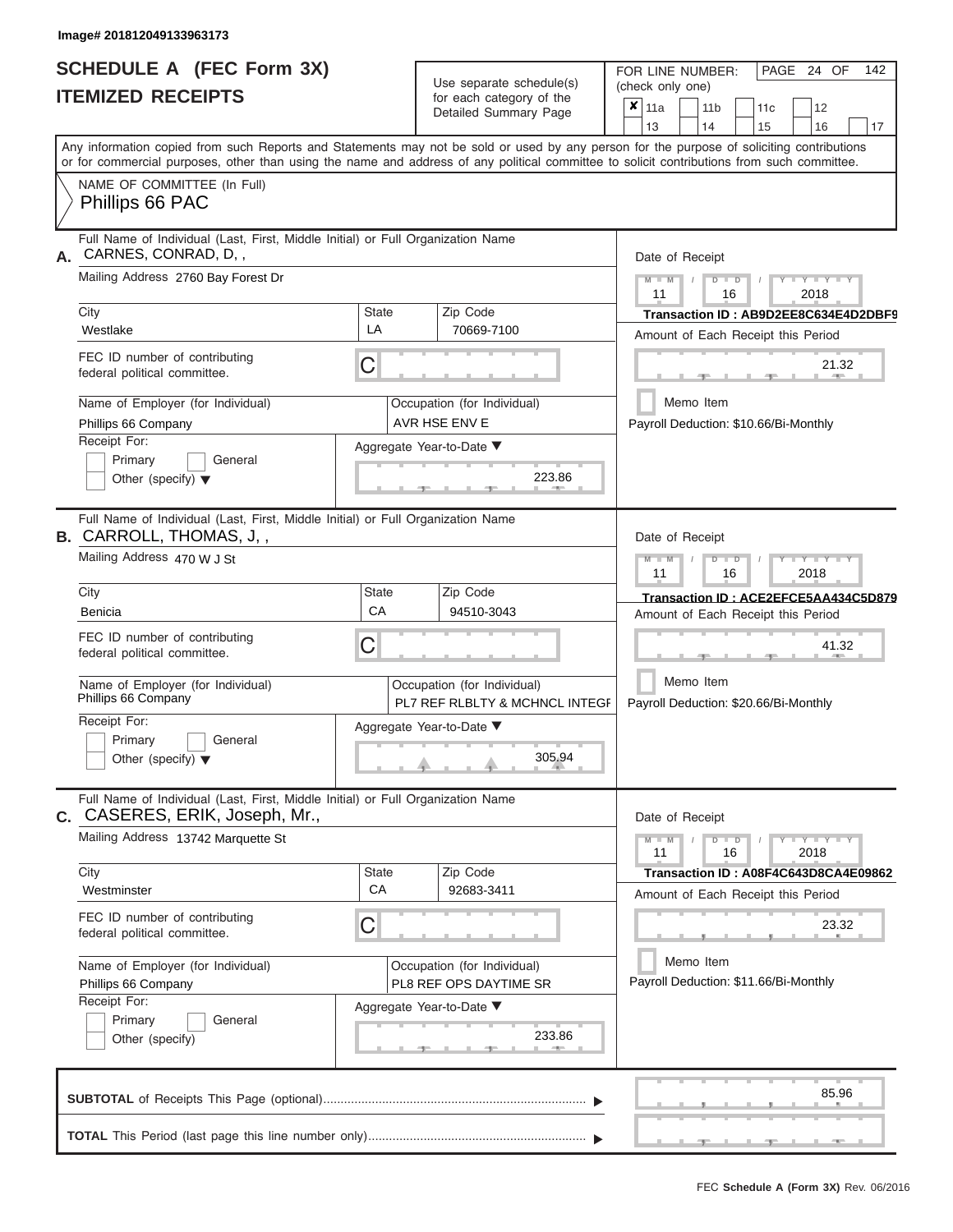Image# 201812049133963173

# SCHEDULE A (FEC Form 3X)
# ITEMIZED RECEIPTS

Use separate schedule(s) for each category of the Detailed Summary Page

FOR LINE NUMBER: (check only one)

☒ 11a ☐ 11b ☐ 11c ☐ 12 ☐ 13 ☐ 14 ☐ 15 ☐ 16 ☐ 17

PAGE 24 OF 142

Any information copied from such Reports and Statements may not be sold or used by any person for the purpose of soliciting contributions or for commercial purposes, other than using the name and address of any political committee to solicit contributions from such committee.

NAME OF COMMITTEE (In Full)
Phillips 66 PAC

---

**A.** Full Name of Individual (Last, First, Middle Initial) or Full Organization Name
CARNES, CONRAD, D, ,

Mailing Address 2760 Bay Forest Dr

| City | State | Zip Code |
|---|---|---|
| Westlake | LA | 70669-7100 |

FEC ID number of contributing federal political committee. C

| Name of Employer (for Individual) | Occupation (for Individual) |
|---|---|
| Phillips 66 Company | AVR HSE ENV E |

Receipt For: ☐ Primary ☐ General ☐ Other (specify)

Aggregate Year-to-Date: 223.86

Date of Receipt: 11 / 16 / 2018

Transaction ID : AB9D2EE8C634E4D2DBF9

Amount of Each Receipt this Period: 21.32

☐ Memo Item

Payroll Deduction: $10.66/Bi-Monthly

---

**B.** Full Name of Individual (Last, First, Middle Initial) or Full Organization Name
CARROLL, THOMAS, J, ,

Mailing Address 470 W J St

| City | State | Zip Code |
|---|---|---|
| Benicia | CA | 94510-3043 |

FEC ID number of contributing federal political committee. C

| Name of Employer (for Individual) | Occupation (for Individual) |
|---|---|
| Phillips 66 Company | PL7 REF RLBLTY & MCHNCL INTEGF |

Receipt For: ☐ Primary ☐ General ☐ Other (specify)

Aggregate Year-to-Date: 305.94

Date of Receipt: 11 / 16 / 2018

Transaction ID : ACE2EFCE5AA434C5D879

Amount of Each Receipt this Period: 41.32

☐ Memo Item

Payroll Deduction: $20.66/Bi-Monthly

---

**C.** Full Name of Individual (Last, First, Middle Initial) or Full Organization Name
CASERES, ERIK, Joseph, Mr.,

Mailing Address 13742 Marquette St

| City | State | Zip Code |
|---|---|---|
| Westminster | CA | 92683-3411 |

FEC ID number of contributing federal political committee. C

| Name of Employer (for Individual) | Occupation (for Individual) |
|---|---|
| Phillips 66 Company | PL8 REF OPS DAYTIME SR |

Receipt For: ☐ Primary ☐ General ☐ Other (specify)

Aggregate Year-to-Date: 233.86

Date of Receipt: 11 / 16 / 2018

Transaction ID : A08F4C643D8CA4E09862

Amount of Each Receipt this Period: 23.32

☐ Memo Item

Payroll Deduction: $11.66/Bi-Monthly

---

**SUBTOTAL** of Receipts This Page (optional): 85.96

**TOTAL** This Period (last page this line number only):

FEC **Schedule A (Form 3X)** Rev. 06/2016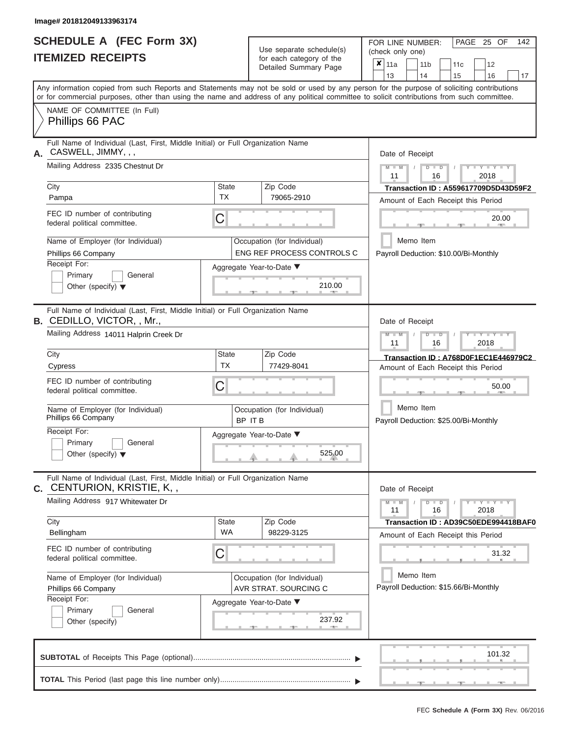Image# 201812049133963174

# SCHEDULE A (FEC Form 3X)
# ITEMIZED RECEIPTS

Use separate schedule(s) for each category of the Detailed Summary Page

FOR LINE NUMBER: (check only one)

- [x] 11a
- [ ] 11b
- [ ] 11c
- [ ] 12
- [ ] 13
- [ ] 14
- [ ] 15
- [ ] 16
- [ ] 17

Any information copied from such Reports and Statements may not be sold or used by any person for the purpose of soliciting contributions or for commercial purposes, other than using the name and address of any political committee to solicit contributions from such committee.

NAME OF COMMITTEE (In Full)
Phillips 66 PAC

---

**A.** Full Name of Individual (Last, First, Middle Initial) or Full Organization Name: CASWELL, JIMMY, , ,

Mailing Address: 2335 Chestnut Dr

City: Pampa | State: TX | Zip Code: 79065-2910

FEC ID number of contributing federal political committee: C

Name of Employer (for Individual): Phillips 66 Company

Occupation (for Individual): ENG REF PROCESS CONTROLS C

Receipt For: Primary / General / Other (specify)

Aggregate Year-to-Date: 210.00

Date of Receipt: 11/16/2018

Transaction ID : A559617709D5D43D59F2

Amount of Each Receipt this Period: 20.00

Memo Item

Payroll Deduction: $10.00/Bi-Monthly

---

**B.** Full Name of Individual (Last, First, Middle Initial) or Full Organization Name: CEDILLO, VICTOR, , Mr.,

Mailing Address: 14011 Halprin Creek Dr

City: Cypress | State: TX | Zip Code: 77429-8041

FEC ID number of contributing federal political committee: C

Name of Employer (for Individual): Phillips 66 Company

Occupation (for Individual): BP IT B

Receipt For: Primary / General / Other (specify)

Aggregate Year-to-Date: 525.00

Date of Receipt: 11/16/2018

Transaction ID : A768D0F1EC1E446979C2

Amount of Each Receipt this Period: 50.00

Memo Item

Payroll Deduction: $25.00/Bi-Monthly

---

**C.** Full Name of Individual (Last, First, Middle Initial) or Full Organization Name: CENTURION, KRISTIE, K, ,

Mailing Address: 917 Whitewater Dr

City: Bellingham | State: WA | Zip Code: 98229-3125

FEC ID number of contributing federal political committee: C

Name of Employer (for Individual): Phillips 66 Company

Occupation (for Individual): AVR STRAT. SOURCING C

Receipt For: Primary / General / Other (specify)

Aggregate Year-to-Date: 237.92

Date of Receipt: 11/16/2018

Transaction ID : AD39C50EDE994418BAF0

Amount of Each Receipt this Period: 31.32

Memo Item

Payroll Deduction: $15.66/Bi-Monthly

---

**SUBTOTAL** of Receipts This Page (optional): 101.32

**TOTAL** This Period (last page this line number only):

FEC Schedule A (Form 3X) Rev. 06/2016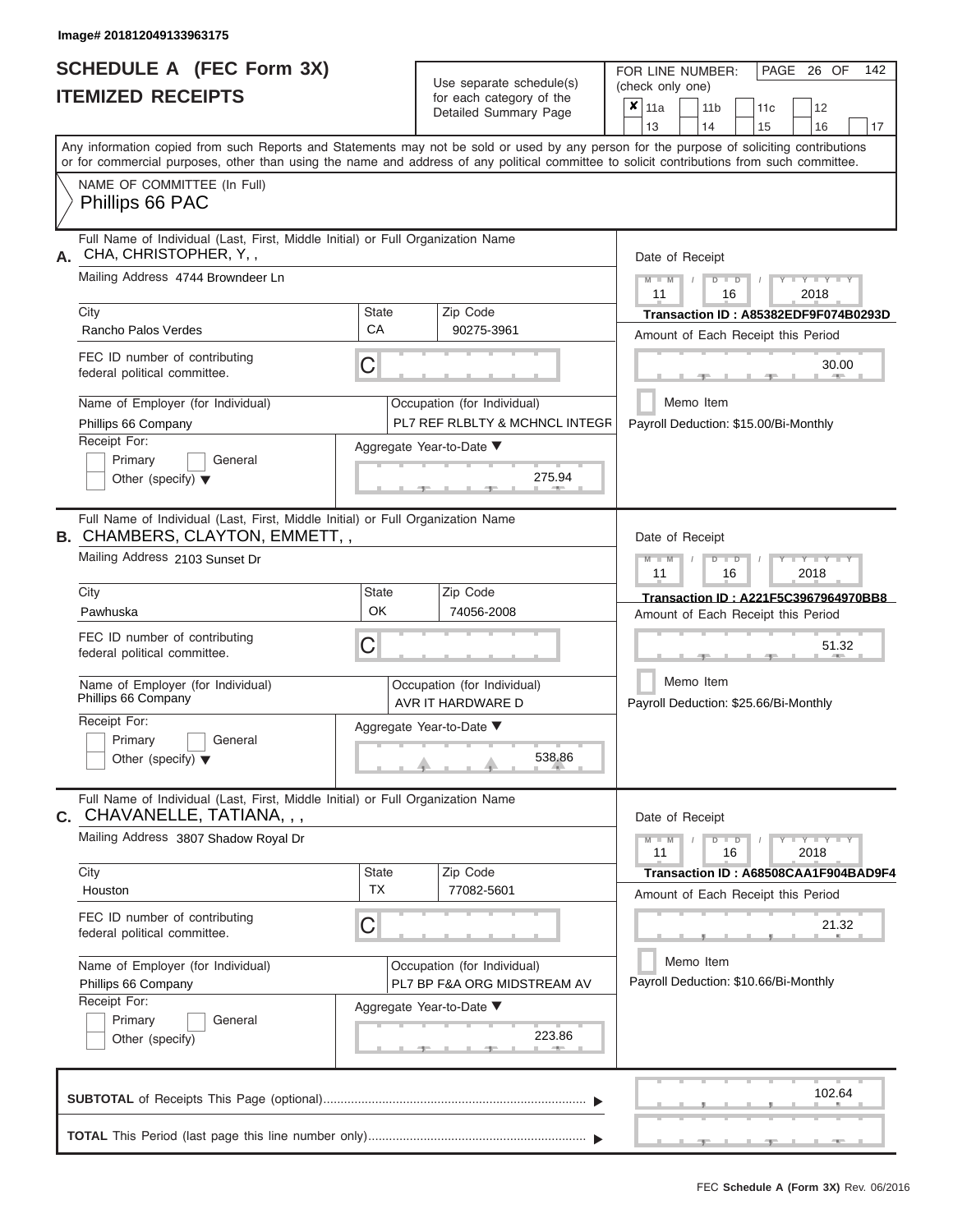Image# 201812049133963175

# SCHEDULE A (FEC Form 3X)
## ITEMIZED RECEIPTS

Use separate schedule(s) for each category of the Detailed Summary Page

FOR LINE NUMBER: (check only one)

- [x] 11a
- [ ] 11b
- [ ] 11c
- [ ] 12
- [ ] 13
- [ ] 14
- [ ] 15
- [ ] 16
- [ ] 17

PAGE 26 OF 142

Any information copied from such Reports and Statements may not be sold or used by any person for the purpose of soliciting contributions or for commercial purposes, other than using the name and address of any political committee to solicit contributions from such committee.

NAME OF COMMITTEE (In Full)
Phillips 66 PAC

---

**A.** Full Name of Individual (Last, First, Middle Initial) or Full Organization Name
CHA, CHRISTOPHER, Y, ,

Mailing Address 4744 Browndeer Ln

| City | State | Zip Code |
|---|---|---|
| Rancho Palos Verdes | CA | 90275-3961 |

FEC ID number of contributing federal political committee. C

Name of Employer (for Individual): Phillips 66 Company
Occupation (for Individual): PL7 REF RLBLTY & MCHNCL INTEGR

Receipt For: Primary / General / Other (specify)

Aggregate Year-to-Date: 275.94

Date of Receipt: 11 16 2018
Transaction ID : A85382EDF9F074B0293D
Amount of Each Receipt this Period: 30.00
Memo Item
Payroll Deduction: $15.00/Bi-Monthly

---

**B.** Full Name of Individual (Last, First, Middle Initial) or Full Organization Name
CHAMBERS, CLAYTON, EMMETT, ,

Mailing Address 2103 Sunset Dr

| City | State | Zip Code |
|---|---|---|
| Pawhuska | OK | 74056-2008 |

FEC ID number of contributing federal political committee. C

Name of Employer (for Individual): Phillips 66 Company
Occupation (for Individual): AVR IT HARDWARE D

Receipt For: Primary / General / Other (specify)

Aggregate Year-to-Date: 538.86

Date of Receipt: 11 16 2018
Transaction ID : A221F5C3967964970BB8
Amount of Each Receipt this Period: 51.32
Memo Item
Payroll Deduction: $25.66/Bi-Monthly

---

**C.** Full Name of Individual (Last, First, Middle Initial) or Full Organization Name
CHAVANELLE, TATIANA, , ,

Mailing Address 3807 Shadow Royal Dr

| City | State | Zip Code |
|---|---|---|
| Houston | TX | 77082-5601 |

FEC ID number of contributing federal political committee. C

Name of Employer (for Individual): Phillips 66 Company
Occupation (for Individual): PL7 BP F&A ORG MIDSTREAM AV

Receipt For: Primary / General / Other (specify)

Aggregate Year-to-Date: 223.86

Date of Receipt: 11 16 2018
Transaction ID : A68508CAA1F904BAD9F4
Amount of Each Receipt this Period: 21.32
Memo Item
Payroll Deduction: $10.66/Bi-Monthly

---

**SUBTOTAL** of Receipts This Page (optional): 102.64

**TOTAL** This Period (last page this line number only):

FEC Schedule A (Form 3X) Rev. 06/2016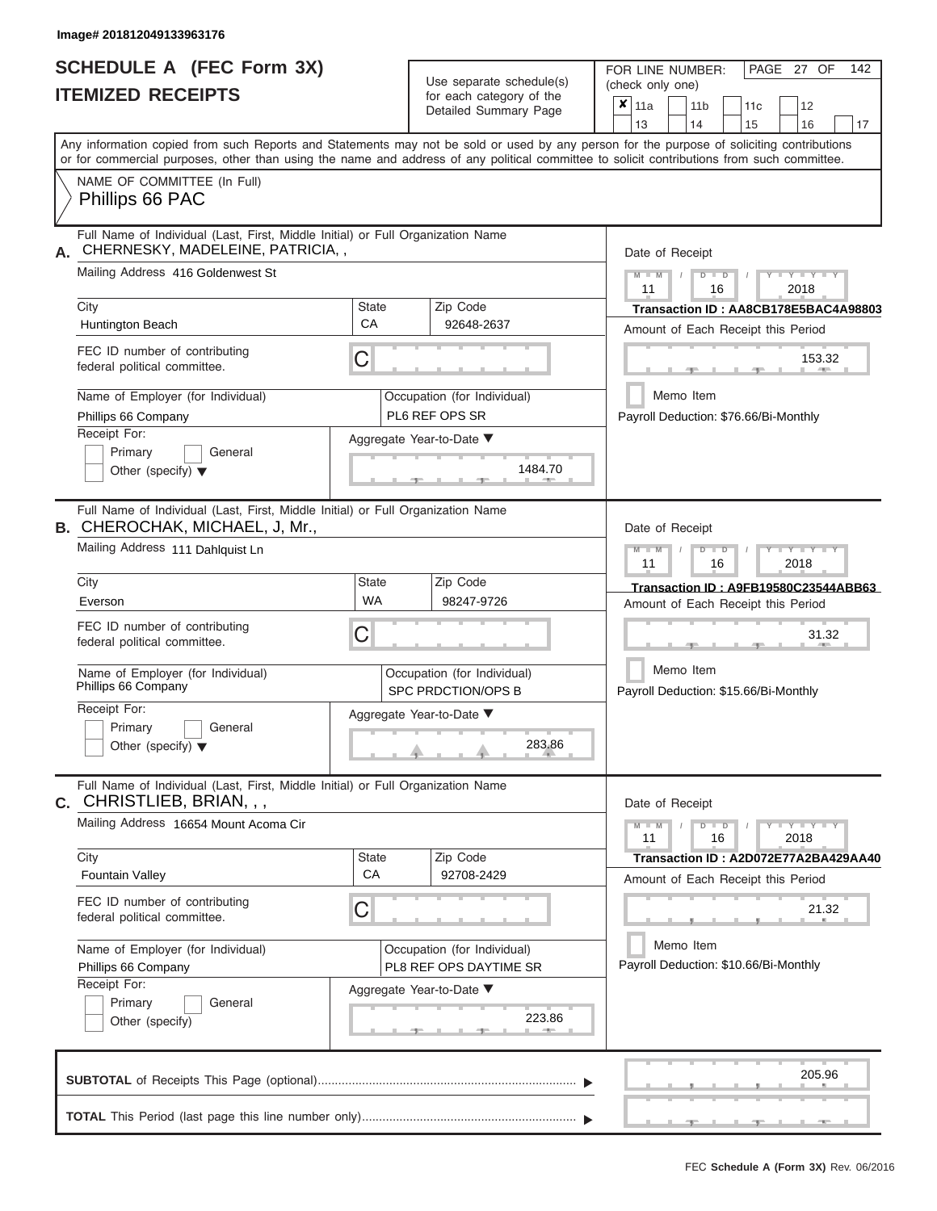Image# 201812049133963176

# SCHEDULE A (FEC Form 3X)
# ITEMIZED RECEIPTS

Use separate schedule(s) for each category of the Detailed Summary Page

FOR LINE NUMBER: (check only one)

☒ 11a ☐ 11b ☐ 11c ☐ 12 ☐ 13 ☐ 14 ☐ 15 ☐ 16 ☐ 17

PAGE 27 OF 142

Any information copied from such Reports and Statements may not be sold or used by any person for the purpose of soliciting contributions or for commercial purposes, other than using the name and address of any political committee to solicit contributions from such committee.

NAME OF COMMITTEE (In Full)

Phillips 66 PAC

---

**A.** Full Name of Individual (Last, First, Middle Initial) or Full Organization Name

CHERNESKY, MADELEINE, PATRICIA, ,

Mailing Address: 416 Goldenwest St

City: Huntington Beach | State: CA | Zip Code: 92648-2637

FEC ID number of contributing federal political committee: C

Name of Employer (for Individual): Phillips 66 Company

Occupation (for Individual): PL6 REF OPS SR

Receipt For: ☐ Primary ☐ General ☐ Other (specify)

Aggregate Year-to-Date: 1484.70

Date of Receipt: 11 / 16 / 2018

Transaction ID : AA8CB178E5BAC4A98803

Amount of Each Receipt this Period: 153.32

☐ Memo Item

Payroll Deduction: $76.66/Bi-Monthly

---

**B.** Full Name of Individual (Last, First, Middle Initial) or Full Organization Name

CHEROCHAK, MICHAEL, J, Mr.,

Mailing Address: 111 Dahlquist Ln

City: Everson | State: WA | Zip Code: 98247-9726

FEC ID number of contributing federal political committee: C

Name of Employer (for Individual): Phillips 66 Company

Occupation (for Individual): SPC PRDCTION/OPS B

Receipt For: ☐ Primary ☐ General ☐ Other (specify)

Aggregate Year-to-Date: 283.86

Date of Receipt: 11 / 16 / 2018

Transaction ID : A9FB19580C23544ABB63

Amount of Each Receipt this Period: 31.32

☐ Memo Item

Payroll Deduction: $15.66/Bi-Monthly

---

**C.** Full Name of Individual (Last, First, Middle Initial) or Full Organization Name

CHRISTLIEB, BRIAN, , ,

Mailing Address: 16654 Mount Acoma Cir

City: Fountain Valley | State: CA | Zip Code: 92708-2429

FEC ID number of contributing federal political committee: C

Name of Employer (for Individual): Phillips 66 Company

Occupation (for Individual): PL8 REF OPS DAYTIME SR

Receipt For: ☐ Primary ☐ General ☐ Other (specify)

Aggregate Year-to-Date: 223.86

Date of Receipt: 11 / 16 / 2018

Transaction ID : A2D072E77A2BA429AA40

Amount of Each Receipt this Period: 21.32

☐ Memo Item

Payroll Deduction: $10.66/Bi-Monthly

---

**SUBTOTAL** of Receipts This Page (optional): 205.96

**TOTAL** This Period (last page this line number only):

FEC Schedule A (Form 3X) Rev. 06/2016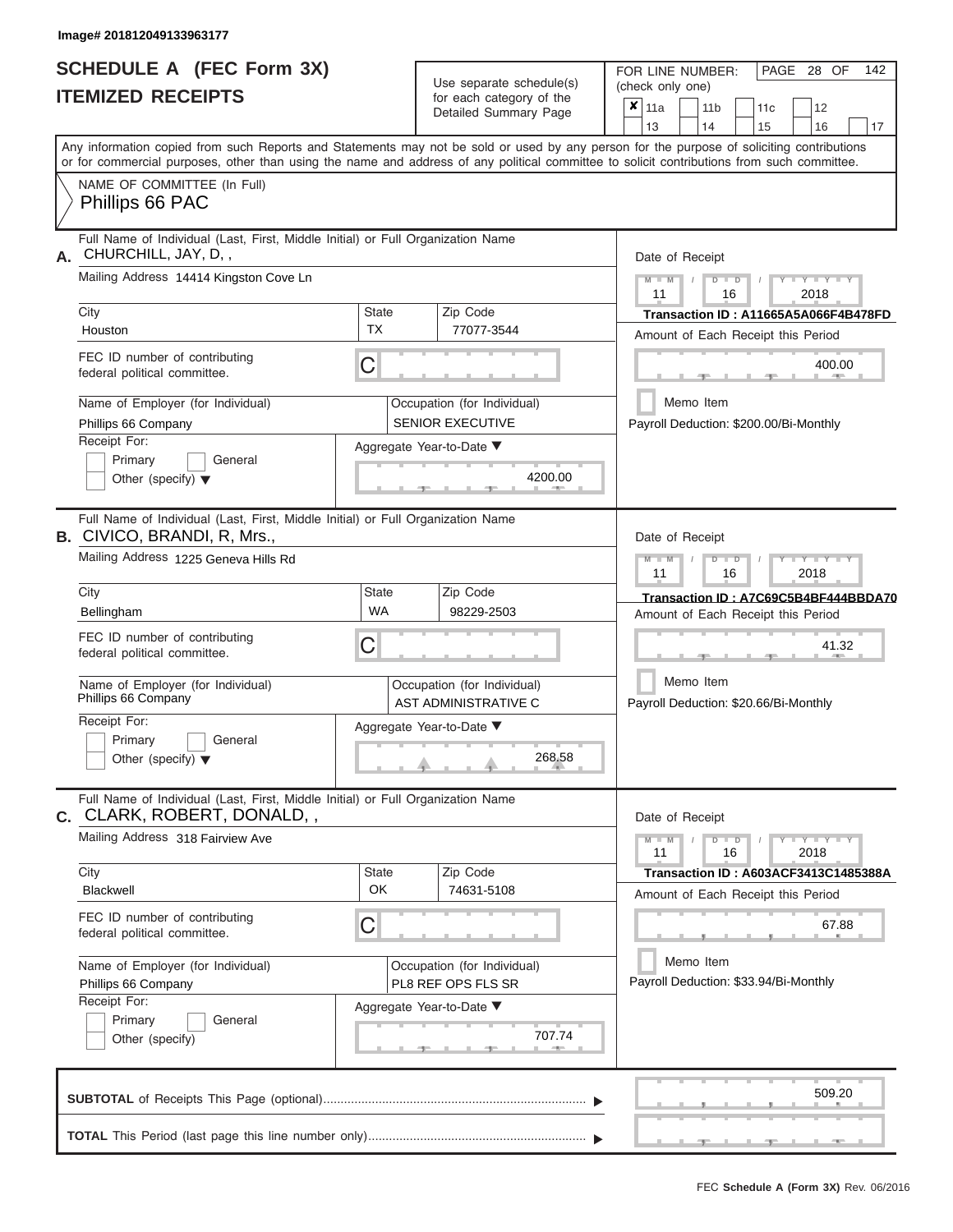Image# 201812049133963177

# SCHEDULE A (FEC Form 3X)
# ITEMIZED RECEIPTS

Use separate schedule(s) for each category of the Detailed Summary Page

FOR LINE NUMBER: (check only one)

PAGE 28 OF 142

☒ 11a ☐ 11b ☐ 11c ☐ 12
☐ 13 ☐ 14 ☐ 15 ☐ 16 ☐ 17

Any information copied from such Reports and Statements may not be sold or used by any person for the purpose of soliciting contributions or for commercial purposes, other than using the name and address of any political committee to solicit contributions from such committee.

NAME OF COMMITTEE (In Full)
Phillips 66 PAC

---

**A.** Full Name of Individual (Last, First, Middle Initial) or Full Organization Name
CHURCHILL, JAY, D, ,

Mailing Address 14414 Kingston Cove Ln

City: Houston | State: TX | Zip Code: 77077-3544

FEC ID number of contributing federal political committee. C

Name of Employer (for Individual): Phillips 66 Company
Occupation (for Individual): SENIOR EXECUTIVE

Receipt For: ☐ Primary ☐ General ☐ Other (specify)

Aggregate Year-to-Date: 4200.00

Date of Receipt: 11 / 16 / 2018
Transaction ID : A11665A5A066F4B478FD
Amount of Each Receipt this Period: 400.00
☐ Memo Item
Payroll Deduction: $200.00/Bi-Monthly

---

**B.** Full Name of Individual (Last, First, Middle Initial) or Full Organization Name
CIVICO, BRANDI, R, Mrs.,

Mailing Address 1225 Geneva Hills Rd

City: Bellingham | State: WA | Zip Code: 98229-2503

FEC ID number of contributing federal political committee. C

Name of Employer (for Individual): Phillips 66 Company
Occupation (for Individual): AST ADMINISTRATIVE C

Receipt For: ☐ Primary ☐ General ☐ Other (specify)

Aggregate Year-to-Date: 268.58

Date of Receipt: 11 / 16 / 2018
Transaction ID : A7C69C5B4BF444BBDA70
Amount of Each Receipt this Period: 41.32
☐ Memo Item
Payroll Deduction: $20.66/Bi-Monthly

---

**C.** Full Name of Individual (Last, First, Middle Initial) or Full Organization Name
CLARK, ROBERT, DONALD, ,

Mailing Address 318 Fairview Ave

City: Blackwell | State: OK | Zip Code: 74631-5108

FEC ID number of contributing federal political committee. C

Name of Employer (for Individual): Phillips 66 Company
Occupation (for Individual): PL8 REF OPS FLS SR

Receipt For: ☐ Primary ☐ General ☐ Other (specify)

Aggregate Year-to-Date: 707.74

Date of Receipt: 11 / 16 / 2018
Transaction ID : A603ACF3413C1485388A
Amount of Each Receipt this Period: 67.88
☐ Memo Item
Payroll Deduction: $33.94/Bi-Monthly

---

**SUBTOTAL** of Receipts This Page (optional): 509.20

**TOTAL** This Period (last page this line number only):

FEC Schedule A (Form 3X) Rev. 06/2016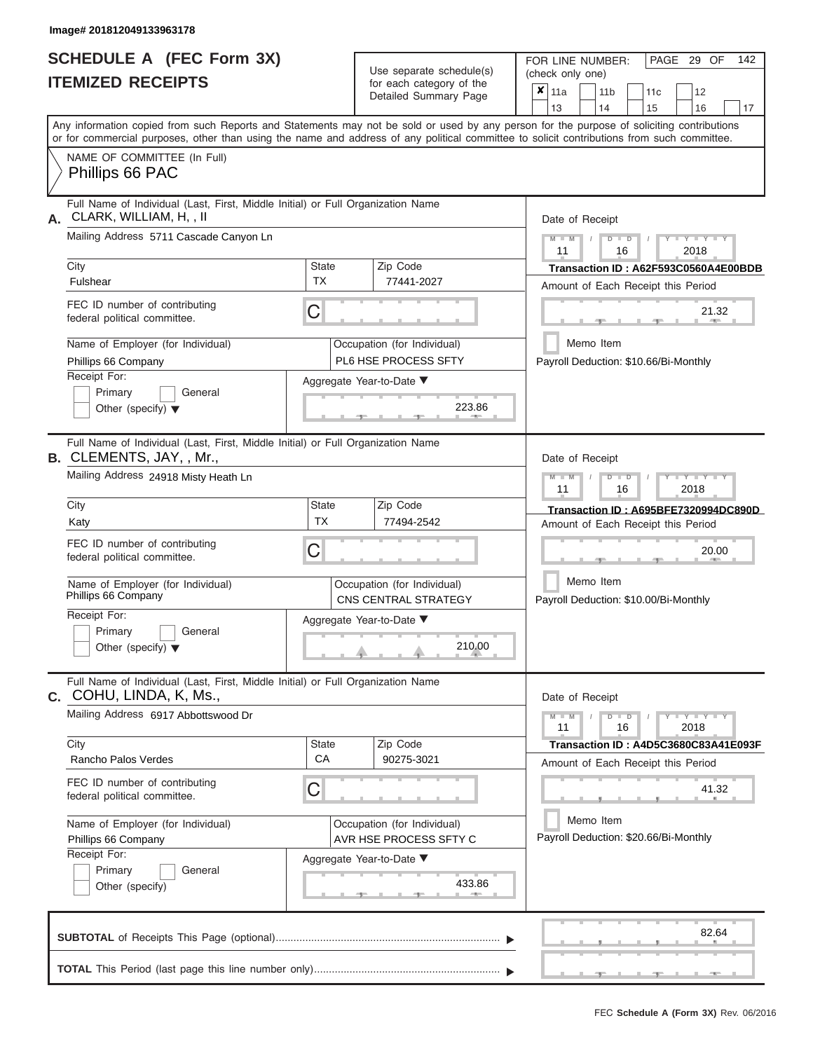Image# 201812049133963178

# SCHEDULE A (FEC Form 3X)
## ITEMIZED RECEIPTS

Use separate schedule(s) for each category of the Detailed Summary Page

FOR LINE NUMBER: (check only one)

- [x] 11a
- [ ] 11b
- [ ] 11c
- [ ] 12
- [ ] 13
- [ ] 14
- [ ] 15
- [ ] 16
- [ ] 17

Any information copied from such Reports and Statements may not be sold or used by any person for the purpose of soliciting contributions or for commercial purposes, other than using the name and address of any political committee to solicit contributions from such committee.

NAME OF COMMITTEE (In Full)
Phillips 66 PAC

---

**A.** Full Name of Individual (Last, First, Middle Initial) or Full Organization Name: CLARK, WILLIAM, H, , II

Mailing Address: 5711 Cascade Canyon Ln

City: Fulshear | State: TX | Zip Code: 77441-2027

FEC ID number of contributing federal political committee: C

Name of Employer (for Individual): Phillips 66 Company

Occupation (for Individual): PL6 HSE PROCESS SFTY

Receipt For: Primary / General / Other (specify)

Aggregate Year-to-Date: 223.86

Date of Receipt: 11 / 16 / 2018

Transaction ID : A62F593C0560A4E00BDB

Amount of Each Receipt this Period: 21.32

Memo Item

Payroll Deduction: $10.66/Bi-Monthly

---

**B.** Full Name of Individual (Last, First, Middle Initial) or Full Organization Name: CLEMENTS, JAY, , Mr.,

Mailing Address: 24918 Misty Heath Ln

City: Katy | State: TX | Zip Code: 77494-2542

FEC ID number of contributing federal political committee: C

Name of Employer (for Individual): Phillips 66 Company

Occupation (for Individual): CNS CENTRAL STRATEGY

Receipt For: Primary / General / Other (specify)

Aggregate Year-to-Date: 210.00

Date of Receipt: 11 / 16 / 2018

Transaction ID : A695BFE7320994DC890D

Amount of Each Receipt this Period: 20.00

Memo Item

Payroll Deduction: $10.00/Bi-Monthly

---

**C.** Full Name of Individual (Last, First, Middle Initial) or Full Organization Name: COHU, LINDA, K, Ms.,

Mailing Address: 6917 Abbottswood Dr

City: Rancho Palos Verdes | State: CA | Zip Code: 90275-3021

FEC ID number of contributing federal political committee: C

Name of Employer (for Individual): Phillips 66 Company

Occupation (for Individual): AVR HSE PROCESS SFTY C

Receipt For: Primary / General / Other (specify)

Aggregate Year-to-Date: 433.86

Date of Receipt: 11 / 16 / 2018

Transaction ID : A4D5C3680C83A41E093F

Amount of Each Receipt this Period: 41.32

Memo Item

Payroll Deduction: $20.66/Bi-Monthly

---

**SUBTOTAL** of Receipts This Page (optional): 82.64

**TOTAL** This Period (last page this line number only):

FEC Schedule A (Form 3X) Rev. 06/2016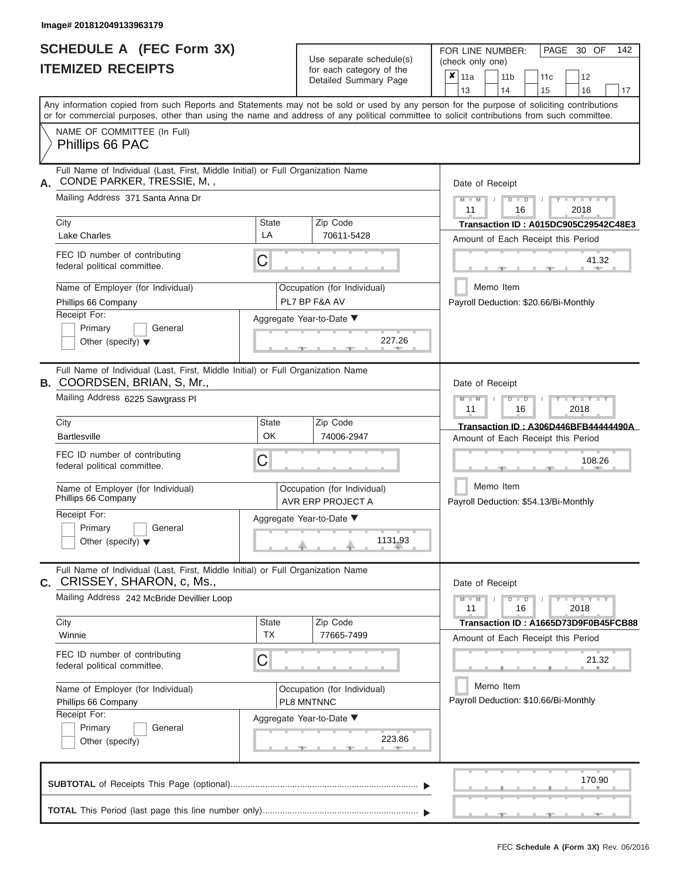Image# 201812049133963179

# SCHEDULE A (FEC Form 3X)
## ITEMIZED RECEIPTS

Use separate schedule(s) for each category of the Detailed Summary Page

FOR LINE NUMBER: (check only one)

- [x] 11a
- [ ] 11b
- [ ] 11c
- [ ] 12
- [ ] 13
- [ ] 14
- [ ] 15
- [ ] 16
- [ ] 17

Any information copied from such Reports and Statements may not be sold or used by any person for the purpose of soliciting contributions or for commercial purposes, other than using the name and address of any political committee to solicit contributions from such committee.

NAME OF COMMITTEE (In Full)
Phillips 66 PAC

---

**A.** Full Name of Individual (Last, First, Middle Initial) or Full Organization Name: CONDE PARKER, TRESSIE, M, ,

Mailing Address: 371 Santa Anna Dr

City: Lake Charles | State: LA | Zip Code: 70611-5428

FEC ID number of contributing federal political committee: C

Name of Employer (for Individual): Phillips 66 Company

Occupation (for Individual): PL7 BP F&A AV

Receipt For: Primary / General / Other (specify)

Aggregate Year-to-Date: 227.26

Date of Receipt: 11 / 16 / 2018

Transaction ID : A015DC905C29542C48E3

Amount of Each Receipt this Period: 41.32

Memo Item

Payroll Deduction: $20.66/Bi-Monthly

---

**B.** Full Name of Individual (Last, First, Middle Initial) or Full Organization Name: COORDSEN, BRIAN, S, Mr.,

Mailing Address: 6225 Sawgrass Pl

City: Bartlesville | State: OK | Zip Code: 74006-2947

FEC ID number of contributing federal political committee: C

Name of Employer (for Individual): Phillips 66 Company

Occupation (for Individual): AVR ERP PROJECT A

Receipt For: Primary / General / Other (specify)

Aggregate Year-to-Date: 1131.93

Date of Receipt: 11 / 16 / 2018

Transaction ID : A306D446BFB44444490A

Amount of Each Receipt this Period: 108.26

Memo Item

Payroll Deduction: $54.13/Bi-Monthly

---

**C.** Full Name of Individual (Last, First, Middle Initial) or Full Organization Name: CRISSEY, SHARON, c, Ms.,

Mailing Address: 242 McBride Devillier Loop

City: Winnie | State: TX | Zip Code: 77665-7499

FEC ID number of contributing federal political committee: C

Name of Employer (for Individual): Phillips 66 Company

Occupation (for Individual): PL8 MNTNNC

Receipt For: Primary / General / Other (specify)

Aggregate Year-to-Date: 223.86

Date of Receipt: 11 / 16 / 2018

Transaction ID : A1665D73D9F0B45FCB88

Amount of Each Receipt this Period: 21.32

Memo Item

Payroll Deduction: $10.66/Bi-Monthly

---

**SUBTOTAL** of Receipts This Page (optional): 170.90

**TOTAL** This Period (last page this line number only):

FEC Schedule A (Form 3X) Rev. 06/2016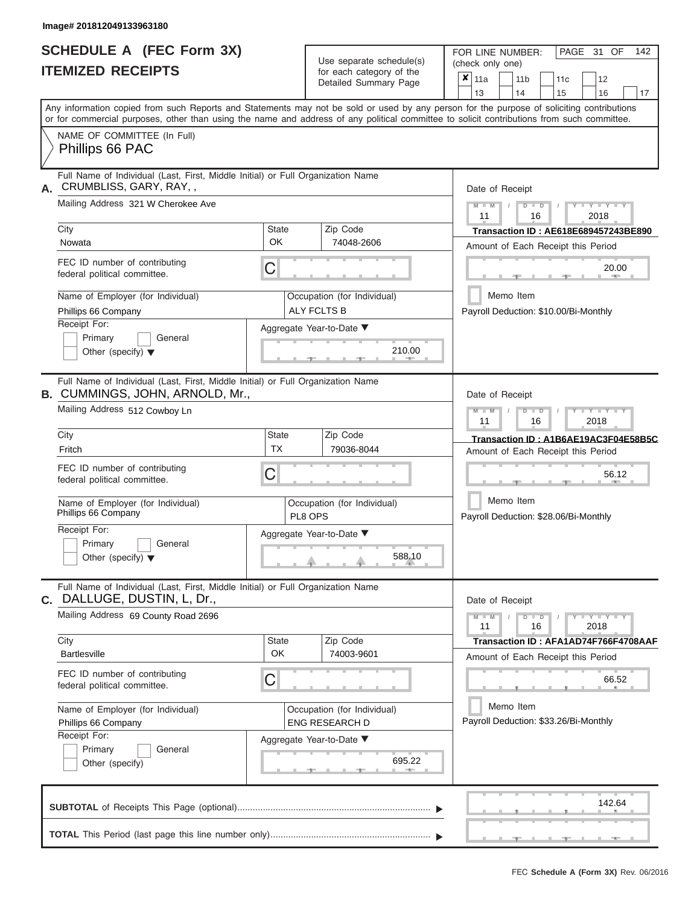Image# 201812049133963180

# SCHEDULE A (FEC Form 3X)
## ITEMIZED RECEIPTS

Use separate schedule(s) for each category of the Detailed Summary Page

FOR LINE NUMBER: (check only one)

- [x] 11a
- [ ] 11b
- [ ] 11c
- [ ] 12
- [ ] 13
- [ ] 14
- [ ] 15
- [ ] 16
- [ ] 17

PAGE 31 OF 142

Any information copied from such Reports and Statements may not be sold or used by any person for the purpose of soliciting contributions or for commercial purposes, other than using the name and address of any political committee to solicit contributions from such committee.

NAME OF COMMITTEE (In Full)
Phillips 66 PAC

---

**A.** Full Name of Individual (Last, First, Middle Initial) or Full Organization Name
CRUMBLISS, GARY, RAY, ,

Mailing Address: 321 W Cherokee Ave

| City | State | Zip Code |
|---|---|---|
| Nowata | OK | 74048-2606 |

FEC ID number of contributing federal political committee: C

Name of Employer (for Individual): Phillips 66 Company
Occupation (for Individual): ALY FCLTS B

Receipt For: Primary / General / Other (specify)

Aggregate Year-to-Date: 210.00

Date of Receipt: 11 / 16 / 2018
Transaction ID : AE618E689457243BE890
Amount of Each Receipt this Period: 20.00
Memo Item
Payroll Deduction: $10.00/Bi-Monthly

---

**B.** Full Name of Individual (Last, First, Middle Initial) or Full Organization Name
CUMMINGS, JOHN, ARNOLD, Mr.,

Mailing Address: 512 Cowboy Ln

| City | State | Zip Code |
|---|---|---|
| Fritch | TX | 79036-8044 |

FEC ID number of contributing federal political committee: C

Name of Employer (for Individual): Phillips 66 Company
Occupation (for Individual): PL8 OPS

Receipt For: Primary / General / Other (specify)

Aggregate Year-to-Date: 588.10

Date of Receipt: 11 / 16 / 2018
Transaction ID : A1B6AE19AC3F04E58B5C
Amount of Each Receipt this Period: 56.12
Memo Item
Payroll Deduction: $28.06/Bi-Monthly

---

**C.** Full Name of Individual (Last, First, Middle Initial) or Full Organization Name
DALLUGE, DUSTIN, L, Dr.,

Mailing Address: 69 County Road 2696

| City | State | Zip Code |
|---|---|---|
| Bartlesville | OK | 74003-9601 |

FEC ID number of contributing federal political committee: C

Name of Employer (for Individual): Phillips 66 Company
Occupation (for Individual): ENG RESEARCH D

Receipt For: Primary / General / Other (specify)

Aggregate Year-to-Date: 695.22

Date of Receipt: 11 / 16 / 2018
Transaction ID : AFA1AD74F766F4708AAF
Amount of Each Receipt this Period: 66.52
Memo Item
Payroll Deduction: $33.26/Bi-Monthly

---

**SUBTOTAL** of Receipts This Page (optional): 142.64

**TOTAL** This Period (last page this line number only):

FEC Schedule A (Form 3X) Rev. 06/2016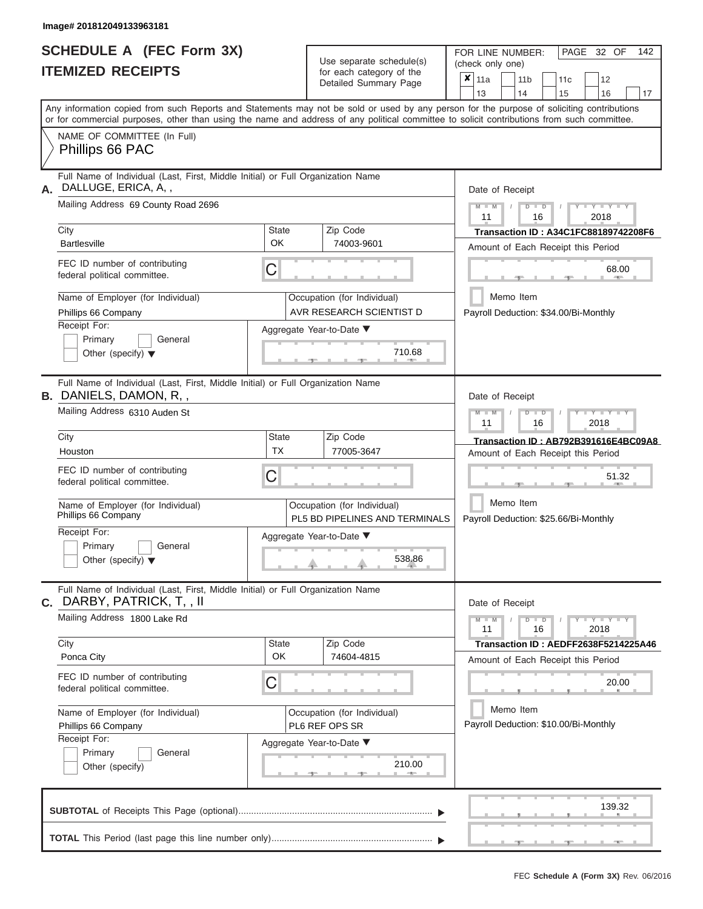Image# 201812049133963181

# SCHEDULE A (FEC Form 3X)
## ITEMIZED RECEIPTS

Use separate schedule(s) for each category of the Detailed Summary Page

FOR LINE NUMBER: (check only one)

- [x] 11a
- [ ] 11b
- [ ] 11c
- [ ] 12
- [ ] 13
- [ ] 14
- [ ] 15
- [ ] 16
- [ ] 17

PAGE 32 OF 142

Any information copied from such Reports and Statements may not be sold or used by any person for the purpose of soliciting contributions or for commercial purposes, other than using the name and address of any political committee to solicit contributions from such committee.

NAME OF COMMITTEE (In Full)
Phillips 66 PAC

---

**A.** Full Name of Individual (Last, First, Middle Initial) or Full Organization Name
DALLUGE, ERICA, A, ,

Mailing Address 69 County Road 2696

City: Bartlesville | State: OK | Zip Code: 74003-9601

FEC ID number of contributing federal political committee. C

Name of Employer (for Individual): Phillips 66 Company

Occupation (for Individual): AVR RESEARCH SCIENTIST D

Receipt For: Primary / General / Other (specify)

Aggregate Year-to-Date: 710.68

Date of Receipt: 11 16 2018

Transaction ID : A34C1FC88189742208F6

Amount of Each Receipt this Period: 68.00

Memo Item

Payroll Deduction: $34.00/Bi-Monthly

---

**B.** Full Name of Individual (Last, First, Middle Initial) or Full Organization Name
DANIELS, DAMON, R, ,

Mailing Address 6310 Auden St

City: Houston | State: TX | Zip Code: 77005-3647

FEC ID number of contributing federal political committee. C

Name of Employer (for Individual): Phillips 66 Company

Occupation (for Individual): PL5 BD PIPELINES AND TERMINALS

Receipt For: Primary / General / Other (specify)

Aggregate Year-to-Date: 538.86

Date of Receipt: 11 16 2018

Transaction ID : AB792B391616E4BC09A8

Amount of Each Receipt this Period: 51.32

Memo Item

Payroll Deduction: $25.66/Bi-Monthly

---

**C.** Full Name of Individual (Last, First, Middle Initial) or Full Organization Name
DARBY, PATRICK, T, , II

Mailing Address 1800 Lake Rd

City: Ponca City | State: OK | Zip Code: 74604-4815

FEC ID number of contributing federal political committee. C

Name of Employer (for Individual): Phillips 66 Company

Occupation (for Individual): PL6 REF OPS SR

Receipt For: Primary / General / Other (specify)

Aggregate Year-to-Date: 210.00

Date of Receipt: 11 16 2018

Transaction ID : AEDFF2638F5214225A46

Amount of Each Receipt this Period: 20.00

Memo Item

Payroll Deduction: $10.00/Bi-Monthly

---

**SUBTOTAL** of Receipts This Page (optional): 139.32

**TOTAL** This Period (last page this line number only):

FEC **Schedule A (Form 3X)** Rev. 06/2016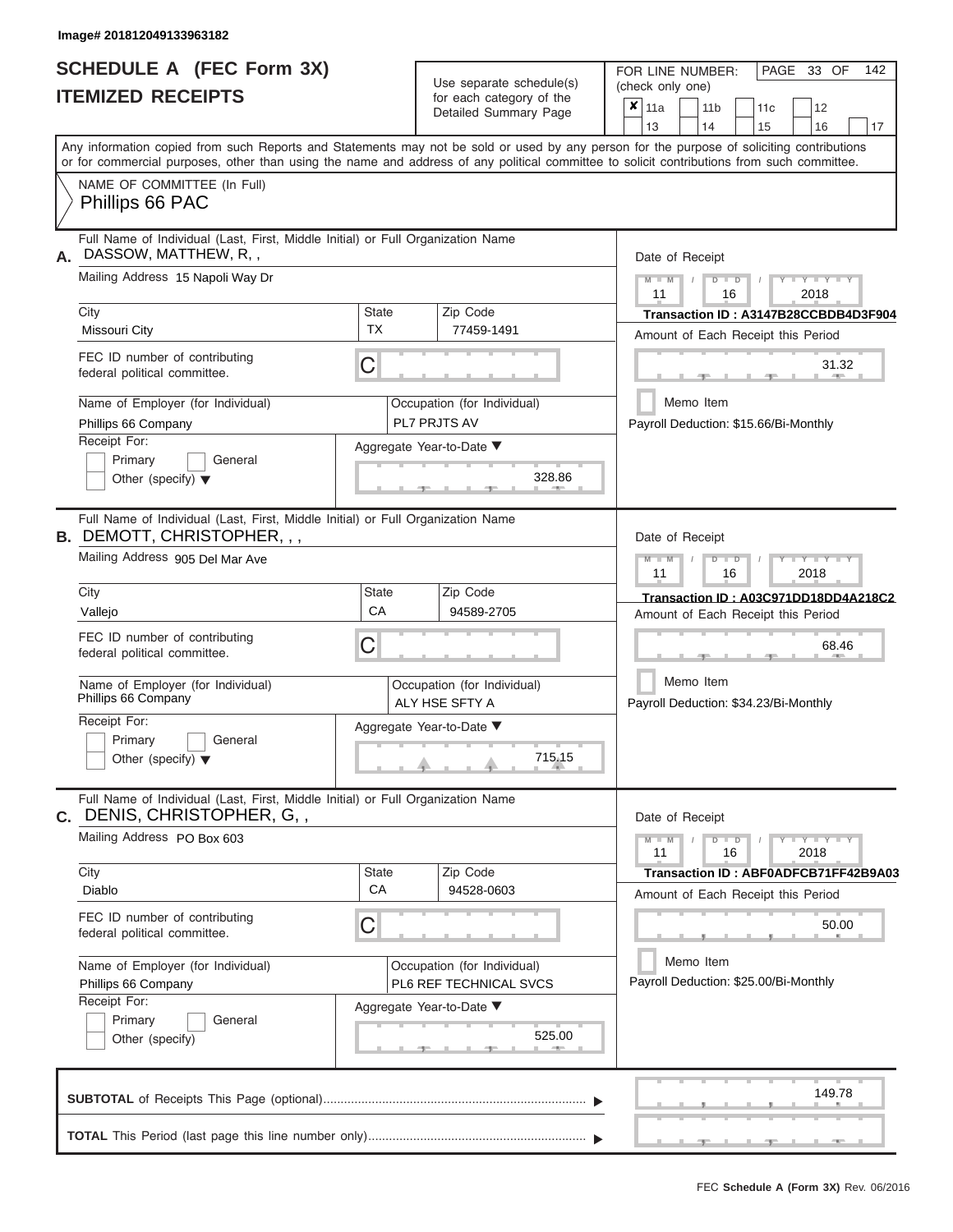Image# 201812049133963182

# SCHEDULE A (FEC Form 3X)
## ITEMIZED RECEIPTS

Use separate schedule(s) for each category of the Detailed Summary Page

FOR LINE NUMBER: (check only one)

- [x] 11a
- [ ] 11b
- [ ] 11c
- [ ] 12
- [ ] 13
- [ ] 14
- [ ] 15
- [ ] 16
- [ ] 17

PAGE 33 OF 142

Any information copied from such Reports and Statements may not be sold or used by any person for the purpose of soliciting contributions or for commercial purposes, other than using the name and address of any political committee to solicit contributions from such committee.

NAME OF COMMITTEE (In Full)
Phillips 66 PAC

---

**A.** Full Name of Individual (Last, First, Middle Initial) or Full Organization Name: DASSOW, MATTHEW, R, ,

Mailing Address: 15 Napoli Way Dr

City: Missouri City | State: TX | Zip Code: 77459-1491

FEC ID number of contributing federal political committee: C

Name of Employer (for Individual): Phillips 66 Company

Occupation (for Individual): PL7 PRJTS AV

Receipt For: Primary / General / Other (specify)

Aggregate Year-to-Date: 328.86

Date of Receipt: 11 / 16 / 2018

Transaction ID : A3147B28CCBDB4D3F904

Amount of Each Receipt this Period: 31.32

Memo Item

Payroll Deduction: $15.66/Bi-Monthly

---

**B.** Full Name of Individual (Last, First, Middle Initial) or Full Organization Name: DEMOTT, CHRISTOPHER, , ,

Mailing Address: 905 Del Mar Ave

City: Vallejo | State: CA | Zip Code: 94589-2705

FEC ID number of contributing federal political committee: C

Name of Employer (for Individual): Phillips 66 Company

Occupation (for Individual): ALY HSE SFTY A

Receipt For: Primary / General / Other (specify)

Aggregate Year-to-Date: 715.15

Date of Receipt: 11 / 16 / 2018

Transaction ID : A03C971DD18DD4A218C2

Amount of Each Receipt this Period: 68.46

Memo Item

Payroll Deduction: $34.23/Bi-Monthly

---

**C.** Full Name of Individual (Last, First, Middle Initial) or Full Organization Name: DENIS, CHRISTOPHER, G, ,

Mailing Address: PO Box 603

City: Diablo | State: CA | Zip Code: 94528-0603

FEC ID number of contributing federal political committee: C

Name of Employer (for Individual): Phillips 66 Company

Occupation (for Individual): PL6 REF TECHNICAL SVCS

Receipt For: Primary / General / Other (specify)

Aggregate Year-to-Date: 525.00

Date of Receipt: 11 / 16 / 2018

Transaction ID : ABF0ADFCB71FF42B9A03

Amount of Each Receipt this Period: 50.00

Memo Item

Payroll Deduction: $25.00/Bi-Monthly

---

**SUBTOTAL** of Receipts This Page (optional): 149.78

**TOTAL** This Period (last page this line number only):

FEC Schedule A (Form 3X) Rev. 06/2016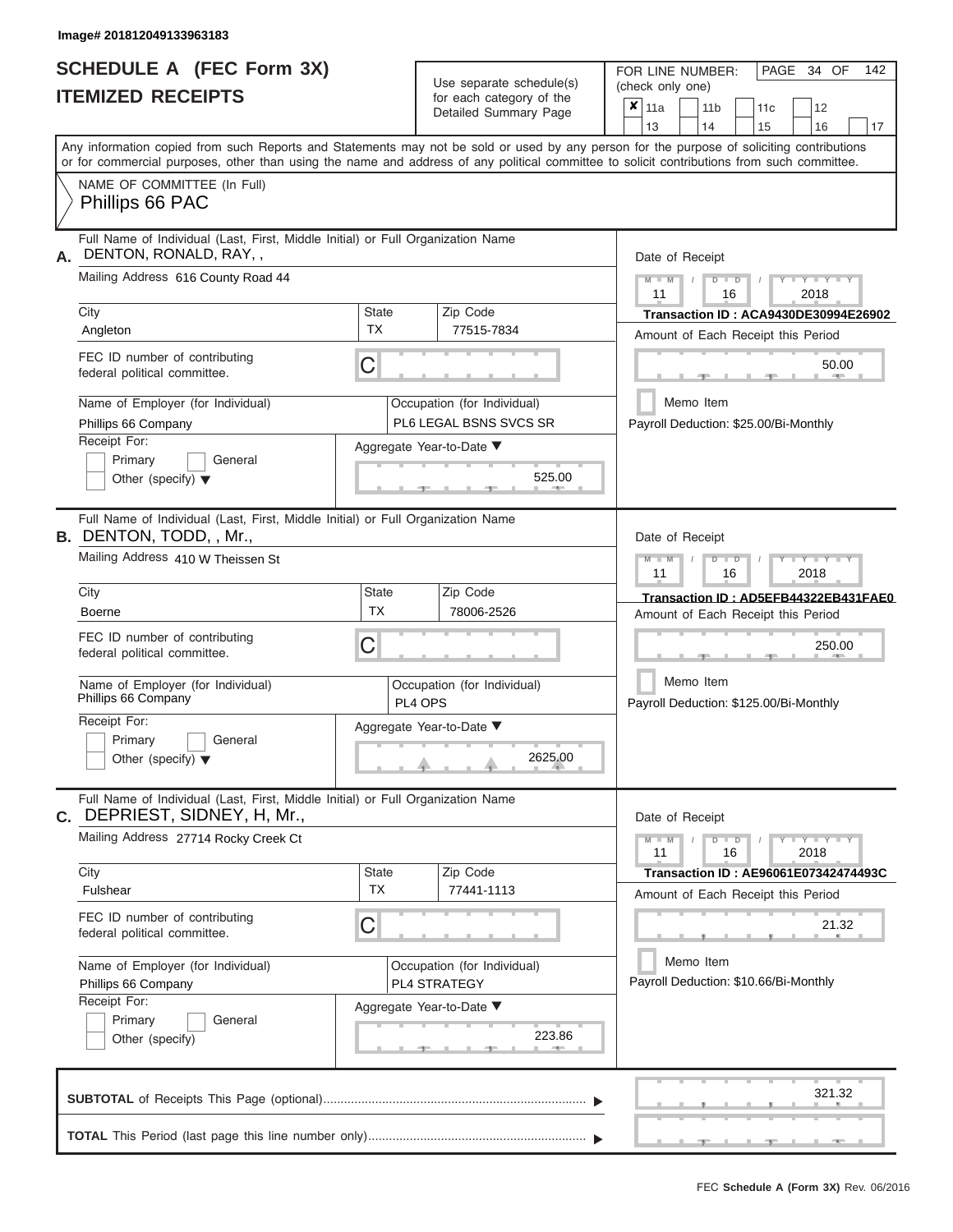Image# 201812049133963183

# SCHEDULE A (FEC Form 3X)
## ITEMIZED RECEIPTS

Use separate schedule(s) for each category of the Detailed Summary Page

FOR LINE NUMBER: (check only one)

- [x] 11a
- [ ] 11b
- [ ] 11c
- [ ] 12
- [ ] 13
- [ ] 14
- [ ] 15
- [ ] 16
- [ ] 17

Any information copied from such Reports and Statements may not be sold or used by any person for the purpose of soliciting contributions or for commercial purposes, other than using the name and address of any political committee to solicit contributions from such committee.

NAME OF COMMITTEE (In Full)
Phillips 66 PAC

---

**A.** Full Name of Individual (Last, First, Middle Initial) or Full Organization Name: DENTON, RONALD, RAY, ,

Mailing Address: 616 County Road 44

City: Angleton | State: TX | Zip Code: 77515-7834

FEC ID number of contributing federal political committee: C

Name of Employer (for Individual): Phillips 66 Company

Occupation (for Individual): PL6 LEGAL BSNS SVCS SR

Receipt For: Primary / General / Other (specify)

Aggregate Year-to-Date: 525.00

Date of Receipt: 11 / 16 / 2018

Transaction ID : ACA9430DE30994E26902

Amount of Each Receipt this Period: 50.00

Memo Item

Payroll Deduction: $25.00/Bi-Monthly

---

**B.** Full Name of Individual (Last, First, Middle Initial) or Full Organization Name: DENTON, TODD, , Mr.,

Mailing Address: 410 W Theissen St

City: Boerne | State: TX | Zip Code: 78006-2526

FEC ID number of contributing federal political committee: C

Name of Employer (for Individual): Phillips 66 Company

Occupation (for Individual): PL4 OPS

Receipt For: Primary / General / Other (specify)

Aggregate Year-to-Date: 2625.00

Date of Receipt: 11 / 16 / 2018

Transaction ID : AD5EFB44322EB431FAE0

Amount of Each Receipt this Period: 250.00

Memo Item

Payroll Deduction: $125.00/Bi-Monthly

---

**C.** Full Name of Individual (Last, First, Middle Initial) or Full Organization Name: DEPRIEST, SIDNEY, H, Mr.,

Mailing Address: 27714 Rocky Creek Ct

City: Fulshear | State: TX | Zip Code: 77441-1113

FEC ID number of contributing federal political committee: C

Name of Employer (for Individual): Phillips 66 Company

Occupation (for Individual): PL4 STRATEGY

Receipt For: Primary / General / Other (specify)

Aggregate Year-to-Date: 223.86

Date of Receipt: 11 / 16 / 2018

Transaction ID : AE96061E07342474493C

Amount of Each Receipt this Period: 21.32

Memo Item

Payroll Deduction: $10.66/Bi-Monthly

---

**SUBTOTAL** of Receipts This Page (optional): 321.32

**TOTAL** This Period (last page this line number only):

FEC Schedule A (Form 3X) Rev. 06/2016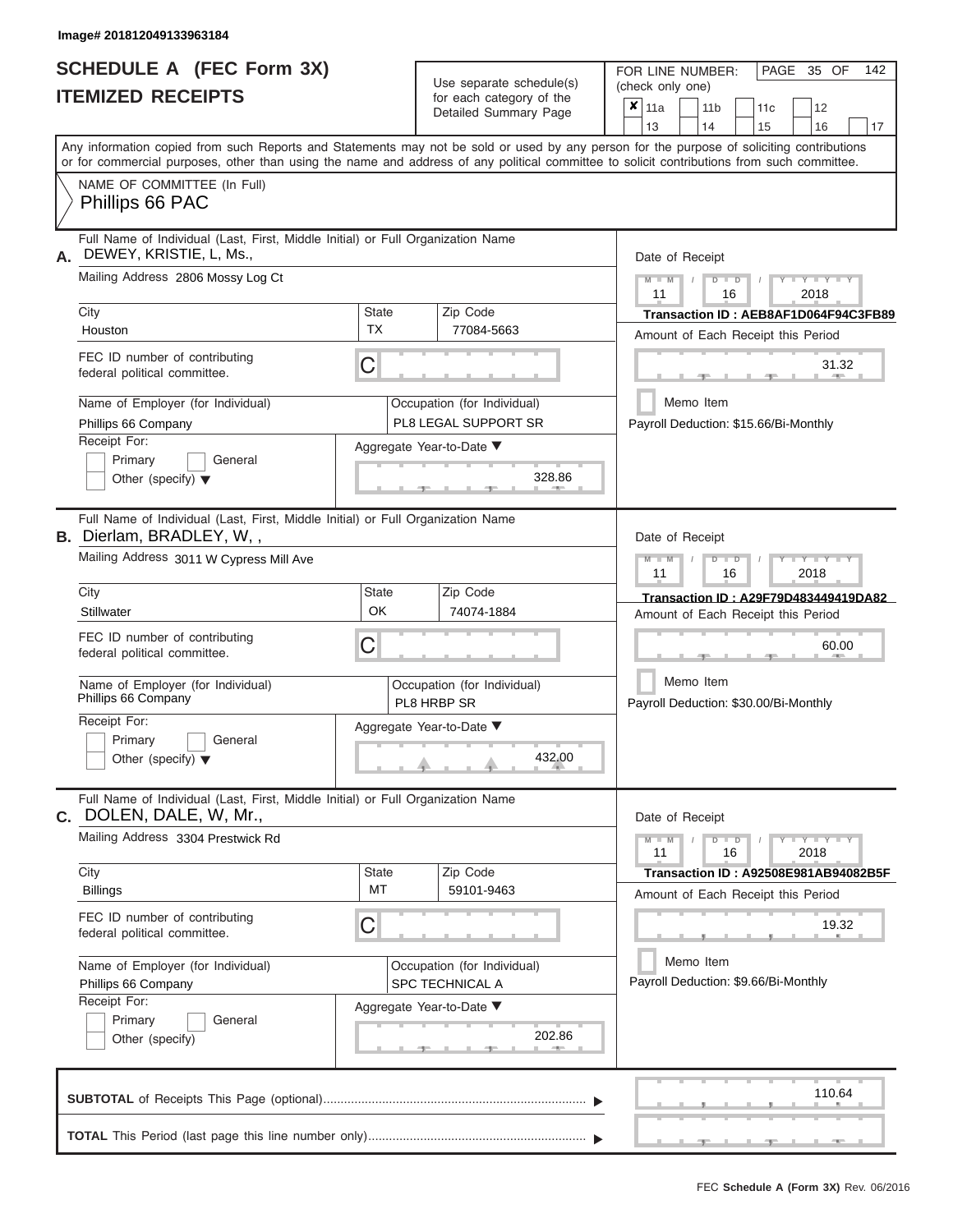Image# 201812049133963184

# SCHEDULE A (FEC Form 3X)
## ITEMIZED RECEIPTS

Use separate schedule(s) for each category of the Detailed Summary Page

FOR LINE NUMBER: (check only one)

- [x] 11a
- [ ] 11b
- [ ] 11c
- [ ] 12
- [ ] 13
- [ ] 14
- [ ] 15
- [ ] 16
- [ ] 17

PAGE 35 OF 142

Any information copied from such Reports and Statements may not be sold or used by any person for the purpose of soliciting contributions or for commercial purposes, other than using the name and address of any political committee to solicit contributions from such committee.

NAME OF COMMITTEE (In Full)
Phillips 66 PAC

---

**A.** Full Name of Individual (Last, First, Middle Initial) or Full Organization Name: DEWEY, KRISTIE, L, Ms.,

Mailing Address: 2806 Mossy Log Ct

City: Houston | State: TX | Zip Code: 77084-5663

FEC ID number of contributing federal political committee: C

Name of Employer (for Individual): Phillips 66 Company

Occupation (for Individual): PL8 LEGAL SUPPORT SR

Receipt For: [ ] Primary [ ] General [ ] Other (specify)

Aggregate Year-to-Date: 328.86

Date of Receipt: 11 / 16 / 2018

Transaction ID : AEB8AF1D064F94C3FB89

Amount of Each Receipt this Period: 31.32

[ ] Memo Item

Payroll Deduction: $15.66/Bi-Monthly

---

**B.** Full Name of Individual (Last, First, Middle Initial) or Full Organization Name: Dierlam, BRADLEY, W, ,

Mailing Address: 3011 W Cypress Mill Ave

City: Stillwater | State: OK | Zip Code: 74074-1884

FEC ID number of contributing federal political committee: C

Name of Employer (for Individual): Phillips 66 Company

Occupation (for Individual): PL8 HRBP SR

Receipt For: [ ] Primary [ ] General [ ] Other (specify)

Aggregate Year-to-Date: 432.00

Date of Receipt: 11 / 16 / 2018

Transaction ID : A29F79D483449419DA82

Amount of Each Receipt this Period: 60.00

[ ] Memo Item

Payroll Deduction: $30.00/Bi-Monthly

---

**C.** Full Name of Individual (Last, First, Middle Initial) or Full Organization Name: DOLEN, DALE, W, Mr.,

Mailing Address: 3304 Prestwick Rd

City: Billings | State: MT | Zip Code: 59101-9463

FEC ID number of contributing federal political committee: C

Name of Employer (for Individual): Phillips 66 Company

Occupation (for Individual): SPC TECHNICAL A

Receipt For: [ ] Primary [ ] General [ ] Other (specify)

Aggregate Year-to-Date: 202.86

Date of Receipt: 11 / 16 / 2018

Transaction ID : A92508E981AB94082B5F

Amount of Each Receipt this Period: 19.32

[ ] Memo Item

Payroll Deduction: $9.66/Bi-Monthly

---

**SUBTOTAL** of Receipts This Page (optional): 110.64

**TOTAL** This Period (last page this line number only):

FEC **Schedule A (Form 3X)** Rev. 06/2016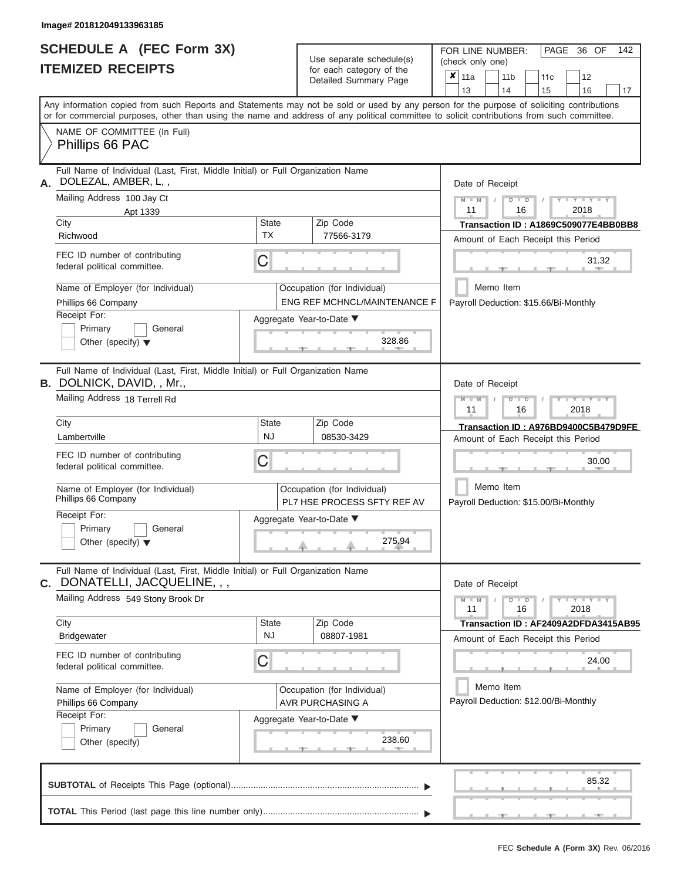Image# 201812049133963185

# SCHEDULE A (FEC Form 3X)
## ITEMIZED RECEIPTS

Use separate schedule(s) for each category of the Detailed Summary Page

FOR LINE NUMBER: (check only one)

- [x] 11a
- [ ] 11b
- [ ] 11c
- [ ] 12
- [ ] 13
- [ ] 14
- [ ] 15
- [ ] 16
- [ ] 17

Any information copied from such Reports and Statements may not be sold or used by any person for the purpose of soliciting contributions or for commercial purposes, other than using the name and address of any political committee to solicit contributions from such committee.

NAME OF COMMITTEE (In Full)
Phillips 66 PAC

---

**A.** Full Name of Individual (Last, First, Middle Initial) or Full Organization Name: DOLEZAL, AMBER, L, ,

Mailing Address: 100 Jay Ct, Apt 1339

| City | State | Zip Code |
|---|---|---|
| Richwood | TX | 77566-3179 |

FEC ID number of contributing federal political committee: C

Name of Employer (for Individual): Phillips 66 Company

Occupation (for Individual): ENG REF MCHNCL/MAINTENANCE F

Receipt For: Primary / General / Other (specify)

Aggregate Year-to-Date: 328.86

Date of Receipt: 11 / 16 / 2018

Transaction ID : A1869C509077E4BB0BB8

Amount of Each Receipt this Period: 31.32

Memo Item

Payroll Deduction: $15.66/Bi-Monthly

---

**B.** Full Name of Individual (Last, First, Middle Initial) or Full Organization Name: DOLNICK, DAVID, , Mr.,

Mailing Address: 18 Terrell Rd

| City | State | Zip Code |
|---|---|---|
| Lambertville | NJ | 08530-3429 |

FEC ID number of contributing federal political committee: C

Name of Employer (for Individual): Phillips 66 Company

Occupation (for Individual): PL7 HSE PROCESS SFTY REF AV

Receipt For: Primary / General / Other (specify)

Aggregate Year-to-Date: 275.94

Date of Receipt: 11 / 16 / 2018

Transaction ID : A976BD9400C5B479D9FE

Amount of Each Receipt this Period: 30.00

Memo Item

Payroll Deduction: $15.00/Bi-Monthly

---

**C.** Full Name of Individual (Last, First, Middle Initial) or Full Organization Name: DONATELLI, JACQUELINE, , ,

Mailing Address: 549 Stony Brook Dr

| City | State | Zip Code |
|---|---|---|
| Bridgewater | NJ | 08807-1981 |

FEC ID number of contributing federal political committee: C

Name of Employer (for Individual): Phillips 66 Company

Occupation (for Individual): AVR PURCHASING A

Receipt For: Primary / General / Other (specify)

Aggregate Year-to-Date: 238.60

Date of Receipt: 11 / 16 / 2018

Transaction ID : AF2409A2DFDA3415AB95

Amount of Each Receipt this Period: 24.00

Memo Item

Payroll Deduction: $12.00/Bi-Monthly

---

**SUBTOTAL** of Receipts This Page (optional): 85.32

**TOTAL** This Period (last page this line number only):

FEC Schedule A (Form 3X) Rev. 06/2016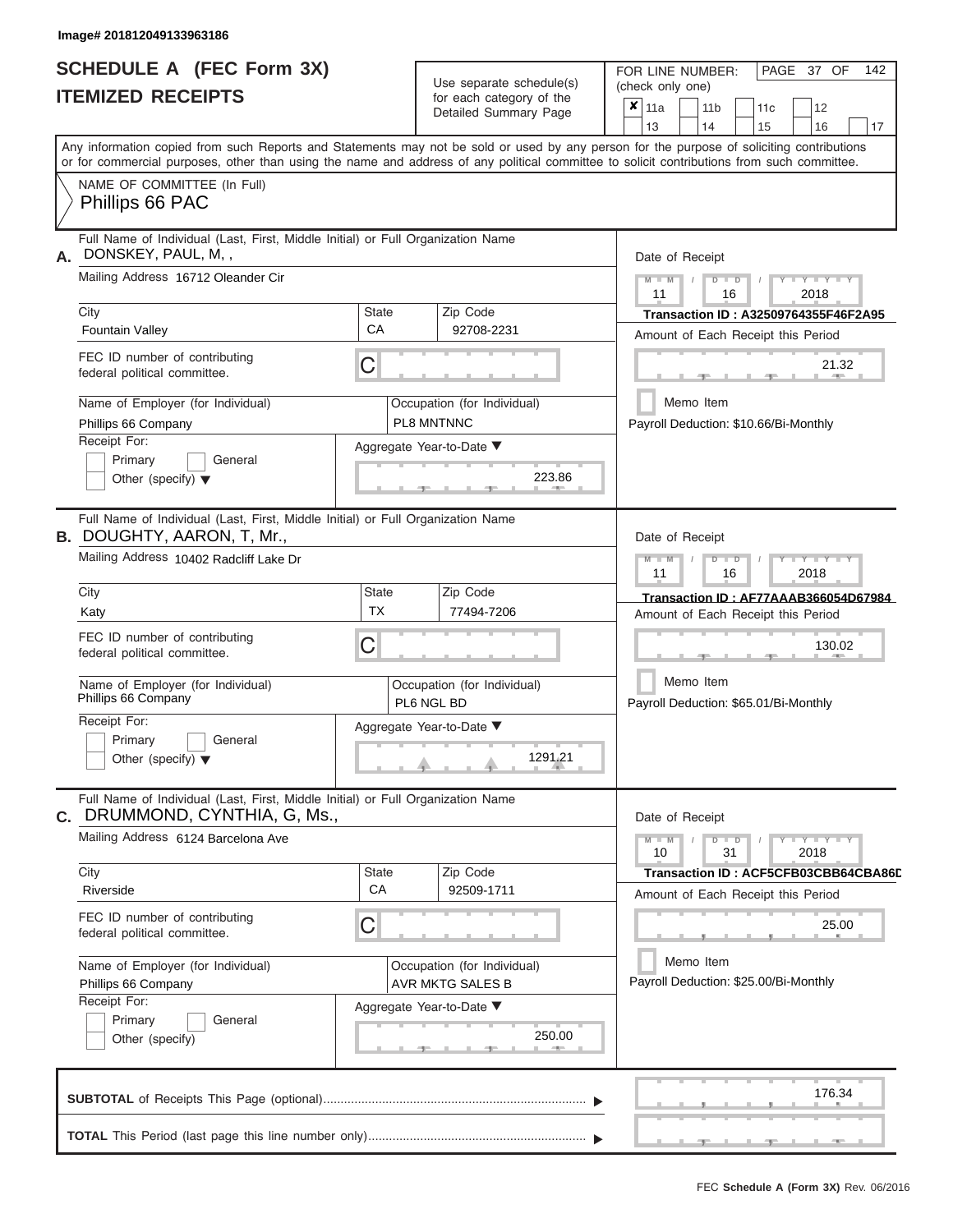Image# 201812049133963186

# SCHEDULE A (FEC Form 3X)
## ITEMIZED RECEIPTS

Use separate schedule(s) for each category of the Detailed Summary Page

FOR LINE NUMBER: (check only one)

- [x] 11a
- [ ] 11b
- [ ] 11c
- [ ] 12
- [ ] 13
- [ ] 14
- [ ] 15
- [ ] 16
- [ ] 17

Any information copied from such Reports and Statements may not be sold or used by any person for the purpose of soliciting contributions or for commercial purposes, other than using the name and address of any political committee to solicit contributions from such committee.

NAME OF COMMITTEE (In Full)
Phillips 66 PAC

---

**A.** Full Name of Individual (Last, First, Middle Initial) or Full Organization Name: DONSKEY, PAUL, M, ,

Mailing Address: 16712 Oleander Cir

City: Fountain Valley | State: CA | Zip Code: 92708-2231

FEC ID number of contributing federal political committee: C

Name of Employer (for Individual): Phillips 66 Company

Occupation (for Individual): PL8 MNTNNC

Receipt For: Primary / General / Other (specify)

Aggregate Year-to-Date: 223.86

Date of Receipt: 11 / 16 / 2018

Transaction ID : A32509764355F46F2A95

Amount of Each Receipt this Period: 21.32

Memo Item

Payroll Deduction: $10.66/Bi-Monthly

---

**B.** Full Name of Individual (Last, First, Middle Initial) or Full Organization Name: DOUGHTY, AARON, T, Mr.,

Mailing Address: 10402 Radcliff Lake Dr

City: Katy | State: TX | Zip Code: 77494-7206

FEC ID number of contributing federal political committee: C

Name of Employer (for Individual): Phillips 66 Company

Occupation (for Individual): PL6 NGL BD

Receipt For: Primary / General / Other (specify)

Aggregate Year-to-Date: 1291.21

Date of Receipt: 11 / 16 / 2018

Transaction ID : AF77AAAB366054D67984

Amount of Each Receipt this Period: 130.02

Memo Item

Payroll Deduction: $65.01/Bi-Monthly

---

**C.** Full Name of Individual (Last, First, Middle Initial) or Full Organization Name: DRUMMOND, CYNTHIA, G, Ms.,

Mailing Address: 6124 Barcelona Ave

City: Riverside | State: CA | Zip Code: 92509-1711

FEC ID number of contributing federal political committee: C

Name of Employer (for Individual): Phillips 66 Company

Occupation (for Individual): AVR MKTG SALES B

Receipt For: Primary / General / Other (specify)

Aggregate Year-to-Date: 250.00

Date of Receipt: 10 / 31 / 2018

Transaction ID : ACF5CFB03CBB64CBA86D

Amount of Each Receipt this Period: 25.00

Memo Item

Payroll Deduction: $25.00/Bi-Monthly

---

**SUBTOTAL** of Receipts This Page (optional): 176.34

**TOTAL** This Period (last page this line number only):

FEC Schedule A (Form 3X) Rev. 06/2016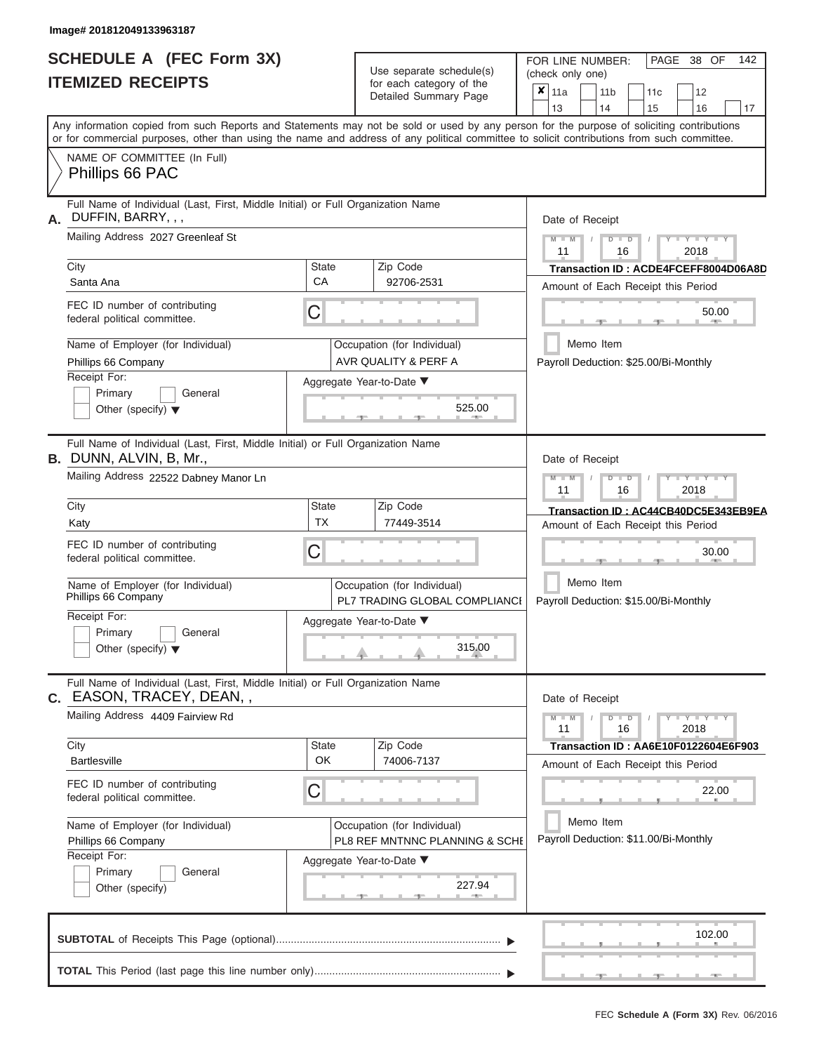Image# 201812049133963187

# SCHEDULE A (FEC Form 3X)
## ITEMIZED RECEIPTS

Use separate schedule(s) for each category of the Detailed Summary Page

FOR LINE NUMBER: (check only one)

- [x] 11a
- [ ] 11b
- [ ] 11c
- [ ] 12
- [ ] 13
- [ ] 14
- [ ] 15
- [ ] 16
- [ ] 17

PAGE 38 OF 142

Any information copied from such Reports and Statements may not be sold or used by any person for the purpose of soliciting contributions or for commercial purposes, other than using the name and address of any political committee to solicit contributions from such committee.

NAME OF COMMITTEE (In Full)
Phillips 66 PAC

---

**A.** Full Name of Individual (Last, First, Middle Initial) or Full Organization Name
DUFFIN, BARRY, , ,

Mailing Address: 2027 Greenleaf St

City: Santa Ana | State: CA | Zip Code: 92706-2531

FEC ID number of contributing federal political committee: C

Name of Employer (for Individual): Phillips 66 Company

Occupation (for Individual): AVR QUALITY & PERF A

Receipt For: Primary / General / Other (specify)

Aggregate Year-to-Date: 525.00

Date of Receipt: 11 / 16 / 2018

Transaction ID : ACDE4FCEFF8004D06A8D

Amount of Each Receipt this Period: 50.00

Memo Item

Payroll Deduction: $25.00/Bi-Monthly

---

**B.** Full Name of Individual (Last, First, Middle Initial) or Full Organization Name
DUNN, ALVIN, B, Mr.,

Mailing Address: 22522 Dabney Manor Ln

City: Katy | State: TX | Zip Code: 77449-3514

FEC ID number of contributing federal political committee: C

Name of Employer (for Individual): Phillips 66 Company

Occupation (for Individual): PL7 TRADING GLOBAL COMPLIANCI

Receipt For: Primary / General / Other (specify)

Aggregate Year-to-Date: 315.00

Date of Receipt: 11 / 16 / 2018

Transaction ID : AC44CB40DC5E343EB9EA

Amount of Each Receipt this Period: 30.00

Memo Item

Payroll Deduction: $15.00/Bi-Monthly

---

**C.** Full Name of Individual (Last, First, Middle Initial) or Full Organization Name
EASON, TRACEY, DEAN, ,

Mailing Address: 4409 Fairview Rd

City: Bartlesville | State: OK | Zip Code: 74006-7137

FEC ID number of contributing federal political committee: C

Name of Employer (for Individual): Phillips 66 Company

Occupation (for Individual): PL8 REF MNTNNC PLANNING & SCHE

Receipt For: Primary / General / Other (specify)

Aggregate Year-to-Date: 227.94

Date of Receipt: 11 / 16 / 2018

Transaction ID : AA6E10F0122604E6F903

Amount of Each Receipt this Period: 22.00

Memo Item

Payroll Deduction: $11.00/Bi-Monthly

---

**SUBTOTAL** of Receipts This Page (optional): 102.00

**TOTAL** This Period (last page this line number only):

FEC Schedule A (Form 3X) Rev. 06/2016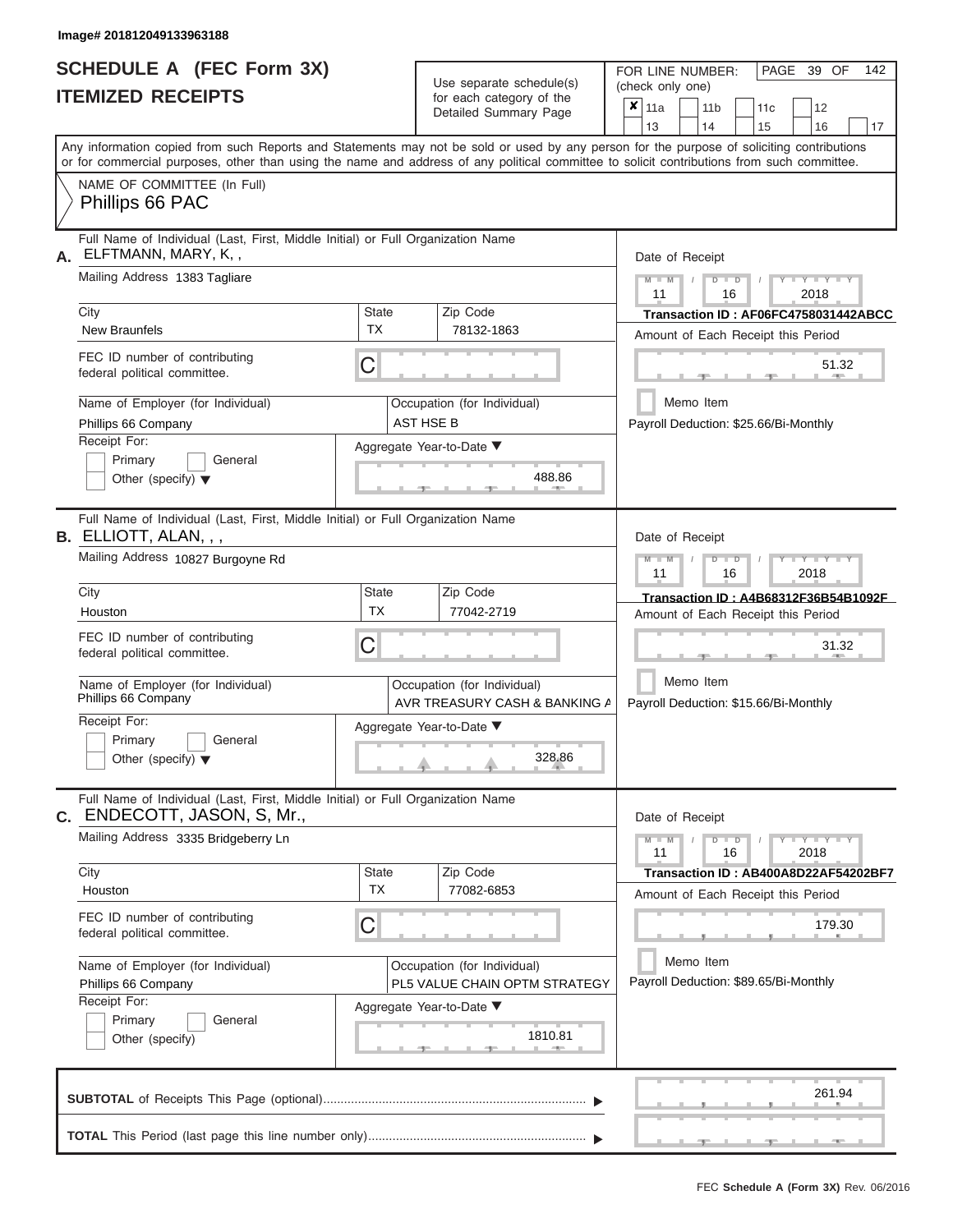Image# 201812049133963188

# SCHEDULE A (FEC Form 3X)
## ITEMIZED RECEIPTS

Use separate schedule(s) for each category of the Detailed Summary Page

FOR LINE NUMBER: (check only one)

- [x] 11a
- [ ] 11b
- [ ] 11c
- [ ] 12
- [ ] 13
- [ ] 14
- [ ] 15
- [ ] 16
- [ ] 17

PAGE 39 OF 142

Any information copied from such Reports and Statements may not be sold or used by any person for the purpose of soliciting contributions or for commercial purposes, other than using the name and address of any political committee to solicit contributions from such committee.

NAME OF COMMITTEE (In Full)
Phillips 66 PAC

---

**A.** Full Name of Individual (Last, First, Middle Initial) or Full Organization Name
ELFTMANN, MARY, K, ,

Mailing Address: 1383 Tagliare

City: New Braunfels | State: TX | Zip Code: 78132-1863

FEC ID number of contributing federal political committee: C

Name of Employer (for Individual): Phillips 66 Company

Occupation (for Individual): AST HSE B

Receipt For: Primary / General / Other (specify)

Aggregate Year-to-Date: 488.86

Date of Receipt: 11 / 16 / 2018

Transaction ID : AF06FC4758031442ABCC

Amount of Each Receipt this Period: 51.32

Memo Item

Payroll Deduction: $25.66/Bi-Monthly

---

**B.** Full Name of Individual (Last, First, Middle Initial) or Full Organization Name
ELLIOTT, ALAN, , ,

Mailing Address: 10827 Burgoyne Rd

City: Houston | State: TX | Zip Code: 77042-2719

FEC ID number of contributing federal political committee: C

Name of Employer (for Individual): Phillips 66 Company

Occupation (for Individual): AVR TREASURY CASH & BANKING A

Receipt For: Primary / General / Other (specify)

Aggregate Year-to-Date: 328.86

Date of Receipt: 11 / 16 / 2018

Transaction ID : A4B68312F36B54B1092F

Amount of Each Receipt this Period: 31.32

Memo Item

Payroll Deduction: $15.66/Bi-Monthly

---

**C.** Full Name of Individual (Last, First, Middle Initial) or Full Organization Name
ENDECOTT, JASON, S, Mr.,

Mailing Address: 3335 Bridgeberry Ln

City: Houston | State: TX | Zip Code: 77082-6853

FEC ID number of contributing federal political committee: C

Name of Employer (for Individual): Phillips 66 Company

Occupation (for Individual): PL5 VALUE CHAIN OPTM STRATEGY

Receipt For: Primary / General / Other (specify)

Aggregate Year-to-Date: 1810.81

Date of Receipt: 11 / 16 / 2018

Transaction ID : AB400A8D22AF54202BF7

Amount of Each Receipt this Period: 179.30

Memo Item

Payroll Deduction: $89.65/Bi-Monthly

---

**SUBTOTAL** of Receipts This Page (optional): 261.94

**TOTAL** This Period (last page this line number only):

FEC **Schedule A (Form 3X)** Rev. 06/2016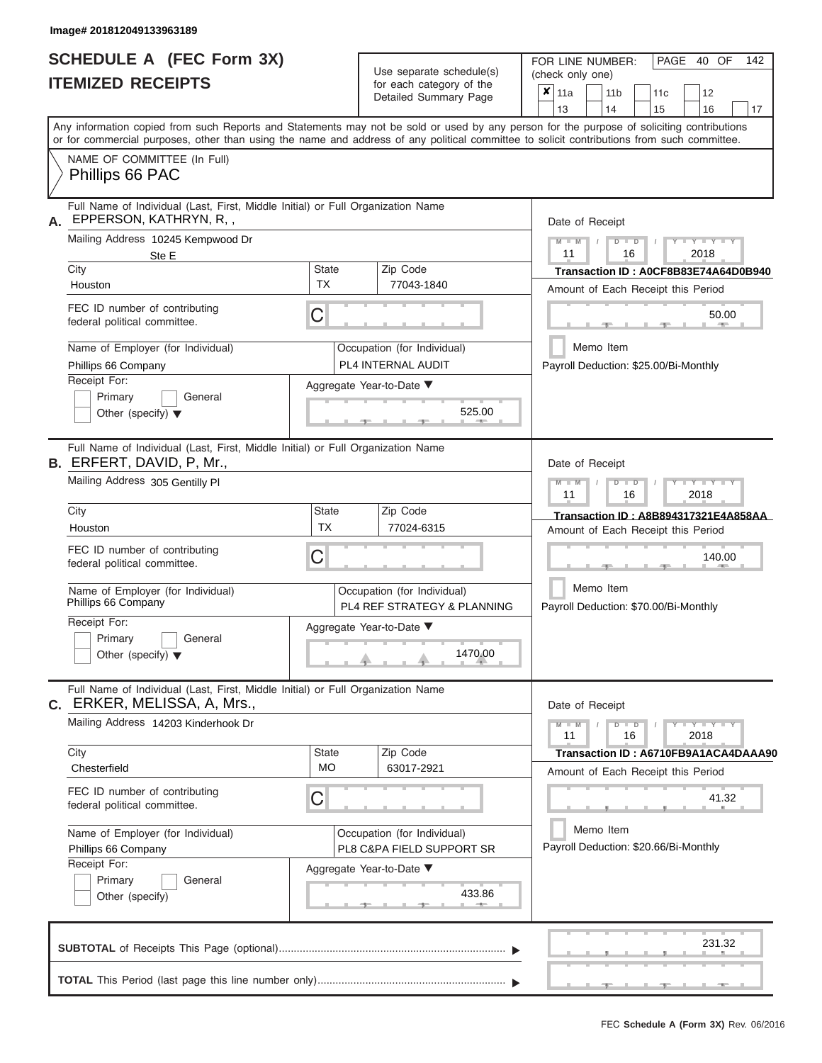Image# 201812049133963189

# SCHEDULE A (FEC Form 3X)
## ITEMIZED RECEIPTS

Use separate schedule(s) for each category of the Detailed Summary Page

FOR LINE NUMBER: (check only one)

☒ 11a ☐ 11b ☐ 11c ☐ 12 ☐ 13 ☐ 14 ☐ 15 ☐ 16 ☐ 17

PAGE 40 OF 142

Any information copied from such Reports and Statements may not be sold or used by any person for the purpose of soliciting contributions or for commercial purposes, other than using the name and address of any political committee to solicit contributions from such committee.

NAME OF COMMITTEE (In Full)

Phillips 66 PAC

---

**A.** Full Name of Individual (Last, First, Middle Initial) or Full Organization Name: EPPERSON, KATHRYN, R, ,

Mailing Address: 10245 Kempwood Dr, Ste E

City: Houston | State: TX | Zip Code: 77043-1840

FEC ID number of contributing federal political committee: C

Name of Employer (for Individual): Phillips 66 Company

Occupation (for Individual): PL4 INTERNAL AUDIT

Receipt For: ☐ Primary ☐ General ☐ Other (specify)

Aggregate Year-to-Date: 525.00

Date of Receipt: 11 / 16 / 2018

Transaction ID : A0CF8B83E74A64D0B940

Amount of Each Receipt this Period: 50.00

☐ Memo Item

Payroll Deduction: $25.00/Bi-Monthly

---

**B.** Full Name of Individual (Last, First, Middle Initial) or Full Organization Name: ERFERT, DAVID, P, Mr.,

Mailing Address: 305 Gentilly Pl

City: Houston | State: TX | Zip Code: 77024-6315

FEC ID number of contributing federal political committee: C

Name of Employer (for Individual): Phillips 66 Company

Occupation (for Individual): PL4 REF STRATEGY & PLANNING

Receipt For: ☐ Primary ☐ General ☐ Other (specify)

Aggregate Year-to-Date: 1470.00

Date of Receipt: 11 / 16 / 2018

Transaction ID : A8B894317321E4A858AA

Amount of Each Receipt this Period: 140.00

☐ Memo Item

Payroll Deduction: $70.00/Bi-Monthly

---

**C.** Full Name of Individual (Last, First, Middle Initial) or Full Organization Name: ERKER, MELISSA, A, Mrs.,

Mailing Address: 14203 Kinderhook Dr

City: Chesterfield | State: MO | Zip Code: 63017-2921

FEC ID number of contributing federal political committee: C

Name of Employer (for Individual): Phillips 66 Company

Occupation (for Individual): PL8 C&PA FIELD SUPPORT SR

Receipt For: ☐ Primary ☐ General ☐ Other (specify)

Aggregate Year-to-Date: 433.86

Date of Receipt: 11 / 16 / 2018

Transaction ID : A6710FB9A1ACA4DAAA90

Amount of Each Receipt this Period: 41.32

☐ Memo Item

Payroll Deduction: $20.66/Bi-Monthly

---

**SUBTOTAL** of Receipts This Page (optional): 231.32

**TOTAL** This Period (last page this line number only):

FEC Schedule A (Form 3X) Rev. 06/2016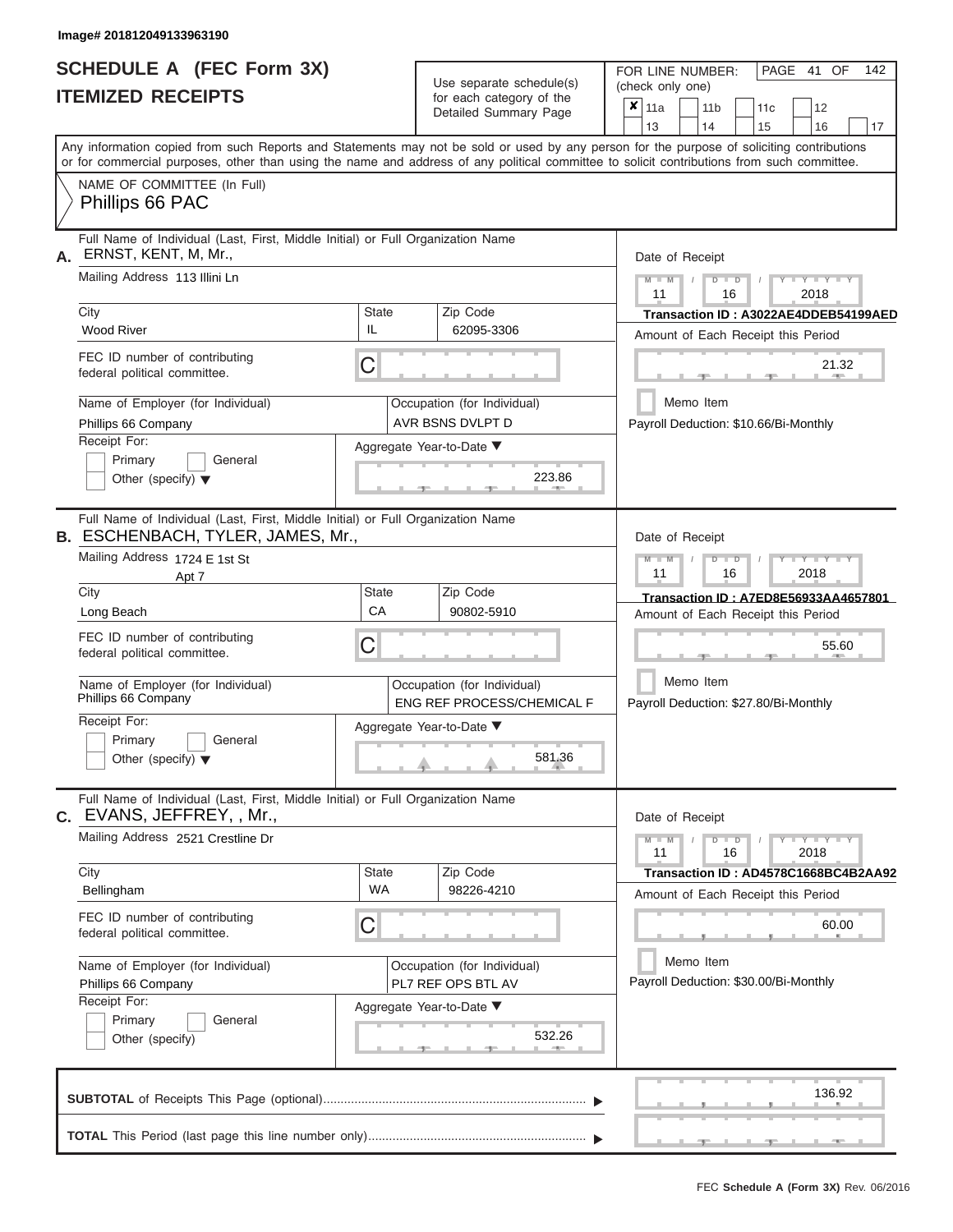Image# 201812049133963190

# SCHEDULE A (FEC Form 3X)
## ITEMIZED RECEIPTS

Use separate schedule(s) for each category of the Detailed Summary Page

FOR LINE NUMBER: (check only one)

☒ 11a ☐ 11b ☐ 11c ☐ 12 ☐ 13 ☐ 14 ☐ 15 ☐ 16 ☐ 17

Any information copied from such Reports and Statements may not be sold or used by any person for the purpose of soliciting contributions or for commercial purposes, other than using the name and address of any political committee to solicit contributions from such committee.

NAME OF COMMITTEE (In Full)
Phillips 66 PAC

---

**A.** Full Name of Individual (Last, First, Middle Initial) or Full Organization Name: ERNST, KENT, M, Mr.,

Mailing Address: 113 Illini Ln

City: Wood River | State: IL | Zip Code: 62095-3306

FEC ID number of contributing federal political committee: C

Name of Employer (for Individual): Phillips 66 Company

Occupation (for Individual): AVR BSNS DVLPT D

Receipt For: ☐ Primary ☐ General ☐ Other (specify)

Aggregate Year-to-Date: 223.86

Date of Receipt: 11 / 16 / 2018

Transaction ID : A3022AE4DDEB54199AED

Amount of Each Receipt this Period: 21.32

☐ Memo Item

Payroll Deduction: $10.66/Bi-Monthly

---

**B.** Full Name of Individual (Last, First, Middle Initial) or Full Organization Name: ESCHENBACH, TYLER, JAMES, Mr.,

Mailing Address: 1724 E 1st St, Apt 7

City: Long Beach | State: CA | Zip Code: 90802-5910

FEC ID number of contributing federal political committee: C

Name of Employer (for Individual): Phillips 66 Company

Occupation (for Individual): ENG REF PROCESS/CHEMICAL F

Receipt For: ☐ Primary ☐ General ☐ Other (specify)

Aggregate Year-to-Date: 581.36

Date of Receipt: 11 / 16 / 2018

Transaction ID : A7ED8E56933AA4657801

Amount of Each Receipt this Period: 55.60

☐ Memo Item

Payroll Deduction: $27.80/Bi-Monthly

---

**C.** Full Name of Individual (Last, First, Middle Initial) or Full Organization Name: EVANS, JEFFREY, , Mr.,

Mailing Address: 2521 Crestline Dr

City: Bellingham | State: WA | Zip Code: 98226-4210

FEC ID number of contributing federal political committee: C

Name of Employer (for Individual): Phillips 66 Company

Occupation (for Individual): PL7 REF OPS BTL AV

Receipt For: ☐ Primary ☐ General ☐ Other (specify)

Aggregate Year-to-Date: 532.26

Date of Receipt: 11 / 16 / 2018

Transaction ID : AD4578C1668BC4B2AA92

Amount of Each Receipt this Period: 60.00

☐ Memo Item

Payroll Deduction: $30.00/Bi-Monthly

---

**SUBTOTAL** of Receipts This Page (optional): 136.92

**TOTAL** This Period (last page this line number only):

FEC Schedule A (Form 3X) Rev. 06/2016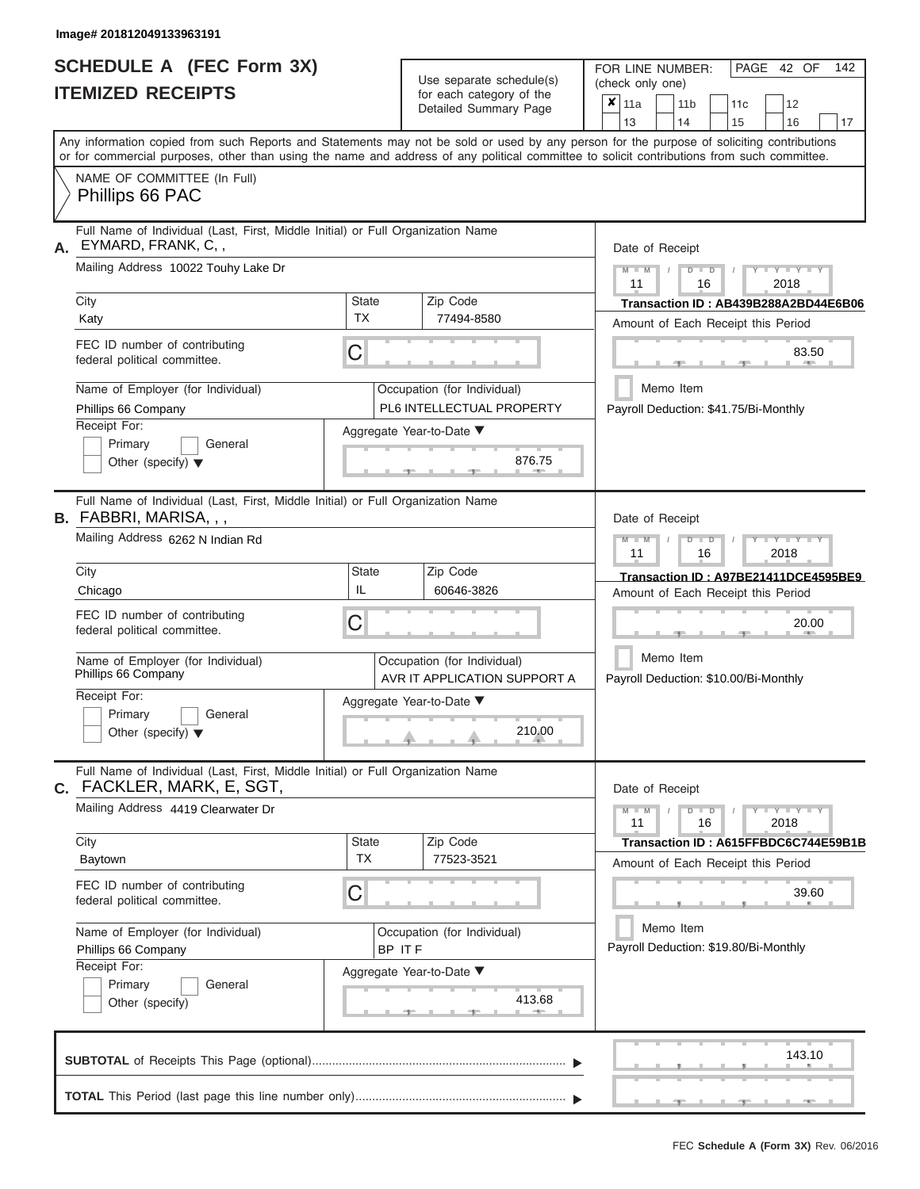Image# 201812049133963191

# SCHEDULE A (FEC Form 3X)
## ITEMIZED RECEIPTS

Use separate schedule(s) for each category of the Detailed Summary Page

FOR LINE NUMBER: (check only one)

☒ 11a ☐ 11b ☐ 11c ☐ 12 ☐ 13 ☐ 14 ☐ 15 ☐ 16 ☐ 17

PAGE 42 OF 142

Any information copied from such Reports and Statements may not be sold or used by any person for the purpose of soliciting contributions or for commercial purposes, other than using the name and address of any political committee to solicit contributions from such committee.

NAME OF COMMITTEE (In Full)
Phillips 66 PAC

---

**A.** Full Name of Individual (Last, First, Middle Initial) or Full Organization Name: EYMARD, FRANK, C, ,

Mailing Address: 10022 Touhy Lake Dr

City: Katy | State: TX | Zip Code: 77494-8580

FEC ID number of contributing federal political committee: C

Name of Employer (for Individual): Phillips 66 Company

Occupation (for Individual): PL6 INTELLECTUAL PROPERTY

Receipt For: ☐ Primary ☐ General ☐ Other (specify)

Aggregate Year-to-Date: 876.75

Date of Receipt: 11 / 16 / 2018

Transaction ID : AB439B288A2BD44E6B06

Amount of Each Receipt this Period: 83.50

☐ Memo Item

Payroll Deduction: $41.75/Bi-Monthly

---

**B.** Full Name of Individual (Last, First, Middle Initial) or Full Organization Name: FABBRI, MARISA, , ,

Mailing Address: 6262 N Indian Rd

City: Chicago | State: IL | Zip Code: 60646-3826

FEC ID number of contributing federal political committee: C

Name of Employer (for Individual): Phillips 66 Company

Occupation (for Individual): AVR IT APPLICATION SUPPORT A

Receipt For: ☐ Primary ☐ General ☐ Other (specify)

Aggregate Year-to-Date: 210.00

Date of Receipt: 11 / 16 / 2018

Transaction ID : A97BE21411DCE4595BE9

Amount of Each Receipt this Period: 20.00

☐ Memo Item

Payroll Deduction: $10.00/Bi-Monthly

---

**C.** Full Name of Individual (Last, First, Middle Initial) or Full Organization Name: FACKLER, MARK, E, SGT,

Mailing Address: 4419 Clearwater Dr

City: Baytown | State: TX | Zip Code: 77523-3521

FEC ID number of contributing federal political committee: C

Name of Employer (for Individual): Phillips 66 Company

Occupation (for Individual): BP IT F

Receipt For: ☐ Primary ☐ General ☐ Other (specify)

Aggregate Year-to-Date: 413.68

Date of Receipt: 11 / 16 / 2018

Transaction ID : A615FFBDC6C744E59B1B

Amount of Each Receipt this Period: 39.60

☐ Memo Item

Payroll Deduction: $19.80/Bi-Monthly

---

**SUBTOTAL** of Receipts This Page (optional): 143.10

**TOTAL** This Period (last page this line number only):

FEC **Schedule A (Form 3X)** Rev. 06/2016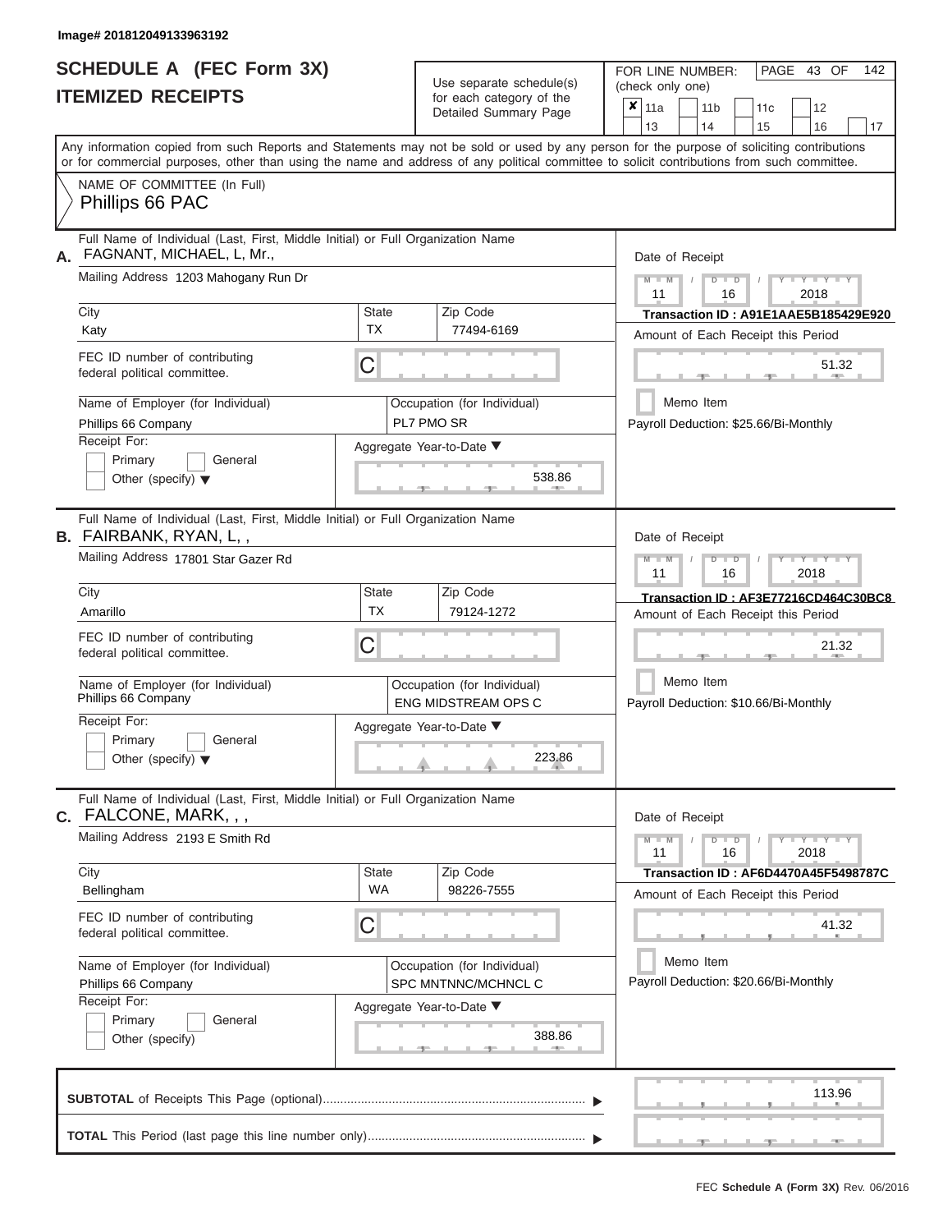Image# 201812049133963192

# SCHEDULE A (FEC Form 3X)
## ITEMIZED RECEIPTS

Use separate schedule(s) for each category of the Detailed Summary Page

FOR LINE NUMBER: (check only one)

☒ 11a ☐ 11b ☐ 11c ☐ 12 ☐ 13 ☐ 14 ☐ 15 ☐ 16 ☐ 17

PAGE 43 OF 142

Any information copied from such Reports and Statements may not be sold or used by any person for the purpose of soliciting contributions or for commercial purposes, other than using the name and address of any political committee to solicit contributions from such committee.

NAME OF COMMITTEE (In Full)
Phillips 66 PAC

---

**A.** Full Name of Individual (Last, First, Middle Initial) or Full Organization Name: FAGNANT, MICHAEL, L, Mr.,

Mailing Address: 1203 Mahogany Run Dr

City: Katy | State: TX | Zip Code: 77494-6169

FEC ID number of contributing federal political committee: C

Name of Employer (for Individual): Phillips 66 Company

Occupation (for Individual): PL7 PMO SR

Receipt For: ☐ Primary ☐ General ☐ Other (specify)

Aggregate Year-to-Date: 538.86

Date of Receipt: 11 / 16 / 2018

Transaction ID : A91E1AAE5B185429E920

Amount of Each Receipt this Period: 51.32

☐ Memo Item

Payroll Deduction: $25.66/Bi-Monthly

---

**B.** Full Name of Individual (Last, First, Middle Initial) or Full Organization Name: FAIRBANK, RYAN, L, ,

Mailing Address: 17801 Star Gazer Rd

City: Amarillo | State: TX | Zip Code: 79124-1272

FEC ID number of contributing federal political committee: C

Name of Employer (for Individual): Phillips 66 Company

Occupation (for Individual): ENG MIDSTREAM OPS C

Receipt For: ☐ Primary ☐ General ☐ Other (specify)

Aggregate Year-to-Date: 223.86

Date of Receipt: 11 / 16 / 2018

Transaction ID : AF3E77216CD464C30BC8

Amount of Each Receipt this Period: 21.32

☐ Memo Item

Payroll Deduction: $10.66/Bi-Monthly

---

**C.** Full Name of Individual (Last, First, Middle Initial) or Full Organization Name: FALCONE, MARK, , ,

Mailing Address: 2193 E Smith Rd

City: Bellingham | State: WA | Zip Code: 98226-7555

FEC ID number of contributing federal political committee: C

Name of Employer (for Individual): Phillips 66 Company

Occupation (for Individual): SPC MNTNNC/MCHNCL C

Receipt For: ☐ Primary ☐ General ☐ Other (specify)

Aggregate Year-to-Date: 388.86

Date of Receipt: 11 / 16 / 2018

Transaction ID : AF6D4470A45F5498787C

Amount of Each Receipt this Period: 41.32

☐ Memo Item

Payroll Deduction: $20.66/Bi-Monthly

---

**SUBTOTAL** of Receipts This Page (optional): 113.96

**TOTAL** This Period (last page this line number only):

FEC **Schedule A (Form 3X)** Rev. 06/2016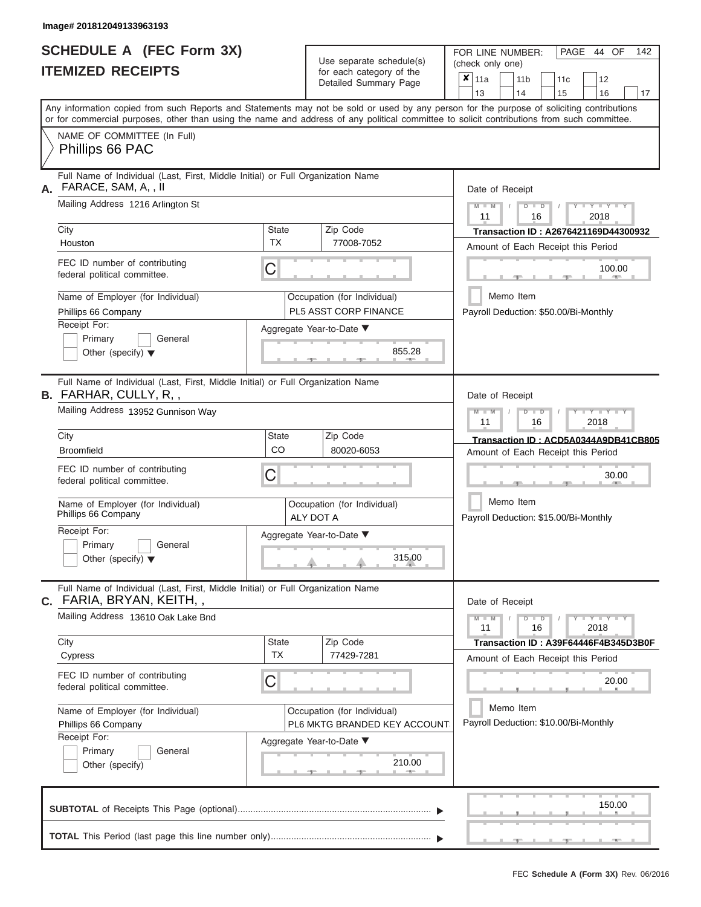Image# 201812049133963193

# SCHEDULE A (FEC Form 3X)
## ITEMIZED RECEIPTS

Use separate schedule(s) for each category of the Detailed Summary Page

FOR LINE NUMBER: (check only one)

- [x] 11a
- [ ] 11b
- [ ] 11c
- [ ] 12
- [ ] 13
- [ ] 14
- [ ] 15
- [ ] 16
- [ ] 17

Any information copied from such Reports and Statements may not be sold or used by any person for the purpose of soliciting contributions or for commercial purposes, other than using the name and address of any political committee to solicit contributions from such committee.

NAME OF COMMITTEE (In Full)
Phillips 66 PAC

---

**A.** Full Name of Individual (Last, First, Middle Initial) or Full Organization Name: FARACE, SAM, A, , II

Mailing Address: 1216 Arlington St

City: Houston | State: TX | Zip Code: 77008-7052

FEC ID number of contributing federal political committee: C

Name of Employer (for Individual): Phillips 66 Company

Occupation (for Individual): PL5 ASST CORP FINANCE

Receipt For: Primary / General / Other (specify)

Aggregate Year-to-Date: 855.28

Date of Receipt: 11 / 16 / 2018

Transaction ID : A2676421169D44300932

Amount of Each Receipt this Period: 100.00

Memo Item

Payroll Deduction: $50.00/Bi-Monthly

---

**B.** Full Name of Individual (Last, First, Middle Initial) or Full Organization Name: FARHAR, CULLY, R, ,

Mailing Address: 13952 Gunnison Way

City: Broomfield | State: CO | Zip Code: 80020-6053

FEC ID number of contributing federal political committee: C

Name of Employer (for Individual): Phillips 66 Company

Occupation (for Individual): ALY DOT A

Receipt For: Primary / General / Other (specify)

Aggregate Year-to-Date: 315.00

Date of Receipt: 11 / 16 / 2018

Transaction ID : ACD5A0344A9DB41CB805

Amount of Each Receipt this Period: 30.00

Memo Item

Payroll Deduction: $15.00/Bi-Monthly

---

**C.** Full Name of Individual (Last, First, Middle Initial) or Full Organization Name: FARIA, BRYAN, KEITH, ,

Mailing Address: 13610 Oak Lake Bnd

City: Cypress | State: TX | Zip Code: 77429-7281

FEC ID number of contributing federal political committee: C

Name of Employer (for Individual): Phillips 66 Company

Occupation (for Individual): PL6 MKTG BRANDED KEY ACCOUNT

Receipt For: Primary / General / Other (specify)

Aggregate Year-to-Date: 210.00

Date of Receipt: 11 / 16 / 2018

Transaction ID : A39F64446F4B345D3B0F

Amount of Each Receipt this Period: 20.00

Memo Item

Payroll Deduction: $10.00/Bi-Monthly

---

**SUBTOTAL** of Receipts This Page (optional): 150.00

**TOTAL** This Period (last page this line number only):

FEC **Schedule A (Form 3X)** Rev. 06/2016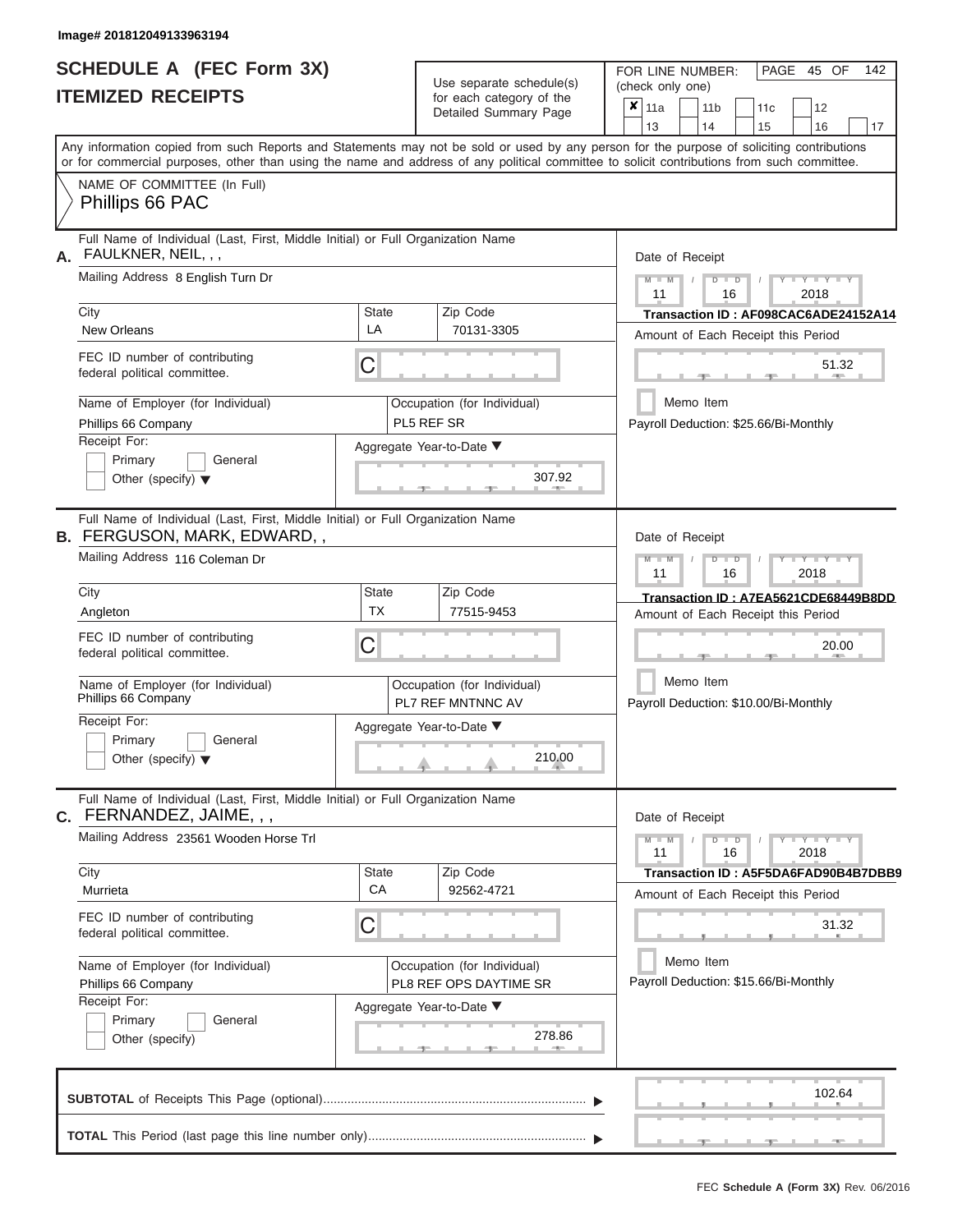Image# 201812049133963194

# SCHEDULE A (FEC Form 3X)
## ITEMIZED RECEIPTS

Use separate schedule(s) for each category of the Detailed Summary Page

FOR LINE NUMBER: (check only one)

- [x] 11a
- [ ] 11b
- [ ] 11c
- [ ] 12
- [ ] 13
- [ ] 14
- [ ] 15
- [ ] 16
- [ ] 17

PAGE 45 OF 142

Any information copied from such Reports and Statements may not be sold or used by any person for the purpose of soliciting contributions or for commercial purposes, other than using the name and address of any political committee to solicit contributions from such committee.

NAME OF COMMITTEE (In Full)
Phillips 66 PAC

---

**A.** Full Name of Individual (Last, First, Middle Initial) or Full Organization Name: FAULKNER, NEIL, , ,

Mailing Address: 8 English Turn Dr

City: New Orleans | State: LA | Zip Code: 70131-3305

FEC ID number of contributing federal political committee: C

Name of Employer (for Individual): Phillips 66 Company

Occupation (for Individual): PL5 REF SR

Receipt For: Primary / General / Other (specify)

Aggregate Year-to-Date: 307.92

Date of Receipt: 11 / 16 / 2018

Transaction ID : AF098CAC6ADE24152A14

Amount of Each Receipt this Period: 51.32

Memo Item

Payroll Deduction: $25.66/Bi-Monthly

---

**B.** Full Name of Individual (Last, First, Middle Initial) or Full Organization Name: FERGUSON, MARK, EDWARD, ,

Mailing Address: 116 Coleman Dr

City: Angleton | State: TX | Zip Code: 77515-9453

FEC ID number of contributing federal political committee: C

Name of Employer (for Individual): Phillips 66 Company

Occupation (for Individual): PL7 REF MNTNNC AV

Receipt For: Primary / General / Other (specify)

Aggregate Year-to-Date: 210.00

Date of Receipt: 11 / 16 / 2018

Transaction ID : A7EA5621CDE68449B8DD

Amount of Each Receipt this Period: 20.00

Memo Item

Payroll Deduction: $10.00/Bi-Monthly

---

**C.** Full Name of Individual (Last, First, Middle Initial) or Full Organization Name: FERNANDEZ, JAIME, , ,

Mailing Address: 23561 Wooden Horse Trl

City: Murrieta | State: CA | Zip Code: 92562-4721

FEC ID number of contributing federal political committee: C

Name of Employer (for Individual): Phillips 66 Company

Occupation (for Individual): PL8 REF OPS DAYTIME SR

Receipt For: Primary / General / Other (specify)

Aggregate Year-to-Date: 278.86

Date of Receipt: 11 / 16 / 2018

Transaction ID : A5F5DA6FAD90B4B7DBB9

Amount of Each Receipt this Period: 31.32

Memo Item

Payroll Deduction: $15.66/Bi-Monthly

---

**SUBTOTAL** of Receipts This Page (optional): 102.64

**TOTAL** This Period (last page this line number only):

FEC Schedule A (Form 3X) Rev. 06/2016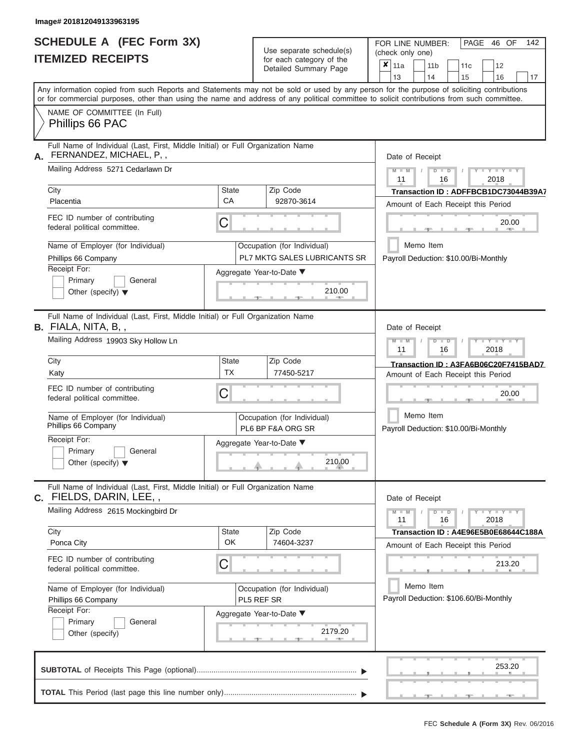Image# 201812049133963195

# SCHEDULE A (FEC Form 3X)
## ITEMIZED RECEIPTS

Use separate schedule(s) for each category of the Detailed Summary Page

FOR LINE NUMBER: (check only one)

- [x] 11a
- [ ] 11b
- [ ] 11c
- [ ] 12
- [ ] 13
- [ ] 14
- [ ] 15
- [ ] 16
- [ ] 17

PAGE 46 OF 142

Any information copied from such Reports and Statements may not be sold or used by any person for the purpose of soliciting contributions or for commercial purposes, other than using the name and address of any political committee to solicit contributions from such committee.

NAME OF COMMITTEE (In Full)
Phillips 66 PAC

---

**A.** Full Name of Individual (Last, First, Middle Initial) or Full Organization Name: FERNANDEZ, MICHAEL, P, ,

Mailing Address: 5271 Cedarlawn Dr

City: Placentia | State: CA | Zip Code: 92870-3614

FEC ID number of contributing federal political committee: C

Name of Employer (for Individual): Phillips 66 Company

Occupation (for Individual): PL7 MKTG SALES LUBRICANTS SR

Receipt For: Primary / General / Other (specify)

Aggregate Year-to-Date: 210.00

Date of Receipt: 11 / 16 / 2018

Transaction ID : ADFFBCB1DC73044B39A7

Amount of Each Receipt this Period: 20.00

Memo Item

Payroll Deduction: $10.00/Bi-Monthly

---

**B.** Full Name of Individual (Last, First, Middle Initial) or Full Organization Name: FIALA, NITA, B, ,

Mailing Address: 19903 Sky Hollow Ln

City: Katy | State: TX | Zip Code: 77450-5217

FEC ID number of contributing federal political committee: C

Name of Employer (for Individual): Phillips 66 Company

Occupation (for Individual): PL6 BP F&A ORG SR

Receipt For: Primary / General / Other (specify)

Aggregate Year-to-Date: 210.00

Date of Receipt: 11 / 16 / 2018

Transaction ID : A3FA6B06C20F7415BAD7

Amount of Each Receipt this Period: 20.00

Memo Item

Payroll Deduction: $10.00/Bi-Monthly

---

**C.** Full Name of Individual (Last, First, Middle Initial) or Full Organization Name: FIELDS, DARIN, LEE, ,

Mailing Address: 2615 Mockingbird Dr

City: Ponca City | State: OK | Zip Code: 74604-3237

FEC ID number of contributing federal political committee: C

Name of Employer (for Individual): Phillips 66 Company

Occupation (for Individual): PL5 REF SR

Receipt For: Primary / General / Other (specify)

Aggregate Year-to-Date: 2179.20

Date of Receipt: 11 / 16 / 2018

Transaction ID : A4E96E5B0E68644C188A

Amount of Each Receipt this Period: 213.20

Memo Item

Payroll Deduction: $106.60/Bi-Monthly

---

**SUBTOTAL** of Receipts This Page (optional): 253.20

**TOTAL** This Period (last page this line number only):

FEC Schedule A (Form 3X) Rev. 06/2016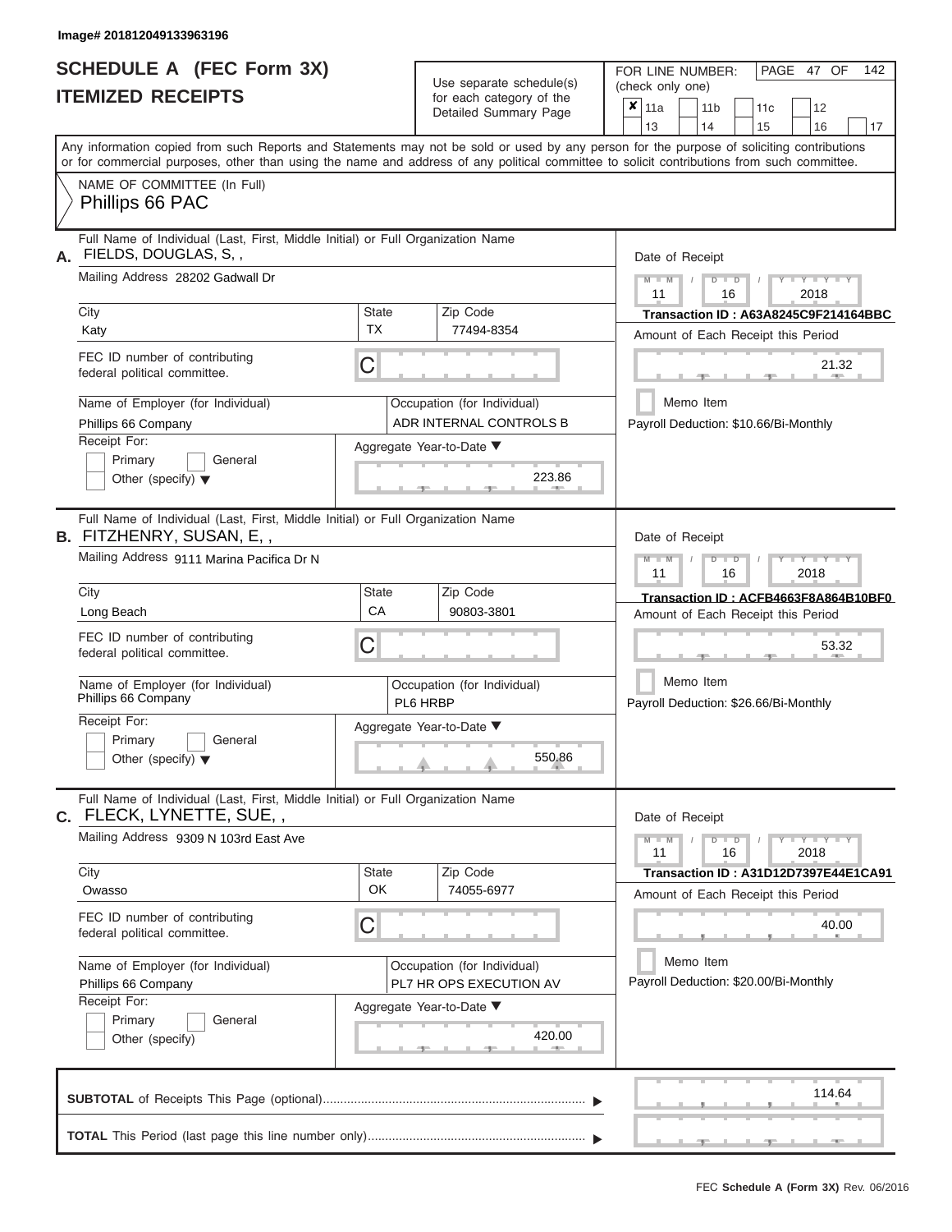Image# 201812049133963196

# SCHEDULE A (FEC Form 3X)
# ITEMIZED RECEIPTS

Use separate schedule(s) for each category of the Detailed Summary Page

FOR LINE NUMBER: (check only one)

- [x] 11a
- [ ] 11b
- [ ] 11c
- [ ] 12
- [ ] 13
- [ ] 14
- [ ] 15
- [ ] 16
- [ ] 17

Any information copied from such Reports and Statements may not be sold or used by any person for the purpose of soliciting contributions or for commercial purposes, other than using the name and address of any political committee to solicit contributions from such committee.

NAME OF COMMITTEE (In Full)
Phillips 66 PAC

---

**A.** Full Name of Individual (Last, First, Middle Initial) or Full Organization Name: FIELDS, DOUGLAS, S, ,

Mailing Address: 28202 Gadwall Dr

City: Katy | State: TX | Zip Code: 77494-8354

FEC ID number of contributing federal political committee: C

Name of Employer (for Individual): Phillips 66 Company

Occupation (for Individual): ADR INTERNAL CONTROLS B

Receipt For: [ ] Primary [ ] General [ ] Other (specify)

Aggregate Year-to-Date: 223.86

Date of Receipt: 11 / 16 / 2018

Transaction ID : A63A8245C9F214164BBC

Amount of Each Receipt this Period: 21.32

[ ] Memo Item

Payroll Deduction: $10.66/Bi-Monthly

---

**B.** Full Name of Individual (Last, First, Middle Initial) or Full Organization Name: FITZHENRY, SUSAN, E, ,

Mailing Address: 9111 Marina Pacifica Dr N

City: Long Beach | State: CA | Zip Code: 90803-3801

FEC ID number of contributing federal political committee: C

Name of Employer (for Individual): Phillips 66 Company

Occupation (for Individual): PL6 HRBP

Receipt For: [ ] Primary [ ] General [ ] Other (specify)

Aggregate Year-to-Date: 550.86

Date of Receipt: 11 / 16 / 2018

Transaction ID : ACFB4663F8A864B10BF0

Amount of Each Receipt this Period: 53.32

[ ] Memo Item

Payroll Deduction: $26.66/Bi-Monthly

---

**C.** Full Name of Individual (Last, First, Middle Initial) or Full Organization Name: FLECK, LYNETTE, SUE, ,

Mailing Address: 9309 N 103rd East Ave

City: Owasso | State: OK | Zip Code: 74055-6977

FEC ID number of contributing federal political committee: C

Name of Employer (for Individual): Phillips 66 Company

Occupation (for Individual): PL7 HR OPS EXECUTION AV

Receipt For: [ ] Primary [ ] General [ ] Other (specify)

Aggregate Year-to-Date: 420.00

Date of Receipt: 11 / 16 / 2018

Transaction ID : A31D12D7397E44E1CA91

Amount of Each Receipt this Period: 40.00

[ ] Memo Item

Payroll Deduction: $20.00/Bi-Monthly

---

**SUBTOTAL** of Receipts This Page (optional): 114.64

**TOTAL** This Period (last page this line number only):

FEC Schedule A (Form 3X) Rev. 06/2016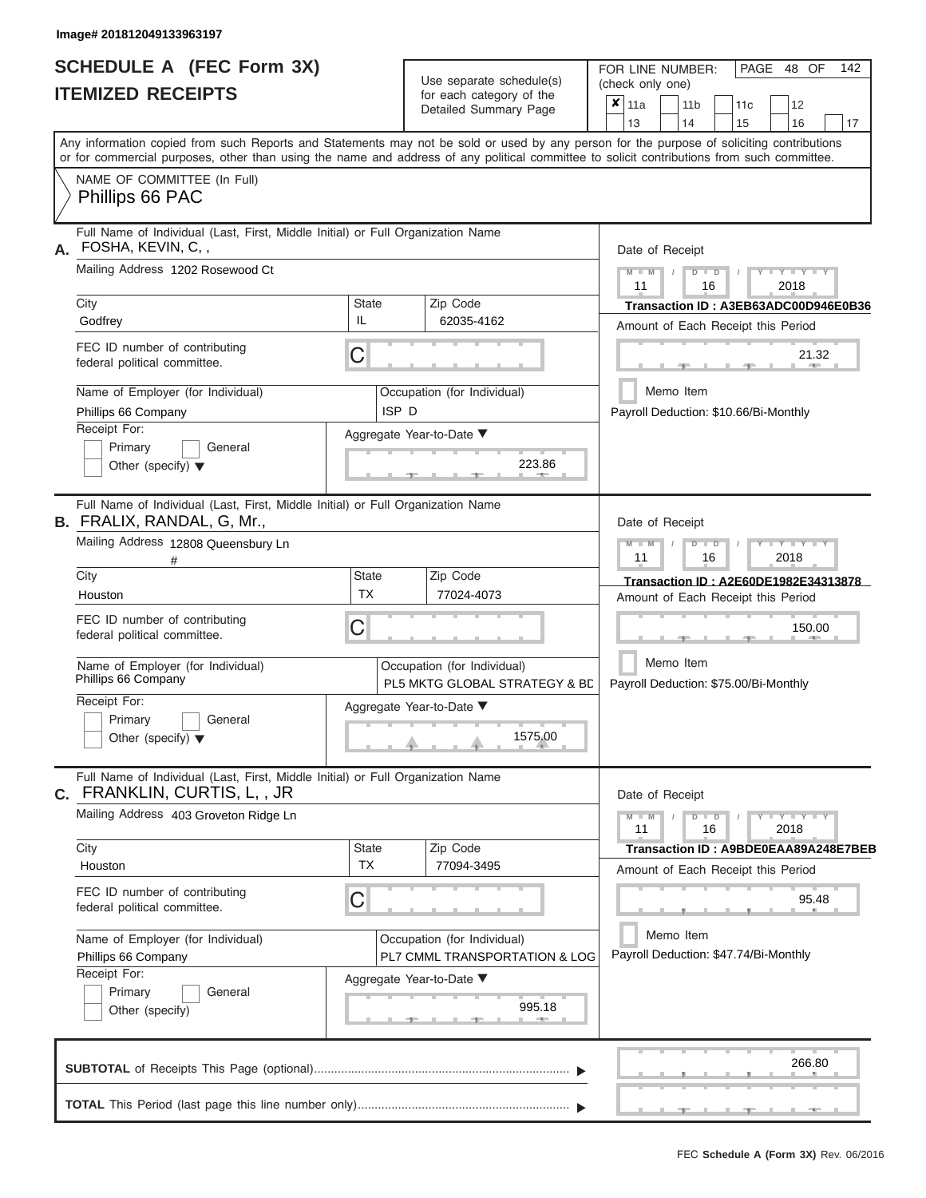Image# 201812049133963197

# SCHEDULE A (FEC Form 3X)
## ITEMIZED RECEIPTS

Use separate schedule(s) for each category of the Detailed Summary Page

FOR LINE NUMBER: (check only one)

- [x] 11a
- [ ] 11b
- [ ] 11c
- [ ] 12
- [ ] 13
- [ ] 14
- [ ] 15
- [ ] 16
- [ ] 17

Any information copied from such Reports and Statements may not be sold or used by any person for the purpose of soliciting contributions or for commercial purposes, other than using the name and address of any political committee to solicit contributions from such committee.

NAME OF COMMITTEE (In Full)
Phillips 66 PAC

---

**A.** Full Name of Individual (Last, First, Middle Initial) or Full Organization Name: FOSHA, KEVIN, C, ,

Mailing Address: 1202 Rosewood Ct

City: Godfrey | State: IL | Zip Code: 62035-4162

FEC ID number of contributing federal political committee: C

Name of Employer (for Individual): Phillips 66 Company

Occupation (for Individual): ISP D

Receipt For: Primary / General / Other (specify)

Aggregate Year-to-Date: 223.86

Date of Receipt: 11 / 16 / 2018

Transaction ID : A3EB63ADC00D946E0B36

Amount of Each Receipt this Period: 21.32

Memo Item

Payroll Deduction: $10.66/Bi-Monthly

---

**B.** Full Name of Individual (Last, First, Middle Initial) or Full Organization Name: FRALIX, RANDAL, G, Mr.,

Mailing Address: 12808 Queensbury Ln #

City: Houston | State: TX | Zip Code: 77024-4073

FEC ID number of contributing federal political committee: C

Name of Employer (for Individual): Phillips 66 Company

Occupation (for Individual): PL5 MKTG GLOBAL STRATEGY & BD

Receipt For: Primary / General / Other (specify)

Aggregate Year-to-Date: 1575.00

Date of Receipt: 11 / 16 / 2018

Transaction ID : A2E60DE1982E34313878

Amount of Each Receipt this Period: 150.00

Memo Item

Payroll Deduction: $75.00/Bi-Monthly

---

**C.** Full Name of Individual (Last, First, Middle Initial) or Full Organization Name: FRANKLIN, CURTIS, L, , JR

Mailing Address: 403 Groveton Ridge Ln

City: Houston | State: TX | Zip Code: 77094-3495

FEC ID number of contributing federal political committee: C

Name of Employer (for Individual): Phillips 66 Company

Occupation (for Individual): PL7 CMML TRANSPORTATION & LOG

Receipt For: Primary / General / Other (specify)

Aggregate Year-to-Date: 995.18

Date of Receipt: 11 / 16 / 2018

Transaction ID : A9BDE0EAA89A248E7BEB

Amount of Each Receipt this Period: 95.48

Memo Item

Payroll Deduction: $47.74/Bi-Monthly

---

**SUBTOTAL** of Receipts This Page (optional): 266.80

**TOTAL** This Period (last page this line number only):

FEC Schedule A (Form 3X) Rev. 06/2016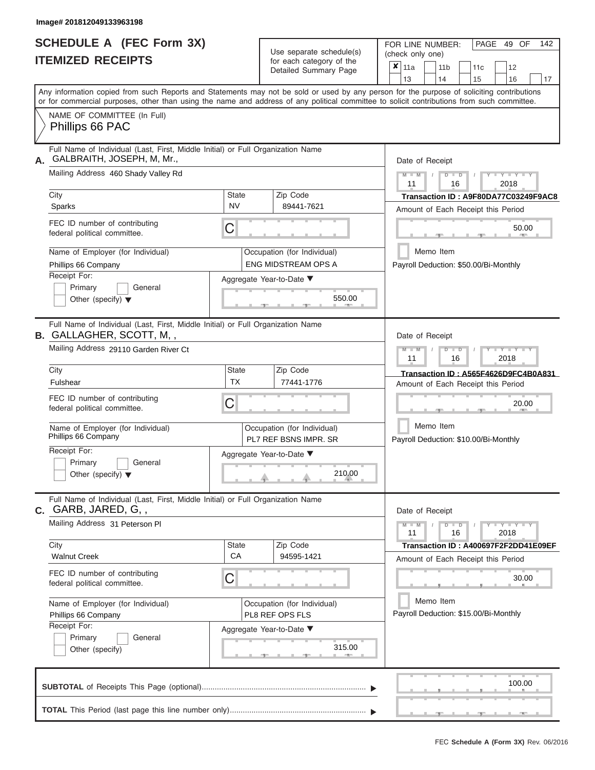Image# 201812049133963198

# SCHEDULE A (FEC Form 3X)
## ITEMIZED RECEIPTS

Use separate schedule(s) for each category of the Detailed Summary Page

FOR LINE NUMBER: (check only one)

| | | | | |
|---|---|---|---|---|
| ✘ 11a | 11b | 11c | 12 | |
| 13 | 14 | 15 | 16 | 17 |

PAGE 49 OF 142

Any information copied from such Reports and Statements may not be sold or used by any person for the purpose of soliciting contributions or for commercial purposes, other than using the name and address of any political committee to solicit contributions from such committee.

NAME OF COMMITTEE (In Full)
Phillips 66 PAC

---

**A.** Full Name of Individual (Last, First, Middle Initial) or Full Organization Name
GALBRAITH, JOSEPH, M, Mr.,

Mailing Address: 460 Shady Valley Rd

City: Sparks | State: NV | Zip Code: 89441-7621

FEC ID number of contributing federal political committee: C

Name of Employer (for Individual): Phillips 66 Company

Occupation (for Individual): ENG MIDSTREAM OPS A

Receipt For: Primary / General / Other (specify)

Aggregate Year-to-Date: 550.00

Date of Receipt: 11 / 16 / 2018

Transaction ID : A9F80DA77C03249F9AC8

Amount of Each Receipt this Period: 50.00

Memo Item

Payroll Deduction: $50.00/Bi-Monthly

---

**B.** Full Name of Individual (Last, First, Middle Initial) or Full Organization Name
GALLAGHER, SCOTT, M, ,

Mailing Address: 29110 Garden River Ct

City: Fulshear | State: TX | Zip Code: 77441-1776

FEC ID number of contributing federal political committee: C

Name of Employer (for Individual): Phillips 66 Company

Occupation (for Individual): PL7 REF BSNS IMPR. SR

Receipt For: Primary / General / Other (specify)

Aggregate Year-to-Date: 210.00

Date of Receipt: 11 / 16 / 2018

Transaction ID : A565F4626D9FC4B0A831

Amount of Each Receipt this Period: 20.00

Memo Item

Payroll Deduction: $10.00/Bi-Monthly

---

**C.** Full Name of Individual (Last, First, Middle Initial) or Full Organization Name
GARB, JARED, G, ,

Mailing Address: 31 Peterson Pl

City: Walnut Creek | State: CA | Zip Code: 94595-1421

FEC ID number of contributing federal political committee: C

Name of Employer (for Individual): Phillips 66 Company

Occupation (for Individual): PL8 REF OPS FLS

Receipt For: Primary / General / Other (specify)

Aggregate Year-to-Date: 315.00

Date of Receipt: 11 / 16 / 2018

Transaction ID : A400697F2F2DD41E09EF

Amount of Each Receipt this Period: 30.00

Memo Item

Payroll Deduction: $15.00/Bi-Monthly

---

**SUBTOTAL** of Receipts This Page (optional): 100.00

**TOTAL** This Period (last page this line number only):

FEC Schedule A (Form 3X) Rev. 06/2016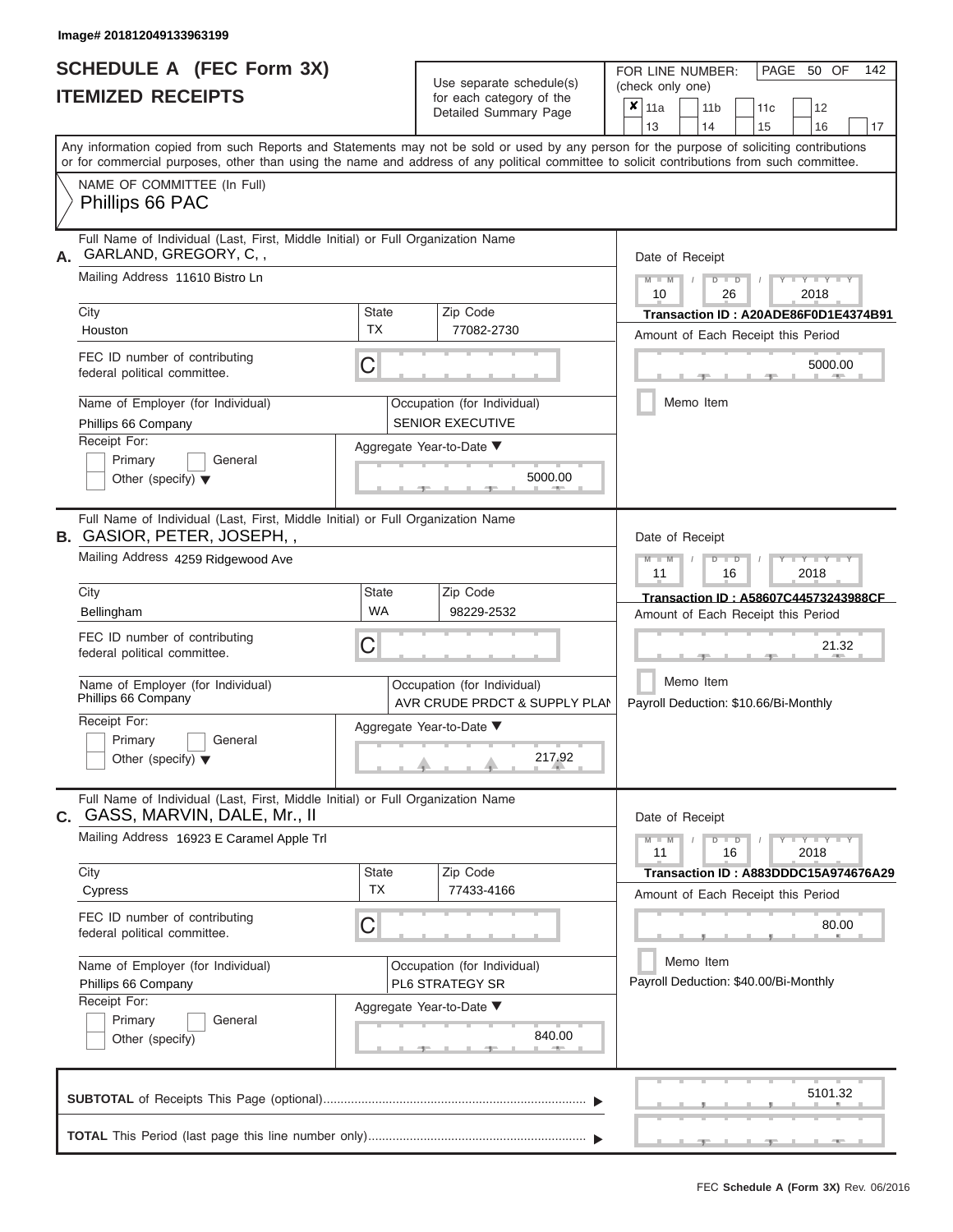Image# 201812049133963199

# SCHEDULE A (FEC Form 3X)
# ITEMIZED RECEIPTS

Use separate schedule(s) for each category of the Detailed Summary Page

FOR LINE NUMBER: (check only one)

| | | | | |
|---|---|---|---|---|
| ✘ 11a | 11b | 11c | 12 | |
| 13 | 14 | 15 | 16 | 17 |

PAGE 50 OF 142

Any information copied from such Reports and Statements may not be sold or used by any person for the purpose of soliciting contributions or for commercial purposes, other than using the name and address of any political committee to solicit contributions from such committee.

NAME OF COMMITTEE (In Full)
Phillips 66 PAC

---

**A.** Full Name of Individual (Last, First, Middle Initial) or Full Organization Name
GARLAND, GREGORY, C, ,

Mailing Address 11610 Bistro Ln

City: Houston
State: TX
Zip Code: 77082-2730

FEC ID number of contributing federal political committee. C

Name of Employer (for Individual): Phillips 66 Company
Occupation (for Individual): SENIOR EXECUTIVE

Receipt For: Primary / General / Other (specify)

Aggregate Year-to-Date: 5000.00

Date of Receipt: 10 26 2018
Transaction ID : A20ADE86F0D1E4374B91
Amount of Each Receipt this Period: 5000.00
Memo Item

---

**B.** Full Name of Individual (Last, First, Middle Initial) or Full Organization Name
GASIOR, PETER, JOSEPH, ,

Mailing Address 4259 Ridgewood Ave

City: Bellingham
State: WA
Zip Code: 98229-2532

FEC ID number of contributing federal political committee. C

Name of Employer (for Individual): Phillips 66 Company
Occupation (for Individual): AVR CRUDE PRDCT & SUPPLY PLAN

Receipt For: Primary / General / Other (specify)

Aggregate Year-to-Date: 217.92

Date of Receipt: 11 16 2018
Transaction ID : A58607C44573243988CF
Amount of Each Receipt this Period: 21.32
Memo Item
Payroll Deduction: $10.66/Bi-Monthly

---

**C.** Full Name of Individual (Last, First, Middle Initial) or Full Organization Name
GASS, MARVIN, DALE, Mr., II

Mailing Address 16923 E Caramel Apple Trl

City: Cypress
State: TX
Zip Code: 77433-4166

FEC ID number of contributing federal political committee. C

Name of Employer (for Individual): Phillips 66 Company
Occupation (for Individual): PL6 STRATEGY SR

Receipt For: Primary / General / Other (specify)

Aggregate Year-to-Date: 840.00

Date of Receipt: 11 16 2018
Transaction ID : A883DDDC15A974676A29
Amount of Each Receipt this Period: 80.00
Memo Item
Payroll Deduction: $40.00/Bi-Monthly

---

**SUBTOTAL** of Receipts This Page (optional): 5101.32

**TOTAL** This Period (last page this line number only):

FEC Schedule A (Form 3X) Rev. 06/2016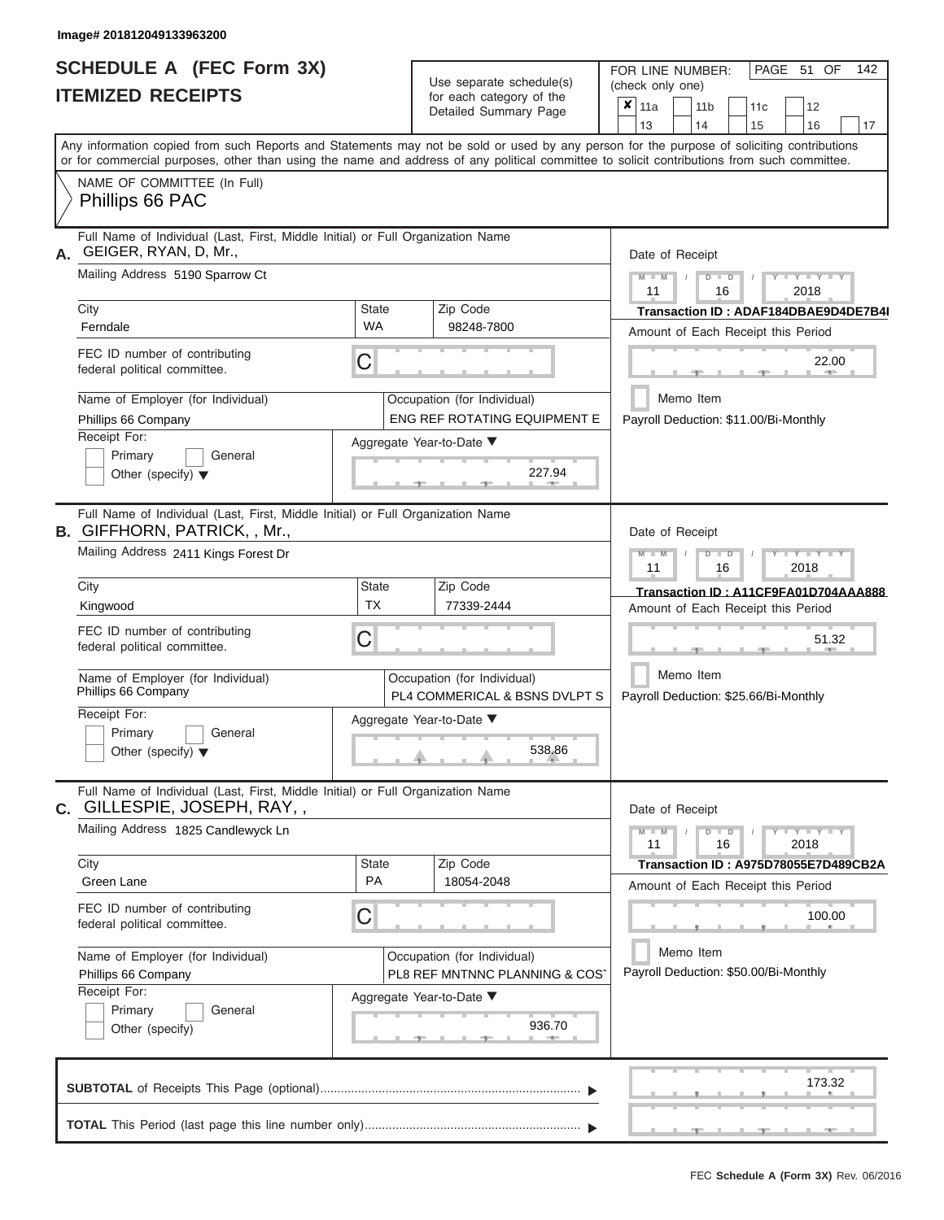Image# 201812049133963200

# SCHEDULE A (FEC Form 3X)
# ITEMIZED RECEIPTS

Use separate schedule(s) for each category of the Detailed Summary Page

FOR LINE NUMBER: (check only one)

- [x] 11a
- [ ] 11b
- [ ] 11c
- [ ] 12
- [ ] 13
- [ ] 14
- [ ] 15
- [ ] 16
- [ ] 17

PAGE 51 OF 142

Any information copied from such Reports and Statements may not be sold or used by any person for the purpose of soliciting contributions or for commercial purposes, other than using the name and address of any political committee to solicit contributions from such committee.

NAME OF COMMITTEE (In Full)
Phillips 66 PAC

---

**A.** Full Name of Individual (Last, First, Middle Initial) or Full Organization Name: GEIGER, RYAN, D, Mr.,

Mailing Address: 5190 Sparrow Ct

City: Ferndale | State: WA | Zip Code: 98248-7800

FEC ID number of contributing federal political committee: C

Name of Employer (for Individual): Phillips 66 Company

Occupation (for Individual): ENG REF ROTATING EQUIPMENT E

Receipt For: Primary / General / Other (specify)

Aggregate Year-to-Date: 227.94

Date of Receipt: 11 / 16 / 2018

Transaction ID : ADAF184DBAE9D4DE7B4I

Amount of Each Receipt this Period: 22.00

Memo Item

Payroll Deduction: $11.00/Bi-Monthly

---

**B.** Full Name of Individual (Last, First, Middle Initial) or Full Organization Name: GIFFHORN, PATRICK, , Mr.,

Mailing Address: 2411 Kings Forest Dr

City: Kingwood | State: TX | Zip Code: 77339-2444

FEC ID number of contributing federal political committee: C

Name of Employer (for Individual): Phillips 66 Company

Occupation (for Individual): PL4 COMMERICAL & BSNS DVLPT S

Receipt For: Primary / General / Other (specify)

Aggregate Year-to-Date: 538.86

Date of Receipt: 11 / 16 / 2018

Transaction ID : A11CF9FA01D704AAA888

Amount of Each Receipt this Period: 51.32

Memo Item

Payroll Deduction: $25.66/Bi-Monthly

---

**C.** Full Name of Individual (Last, First, Middle Initial) or Full Organization Name: GILLESPIE, JOSEPH, RAY, ,

Mailing Address: 1825 Candlewyck Ln

City: Green Lane | State: PA | Zip Code: 18054-2048

FEC ID number of contributing federal political committee: C

Name of Employer (for Individual): Phillips 66 Company

Occupation (for Individual): PL8 REF MNTNNC PLANNING & COST

Receipt For: Primary / General / Other (specify)

Aggregate Year-to-Date: 936.70

Date of Receipt: 11 / 16 / 2018

Transaction ID : A975D78055E7D489CB2A

Amount of Each Receipt this Period: 100.00

Memo Item

Payroll Deduction: $50.00/Bi-Monthly

---

**SUBTOTAL** of Receipts This Page (optional): 173.32

**TOTAL** This Period (last page this line number only):

FEC Schedule A (Form 3X) Rev. 06/2016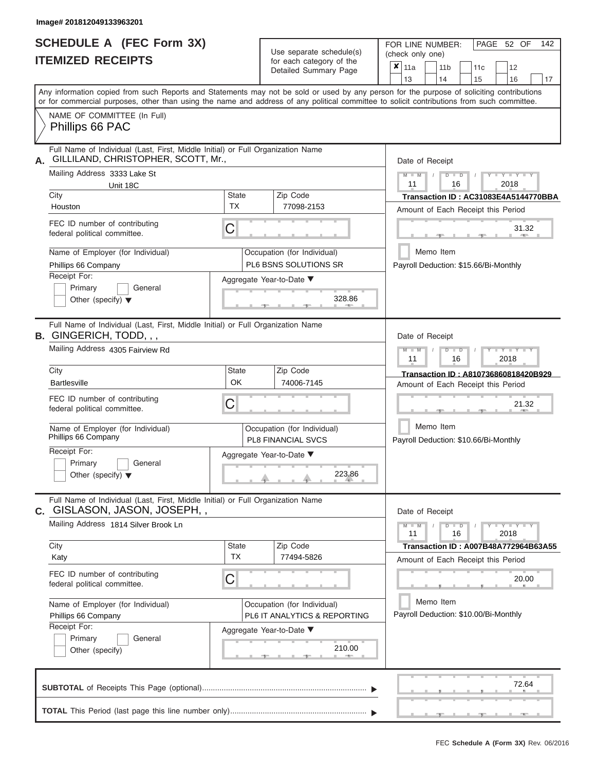Image# 201812049133963201

# SCHEDULE A (FEC Form 3X)
# ITEMIZED RECEIPTS

Use separate schedule(s) for each category of the Detailed Summary Page

FOR LINE NUMBER: (check only one)

| | | | |
|---|---|---|---|
| ✘ 11a | 11b | 11c | 12 |
| 13 | 14 | 15 | 16 | 17 |

PAGE 52 OF 142

Any information copied from such Reports and Statements may not be sold or used by any person for the purpose of soliciting contributions or for commercial purposes, other than using the name and address of any political committee to solicit contributions from such committee.

NAME OF COMMITTEE (In Full)
Phillips 66 PAC

---

**A.** Full Name of Individual (Last, First, Middle Initial) or Full Organization Name
GILLILAND, CHRISTOPHER, SCOTT, Mr.,

Mailing Address 3333 Lake St
Unit 18C

City: Houston | State: TX | Zip Code: 77098-2153

FEC ID number of contributing federal political committee. C

Name of Employer (for Individual): Phillips 66 Company
Occupation (for Individual): PL6 BSNS SOLUTIONS SR

Receipt For: Primary / General / Other (specify)

Aggregate Year-to-Date: 328.86

Date of Receipt: 11 / 16 / 2018
Transaction ID : AC31083E4A5144770BBA
Amount of Each Receipt this Period: 31.32

Memo Item
Payroll Deduction: $15.66/Bi-Monthly

---

**B.** Full Name of Individual (Last, First, Middle Initial) or Full Organization Name
GINGERICH, TODD, , ,

Mailing Address 4305 Fairview Rd

City: Bartlesville | State: OK | Zip Code: 74006-7145

FEC ID number of contributing federal political committee. C

Name of Employer (for Individual): Phillips 66 Company
Occupation (for Individual): PL8 FINANCIAL SVCS

Receipt For: Primary / General / Other (specify)

Aggregate Year-to-Date: 223.86

Date of Receipt: 11 / 16 / 2018
Transaction ID : A810736860818420B929
Amount of Each Receipt this Period: 21.32

Memo Item
Payroll Deduction: $10.66/Bi-Monthly

---

**C.** Full Name of Individual (Last, First, Middle Initial) or Full Organization Name
GISLASON, JASON, JOSEPH, ,

Mailing Address 1814 Silver Brook Ln

City: Katy | State: TX | Zip Code: 77494-5826

FEC ID number of contributing federal political committee. C

Name of Employer (for Individual): Phillips 66 Company
Occupation (for Individual): PL6 IT ANALYTICS & REPORTING

Receipt For: Primary / General / Other (specify)

Aggregate Year-to-Date: 210.00

Date of Receipt: 11 / 16 / 2018
Transaction ID : A007B48A772964B63A55
Amount of Each Receipt this Period: 20.00

Memo Item
Payroll Deduction: $10.00/Bi-Monthly

---

**SUBTOTAL** of Receipts This Page (optional): 72.64

**TOTAL** This Period (last page this line number only):

FEC Schedule A (Form 3X) Rev. 06/2016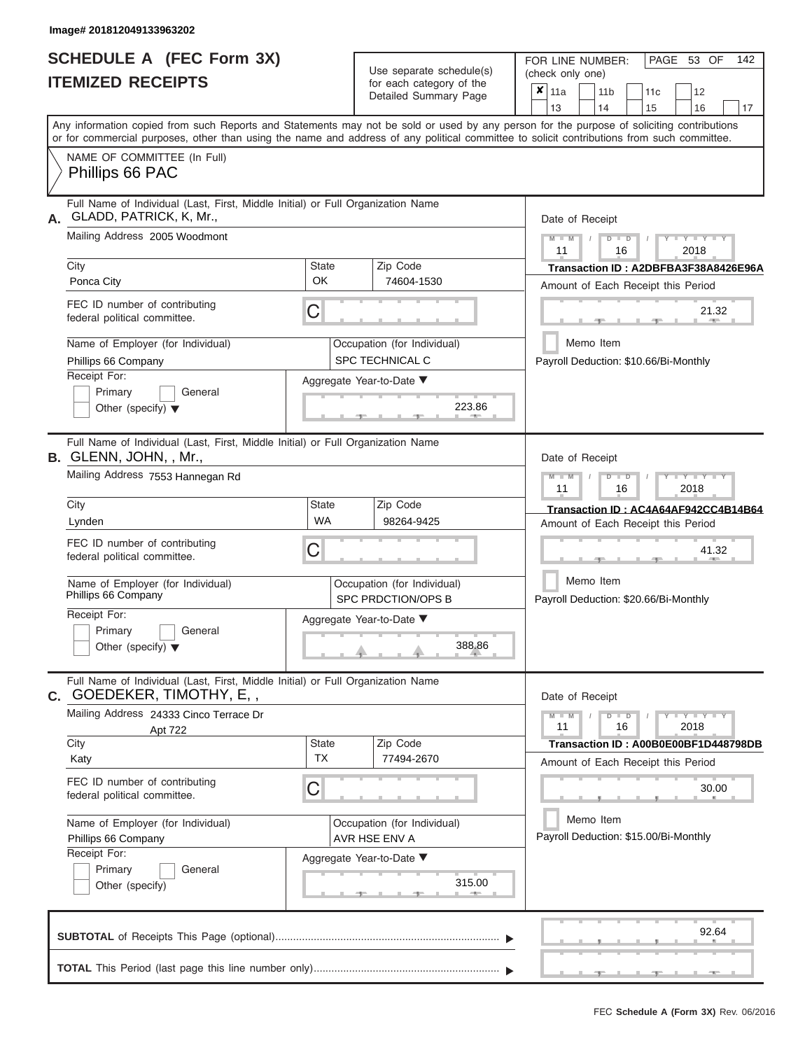Image# 201812049133963202

# SCHEDULE A (FEC Form 3X)
# ITEMIZED RECEIPTS

Use separate schedule(s) for each category of the Detailed Summary Page

FOR LINE NUMBER: (check only one)

- [x] 11a
- [ ] 11b
- [ ] 11c
- [ ] 12
- [ ] 13
- [ ] 14
- [ ] 15
- [ ] 16
- [ ] 17

Any information copied from such Reports and Statements may not be sold or used by any person for the purpose of soliciting contributions or for commercial purposes, other than using the name and address of any political committee to solicit contributions from such committee.

NAME OF COMMITTEE (In Full)
Phillips 66 PAC

---

**A.** Full Name of Individual (Last, First, Middle Initial) or Full Organization Name: GLADD, PATRICK, K, Mr.,

Mailing Address: 2005 Woodmont

| City | State | Zip Code |
|---|---|---|
| Ponca City | OK | 74604-1530 |

FEC ID number of contributing federal political committee: C

Name of Employer (for Individual): Phillips 66 Company

Occupation (for Individual): SPC TECHNICAL C

Receipt For: Primary / General / Other (specify)

Aggregate Year-to-Date: 223.86

Date of Receipt: 11 / 16 / 2018

Transaction ID : A2DBFBA3F38A8426E96A

Amount of Each Receipt this Period: 21.32

Memo Item

Payroll Deduction: $10.66/Bi-Monthly

---

**B.** Full Name of Individual (Last, First, Middle Initial) or Full Organization Name: GLENN, JOHN, , Mr.,

Mailing Address: 7553 Hannegan Rd

| City | State | Zip Code |
|---|---|---|
| Lynden | WA | 98264-9425 |

FEC ID number of contributing federal political committee: C

Name of Employer (for Individual): Phillips 66 Company

Occupation (for Individual): SPC PRDCTION/OPS B

Receipt For: Primary / General / Other (specify)

Aggregate Year-to-Date: 388.86

Date of Receipt: 11 / 16 / 2018

Transaction ID : AC4A64AF942CC4B14B64

Amount of Each Receipt this Period: 41.32

Memo Item

Payroll Deduction: $20.66/Bi-Monthly

---

**C.** Full Name of Individual (Last, First, Middle Initial) or Full Organization Name: GOEDEKER, TIMOTHY, E, ,

Mailing Address: 24333 Cinco Terrace Dr Apt 722

| City | State | Zip Code |
|---|---|---|
| Katy | TX | 77494-2670 |

FEC ID number of contributing federal political committee: C

Name of Employer (for Individual): Phillips 66 Company

Occupation (for Individual): AVR HSE ENV A

Receipt For: Primary / General / Other (specify)

Aggregate Year-to-Date: 315.00

Date of Receipt: 11 / 16 / 2018

Transaction ID : A00B0E00BF1D448798DB

Amount of Each Receipt this Period: 30.00

Memo Item

Payroll Deduction: $15.00/Bi-Monthly

---

**SUBTOTAL** of Receipts This Page (optional): 92.64

**TOTAL** This Period (last page this line number only):

FEC Schedule A (Form 3X) Rev. 06/2016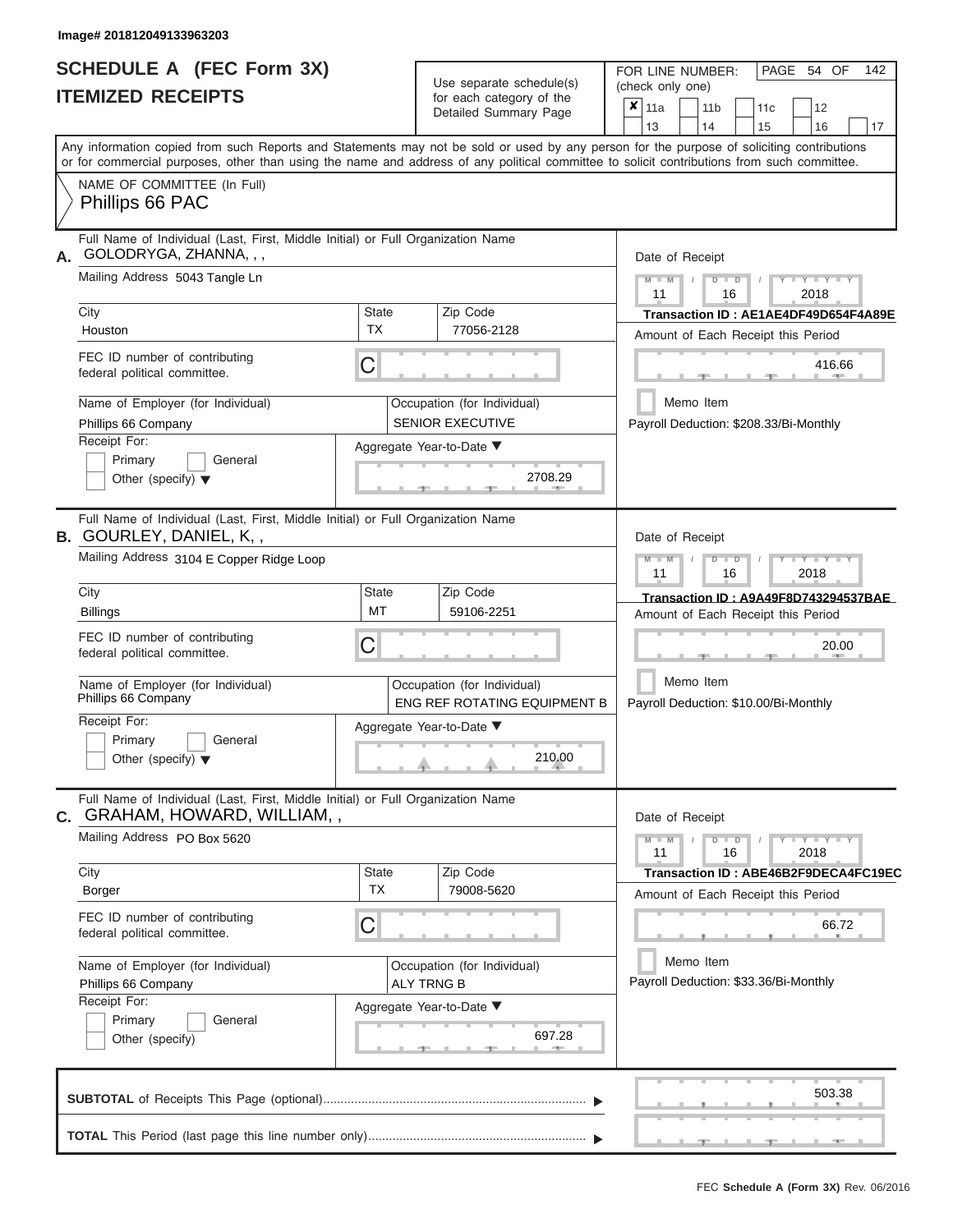Image# 201812049133963203

# SCHEDULE A (FEC Form 3X)
## ITEMIZED RECEIPTS

Use separate schedule(s) for each category of the Detailed Summary Page

FOR LINE NUMBER: (check only one)

- [x] 11a
- [ ] 11b
- [ ] 11c
- [ ] 12
- [ ] 13
- [ ] 14
- [ ] 15
- [ ] 16
- [ ] 17

PAGE 54 OF 142

Any information copied from such Reports and Statements may not be sold or used by any person for the purpose of soliciting contributions or for commercial purposes, other than using the name and address of any political committee to solicit contributions from such committee.

NAME OF COMMITTEE (In Full)
Phillips 66 PAC

---

**A.** Full Name of Individual (Last, First, Middle Initial) or Full Organization Name
GOLODRYGA, ZHANNA, , ,

Mailing Address: 5043 Tangle Ln

| City | State | Zip Code |
|---|---|---|
| Houston | TX | 77056-2128 |

FEC ID number of contributing federal political committee: C

Name of Employer (for Individual): Phillips 66 Company
Occupation (for Individual): SENIOR EXECUTIVE

Receipt For: [ ] Primary [ ] General [ ] Other (specify)

Aggregate Year-to-Date: 2708.29

Date of Receipt: 11 / 16 / 2018
Transaction ID : AE1AE4DF49D654F4A89E
Amount of Each Receipt this Period: 416.66
[ ] Memo Item
Payroll Deduction: $208.33/Bi-Monthly

---

**B.** Full Name of Individual (Last, First, Middle Initial) or Full Organization Name
GOURLEY, DANIEL, K, ,

Mailing Address: 3104 E Copper Ridge Loop

| City | State | Zip Code |
|---|---|---|
| Billings | MT | 59106-2251 |

FEC ID number of contributing federal political committee: C

Name of Employer (for Individual): Phillips 66 Company
Occupation (for Individual): ENG REF ROTATING EQUIPMENT B

Receipt For: [ ] Primary [ ] General [ ] Other (specify)

Aggregate Year-to-Date: 210.00

Date of Receipt: 11 / 16 / 2018
Transaction ID : A9A49F8D743294537BAE
Amount of Each Receipt this Period: 20.00
[ ] Memo Item
Payroll Deduction: $10.00/Bi-Monthly

---

**C.** Full Name of Individual (Last, First, Middle Initial) or Full Organization Name
GRAHAM, HOWARD, WILLIAM, ,

Mailing Address: PO Box 5620

| City | State | Zip Code |
|---|---|---|
| Borger | TX | 79008-5620 |

FEC ID number of contributing federal political committee: C

Name of Employer (for Individual): Phillips 66 Company
Occupation (for Individual): ALY TRNG B

Receipt For: [ ] Primary [ ] General [ ] Other (specify)

Aggregate Year-to-Date: 697.28

Date of Receipt: 11 / 16 / 2018
Transaction ID : ABE46B2F9DECA4FC19EC
Amount of Each Receipt this Period: 66.72
[ ] Memo Item
Payroll Deduction: $33.36/Bi-Monthly

---

**SUBTOTAL** of Receipts This Page (optional): 503.38

**TOTAL** This Period (last page this line number only):

FEC Schedule A (Form 3X) Rev. 06/2016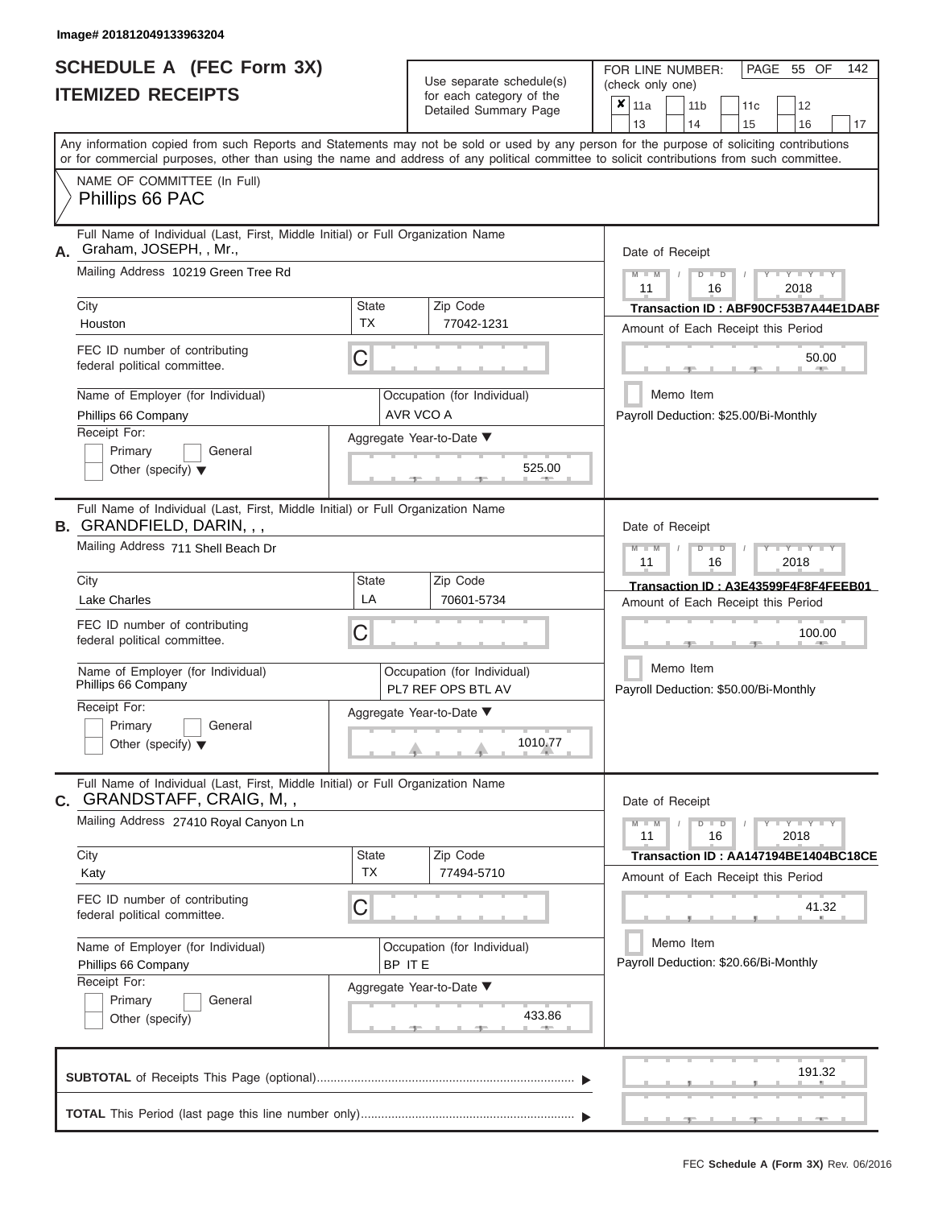Image# 201812049133963204

# SCHEDULE A (FEC Form 3X)
## ITEMIZED RECEIPTS

Use separate schedule(s) for each category of the Detailed Summary Page

FOR LINE NUMBER: (check only one)

- [x] 11a
- [ ] 11b
- [ ] 11c
- [ ] 12
- [ ] 13
- [ ] 14
- [ ] 15
- [ ] 16
- [ ] 17

PAGE 55 OF 142

Any information copied from such Reports and Statements may not be sold or used by any person for the purpose of soliciting contributions or for commercial purposes, other than using the name and address of any political committee to solicit contributions from such committee.

NAME OF COMMITTEE (In Full)
Phillips 66 PAC

---

**A.** Full Name of Individual (Last, First, Middle Initial) or Full Organization Name: Graham, JOSEPH, , Mr.,

Mailing Address: 10219 Green Tree Rd

City: Houston | State: TX | Zip Code: 77042-1231

FEC ID number of contributing federal political committee: C

Name of Employer (for Individual): Phillips 66 Company

Occupation (for Individual): AVR VCO A

Receipt For: Primary / General / Other (specify)

Aggregate Year-to-Date: 525.00

Date of Receipt: 11 / 16 / 2018

Transaction ID : ABF90CF53B7A44E1DABF

Amount of Each Receipt this Period: 50.00

Memo Item

Payroll Deduction: $25.00/Bi-Monthly

---

**B.** Full Name of Individual (Last, First, Middle Initial) or Full Organization Name: GRANDFIELD, DARIN, , ,

Mailing Address: 711 Shell Beach Dr

City: Lake Charles | State: LA | Zip Code: 70601-5734

FEC ID number of contributing federal political committee: C

Name of Employer (for Individual): Phillips 66 Company

Occupation (for Individual): PL7 REF OPS BTL AV

Receipt For: Primary / General / Other (specify)

Aggregate Year-to-Date: 1010.77

Date of Receipt: 11 / 16 / 2018

Transaction ID : A3E43599F4F8F4FEEB01

Amount of Each Receipt this Period: 100.00

Memo Item

Payroll Deduction: $50.00/Bi-Monthly

---

**C.** Full Name of Individual (Last, First, Middle Initial) or Full Organization Name: GRANDSTAFF, CRAIG, M, ,

Mailing Address: 27410 Royal Canyon Ln

City: Katy | State: TX | Zip Code: 77494-5710

FEC ID number of contributing federal political committee: C

Name of Employer (for Individual): Phillips 66 Company

Occupation (for Individual): BP IT E

Receipt For: Primary / General / Other (specify)

Aggregate Year-to-Date: 433.86

Date of Receipt: 11 / 16 / 2018

Transaction ID : AA147194BE1404BC18CE

Amount of Each Receipt this Period: 41.32

Memo Item

Payroll Deduction: $20.66/Bi-Monthly

---

**SUBTOTAL** of Receipts This Page (optional): 191.32

**TOTAL** This Period (last page this line number only):

FEC Schedule A (Form 3X) Rev. 06/2016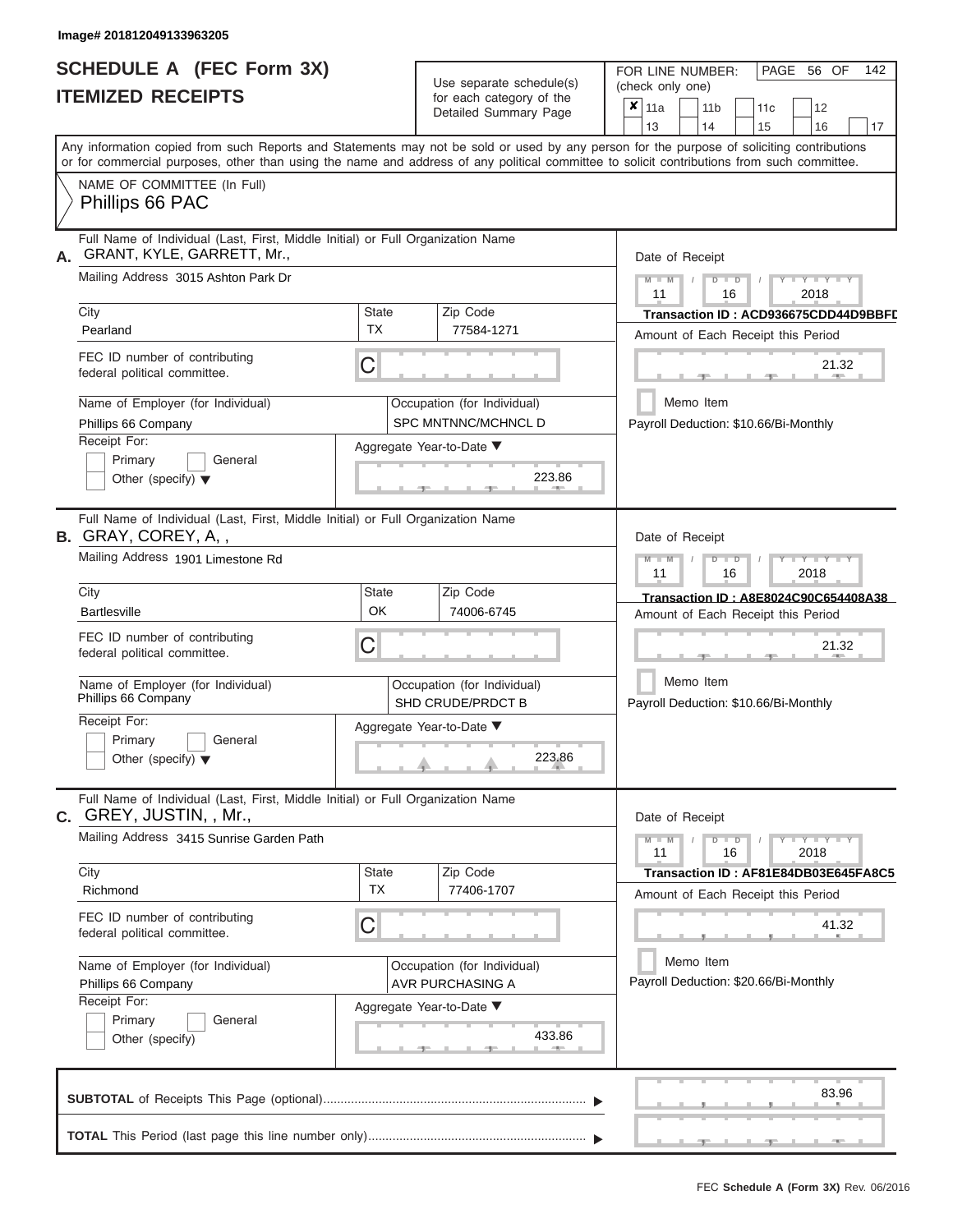Image# 201812049133963205

# SCHEDULE A (FEC Form 3X)
# ITEMIZED RECEIPTS

Use separate schedule(s) for each category of the Detailed Summary Page

FOR LINE NUMBER: (check only one)

PAGE 56 OF 142

- [x] 11a
- [ ] 11b
- [ ] 11c
- [ ] 12
- [ ] 13
- [ ] 14
- [ ] 15
- [ ] 16
- [ ] 17

Any information copied from such Reports and Statements may not be sold or used by any person for the purpose of soliciting contributions or for commercial purposes, other than using the name and address of any political committee to solicit contributions from such committee.

NAME OF COMMITTEE (In Full)
Phillips 66 PAC

---

**A.** Full Name of Individual (Last, First, Middle Initial) or Full Organization Name
GRANT, KYLE, GARRETT, Mr.,

Mailing Address 3015 Ashton Park Dr

City: Pearland | State: TX | Zip Code: 77584-1271

FEC ID number of contributing federal political committee. C

Name of Employer (for Individual): Phillips 66 Company

Occupation (for Individual): SPC MNTNNC/MCHNCL D

Receipt For: Primary / General / Other (specify)

Aggregate Year-to-Date: 223.86

Date of Receipt: 11 / 16 / 2018

Transaction ID : ACD936675CDD44D9BBFD

Amount of Each Receipt this Period: 21.32

Memo Item

Payroll Deduction: $10.66/Bi-Monthly

---

**B.** Full Name of Individual (Last, First, Middle Initial) or Full Organization Name
GRAY, COREY, A, ,

Mailing Address 1901 Limestone Rd

City: Bartlesville | State: OK | Zip Code: 74006-6745

FEC ID number of contributing federal political committee. C

Name of Employer (for Individual): Phillips 66 Company

Occupation (for Individual): SHD CRUDE/PRDCT B

Receipt For: Primary / General / Other (specify)

Aggregate Year-to-Date: 223.86

Date of Receipt: 11 / 16 / 2018

Transaction ID : A8E8024C90C654408A38

Amount of Each Receipt this Period: 21.32

Memo Item

Payroll Deduction: $10.66/Bi-Monthly

---

**C.** Full Name of Individual (Last, First, Middle Initial) or Full Organization Name
GREY, JUSTIN, , Mr.,

Mailing Address 3415 Sunrise Garden Path

City: Richmond | State: TX | Zip Code: 77406-1707

FEC ID number of contributing federal political committee. C

Name of Employer (for Individual): Phillips 66 Company

Occupation (for Individual): AVR PURCHASING A

Receipt For: Primary / General / Other (specify)

Aggregate Year-to-Date: 433.86

Date of Receipt: 11 / 16 / 2018

Transaction ID : AF81E84DB03E645FA8C5

Amount of Each Receipt this Period: 41.32

Memo Item

Payroll Deduction: $20.66/Bi-Monthly

---

**SUBTOTAL** of Receipts This Page (optional): 83.96

**TOTAL** This Period (last page this line number only):

FEC Schedule A (Form 3X) Rev. 06/2016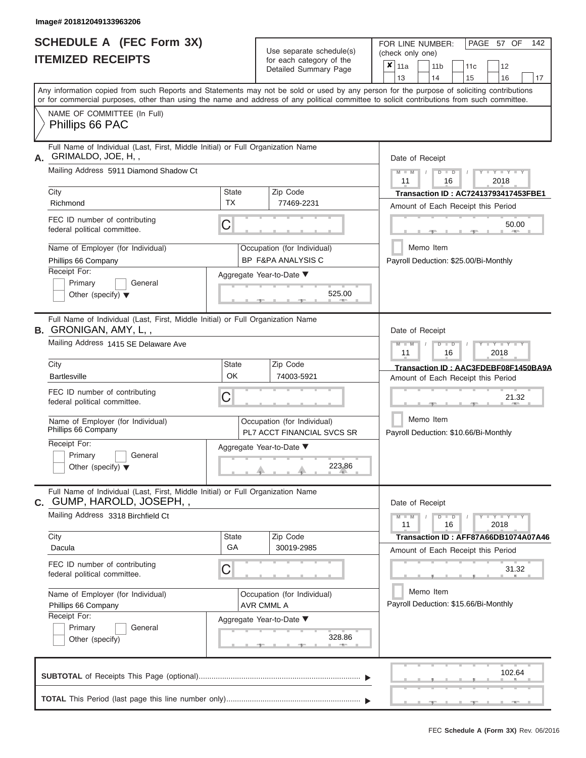Image# 201812049133963206

# SCHEDULE A (FEC Form 3X)
## ITEMIZED RECEIPTS

Use separate schedule(s) for each category of the Detailed Summary Page

FOR LINE NUMBER: (check only one)

- [x] 11a
- [ ] 11b
- [ ] 11c
- [ ] 12
- [ ] 13
- [ ] 14
- [ ] 15
- [ ] 16
- [ ] 17

Any information copied from such Reports and Statements may not be sold or used by any person for the purpose of soliciting contributions or for commercial purposes, other than using the name and address of any political committee to solicit contributions from such committee.

NAME OF COMMITTEE (In Full)
Phillips 66 PAC

---

**A.** Full Name of Individual (Last, First, Middle Initial) or Full Organization Name: GRIMALDO, JOE, H, ,

Mailing Address: 5911 Diamond Shadow Ct

City: Richmond | State: TX | Zip Code: 77469-2231

FEC ID number of contributing federal political committee: C

Name of Employer (for Individual): Phillips 66 Company

Occupation (for Individual): BP F&PA ANALYSIS C

Receipt For: Primary / General / Other (specify)

Aggregate Year-to-Date: 525.00

Date of Receipt: 11 / 16 / 2018

Transaction ID : AC72413793417453FBE1

Amount of Each Receipt this Period: 50.00

Memo Item

Payroll Deduction: $25.00/Bi-Monthly

---

**B.** Full Name of Individual (Last, First, Middle Initial) or Full Organization Name: GRONIGAN, AMY, L, ,

Mailing Address: 1415 SE Delaware Ave

City: Bartlesville | State: OK | Zip Code: 74003-5921

FEC ID number of contributing federal political committee: C

Name of Employer (for Individual): Phillips 66 Company

Occupation (for Individual): PL7 ACCT FINANCIAL SVCS SR

Receipt For: Primary / General / Other (specify)

Aggregate Year-to-Date: 223.86

Date of Receipt: 11 / 16 / 2018

Transaction ID : AAC3FDEBF08F1450BA9A

Amount of Each Receipt this Period: 21.32

Memo Item

Payroll Deduction: $10.66/Bi-Monthly

---

**C.** Full Name of Individual (Last, First, Middle Initial) or Full Organization Name: GUMP, HAROLD, JOSEPH, ,

Mailing Address: 3318 Birchfield Ct

City: Dacula | State: GA | Zip Code: 30019-2985

FEC ID number of contributing federal political committee: C

Name of Employer (for Individual): Phillips 66 Company

Occupation (for Individual): AVR CMML A

Receipt For: Primary / General / Other (specify)

Aggregate Year-to-Date: 328.86

Date of Receipt: 11 / 16 / 2018

Transaction ID : AFF87A66DB1074A07A46

Amount of Each Receipt this Period: 31.32

Memo Item

Payroll Deduction: $15.66/Bi-Monthly

---

**SUBTOTAL** of Receipts This Page (optional): 102.64

**TOTAL** This Period (last page this line number only):

FEC Schedule A (Form 3X) Rev. 06/2016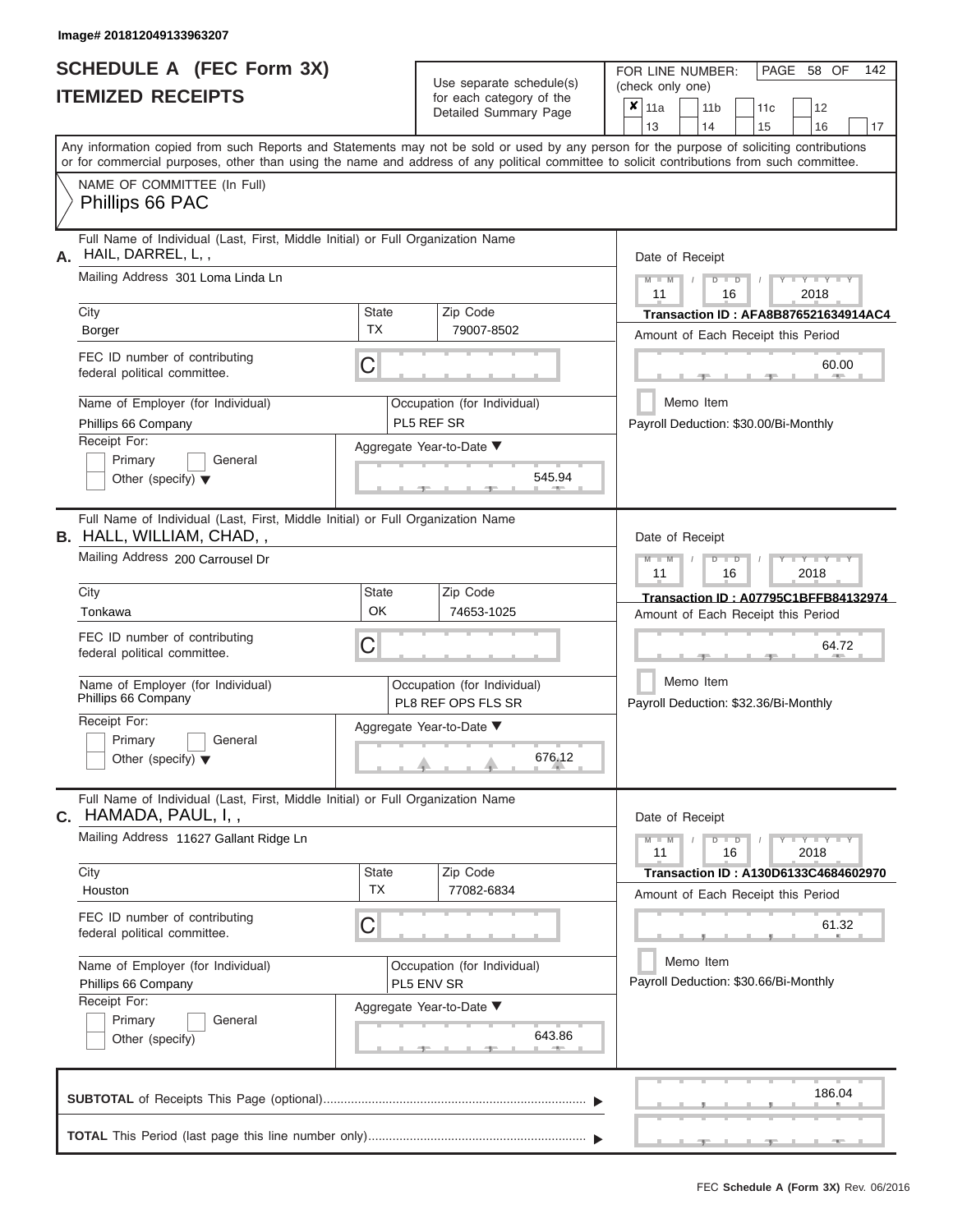Image# 201812049133963207

# SCHEDULE A (FEC Form 3X)
# ITEMIZED RECEIPTS

Use separate schedule(s) for each category of the Detailed Summary Page

FOR LINE NUMBER: (check only one)

| ✘ 11a | 11b | 11c | 12 |
|---|---|---|---|
| 13 | 14 | 15 | 16 | 17 |

PAGE 58 OF 142

Any information copied from such Reports and Statements may not be sold or used by any person for the purpose of soliciting contributions or for commercial purposes, other than using the name and address of any political committee to solicit contributions from such committee.

NAME OF COMMITTEE (In Full)
Phillips 66 PAC

---

**A.** Full Name of Individual (Last, First, Middle Initial) or Full Organization Name
HAIL, DARREL, L, ,

Mailing Address: 301 Loma Linda Ln

City: Borger | State: TX | Zip Code: 79007-8502

FEC ID number of contributing federal political committee: C

Name of Employer (for Individual): Phillips 66 Company

Occupation (for Individual): PL5 REF SR

Receipt For: Primary / General / Other (specify)

Aggregate Year-to-Date: 545.94

Date of Receipt: 11 / 16 / 2018

Transaction ID : AFA8B876521634914AC4

Amount of Each Receipt this Period: 60.00

Memo Item

Payroll Deduction: $30.00/Bi-Monthly

---

**B.** Full Name of Individual (Last, First, Middle Initial) or Full Organization Name
HALL, WILLIAM, CHAD, ,

Mailing Address: 200 Carrousel Dr

City: Tonkawa | State: OK | Zip Code: 74653-1025

FEC ID number of contributing federal political committee: C

Name of Employer (for Individual): Phillips 66 Company

Occupation (for Individual): PL8 REF OPS FLS SR

Receipt For: Primary / General / Other (specify)

Aggregate Year-to-Date: 676.12

Date of Receipt: 11 / 16 / 2018

Transaction ID : A07795C1BFFB84132974

Amount of Each Receipt this Period: 64.72

Memo Item

Payroll Deduction: $32.36/Bi-Monthly

---

**C.** Full Name of Individual (Last, First, Middle Initial) or Full Organization Name
HAMADA, PAUL, I, ,

Mailing Address: 11627 Gallant Ridge Ln

City: Houston | State: TX | Zip Code: 77082-6834

FEC ID number of contributing federal political committee: C

Name of Employer (for Individual): Phillips 66 Company

Occupation (for Individual): PL5 ENV SR

Receipt For: Primary / General / Other (specify)

Aggregate Year-to-Date: 643.86

Date of Receipt: 11 / 16 / 2018

Transaction ID : A130D6133C4684602970

Amount of Each Receipt this Period: 61.32

Memo Item

Payroll Deduction: $30.66/Bi-Monthly

---

**SUBTOTAL** of Receipts This Page (optional): 186.04

**TOTAL** This Period (last page this line number only):

FEC Schedule A (Form 3X) Rev. 06/2016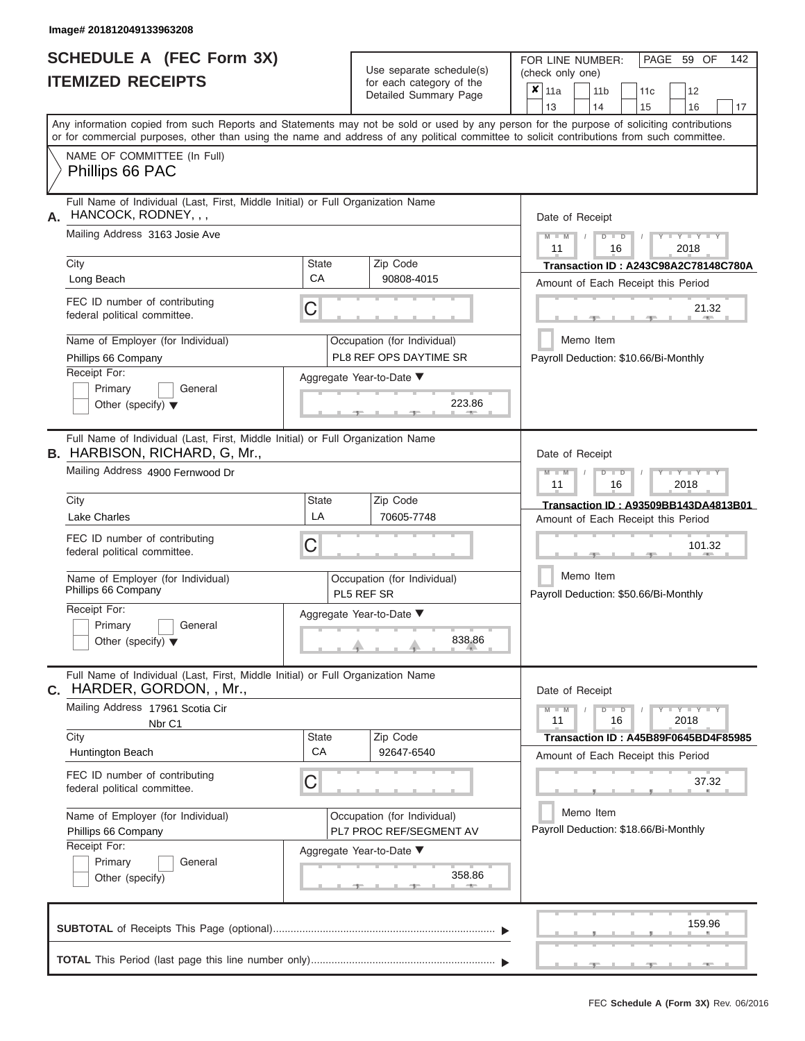Image# 201812049133963208

# SCHEDULE A (FEC Form 3X)
## ITEMIZED RECEIPTS

Use separate schedule(s) for each category of the Detailed Summary Page

FOR LINE NUMBER: (check only one)

- [x] 11a
- [ ] 11b
- [ ] 11c
- [ ] 12
- [ ] 13
- [ ] 14
- [ ] 15
- [ ] 16
- [ ] 17

PAGE 59 OF 142

Any information copied from such Reports and Statements may not be sold or used by any person for the purpose of soliciting contributions or for commercial purposes, other than using the name and address of any political committee to solicit contributions from such committee.

NAME OF COMMITTEE (In Full)
Phillips 66 PAC

---

**A.** Full Name of Individual (Last, First, Middle Initial) or Full Organization Name: HANCOCK, RODNEY, , ,

Mailing Address: 3163 Josie Ave

City: Long Beach | State: CA | Zip Code: 90808-4015

FEC ID number of contributing federal political committee: C

Name of Employer (for Individual): Phillips 66 Company

Occupation (for Individual): PL8 REF OPS DAYTIME SR

Receipt For: Primary / General / Other (specify)

Aggregate Year-to-Date: 223.86

Date of Receipt: 11 / 16 / 2018

Transaction ID : A243C98A2C78148C780A

Amount of Each Receipt this Period: 21.32

Memo Item

Payroll Deduction: $10.66/Bi-Monthly

---

**B.** Full Name of Individual (Last, First, Middle Initial) or Full Organization Name: HARBISON, RICHARD, G, Mr.,

Mailing Address: 4900 Fernwood Dr

City: Lake Charles | State: LA | Zip Code: 70605-7748

FEC ID number of contributing federal political committee: C

Name of Employer (for Individual): Phillips 66 Company

Occupation (for Individual): PL5 REF SR

Receipt For: Primary / General / Other (specify)

Aggregate Year-to-Date: 838.86

Date of Receipt: 11 / 16 / 2018

Transaction ID : A93509BB143DA4813B01

Amount of Each Receipt this Period: 101.32

Memo Item

Payroll Deduction: $50.66/Bi-Monthly

---

**C.** Full Name of Individual (Last, First, Middle Initial) or Full Organization Name: HARDER, GORDON, , Mr.,

Mailing Address: 17961 Scotia Cir
Nbr C1

City: Huntington Beach | State: CA | Zip Code: 92647-6540

FEC ID number of contributing federal political committee: C

Name of Employer (for Individual): Phillips 66 Company

Occupation (for Individual): PL7 PROC REF/SEGMENT AV

Receipt For: Primary / General / Other (specify)

Aggregate Year-to-Date: 358.86

Date of Receipt: 11 / 16 / 2018

Transaction ID : A45B89F0645BD4F85985

Amount of Each Receipt this Period: 37.32

Memo Item

Payroll Deduction: $18.66/Bi-Monthly

---

**SUBTOTAL** of Receipts This Page (optional): 159.96

**TOTAL** This Period (last page this line number only):

FEC Schedule A (Form 3X) Rev. 06/2016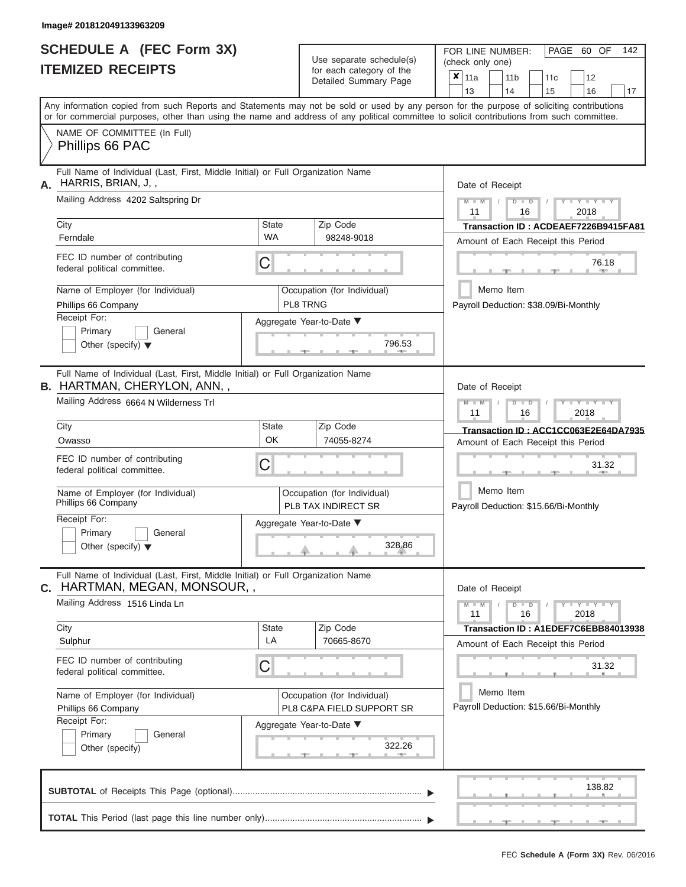Image# 201812049133963209

# SCHEDULE A (FEC Form 3X)
## ITEMIZED RECEIPTS

Use separate schedule(s) for each category of the Detailed Summary Page

FOR LINE NUMBER: (check only one)

☒ 11a ☐ 11b ☐ 11c ☐ 12 ☐ 13 ☐ 14 ☐ 15 ☐ 16 ☐ 17

PAGE 60 OF 142

Any information copied from such Reports and Statements may not be sold or used by any person for the purpose of soliciting contributions or for commercial purposes, other than using the name and address of any political committee to solicit contributions from such committee.

NAME OF COMMITTEE (In Full)
Phillips 66 PAC

---

**A.** Full Name of Individual (Last, First, Middle Initial) or Full Organization Name: HARRIS, BRIAN, J, ,

Mailing Address: 4202 Saltspring Dr

City: Ferndale | State: WA | Zip Code: 98248-9018

FEC ID number of contributing federal political committee: C

Name of Employer (for Individual): Phillips 66 Company

Occupation (for Individual): PL8 TRNG

Receipt For: ☐ Primary ☐ General ☐ Other (specify)

Aggregate Year-to-Date: 796.53

Date of Receipt: 11 / 16 / 2018

Transaction ID : ACDEAEF7226B9415FA81

Amount of Each Receipt this Period: 76.18

☐ Memo Item

Payroll Deduction: $38.09/Bi-Monthly

---

**B.** Full Name of Individual (Last, First, Middle Initial) or Full Organization Name: HARTMAN, CHERYLON, ANN, ,

Mailing Address: 6664 N Wilderness Trl

City: Owasso | State: OK | Zip Code: 74055-8274

FEC ID number of contributing federal political committee: C

Name of Employer (for Individual): Phillips 66 Company

Occupation (for Individual): PL8 TAX INDIRECT SR

Receipt For: ☐ Primary ☐ General ☐ Other (specify)

Aggregate Year-to-Date: 328.86

Date of Receipt: 11 / 16 / 2018

Transaction ID : ACC1CC063E2E64DA7935

Amount of Each Receipt this Period: 31.32

☐ Memo Item

Payroll Deduction: $15.66/Bi-Monthly

---

**C.** Full Name of Individual (Last, First, Middle Initial) or Full Organization Name: HARTMAN, MEGAN, MONSOUR, ,

Mailing Address: 1516 Linda Ln

City: Sulphur | State: LA | Zip Code: 70665-8670

FEC ID number of contributing federal political committee: C

Name of Employer (for Individual): Phillips 66 Company

Occupation (for Individual): PL8 C&PA FIELD SUPPORT SR

Receipt For: ☐ Primary ☐ General ☐ Other (specify)

Aggregate Year-to-Date: 322.26

Date of Receipt: 11 / 16 / 2018

Transaction ID : A1EDEF7C6EBB84013938

Amount of Each Receipt this Period: 31.32

☐ Memo Item

Payroll Deduction: $15.66/Bi-Monthly

---

**SUBTOTAL** of Receipts This Page (optional): 138.82

**TOTAL** This Period (last page this line number only):

FEC Schedule A (Form 3X) Rev. 06/2016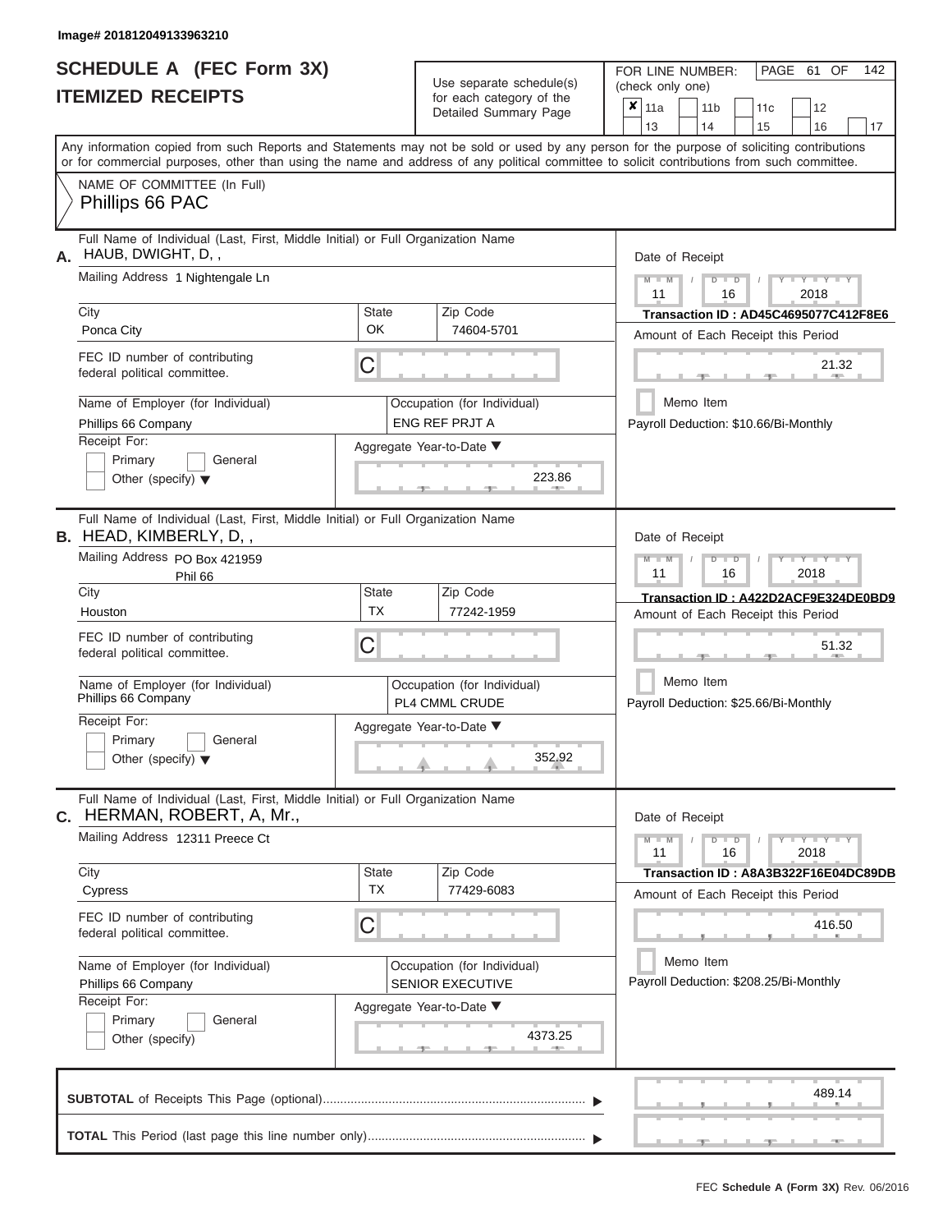Image# 201812049133963210

# SCHEDULE A (FEC Form 3X)
## ITEMIZED RECEIPTS

Use separate schedule(s) for each category of the Detailed Summary Page

FOR LINE NUMBER: (check only one)

- [x] 11a
- [ ] 11b
- [ ] 11c
- [ ] 12
- [ ] 13
- [ ] 14
- [ ] 15
- [ ] 16
- [ ] 17

Any information copied from such Reports and Statements may not be sold or used by any person for the purpose of soliciting contributions or for commercial purposes, other than using the name and address of any political committee to solicit contributions from such committee.

NAME OF COMMITTEE (In Full)
Phillips 66 PAC

---

**A.** Full Name of Individual (Last, First, Middle Initial) or Full Organization Name: HAUB, DWIGHT, D, ,

Mailing Address: 1 Nightengale Ln

City: Ponca City | State: OK | Zip Code: 74604-5701

FEC ID number of contributing federal political committee: C

Name of Employer (for Individual): Phillips 66 Company

Occupation (for Individual): ENG REF PRJT A

Receipt For: Primary / General / Other (specify)

Aggregate Year-to-Date: 223.86

Date of Receipt: 11 / 16 / 2018

Transaction ID : AD45C4695077C412F8E6

Amount of Each Receipt this Period: 21.32

Memo Item

Payroll Deduction: $10.66/Bi-Monthly

---

**B.** Full Name of Individual (Last, First, Middle Initial) or Full Organization Name: HEAD, KIMBERLY, D, ,

Mailing Address: PO Box 421959
Phil 66

City: Houston | State: TX | Zip Code: 77242-1959

FEC ID number of contributing federal political committee: C

Name of Employer (for Individual): Phillips 66 Company

Occupation (for Individual): PL4 CMML CRUDE

Receipt For: Primary / General / Other (specify)

Aggregate Year-to-Date: 352.92

Date of Receipt: 11 / 16 / 2018

Transaction ID : A422D2ACF9E324DE0BD9

Amount of Each Receipt this Period: 51.32

Memo Item

Payroll Deduction: $25.66/Bi-Monthly

---

**C.** Full Name of Individual (Last, First, Middle Initial) or Full Organization Name: HERMAN, ROBERT, A, Mr.,

Mailing Address: 12311 Preece Ct

City: Cypress | State: TX | Zip Code: 77429-6083

FEC ID number of contributing federal political committee: C

Name of Employer (for Individual): Phillips 66 Company

Occupation (for Individual): SENIOR EXECUTIVE

Receipt For: Primary / General / Other (specify)

Aggregate Year-to-Date: 4373.25

Date of Receipt: 11 / 16 / 2018

Transaction ID : A8A3B322F16E04DC89DB

Amount of Each Receipt this Period: 416.50

Memo Item

Payroll Deduction: $208.25/Bi-Monthly

---

**SUBTOTAL** of Receipts This Page (optional): 489.14

**TOTAL** This Period (last page this line number only):

FEC **Schedule A (Form 3X)** Rev. 06/2016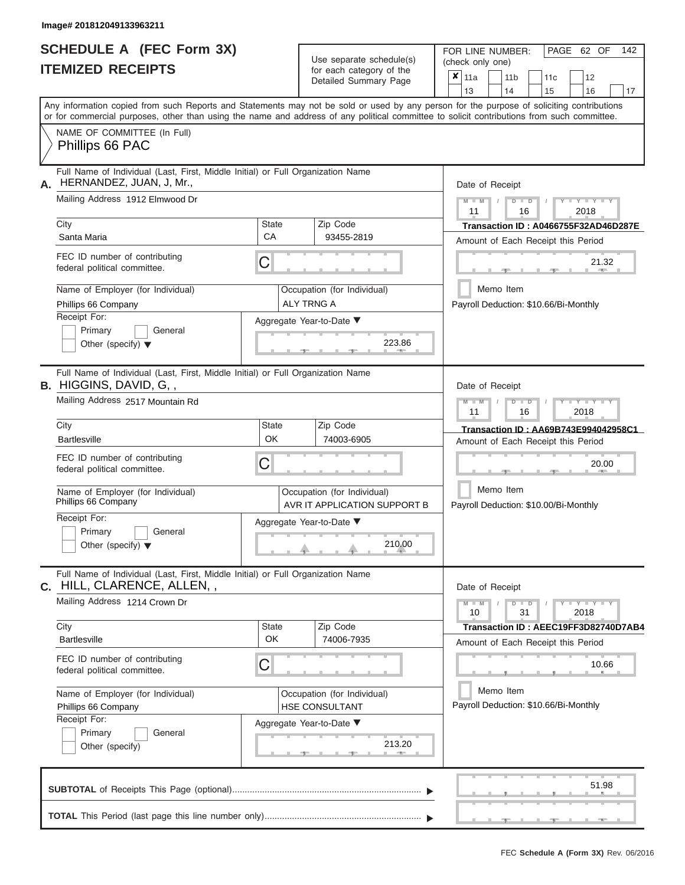Image# 201812049133963211

# SCHEDULE A (FEC Form 3X)
# ITEMIZED RECEIPTS

Use separate schedule(s) for each category of the Detailed Summary Page

FOR LINE NUMBER: (check only one)

- [x] 11a
- [ ] 11b
- [ ] 11c
- [ ] 12
- [ ] 13
- [ ] 14
- [ ] 15
- [ ] 16
- [ ] 17

PAGE 62 OF 142

Any information copied from such Reports and Statements may not be sold or used by any person for the purpose of soliciting contributions or for commercial purposes, other than using the name and address of any political committee to solicit contributions from such committee.

NAME OF COMMITTEE (In Full)
Phillips 66 PAC

---

**A.** Full Name of Individual (Last, First, Middle Initial) or Full Organization Name
HERNANDEZ, JUAN, J, Mr.,

Mailing Address 1912 Elmwood Dr

City: Santa Maria | State: CA | Zip Code: 93455-2819

FEC ID number of contributing federal political committee. C

Name of Employer (for Individual): Phillips 66 Company

Occupation (for Individual): ALY TRNG A

Receipt For: Primary / General / Other (specify)

Aggregate Year-to-Date: 223.86

Date of Receipt: 11 / 16 / 2018

Transaction ID : A0466755F32AD46D287E

Amount of Each Receipt this Period: 21.32

Memo Item

Payroll Deduction: $10.66/Bi-Monthly

---

**B.** Full Name of Individual (Last, First, Middle Initial) or Full Organization Name
HIGGINS, DAVID, G, ,

Mailing Address 2517 Mountain Rd

City: Bartlesville | State: OK | Zip Code: 74003-6905

FEC ID number of contributing federal political committee. C

Name of Employer (for Individual): Phillips 66 Company

Occupation (for Individual): AVR IT APPLICATION SUPPORT B

Receipt For: Primary / General / Other (specify)

Aggregate Year-to-Date: 210.00

Date of Receipt: 11 / 16 / 2018

Transaction ID : AA69B743E994042958C1

Amount of Each Receipt this Period: 20.00

Memo Item

Payroll Deduction: $10.00/Bi-Monthly

---

**C.** Full Name of Individual (Last, First, Middle Initial) or Full Organization Name
HILL, CLARENCE, ALLEN, ,

Mailing Address 1214 Crown Dr

City: Bartlesville | State: OK | Zip Code: 74006-7935

FEC ID number of contributing federal political committee. C

Name of Employer (for Individual): Phillips 66 Company

Occupation (for Individual): HSE CONSULTANT

Receipt For: Primary / General / Other (specify)

Aggregate Year-to-Date: 213.20

Date of Receipt: 10 / 31 / 2018

Transaction ID : AEEC19FF3D82740D7AB4

Amount of Each Receipt this Period: 10.66

Memo Item

Payroll Deduction: $10.66/Bi-Monthly

---

**SUBTOTAL** of Receipts This Page (optional): 51.98

**TOTAL** This Period (last page this line number only):

FEC Schedule A (Form 3X) Rev. 06/2016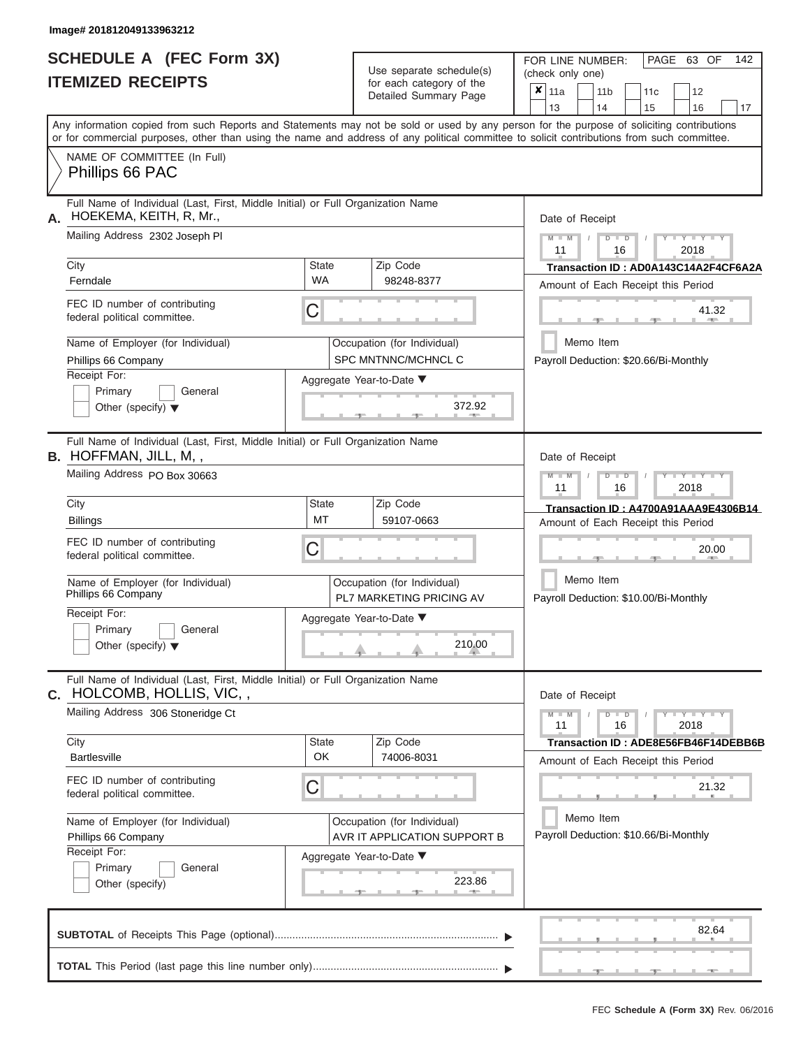Image# 201812049133963212

# SCHEDULE A (FEC Form 3X)
## ITEMIZED RECEIPTS

Use separate schedule(s) for each category of the Detailed Summary Page

FOR LINE NUMBER: (check only one)

- [x] 11a
- [ ] 11b
- [ ] 11c
- [ ] 12
- [ ] 13
- [ ] 14
- [ ] 15
- [ ] 16
- [ ] 17

Any information copied from such Reports and Statements may not be sold or used by any person for the purpose of soliciting contributions or for commercial purposes, other than using the name and address of any political committee to solicit contributions from such committee.

NAME OF COMMITTEE (In Full)
Phillips 66 PAC

---

**A.** Full Name of Individual (Last, First, Middle Initial) or Full Organization Name
HOEKEMA, KEITH, R, Mr.,

Mailing Address: 2302 Joseph Pl

City: Ferndale | State: WA | Zip Code: 98248-8377

FEC ID number of contributing federal political committee: C

Name of Employer (for Individual): Phillips 66 Company

Occupation (for Individual): SPC MNTNNC/MCHNCL C

Receipt For: Primary / General / Other (specify)

Aggregate Year-to-Date: 372.92

Date of Receipt: 11 / 16 / 2018

Transaction ID : AD0A143C14A2F4CF6A2A

Amount of Each Receipt this Period: 41.32

Memo Item

Payroll Deduction: $20.66/Bi-Monthly

---

**B.** Full Name of Individual (Last, First, Middle Initial) or Full Organization Name
HOFFMAN, JILL, M, ,

Mailing Address: PO Box 30663

City: Billings | State: MT | Zip Code: 59107-0663

FEC ID number of contributing federal political committee: C

Name of Employer (for Individual): Phillips 66 Company

Occupation (for Individual): PL7 MARKETING PRICING AV

Receipt For: Primary / General / Other (specify)

Aggregate Year-to-Date: 210.00

Date of Receipt: 11 / 16 / 2018

Transaction ID : A4700A91AAA9E4306B14

Amount of Each Receipt this Period: 20.00

Memo Item

Payroll Deduction: $10.00/Bi-Monthly

---

**C.** Full Name of Individual (Last, First, Middle Initial) or Full Organization Name
HOLCOMB, HOLLIS, VIC, ,

Mailing Address: 306 Stoneridge Ct

City: Bartlesville | State: OK | Zip Code: 74006-8031

FEC ID number of contributing federal political committee: C

Name of Employer (for Individual): Phillips 66 Company

Occupation (for Individual): AVR IT APPLICATION SUPPORT B

Receipt For: Primary / General / Other (specify)

Aggregate Year-to-Date: 223.86

Date of Receipt: 11 / 16 / 2018

Transaction ID : ADE8E56FB46F14DEBB6B

Amount of Each Receipt this Period: 21.32

Memo Item

Payroll Deduction: $10.66/Bi-Monthly

---

**SUBTOTAL** of Receipts This Page (optional): 82.64

**TOTAL** This Period (last page this line number only):

FEC Schedule A (Form 3X) Rev. 06/2016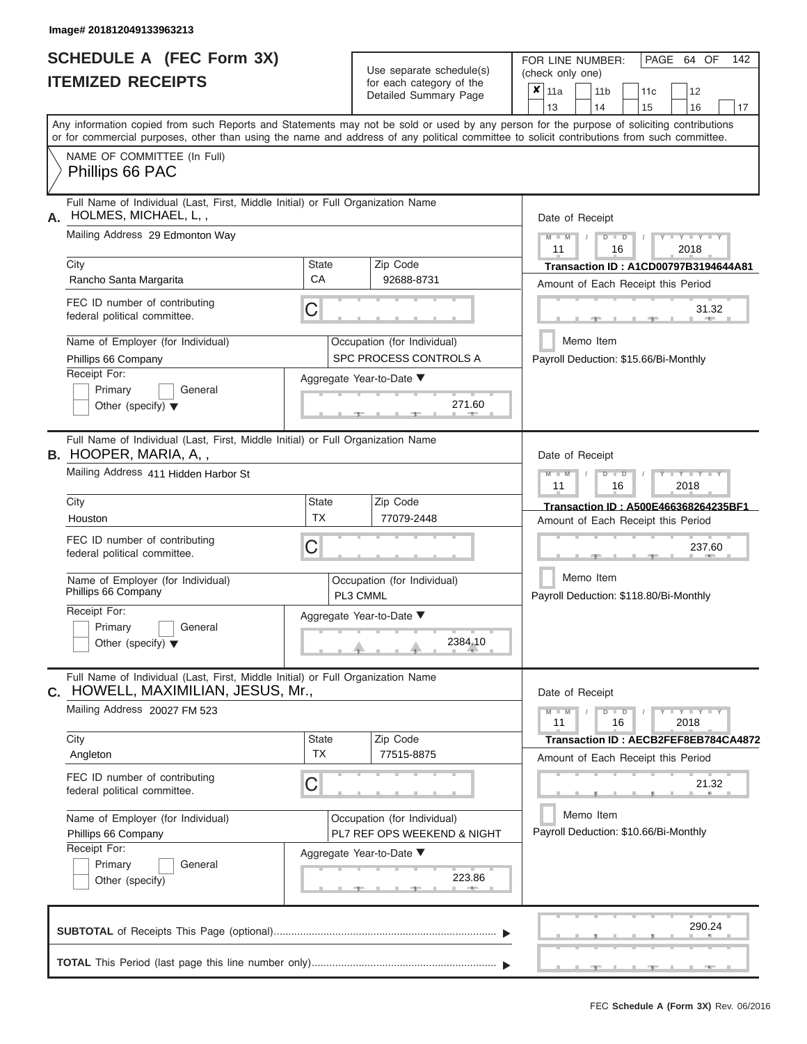Image# 201812049133963213

# SCHEDULE A (FEC Form 3X)
## ITEMIZED RECEIPTS

Use separate schedule(s) for each category of the Detailed Summary Page

FOR LINE NUMBER: (check only one)

- [x] 11a
- [ ] 11b
- [ ] 11c
- [ ] 12
- [ ] 13
- [ ] 14
- [ ] 15
- [ ] 16
- [ ] 17

PAGE 64 OF 142

Any information copied from such Reports and Statements may not be sold or used by any person for the purpose of soliciting contributions or for commercial purposes, other than using the name and address of any political committee to solicit contributions from such committee.

NAME OF COMMITTEE (In Full)
Phillips 66 PAC

---

**A.** Full Name of Individual (Last, First, Middle Initial) or Full Organization Name
HOLMES, MICHAEL, L, ,

Mailing Address: 29 Edmonton Way

City: Rancho Santa Margarita | State: CA | Zip Code: 92688-8731

FEC ID number of contributing federal political committee: C

Name of Employer (for Individual): Phillips 66 Company

Occupation (for Individual): SPC PROCESS CONTROLS A

Receipt For: Primary / General / Other (specify)

Aggregate Year-to-Date: 271.60

Date of Receipt: 11 / 16 / 2018

Transaction ID : A1CD00797B3194644A81

Amount of Each Receipt this Period: 31.32

Memo Item

Payroll Deduction: $15.66/Bi-Monthly

---

**B.** Full Name of Individual (Last, First, Middle Initial) or Full Organization Name
HOOPER, MARIA, A, ,

Mailing Address: 411 Hidden Harbor St

City: Houston | State: TX | Zip Code: 77079-2448

FEC ID number of contributing federal political committee: C

Name of Employer (for Individual): Phillips 66 Company

Occupation (for Individual): PL3 CMML

Receipt For: Primary / General / Other (specify)

Aggregate Year-to-Date: 2384.10

Date of Receipt: 11 / 16 / 2018

Transaction ID : A500E466368264235BF1

Amount of Each Receipt this Period: 237.60

Memo Item

Payroll Deduction: $118.80/Bi-Monthly

---

**C.** Full Name of Individual (Last, First, Middle Initial) or Full Organization Name
HOWELL, MAXIMILIAN, JESUS, Mr.,

Mailing Address: 20027 FM 523

City: Angleton | State: TX | Zip Code: 77515-8875

FEC ID number of contributing federal political committee: C

Name of Employer (for Individual): Phillips 66 Company

Occupation (for Individual): PL7 REF OPS WEEKEND & NIGHT

Receipt For: Primary / General / Other (specify)

Aggregate Year-to-Date: 223.86

Date of Receipt: 11 / 16 / 2018

Transaction ID : AECB2FEF8EB784CA4872

Amount of Each Receipt this Period: 21.32

Memo Item

Payroll Deduction: $10.66/Bi-Monthly

---

**SUBTOTAL** of Receipts This Page (optional): 290.24

**TOTAL** This Period (last page this line number only):

FEC Schedule A (Form 3X) Rev. 06/2016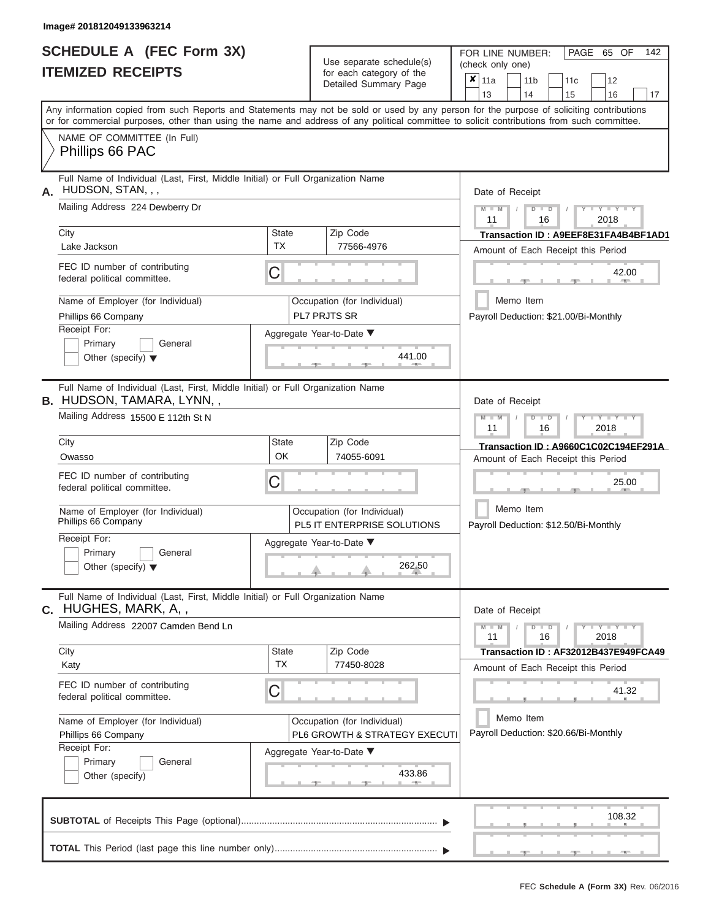Image# 201812049133963214

# SCHEDULE A (FEC Form 3X)
## ITEMIZED RECEIPTS

Use separate schedule(s) for each category of the Detailed Summary Page

FOR LINE NUMBER: (check only one)

- [x] 11a
- [ ] 11b
- [ ] 11c
- [ ] 12
- [ ] 13
- [ ] 14
- [ ] 15
- [ ] 16
- [ ] 17

Any information copied from such Reports and Statements may not be sold or used by any person for the purpose of soliciting contributions or for commercial purposes, other than using the name and address of any political committee to solicit contributions from such committee.

NAME OF COMMITTEE (In Full)
Phillips 66 PAC

---

**A.** Full Name of Individual (Last, First, Middle Initial) or Full Organization Name
HUDSON, STAN, , ,

Mailing Address: 224 Dewberry Dr

City: Lake Jackson | State: TX | Zip Code: 77566-4976

FEC ID number of contributing federal political committee: C

Name of Employer (for Individual): Phillips 66 Company

Occupation (for Individual): PL7 PRJTS SR

Receipt For: Primary / General / Other (specify)

Aggregate Year-to-Date: 441.00

Date of Receipt: 11 16 2018

Transaction ID : A9EEF8E31FA4B4BF1AD1

Amount of Each Receipt this Period: 42.00

Memo Item

Payroll Deduction: $21.00/Bi-Monthly

---

**B.** Full Name of Individual (Last, First, Middle Initial) or Full Organization Name
HUDSON, TAMARA, LYNN, ,

Mailing Address: 15500 E 112th St N

City: Owasso | State: OK | Zip Code: 74055-6091

FEC ID number of contributing federal political committee: C

Name of Employer (for Individual): Phillips 66 Company

Occupation (for Individual): PL5 IT ENTERPRISE SOLUTIONS

Receipt For: Primary / General / Other (specify)

Aggregate Year-to-Date: 262.50

Date of Receipt: 11 16 2018

Transaction ID : A9660C1C02C194EF291A

Amount of Each Receipt this Period: 25.00

Memo Item

Payroll Deduction: $12.50/Bi-Monthly

---

**C.** Full Name of Individual (Last, First, Middle Initial) or Full Organization Name
HUGHES, MARK, A, ,

Mailing Address: 22007 Camden Bend Ln

City: Katy | State: TX | Zip Code: 77450-8028

FEC ID number of contributing federal political committee: C

Name of Employer (for Individual): Phillips 66 Company

Occupation (for Individual): PL6 GROWTH & STRATEGY EXECUTI

Receipt For: Primary / General / Other (specify)

Aggregate Year-to-Date: 433.86

Date of Receipt: 11 16 2018

Transaction ID : AF32012B437E949FCA49

Amount of Each Receipt this Period: 41.32

Memo Item

Payroll Deduction: $20.66/Bi-Monthly

---

**SUBTOTAL** of Receipts This Page (optional): 108.32

**TOTAL** This Period (last page this line number only):

FEC Schedule A (Form 3X) Rev. 06/2016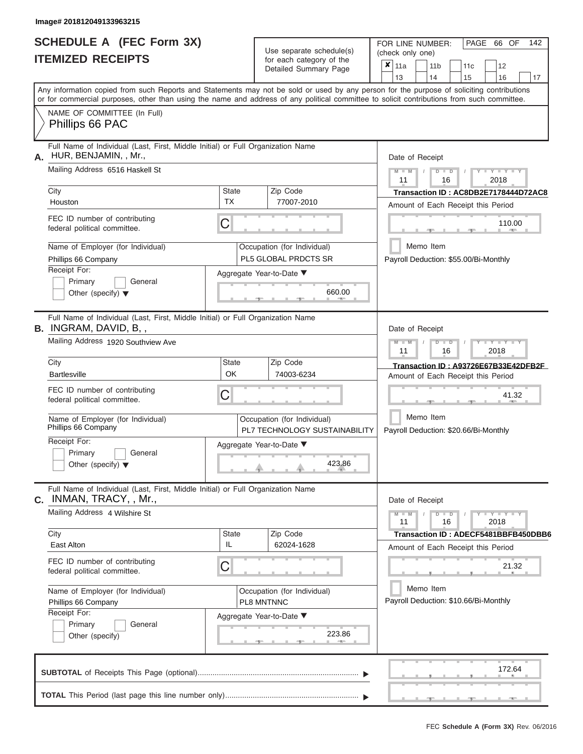Image# 201812049133963215

# SCHEDULE A (FEC Form 3X)
## ITEMIZED RECEIPTS

Use separate schedule(s) for each category of the Detailed Summary Page

FOR LINE NUMBER: (check only one)

- [x] 11a
- [ ] 11b
- [ ] 11c
- [ ] 12
- [ ] 13
- [ ] 14
- [ ] 15
- [ ] 16
- [ ] 17

PAGE 66 OF 142

Any information copied from such Reports and Statements may not be sold or used by any person for the purpose of soliciting contributions or for commercial purposes, other than using the name and address of any political committee to solicit contributions from such committee.

NAME OF COMMITTEE (In Full)
Phillips 66 PAC

---

**A.** Full Name of Individual (Last, First, Middle Initial) or Full Organization Name
HUR, BENJAMIN, , Mr.,

Mailing Address 6516 Haskell St

City: Houston | State: TX | Zip Code: 77007-2010

FEC ID number of contributing federal political committee. C

Name of Employer (for Individual): Phillips 66 Company
Occupation (for Individual): PL5 GLOBAL PRDCTS SR

Receipt For: Primary / General / Other (specify)

Aggregate Year-to-Date: 660.00

Date of Receipt: 11 16 2018
Transaction ID : AC8DB2E7178444D72AC8
Amount of Each Receipt this Period: 110.00
Memo Item
Payroll Deduction: $55.00/Bi-Monthly

---

**B.** Full Name of Individual (Last, First, Middle Initial) or Full Organization Name
INGRAM, DAVID, B, ,

Mailing Address 1920 Southview Ave

City: Bartlesville | State: OK | Zip Code: 74003-6234

FEC ID number of contributing federal political committee. C

Name of Employer (for Individual): Phillips 66 Company
Occupation (for Individual): PL7 TECHNOLOGY SUSTAINABILITY

Receipt For: Primary / General / Other (specify)

Aggregate Year-to-Date: 423.86

Date of Receipt: 11 16 2018
Transaction ID : A93726E67B33E42DFB2F
Amount of Each Receipt this Period: 41.32
Memo Item
Payroll Deduction: $20.66/Bi-Monthly

---

**C.** Full Name of Individual (Last, First, Middle Initial) or Full Organization Name
INMAN, TRACY, , Mr.,

Mailing Address 4 Wilshire St

City: East Alton | State: IL | Zip Code: 62024-1628

FEC ID number of contributing federal political committee. C

Name of Employer (for Individual): Phillips 66 Company
Occupation (for Individual): PL8 MNTNNC

Receipt For: Primary / General / Other (specify)

Aggregate Year-to-Date: 223.86

Date of Receipt: 11 16 2018
Transaction ID : ADECF5481BBFB450DBB6
Amount of Each Receipt this Period: 21.32
Memo Item
Payroll Deduction: $10.66/Bi-Monthly

---

**SUBTOTAL** of Receipts This Page (optional): 172.64

**TOTAL** This Period (last page this line number only):

FEC Schedule A (Form 3X) Rev. 06/2016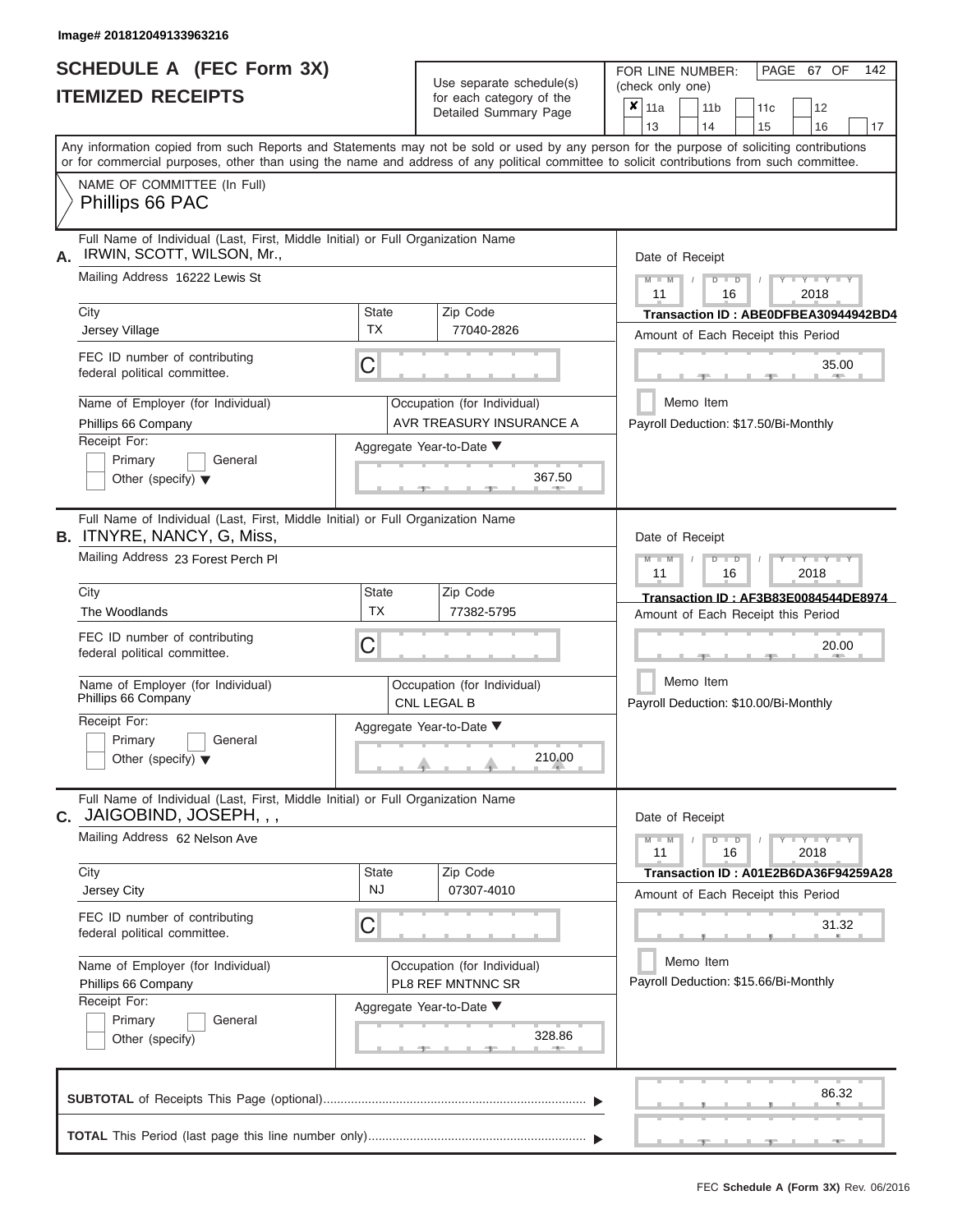Image# 201812049133963216

# SCHEDULE A (FEC Form 3X)
# ITEMIZED RECEIPTS

Use separate schedule(s) for each category of the Detailed Summary Page

FOR LINE NUMBER: (check only one)

- [x] 11a
- [ ] 11b
- [ ] 11c
- [ ] 12
- [ ] 13
- [ ] 14
- [ ] 15
- [ ] 16
- [ ] 17

PAGE 67 OF 142

Any information copied from such Reports and Statements may not be sold or used by any person for the purpose of soliciting contributions or for commercial purposes, other than using the name and address of any political committee to solicit contributions from such committee.

NAME OF COMMITTEE (In Full)
Phillips 66 PAC

---

**A.** Full Name of Individual (Last, First, Middle Initial) or Full Organization Name
IRWIN, SCOTT, WILSON, Mr.,

Mailing Address: 16222 Lewis St

City: Jersey Village | State: TX | Zip Code: 77040-2826

FEC ID number of contributing federal political committee: C

Name of Employer (for Individual): Phillips 66 Company

Occupation (for Individual): AVR TREASURY INSURANCE A

Receipt For: Primary / General / Other (specify)

Aggregate Year-to-Date: 367.50

Date of Receipt: 11 / 16 / 2018

Transaction ID : ABE0DFBEA30944942BD4

Amount of Each Receipt this Period: 35.00

Memo Item

Payroll Deduction: $17.50/Bi-Monthly

---

**B.** Full Name of Individual (Last, First, Middle Initial) or Full Organization Name
ITNYRE, NANCY, G, Miss,

Mailing Address: 23 Forest Perch Pl

City: The Woodlands | State: TX | Zip Code: 77382-5795

FEC ID number of contributing federal political committee: C

Name of Employer (for Individual): Phillips 66 Company

Occupation (for Individual): CNL LEGAL B

Receipt For: Primary / General / Other (specify)

Aggregate Year-to-Date: 210.00

Date of Receipt: 11 / 16 / 2018

Transaction ID : AF3B83E0084544DE8974

Amount of Each Receipt this Period: 20.00

Memo Item

Payroll Deduction: $10.00/Bi-Monthly

---

**C.** Full Name of Individual (Last, First, Middle Initial) or Full Organization Name
JAIGOBIND, JOSEPH, , ,

Mailing Address: 62 Nelson Ave

City: Jersey City | State: NJ | Zip Code: 07307-4010

FEC ID number of contributing federal political committee: C

Name of Employer (for Individual): Phillips 66 Company

Occupation (for Individual): PL8 REF MNTNNC SR

Receipt For: Primary / General / Other (specify)

Aggregate Year-to-Date: 328.86

Date of Receipt: 11 / 16 / 2018

Transaction ID : A01E2B6DA36F94259A28

Amount of Each Receipt this Period: 31.32

Memo Item

Payroll Deduction: $15.66/Bi-Monthly

---

**SUBTOTAL** of Receipts This Page (optional): 86.32

**TOTAL** This Period (last page this line number only):

FEC **Schedule A (Form 3X)** Rev. 06/2016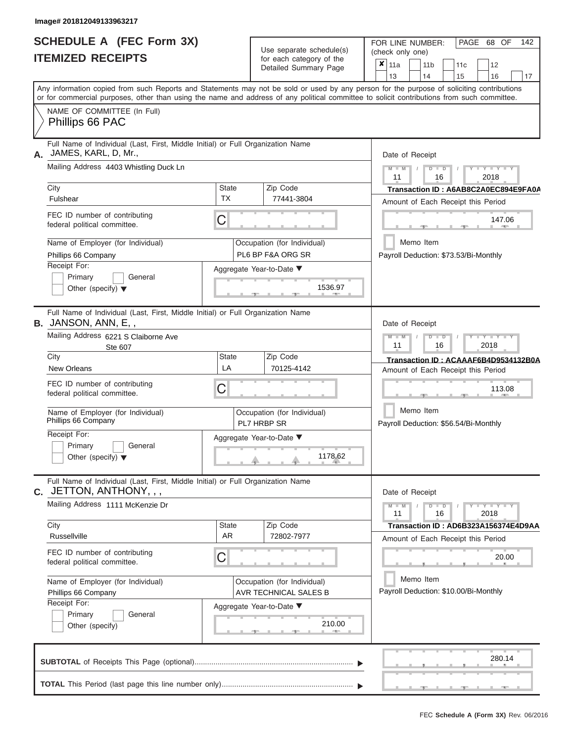Image# 201812049133963217

# SCHEDULE A (FEC Form 3X)
# ITEMIZED RECEIPTS

Use separate schedule(s) for each category of the Detailed Summary Page

FOR LINE NUMBER: (check only one)

- [x] 11a
- [ ] 11b
- [ ] 11c
- [ ] 12
- [ ] 13
- [ ] 14
- [ ] 15
- [ ] 16
- [ ] 17

Any information copied from such Reports and Statements may not be sold or used by any person for the purpose of soliciting contributions or for commercial purposes, other than using the name and address of any political committee to solicit contributions from such committee.

NAME OF COMMITTEE (In Full)
Phillips 66 PAC

---

**A.** Full Name of Individual (Last, First, Middle Initial) or Full Organization Name: JAMES, KARL, D, Mr.,

Mailing Address: 4403 Whistling Duck Ln

City: Fulshear | State: TX | Zip Code: 77441-3804

FEC ID number of contributing federal political committee: C

Name of Employer (for Individual): Phillips 66 Company

Occupation (for Individual): PL6 BP F&A ORG SR

Receipt For: Primary / General / Other (specify)

Aggregate Year-to-Date: 1536.97

Date of Receipt: 11 / 16 / 2018

Transaction ID : A6AB8C2A0EC894E9FA0A

Amount of Each Receipt this Period: 147.06

Memo Item

Payroll Deduction: $73.53/Bi-Monthly

---

**B.** Full Name of Individual (Last, First, Middle Initial) or Full Organization Name: JANSON, ANN, E, ,

Mailing Address: 6221 S Claiborne Ave Ste 607

City: New Orleans | State: LA | Zip Code: 70125-4142

FEC ID number of contributing federal political committee: C

Name of Employer (for Individual): Phillips 66 Company

Occupation (for Individual): PL7 HRBP SR

Receipt For: Primary / General / Other (specify)

Aggregate Year-to-Date: 1178.62

Date of Receipt: 11 / 16 / 2018

Transaction ID : ACAAAF6B4D9534132B0A

Amount of Each Receipt this Period: 113.08

Memo Item

Payroll Deduction: $56.54/Bi-Monthly

---

**C.** Full Name of Individual (Last, First, Middle Initial) or Full Organization Name: JETTON, ANTHONY, , ,

Mailing Address: 1111 McKenzie Dr

City: Russellville | State: AR | Zip Code: 72802-7977

FEC ID number of contributing federal political committee: C

Name of Employer (for Individual): Phillips 66 Company

Occupation (for Individual): AVR TECHNICAL SALES B

Receipt For: Primary / General / Other (specify)

Aggregate Year-to-Date: 210.00

Date of Receipt: 11 / 16 / 2018

Transaction ID : AD6B323A156374E4D9AA

Amount of Each Receipt this Period: 20.00

Memo Item

Payroll Deduction: $10.00/Bi-Monthly

---

**SUBTOTAL** of Receipts This Page (optional): 280.14

**TOTAL** This Period (last page this line number only):

FEC **Schedule A (Form 3X)** Rev. 06/2016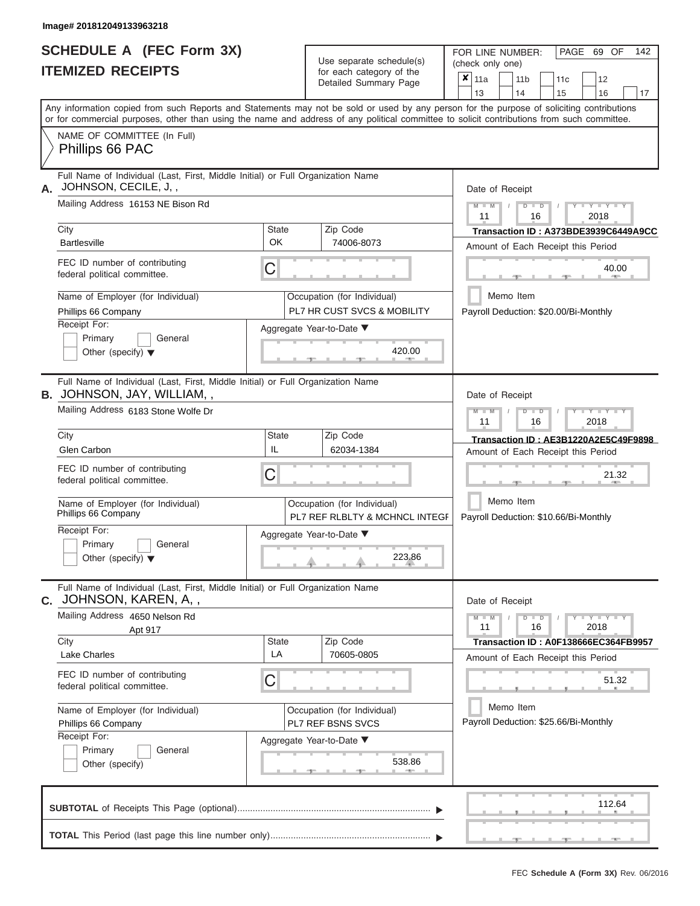Image# 201812049133963218

# SCHEDULE A (FEC Form 3X)
## ITEMIZED RECEIPTS

Use separate schedule(s) for each category of the Detailed Summary Page

FOR LINE NUMBER: (check only one)

- [x] 11a
- [ ] 11b
- [ ] 11c
- [ ] 12
- [ ] 13
- [ ] 14
- [ ] 15
- [ ] 16
- [ ] 17

PAGE 69 OF 142

Any information copied from such Reports and Statements may not be sold or used by any person for the purpose of soliciting contributions or for commercial purposes, other than using the name and address of any political committee to solicit contributions from such committee.

NAME OF COMMITTEE (In Full)
Phillips 66 PAC

---

**A.** Full Name of Individual (Last, First, Middle Initial) or Full Organization Name: JOHNSON, CECILE, J, ,

Mailing Address: 16153 NE Bison Rd

City: Bartlesville | State: OK | Zip Code: 74006-8073

FEC ID number of contributing federal political committee: C

Name of Employer (for Individual): Phillips 66 Company

Occupation (for Individual): PL7 HR CUST SVCS & MOBILITY

Receipt For: Primary / General / Other (specify)

Aggregate Year-to-Date: 420.00

Date of Receipt: 11 / 16 / 2018

Transaction ID : A373BDE3939C6449A9CC

Amount of Each Receipt this Period: 40.00

Memo Item

Payroll Deduction: $20.00/Bi-Monthly

---

**B.** Full Name of Individual (Last, First, Middle Initial) or Full Organization Name: JOHNSON, JAY, WILLIAM, ,

Mailing Address: 6183 Stone Wolfe Dr

City: Glen Carbon | State: IL | Zip Code: 62034-1384

FEC ID number of contributing federal political committee: C

Name of Employer (for Individual): Phillips 66 Company

Occupation (for Individual): PL7 REF RLBLTY & MCHNCL INTEGF

Receipt For: Primary / General / Other (specify)

Aggregate Year-to-Date: 223.86

Date of Receipt: 11 / 16 / 2018

Transaction ID : AE3B1220A2E5C49F9898

Amount of Each Receipt this Period: 21.32

Memo Item

Payroll Deduction: $10.66/Bi-Monthly

---

**C.** Full Name of Individual (Last, First, Middle Initial) or Full Organization Name: JOHNSON, KAREN, A, ,

Mailing Address: 4650 Nelson Rd, Apt 917

City: Lake Charles | State: LA | Zip Code: 70605-0805

FEC ID number of contributing federal political committee: C

Name of Employer (for Individual): Phillips 66 Company

Occupation (for Individual): PL7 REF BSNS SVCS

Receipt For: Primary / General / Other (specify)

Aggregate Year-to-Date: 538.86

Date of Receipt: 11 / 16 / 2018

Transaction ID : A0F138666EC364FB9957

Amount of Each Receipt this Period: 51.32

Memo Item

Payroll Deduction: $25.66/Bi-Monthly

---

**SUBTOTAL** of Receipts This Page (optional): 112.64

**TOTAL** This Period (last page this line number only):

FEC Schedule A (Form 3X) Rev. 06/2016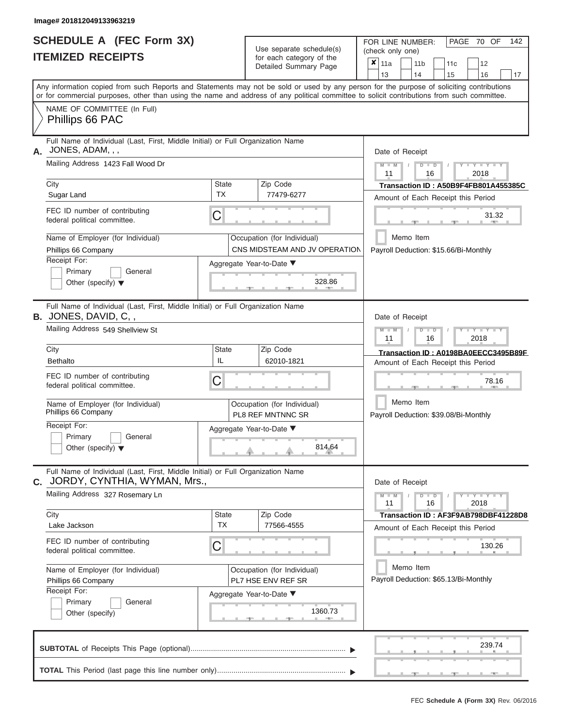Image# 201812049133963219

# SCHEDULE A (FEC Form 3X)
# ITEMIZED RECEIPTS

Use separate schedule(s) for each category of the Detailed Summary Page

FOR LINE NUMBER: (check only one)

- [x] 11a
- [ ] 11b
- [ ] 11c
- [ ] 12
- [ ] 13
- [ ] 14
- [ ] 15
- [ ] 16
- [ ] 17

PAGE 70 OF 142

Any information copied from such Reports and Statements may not be sold or used by any person for the purpose of soliciting contributions or for commercial purposes, other than using the name and address of any political committee to solicit contributions from such committee.

NAME OF COMMITTEE (In Full)
Phillips 66 PAC

---

**A.** Full Name of Individual (Last, First, Middle Initial) or Full Organization Name
JONES, ADAM, , ,

Mailing Address: 1423 Fall Wood Dr

City: Sugar Land | State: TX | Zip Code: 77479-6277

FEC ID number of contributing federal political committee: C

Name of Employer (for Individual): Phillips 66 Company

Occupation (for Individual): CNS MIDSTEAM AND JV OPERATION

Receipt For: Primary / General / Other (specify)

Aggregate Year-to-Date: 328.86

Date of Receipt: 11 / 16 / 2018

Transaction ID : A50B9F4FB801A455385C

Amount of Each Receipt this Period: 31.32

Memo Item

Payroll Deduction: $15.66/Bi-Monthly

---

**B.** Full Name of Individual (Last, First, Middle Initial) or Full Organization Name
JONES, DAVID, C, ,

Mailing Address: 549 Shellview St

City: Bethalto | State: IL | Zip Code: 62010-1821

FEC ID number of contributing federal political committee: C

Name of Employer (for Individual): Phillips 66 Company

Occupation (for Individual): PL8 REF MNTNNC SR

Receipt For: Primary / General / Other (specify)

Aggregate Year-to-Date: 814.64

Date of Receipt: 11 / 16 / 2018

Transaction ID : A0198BA0EECC3495B89F

Amount of Each Receipt this Period: 78.16

Memo Item

Payroll Deduction: $39.08/Bi-Monthly

---

**C.** Full Name of Individual (Last, First, Middle Initial) or Full Organization Name
JORDY, CYNTHIA, WYMAN, Mrs.,

Mailing Address: 327 Rosemary Ln

City: Lake Jackson | State: TX | Zip Code: 77566-4555

FEC ID number of contributing federal political committee: C

Name of Employer (for Individual): Phillips 66 Company

Occupation (for Individual): PL7 HSE ENV REF SR

Receipt For: Primary / General / Other (specify)

Aggregate Year-to-Date: 1360.73

Date of Receipt: 11 / 16 / 2018

Transaction ID : AF3F9AB798DBF41228D8

Amount of Each Receipt this Period: 130.26

Memo Item

Payroll Deduction: $65.13/Bi-Monthly

---

**SUBTOTAL** of Receipts This Page (optional): 239.74

**TOTAL** This Period (last page this line number only):

FEC Schedule A (Form 3X) Rev. 06/2016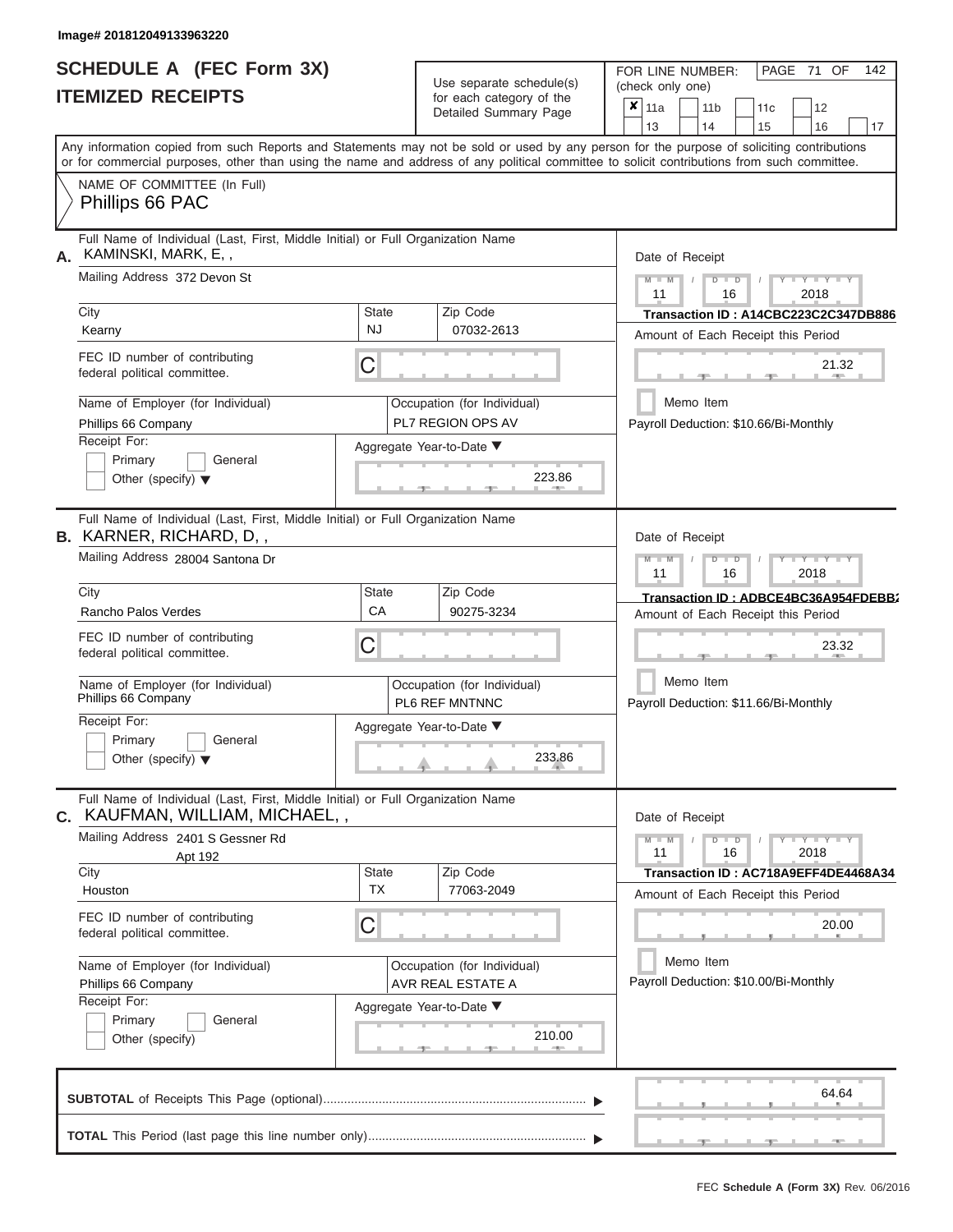Image# 201812049133963220

# SCHEDULE A (FEC Form 3X)
## ITEMIZED RECEIPTS

Use separate schedule(s) for each category of the Detailed Summary Page

FOR LINE NUMBER: (check only one)

- [x] 11a
- [ ] 11b
- [ ] 11c
- [ ] 12
- [ ] 13
- [ ] 14
- [ ] 15
- [ ] 16
- [ ] 17

Any information copied from such Reports and Statements may not be sold or used by any person for the purpose of soliciting contributions or for commercial purposes, other than using the name and address of any political committee to solicit contributions from such committee.

NAME OF COMMITTEE (In Full)
Phillips 66 PAC

---

**A.** Full Name of Individual (Last, First, Middle Initial) or Full Organization Name: KAMINSKI, MARK, E, ,

Mailing Address: 372 Devon St

City: Kearny | State: NJ | Zip Code: 07032-2613

FEC ID number of contributing federal political committee: C

Name of Employer (for Individual): Phillips 66 Company

Occupation (for Individual): PL7 REGION OPS AV

Receipt For: Primary / General / Other (specify)

Aggregate Year-to-Date: 223.86

Date of Receipt: 11 / 16 / 2018

Transaction ID : A14CBC223C2C347DB886

Amount of Each Receipt this Period: 21.32

Memo Item

Payroll Deduction: $10.66/Bi-Monthly

---

**B.** Full Name of Individual (Last, First, Middle Initial) or Full Organization Name: KARNER, RICHARD, D, ,

Mailing Address: 28004 Santona Dr

City: Rancho Palos Verdes | State: CA | Zip Code: 90275-3234

FEC ID number of contributing federal political committee: C

Name of Employer (for Individual): Phillips 66 Company

Occupation (for Individual): PL6 REF MNTNNC

Receipt For: Primary / General / Other (specify)

Aggregate Year-to-Date: 233.86

Date of Receipt: 11 / 16 / 2018

Transaction ID : ADBCE4BC36A954FDEBB2

Amount of Each Receipt this Period: 23.32

Memo Item

Payroll Deduction: $11.66/Bi-Monthly

---

**C.** Full Name of Individual (Last, First, Middle Initial) or Full Organization Name: KAUFMAN, WILLIAM, MICHAEL, ,

Mailing Address: 2401 S Gessner Rd Apt 192

City: Houston | State: TX | Zip Code: 77063-2049

FEC ID number of contributing federal political committee: C

Name of Employer (for Individual): Phillips 66 Company

Occupation (for Individual): AVR REAL ESTATE A

Receipt For: Primary / General / Other (specify)

Aggregate Year-to-Date: 210.00

Date of Receipt: 11 / 16 / 2018

Transaction ID : AC718A9EFF4DE4468A34

Amount of Each Receipt this Period: 20.00

Memo Item

Payroll Deduction: $10.00/Bi-Monthly

---

**SUBTOTAL** of Receipts This Page (optional): 64.64

**TOTAL** This Period (last page this line number only):

FEC **Schedule A (Form 3X)** Rev. 06/2016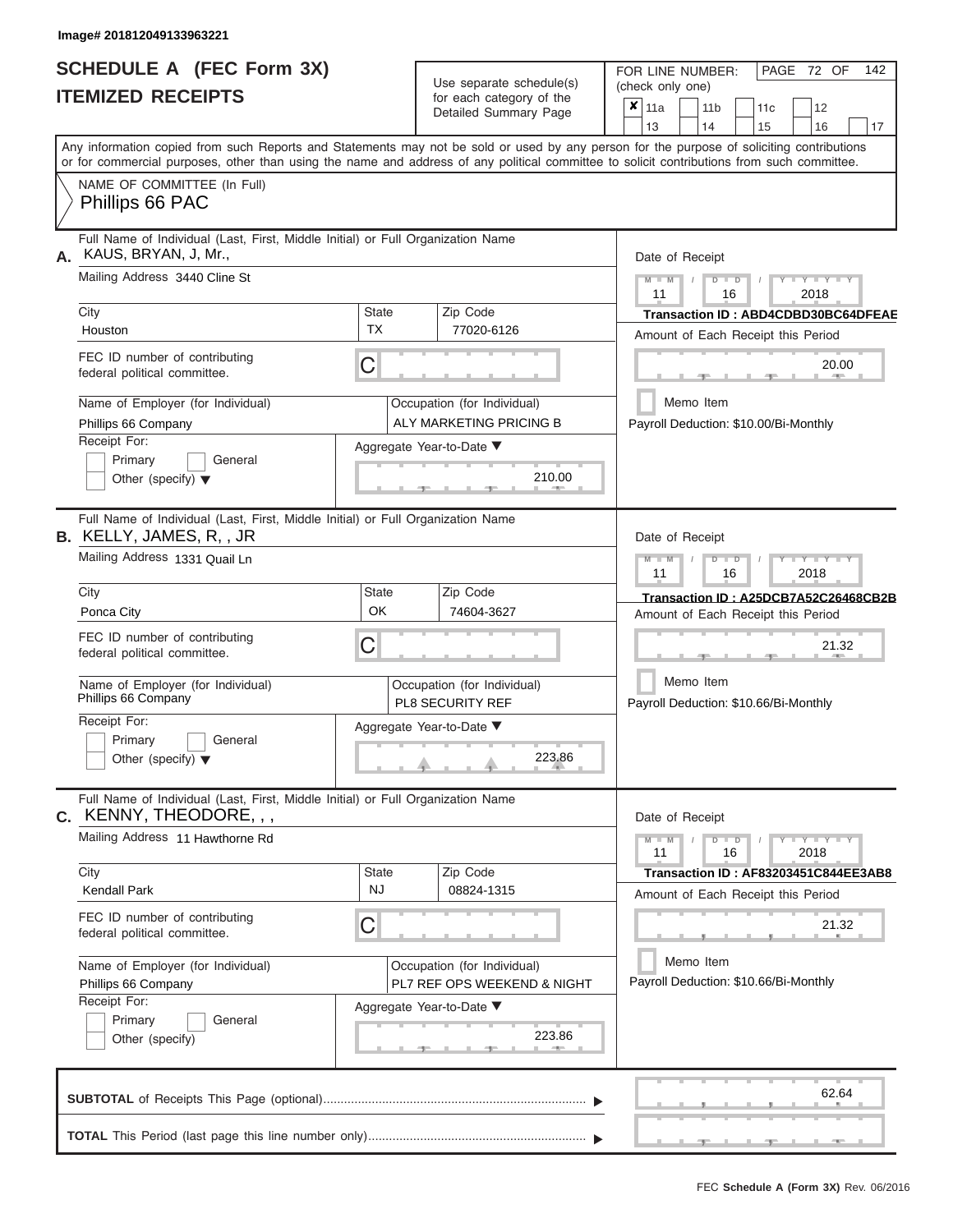Image# 201812049133963221

# SCHEDULE A (FEC Form 3X)
## ITEMIZED RECEIPTS

Use separate schedule(s) for each category of the Detailed Summary Page

FOR LINE NUMBER: (check only one)

- [x] 11a
- [ ] 11b
- [ ] 11c
- [ ] 12
- [ ] 13
- [ ] 14
- [ ] 15
- [ ] 16
- [ ] 17

PAGE 72 OF 142

Any information copied from such Reports and Statements may not be sold or used by any person for the purpose of soliciting contributions or for commercial purposes, other than using the name and address of any political committee to solicit contributions from such committee.

NAME OF COMMITTEE (In Full)
Phillips 66 PAC

---

**A.** Full Name of Individual (Last, First, Middle Initial) or Full Organization Name: KAUS, BRYAN, J, Mr.,

Mailing Address: 3440 Cline St

City: Houston | State: TX | Zip Code: 77020-6126

FEC ID number of contributing federal political committee: C

Name of Employer (for Individual): Phillips 66 Company

Occupation (for Individual): ALY MARKETING PRICING B

Receipt For: Primary / General / Other (specify)

Aggregate Year-to-Date: 210.00

Date of Receipt: 11 / 16 / 2018

Transaction ID : ABD4CDBD30BC64DFEAE

Amount of Each Receipt this Period: 20.00

Memo Item

Payroll Deduction: $10.00/Bi-Monthly

---

**B.** Full Name of Individual (Last, First, Middle Initial) or Full Organization Name: KELLY, JAMES, R, , JR

Mailing Address: 1331 Quail Ln

City: Ponca City | State: OK | Zip Code: 74604-3627

FEC ID number of contributing federal political committee: C

Name of Employer (for Individual): Phillips 66 Company

Occupation (for Individual): PL8 SECURITY REF

Receipt For: Primary / General / Other (specify)

Aggregate Year-to-Date: 223.86

Date of Receipt: 11 / 16 / 2018

Transaction ID : A25DCB7A52C26468CB2B

Amount of Each Receipt this Period: 21.32

Memo Item

Payroll Deduction: $10.66/Bi-Monthly

---

**C.** Full Name of Individual (Last, First, Middle Initial) or Full Organization Name: KENNY, THEODORE, , ,

Mailing Address: 11 Hawthorne Rd

City: Kendall Park | State: NJ | Zip Code: 08824-1315

FEC ID number of contributing federal political committee: C

Name of Employer (for Individual): Phillips 66 Company

Occupation (for Individual): PL7 REF OPS WEEKEND & NIGHT

Receipt For: Primary / General / Other (specify)

Aggregate Year-to-Date: 223.86

Date of Receipt: 11 / 16 / 2018

Transaction ID : AF83203451C844EE3AB8

Amount of Each Receipt this Period: 21.32

Memo Item

Payroll Deduction: $10.66/Bi-Monthly

---

**SUBTOTAL** of Receipts This Page (optional): 62.64

**TOTAL** This Period (last page this line number only):

FEC **Schedule A (Form 3X)** Rev. 06/2016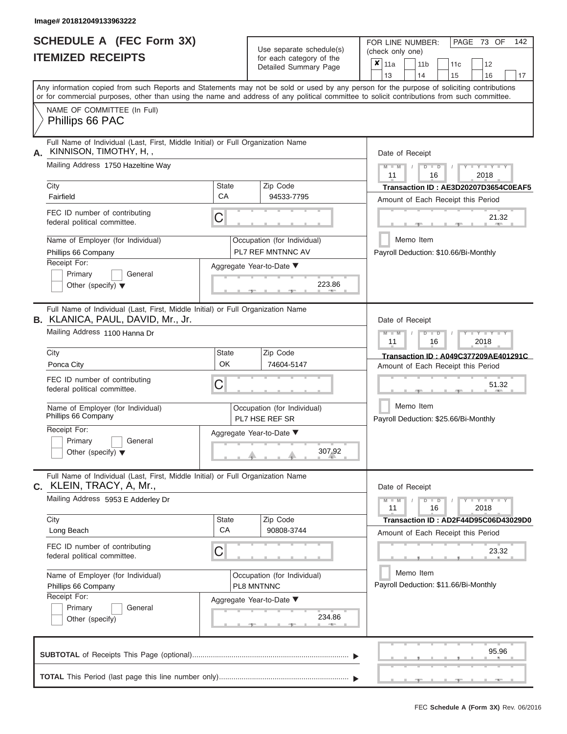Image# 201812049133963222

# SCHEDULE A (FEC Form 3X)
## ITEMIZED RECEIPTS

Use separate schedule(s) for each category of the Detailed Summary Page

FOR LINE NUMBER: (check only one)

| | | | | |
|---|---|---|---|---|
| ✘ 11a | 11b | 11c | 12 | |
| 13 | 14 | 15 | 16 | 17 |

PAGE 73 OF 142

Any information copied from such Reports and Statements may not be sold or used by any person for the purpose of soliciting contributions or for commercial purposes, other than using the name and address of any political committee to solicit contributions from such committee.

NAME OF COMMITTEE (In Full)
Phillips 66 PAC

---

**A.** Full Name of Individual (Last, First, Middle Initial) or Full Organization Name
KINNISON, TIMOTHY, H, ,

Mailing Address 1750 Hazeltine Way

City: Fairfield | State: CA | Zip Code: 94533-7795

FEC ID number of contributing federal political committee. C

Name of Employer (for Individual): Phillips 66 Company

Occupation (for Individual): PL7 REF MNTNNC AV

Receipt For: Primary / General / Other (specify)

Aggregate Year-to-Date: 223.86

Date of Receipt: 11 / 16 / 2018

Transaction ID : AE3D20207D3654C0EAF5

Amount of Each Receipt this Period: 21.32

Memo Item

Payroll Deduction: $10.66/Bi-Monthly

---

**B.** Full Name of Individual (Last, First, Middle Initial) or Full Organization Name
KLANICA, PAUL, DAVID, Mr., Jr.

Mailing Address 1100 Hanna Dr

City: Ponca City | State: OK | Zip Code: 74604-5147

FEC ID number of contributing federal political committee. C

Name of Employer (for Individual): Phillips 66 Company

Occupation (for Individual): PL7 HSE REF SR

Receipt For: Primary / General / Other (specify)

Aggregate Year-to-Date: 307.92

Date of Receipt: 11 / 16 / 2018

Transaction ID : A049C377209AE401291C

Amount of Each Receipt this Period: 51.32

Memo Item

Payroll Deduction: $25.66/Bi-Monthly

---

**C.** Full Name of Individual (Last, First, Middle Initial) or Full Organization Name
KLEIN, TRACY, A, Mr.,

Mailing Address 5953 E Adderley Dr

City: Long Beach | State: CA | Zip Code: 90808-3744

FEC ID number of contributing federal political committee. C

Name of Employer (for Individual): Phillips 66 Company

Occupation (for Individual): PL8 MNTNNC

Receipt For: Primary / General / Other (specify)

Aggregate Year-to-Date: 234.86

Date of Receipt: 11 / 16 / 2018

Transaction ID : AD2F44D95C06D43029D0

Amount of Each Receipt this Period: 23.32

Memo Item

Payroll Deduction: $11.66/Bi-Monthly

---

**SUBTOTAL** of Receipts This Page (optional): 95.96

**TOTAL** This Period (last page this line number only):

FEC Schedule A (Form 3X) Rev. 06/2016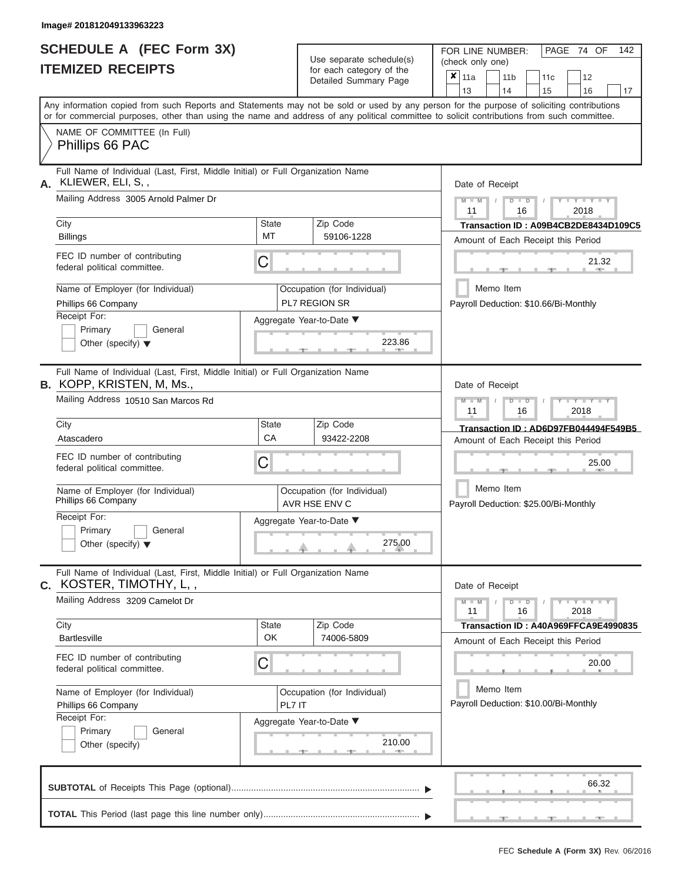Image# 201812049133963223

# SCHEDULE A (FEC Form 3X)
# ITEMIZED RECEIPTS

Use separate schedule(s) for each category of the Detailed Summary Page

FOR LINE NUMBER: (check only one)

- [x] 11a
- [ ] 11b
- [ ] 11c
- [ ] 12
- [ ] 13
- [ ] 14
- [ ] 15
- [ ] 16
- [ ] 17

Any information copied from such Reports and Statements may not be sold or used by any person for the purpose of soliciting contributions or for commercial purposes, other than using the name and address of any political committee to solicit contributions from such committee.

NAME OF COMMITTEE (In Full)
Phillips 66 PAC

---

**A.** Full Name of Individual (Last, First, Middle Initial) or Full Organization Name: KLIEWER, ELI, S, ,

Mailing Address: 3005 Arnold Palmer Dr

City: Billings | State: MT | Zip Code: 59106-1228

FEC ID number of contributing federal political committee: C

Name of Employer (for Individual): Phillips 66 Company

Occupation (for Individual): PL7 REGION SR

Receipt For: Primary / General / Other (specify)

Aggregate Year-to-Date: 223.86

Date of Receipt: 11 / 16 / 2018

Transaction ID : A09B4CB2DE8434D109C5

Amount of Each Receipt this Period: 21.32

Memo Item

Payroll Deduction: $10.66/Bi-Monthly

---

**B.** Full Name of Individual (Last, First, Middle Initial) or Full Organization Name: KOPP, KRISTEN, M, Ms.,

Mailing Address: 10510 San Marcos Rd

City: Atascadero | State: CA | Zip Code: 93422-2208

FEC ID number of contributing federal political committee: C

Name of Employer (for Individual): Phillips 66 Company

Occupation (for Individual): AVR HSE ENV C

Receipt For: Primary / General / Other (specify)

Aggregate Year-to-Date: 275.00

Date of Receipt: 11 / 16 / 2018

Transaction ID : AD6D97FB044494F549B5

Amount of Each Receipt this Period: 25.00

Memo Item

Payroll Deduction: $25.00/Bi-Monthly

---

**C.** Full Name of Individual (Last, First, Middle Initial) or Full Organization Name: KOSTER, TIMOTHY, L, ,

Mailing Address: 3209 Camelot Dr

City: Bartlesville | State: OK | Zip Code: 74006-5809

FEC ID number of contributing federal political committee: C

Name of Employer (for Individual): Phillips 66 Company

Occupation (for Individual): PL7 IT

Receipt For: Primary / General / Other (specify)

Aggregate Year-to-Date: 210.00

Date of Receipt: 11 / 16 / 2018

Transaction ID : A40A969FFCA9E4990835

Amount of Each Receipt this Period: 20.00

Memo Item

Payroll Deduction: $10.00/Bi-Monthly

---

**SUBTOTAL** of Receipts This Page (optional): 66.32

**TOTAL** This Period (last page this line number only):

FEC Schedule A (Form 3X) Rev. 06/2016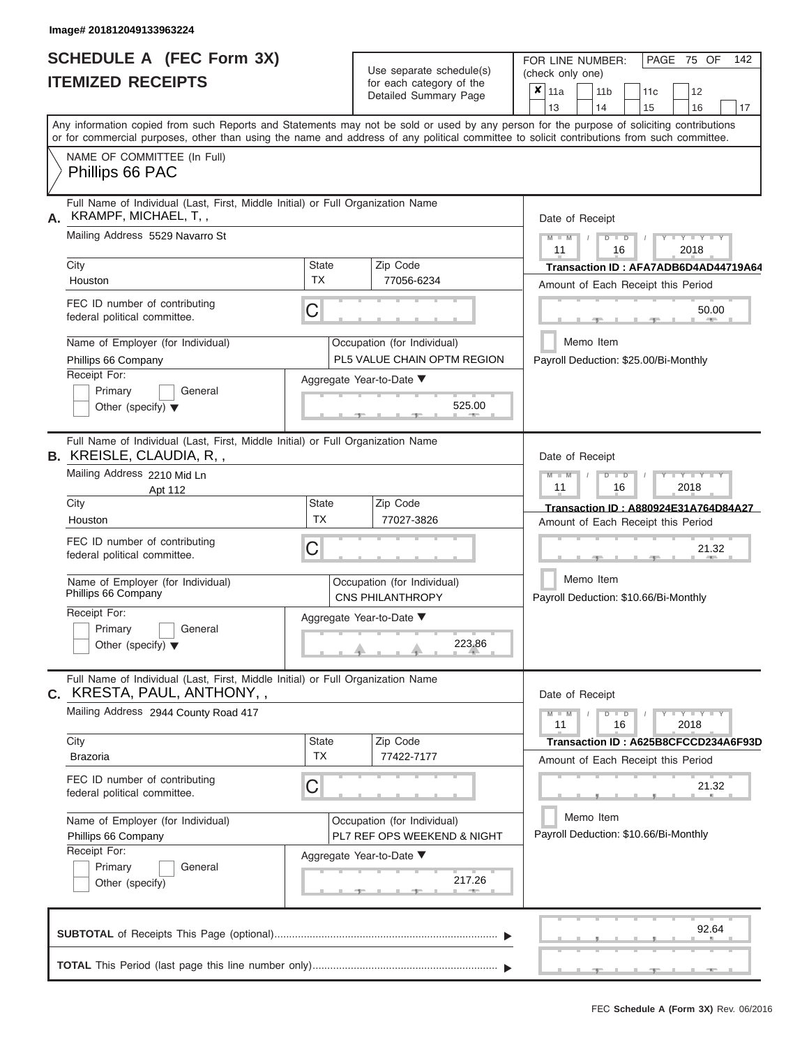Image# 201812049133963224

# SCHEDULE A (FEC Form 3X)
## ITEMIZED RECEIPTS

Use separate schedule(s) for each category of the Detailed Summary Page

FOR LINE NUMBER: (check only one)

- [x] 11a
- [ ] 11b
- [ ] 11c
- [ ] 12
- [ ] 13
- [ ] 14
- [ ] 15
- [ ] 16
- [ ] 17

Any information copied from such Reports and Statements may not be sold or used by any person for the purpose of soliciting contributions or for commercial purposes, other than using the name and address of any political committee to solicit contributions from such committee.

NAME OF COMMITTEE (In Full)
Phillips 66 PAC

---

**A.** Full Name of Individual (Last, First, Middle Initial) or Full Organization Name: KRAMPF, MICHAEL, T, ,

Mailing Address: 5529 Navarro St

City: Houston | State: TX | Zip Code: 77056-6234

FEC ID number of contributing federal political committee: C

Name of Employer (for Individual): Phillips 66 Company

Occupation (for Individual): PL5 VALUE CHAIN OPTM REGION

Receipt For: Primary / General / Other (specify)

Aggregate Year-to-Date: 525.00

Date of Receipt: 11 / 16 / 2018

Transaction ID : AFA7ADB6D4AD44719A64

Amount of Each Receipt this Period: 50.00

Memo Item

Payroll Deduction: $25.00/Bi-Monthly

---

**B.** Full Name of Individual (Last, First, Middle Initial) or Full Organization Name: KREISLE, CLAUDIA, R, ,

Mailing Address: 2210 Mid Ln, Apt 112

City: Houston | State: TX | Zip Code: 77027-3826

FEC ID number of contributing federal political committee: C

Name of Employer (for Individual): Phillips 66 Company

Occupation (for Individual): CNS PHILANTHROPY

Receipt For: Primary / General / Other (specify)

Aggregate Year-to-Date: 223.86

Date of Receipt: 11 / 16 / 2018

Transaction ID : A880924E31A764D84A27

Amount of Each Receipt this Period: 21.32

Memo Item

Payroll Deduction: $10.66/Bi-Monthly

---

**C.** Full Name of Individual (Last, First, Middle Initial) or Full Organization Name: KRESTA, PAUL, ANTHONY, ,

Mailing Address: 2944 County Road 417

City: Brazoria | State: TX | Zip Code: 77422-7177

FEC ID number of contributing federal political committee: C

Name of Employer (for Individual): Phillips 66 Company

Occupation (for Individual): PL7 REF OPS WEEKEND & NIGHT

Receipt For: Primary / General / Other (specify)

Aggregate Year-to-Date: 217.26

Date of Receipt: 11 / 16 / 2018

Transaction ID : A625B8CFCCD234A6F93D

Amount of Each Receipt this Period: 21.32

Memo Item

Payroll Deduction: $10.66/Bi-Monthly

---

**SUBTOTAL** of Receipts This Page (optional): 92.64

**TOTAL** This Period (last page this line number only):

FEC Schedule A (Form 3X) Rev. 06/2016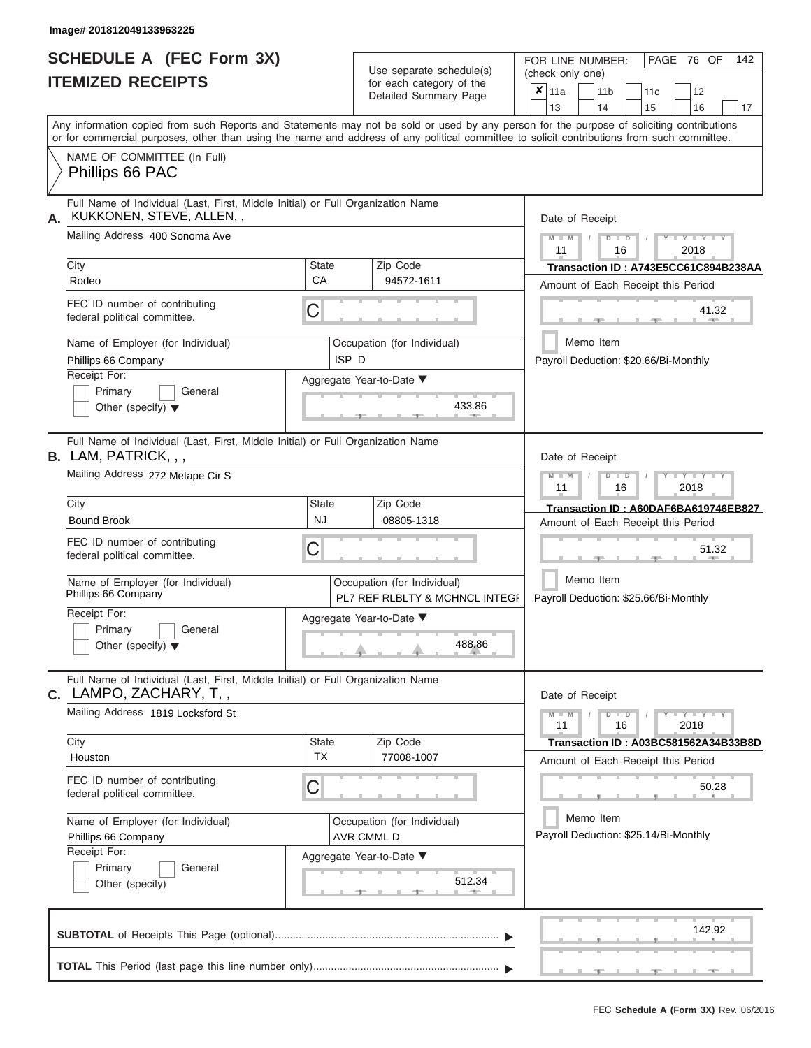Image# 201812049133963225

# SCHEDULE A (FEC Form 3X)
# ITEMIZED RECEIPTS

Use separate schedule(s) for each category of the Detailed Summary Page

FOR LINE NUMBER: (check only one)

- [x] 11a
- [ ] 11b
- [ ] 11c
- [ ] 12
- [ ] 13
- [ ] 14
- [ ] 15
- [ ] 16
- [ ] 17

PAGE 76 OF 142

Any information copied from such Reports and Statements may not be sold or used by any person for the purpose of soliciting contributions or for commercial purposes, other than using the name and address of any political committee to solicit contributions from such committee.

NAME OF COMMITTEE (In Full)
Phillips 66 PAC

---

**A.** Full Name of Individual (Last, First, Middle Initial) or Full Organization Name
KUKKONEN, STEVE, ALLEN, ,

Mailing Address: 400 Sonoma Ave

City: Rodeo | State: CA | Zip Code: 94572-1611

FEC ID number of contributing federal political committee: C

Name of Employer (for Individual): Phillips 66 Company

Occupation (for Individual): ISP D

Receipt For: Primary / General / Other (specify)

Aggregate Year-to-Date: 433.86

Date of Receipt: 11 / 16 / 2018

Transaction ID : A743E5CC61C894B238AA

Amount of Each Receipt this Period: 41.32

Memo Item

Payroll Deduction: $20.66/Bi-Monthly

---

**B.** Full Name of Individual (Last, First, Middle Initial) or Full Organization Name
LAM, PATRICK, , ,

Mailing Address: 272 Metape Cir S

City: Bound Brook | State: NJ | Zip Code: 08805-1318

FEC ID number of contributing federal political committee: C

Name of Employer (for Individual): Phillips 66 Company

Occupation (for Individual): PL7 REF RLBLTY & MCHNCL INTEGF

Receipt For: Primary / General / Other (specify)

Aggregate Year-to-Date: 488.86

Date of Receipt: 11 / 16 / 2018

Transaction ID : A60DAF6BA619746EB827

Amount of Each Receipt this Period: 51.32

Memo Item

Payroll Deduction: $25.66/Bi-Monthly

---

**C.** Full Name of Individual (Last, First, Middle Initial) or Full Organization Name
LAMPO, ZACHARY, T, ,

Mailing Address: 1819 Locksford St

City: Houston | State: TX | Zip Code: 77008-1007

FEC ID number of contributing federal political committee: C

Name of Employer (for Individual): Phillips 66 Company

Occupation (for Individual): AVR CMML D

Receipt For: Primary / General / Other (specify)

Aggregate Year-to-Date: 512.34

Date of Receipt: 11 / 16 / 2018

Transaction ID : A03BC581562A34B33B8D

Amount of Each Receipt this Period: 50.28

Memo Item

Payroll Deduction: $25.14/Bi-Monthly

---

**SUBTOTAL** of Receipts This Page (optional): 142.92

**TOTAL** This Period (last page this line number only):

FEC Schedule A (Form 3X) Rev. 06/2016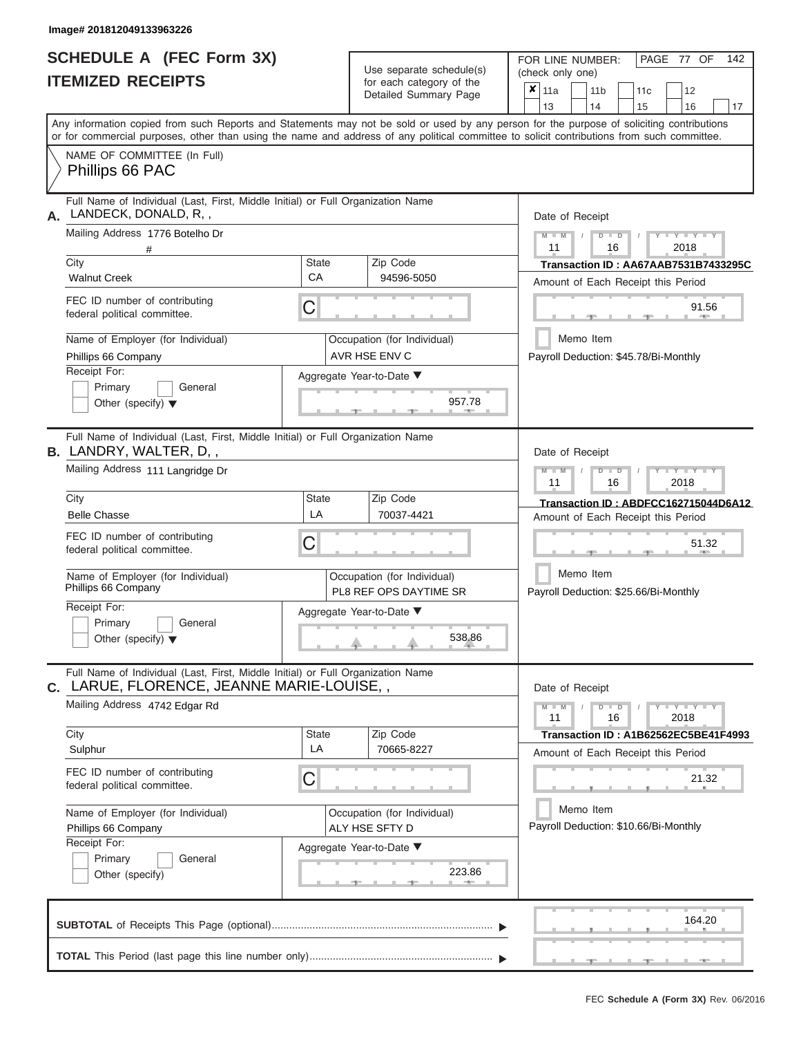Image# 201812049133963226

# SCHEDULE A (FEC Form 3X)
## ITEMIZED RECEIPTS

Use separate schedule(s) for each category of the Detailed Summary Page

FOR LINE NUMBER: (check only one)
☒ 11a ☐ 11b ☐ 11c ☐ 12 ☐ 13 ☐ 14 ☐ 15 ☐ 16 ☐ 17

PAGE 77 OF 142

Any information copied from such Reports and Statements may not be sold or used by any person for the purpose of soliciting contributions or for commercial purposes, other than using the name and address of any political committee to solicit contributions from such committee.

NAME OF COMMITTEE (In Full)
Phillips 66 PAC

---

**A.** Full Name of Individual (Last, First, Middle Initial) or Full Organization Name: LANDECK, DONALD, R, ,

Mailing Address: 1776 Botelho Dr
#

City: Walnut Creek | State: CA | Zip Code: 94596-5050

FEC ID number of contributing federal political committee: C

Name of Employer (for Individual): Phillips 66 Company
Occupation (for Individual): AVR HSE ENV C

Receipt For: ☐ Primary ☐ General ☐ Other (specify)

Aggregate Year-to-Date: 957.78

Date of Receipt: 11 / 16 / 2018
Transaction ID : AA67AAB7531B7433295C
Amount of Each Receipt this Period: 91.56
☐ Memo Item
Payroll Deduction: $45.78/Bi-Monthly

---

**B.** Full Name of Individual (Last, First, Middle Initial) or Full Organization Name: LANDRY, WALTER, D, ,

Mailing Address: 111 Langridge Dr

City: Belle Chasse | State: LA | Zip Code: 70037-4421

FEC ID number of contributing federal political committee: C

Name of Employer (for Individual): Phillips 66 Company
Occupation (for Individual): PL8 REF OPS DAYTIME SR

Receipt For: ☐ Primary ☐ General ☐ Other (specify)

Aggregate Year-to-Date: 538.86

Date of Receipt: 11 / 16 / 2018
Transaction ID : ABDFCC162715044D6A12
Amount of Each Receipt this Period: 51.32
☐ Memo Item
Payroll Deduction: $25.66/Bi-Monthly

---

**C.** Full Name of Individual (Last, First, Middle Initial) or Full Organization Name: LARUE, FLORENCE, JEANNE MARIE-LOUISE, ,

Mailing Address: 4742 Edgar Rd

City: Sulphur | State: LA | Zip Code: 70665-8227

FEC ID number of contributing federal political committee: C

Name of Employer (for Individual): Phillips 66 Company
Occupation (for Individual): ALY HSE SFTY D

Receipt For: ☐ Primary ☐ General ☐ Other (specify)

Aggregate Year-to-Date: 223.86

Date of Receipt: 11 / 16 / 2018
Transaction ID : A1B62562EC5BE41F4993
Amount of Each Receipt this Period: 21.32
☐ Memo Item
Payroll Deduction: $10.66/Bi-Monthly

---

**SUBTOTAL** of Receipts This Page (optional): 164.20

**TOTAL** This Period (last page this line number only):

FEC Schedule A (Form 3X) Rev. 06/2016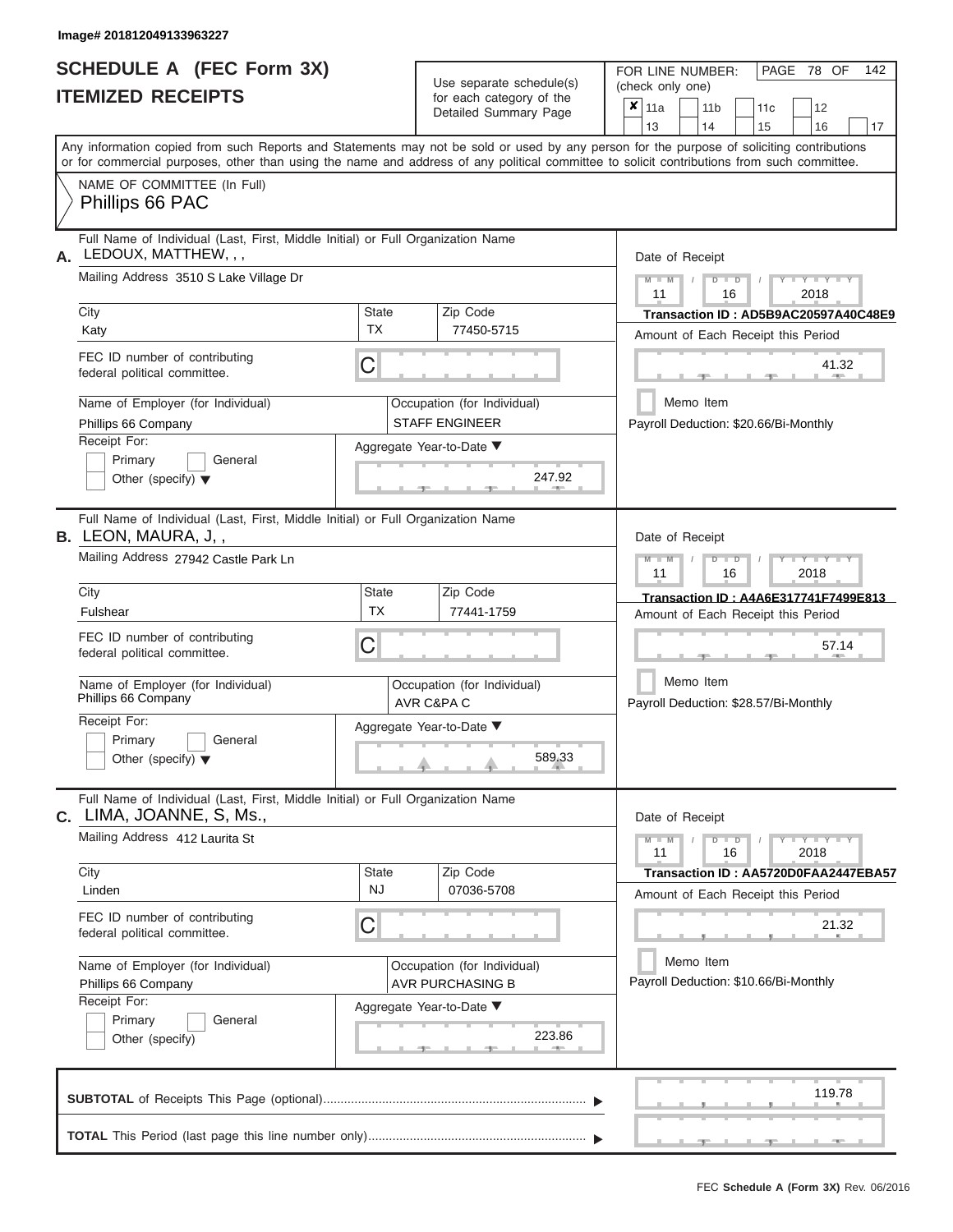Image# 201812049133963227

# SCHEDULE A (FEC Form 3X)
## ITEMIZED RECEIPTS

Use separate schedule(s) for each category of the Detailed Summary Page

FOR LINE NUMBER: (check only one)

- [x] 11a
- [ ] 11b
- [ ] 11c
- [ ] 12
- [ ] 13
- [ ] 14
- [ ] 15
- [ ] 16
- [ ] 17

Any information copied from such Reports and Statements may not be sold or used by any person for the purpose of soliciting contributions or for commercial purposes, other than using the name and address of any political committee to solicit contributions from such committee.

NAME OF COMMITTEE (In Full)
Phillips 66 PAC

---

**A.** Full Name of Individual (Last, First, Middle Initial) or Full Organization Name: LEDOUX, MATTHEW, , ,

Mailing Address: 3510 S Lake Village Dr

City: Katy | State: TX | Zip Code: 77450-5715

FEC ID number of contributing federal political committee: C

Name of Employer (for Individual): Phillips 66 Company

Occupation (for Individual): STAFF ENGINEER

Receipt For: Primary / General / Other (specify)

Aggregate Year-to-Date: 247.92

Date of Receipt: 11 / 16 / 2018

Transaction ID : AD5B9AC20597A40C48E9

Amount of Each Receipt this Period: 41.32

Memo Item

Payroll Deduction: $20.66/Bi-Monthly

---

**B.** Full Name of Individual (Last, First, Middle Initial) or Full Organization Name: LEON, MAURA, J, ,

Mailing Address: 27942 Castle Park Ln

City: Fulshear | State: TX | Zip Code: 77441-1759

FEC ID number of contributing federal political committee: C

Name of Employer (for Individual): Phillips 66 Company

Occupation (for Individual): AVR C&PA C

Receipt For: Primary / General / Other (specify)

Aggregate Year-to-Date: 589.33

Date of Receipt: 11 / 16 / 2018

Transaction ID : A4A6E317741F7499E813

Amount of Each Receipt this Period: 57.14

Memo Item

Payroll Deduction: $28.57/Bi-Monthly

---

**C.** Full Name of Individual (Last, First, Middle Initial) or Full Organization Name: LIMA, JOANNE, S, Ms.,

Mailing Address: 412 Laurita St

City: Linden | State: NJ | Zip Code: 07036-5708

FEC ID number of contributing federal political committee: C

Name of Employer (for Individual): Phillips 66 Company

Occupation (for Individual): AVR PURCHASING B

Receipt For: Primary / General / Other (specify)

Aggregate Year-to-Date: 223.86

Date of Receipt: 11 / 16 / 2018

Transaction ID : AA5720D0FAA2447EBA57

Amount of Each Receipt this Period: 21.32

Memo Item

Payroll Deduction: $10.66/Bi-Monthly

---

**SUBTOTAL** of Receipts This Page (optional): 119.78

**TOTAL** This Period (last page this line number only):

FEC Schedule A (Form 3X) Rev. 06/2016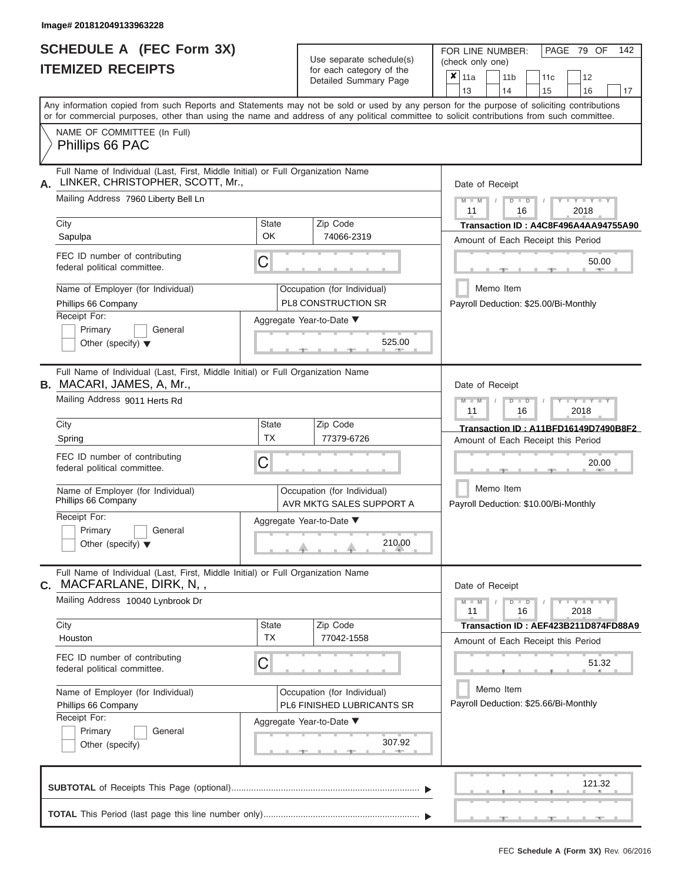Image# 201812049133963228

# SCHEDULE A (FEC Form 3X)
## ITEMIZED RECEIPTS

Use separate schedule(s) for each category of the Detailed Summary Page

FOR LINE NUMBER: (check only one)

- [x] 11a
- [ ] 11b
- [ ] 11c
- [ ] 12
- [ ] 13
- [ ] 14
- [ ] 15
- [ ] 16
- [ ] 17

Any information copied from such Reports and Statements may not be sold or used by any person for the purpose of soliciting contributions or for commercial purposes, other than using the name and address of any political committee to solicit contributions from such committee.

NAME OF COMMITTEE (In Full)
Phillips 66 PAC

---

**A.** Full Name of Individual (Last, First, Middle Initial) or Full Organization Name: LINKER, CHRISTOPHER, SCOTT, Mr.,

Mailing Address: 7960 Liberty Bell Ln

City: Sapulpa | State: OK | Zip Code: 74066-2319

FEC ID number of contributing federal political committee: C

Name of Employer (for Individual): Phillips 66 Company

Occupation (for Individual): PL8 CONSTRUCTION SR

Receipt For: Primary / General / Other (specify)

Aggregate Year-to-Date: 525.00

Date of Receipt: 11 / 16 / 2018

Transaction ID : A4C8F496A4AA94755A90

Amount of Each Receipt this Period: 50.00

Memo Item

Payroll Deduction: $25.00/Bi-Monthly

---

**B.** Full Name of Individual (Last, First, Middle Initial) or Full Organization Name: MACARI, JAMES, A, Mr.,

Mailing Address: 9011 Herts Rd

City: Spring | State: TX | Zip Code: 77379-6726

FEC ID number of contributing federal political committee: C

Name of Employer (for Individual): Phillips 66 Company

Occupation (for Individual): AVR MKTG SALES SUPPORT A

Receipt For: Primary / General / Other (specify)

Aggregate Year-to-Date: 210.00

Date of Receipt: 11 / 16 / 2018

Transaction ID : A11BFD16149D7490B8F2

Amount of Each Receipt this Period: 20.00

Memo Item

Payroll Deduction: $10.00/Bi-Monthly

---

**C.** Full Name of Individual (Last, First, Middle Initial) or Full Organization Name: MACFARLANE, DIRK, N, ,

Mailing Address: 10040 Lynbrook Dr

City: Houston | State: TX | Zip Code: 77042-1558

FEC ID number of contributing federal political committee: C

Name of Employer (for Individual): Phillips 66 Company

Occupation (for Individual): PL6 FINISHED LUBRICANTS SR

Receipt For: Primary / General / Other (specify)

Aggregate Year-to-Date: 307.92

Date of Receipt: 11 / 16 / 2018

Transaction ID : AEF423B211D874FD88A9

Amount of Each Receipt this Period: 51.32

Memo Item

Payroll Deduction: $25.66/Bi-Monthly

---

**SUBTOTAL** of Receipts This Page (optional): 121.32

**TOTAL** This Period (last page this line number only):

FEC **Schedule A (Form 3X)** Rev. 06/2016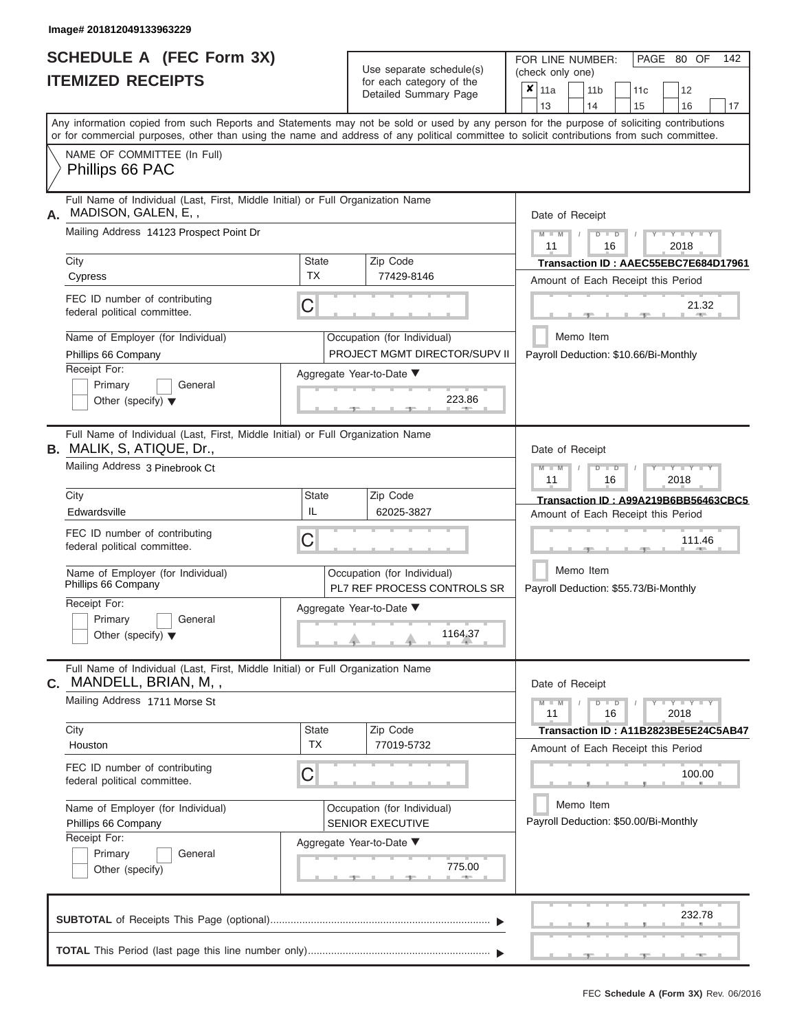Image# 201812049133963229

# SCHEDULE A (FEC Form 3X)
## ITEMIZED RECEIPTS

Use separate schedule(s) for each category of the Detailed Summary Page

FOR LINE NUMBER: (check only one)

- [x] 11a
- [ ] 11b
- [ ] 11c
- [ ] 12
- [ ] 13
- [ ] 14
- [ ] 15
- [ ] 16
- [ ] 17

PAGE 80 OF 142

Any information copied from such Reports and Statements may not be sold or used by any person for the purpose of soliciting contributions or for commercial purposes, other than using the name and address of any political committee to solicit contributions from such committee.

NAME OF COMMITTEE (In Full)
Phillips 66 PAC

---

**A.** Full Name of Individual (Last, First, Middle Initial) or Full Organization Name
MADISON, GALEN, E, ,

Mailing Address: 14123 Prospect Point Dr

City: Cypress | State: TX | Zip Code: 77429-8146

FEC ID number of contributing federal political committee: C

Name of Employer (for Individual): Phillips 66 Company

Occupation (for Individual): PROJECT MGMT DIRECTOR/SUPV II

Receipt For: Primary / General / Other (specify)

Aggregate Year-to-Date: 223.86

Date of Receipt: 11 / 16 / 2018

Transaction ID : AAEC55EBC7E684D17961

Amount of Each Receipt this Period: 21.32

Memo Item

Payroll Deduction: $10.66/Bi-Monthly

---

**B.** Full Name of Individual (Last, First, Middle Initial) or Full Organization Name
MALIK, S, ATIQUE, Dr.,

Mailing Address: 3 Pinebrook Ct

City: Edwardsville | State: IL | Zip Code: 62025-3827

FEC ID number of contributing federal political committee: C

Name of Employer (for Individual): Phillips 66 Company

Occupation (for Individual): PL7 REF PROCESS CONTROLS SR

Receipt For: Primary / General / Other (specify)

Aggregate Year-to-Date: 1164.37

Date of Receipt: 11 / 16 / 2018

Transaction ID : A99A219B6BB56463CBC5

Amount of Each Receipt this Period: 111.46

Memo Item

Payroll Deduction: $55.73/Bi-Monthly

---

**C.** Full Name of Individual (Last, First, Middle Initial) or Full Organization Name
MANDELL, BRIAN, M, ,

Mailing Address: 1711 Morse St

City: Houston | State: TX | Zip Code: 77019-5732

FEC ID number of contributing federal political committee: C

Name of Employer (for Individual): Phillips 66 Company

Occupation (for Individual): SENIOR EXECUTIVE

Receipt For: Primary / General / Other (specify)

Aggregate Year-to-Date: 775.00

Date of Receipt: 11 / 16 / 2018

Transaction ID : A11B2823BE5E24C5AB47

Amount of Each Receipt this Period: 100.00

Memo Item

Payroll Deduction: $50.00/Bi-Monthly

---

**SUBTOTAL** of Receipts This Page (optional): 232.78

**TOTAL** This Period (last page this line number only):

FEC **Schedule A (Form 3X)** Rev. 06/2016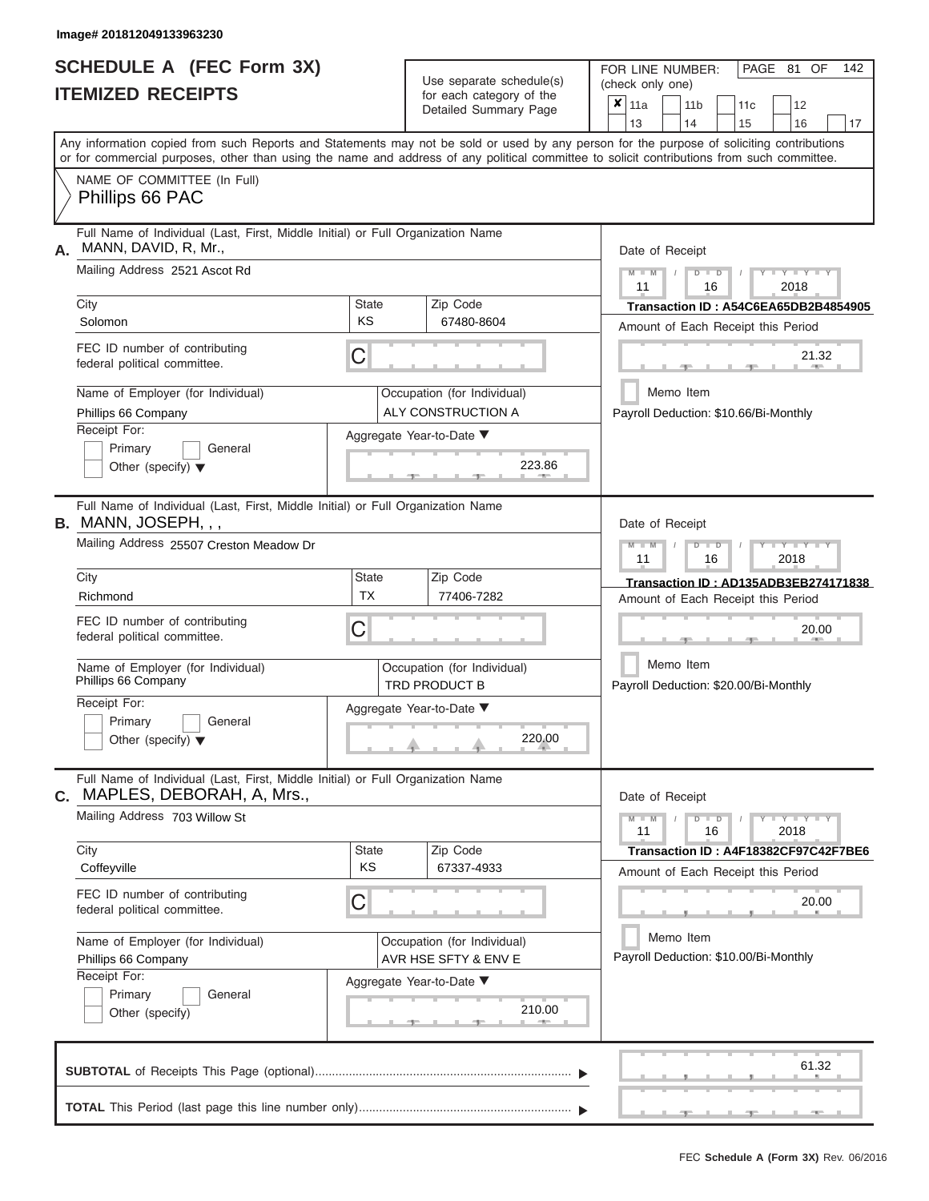Image# 201812049133963230

# SCHEDULE A (FEC Form 3X)
# ITEMIZED RECEIPTS

Use separate schedule(s) for each category of the Detailed Summary Page

FOR LINE NUMBER: (check only one)

- [x] 11a
- [ ] 11b
- [ ] 11c
- [ ] 12
- [ ] 13
- [ ] 14
- [ ] 15
- [ ] 16
- [ ] 17

Any information copied from such Reports and Statements may not be sold or used by any person for the purpose of soliciting contributions or for commercial purposes, other than using the name and address of any political committee to solicit contributions from such committee.

NAME OF COMMITTEE (In Full)

Phillips 66 PAC

---

**A.** Full Name of Individual (Last, First, Middle Initial) or Full Organization Name: MANN, DAVID, R, Mr.,

Mailing Address: 2521 Ascot Rd

City: Solomon | State: KS | Zip Code: 67480-8604

FEC ID number of contributing federal political committee: C

Name of Employer (for Individual): Phillips 66 Company

Occupation (for Individual): ALY CONSTRUCTION A

Receipt For: Primary [ ] General [ ] Other (specify)

Aggregate Year-to-Date: 223.86

Date of Receipt: 11 / 16 / 2018

Transaction ID : A54C6EA65DB2B4854905

Amount of Each Receipt this Period: 21.32

Memo Item

Payroll Deduction: $10.66/Bi-Monthly

---

**B.** Full Name of Individual (Last, First, Middle Initial) or Full Organization Name: MANN, JOSEPH, , ,

Mailing Address: 25507 Creston Meadow Dr

City: Richmond | State: TX | Zip Code: 77406-7282

FEC ID number of contributing federal political committee: C

Name of Employer (for Individual): Phillips 66 Company

Occupation (for Individual): TRD PRODUCT B

Receipt For: Primary [ ] General [ ] Other (specify)

Aggregate Year-to-Date: 220.00

Date of Receipt: 11 / 16 / 2018

Transaction ID : AD135ADB3EB274171838

Amount of Each Receipt this Period: 20.00

Memo Item

Payroll Deduction: $20.00/Bi-Monthly

---

**C.** Full Name of Individual (Last, First, Middle Initial) or Full Organization Name: MAPLES, DEBORAH, A, Mrs.,

Mailing Address: 703 Willow St

City: Coffeyville | State: KS | Zip Code: 67337-4933

FEC ID number of contributing federal political committee: C

Name of Employer (for Individual): Phillips 66 Company

Occupation (for Individual): AVR HSE SFTY & ENV E

Receipt For: Primary [ ] General [ ] Other (specify)

Aggregate Year-to-Date: 210.00

Date of Receipt: 11 / 16 / 2018

Transaction ID : A4F18382CF97C42F7BE6

Amount of Each Receipt this Period: 20.00

Memo Item

Payroll Deduction: $10.00/Bi-Monthly

---

**SUBTOTAL** of Receipts This Page (optional): 61.32

**TOTAL** This Period (last page this line number only):

FEC Schedule A (Form 3X) Rev. 06/2016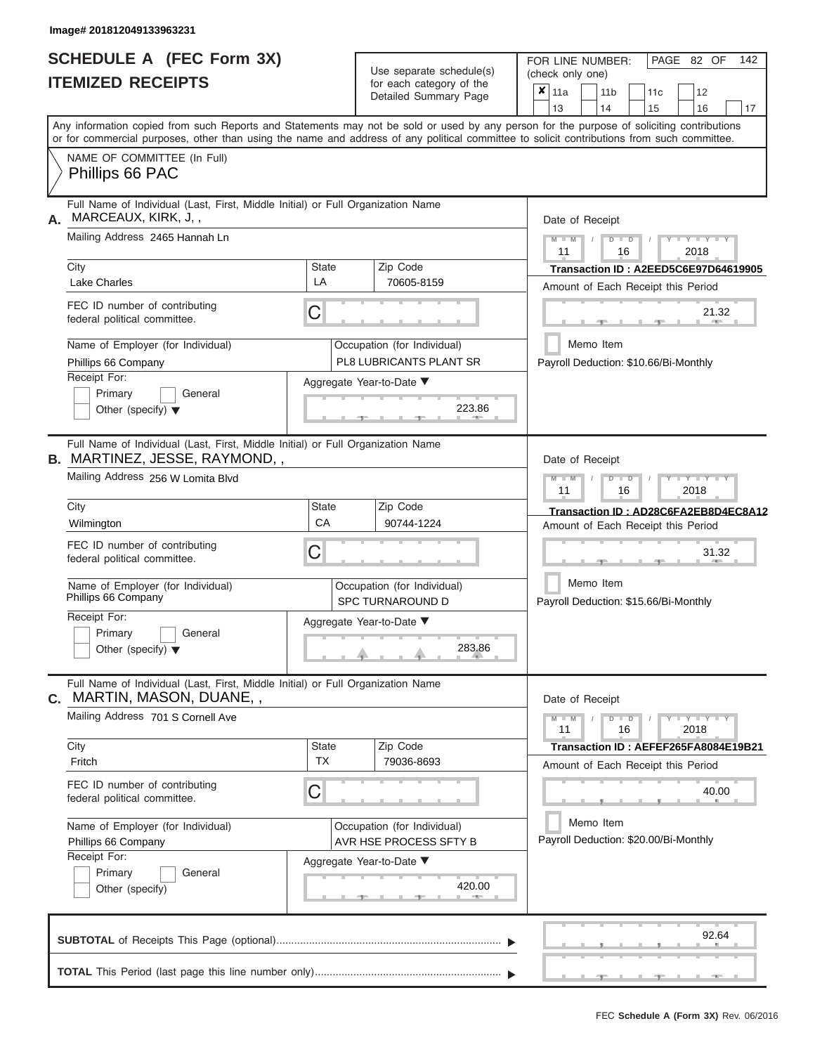Image# 201812049133963231

# SCHEDULE A (FEC Form 3X)
## ITEMIZED RECEIPTS

Use separate schedule(s) for each category of the Detailed Summary Page

FOR LINE NUMBER: (check only one)

| | | | | | | | |
|---|---|---|---|---|---|---|---|
| ✘ | 11a | | 11b | | 11c | | 12 |
| | 13 | | 14 | | 15 | | 16 | | 17 |

Any information copied from such Reports and Statements may not be sold or used by any person for the purpose of soliciting contributions or for commercial purposes, other than using the name and address of any political committee to solicit contributions from such committee.

NAME OF COMMITTEE (In Full)
Phillips 66 PAC

---

**A.** Full Name of Individual (Last, First, Middle Initial) or Full Organization Name
MARCEAUX, KIRK, J, ,

Mailing Address 2465 Hannah Ln

| City | State | Zip Code |
|---|---|---|
| Lake Charles | LA | 70605-8159 |

FEC ID number of contributing federal political committee. C

Name of Employer (for Individual): Phillips 66 Company
Occupation (for Individual): PL8 LUBRICANTS PLANT SR

Receipt For: Primary / General / Other (specify)

Aggregate Year-to-Date: 223.86

Date of Receipt: 11 16 2018
Transaction ID : A2EED5C6E97D64619905
Amount of Each Receipt this Period: 21.32
Memo Item
Payroll Deduction: $10.66/Bi-Monthly

---

**B.** Full Name of Individual (Last, First, Middle Initial) or Full Organization Name
MARTINEZ, JESSE, RAYMOND, ,

Mailing Address 256 W Lomita Blvd

| City | State | Zip Code |
|---|---|---|
| Wilmington | CA | 90744-1224 |

FEC ID number of contributing federal political committee. C

Name of Employer (for Individual): Phillips 66 Company
Occupation (for Individual): SPC TURNAROUND D

Receipt For: Primary / General / Other (specify)

Aggregate Year-to-Date: 283.86

Date of Receipt: 11 16 2018
Transaction ID : AD28C6FA2EB8D4EC8A12
Amount of Each Receipt this Period: 31.32
Memo Item
Payroll Deduction: $15.66/Bi-Monthly

---

**C.** Full Name of Individual (Last, First, Middle Initial) or Full Organization Name
MARTIN, MASON, DUANE, ,

Mailing Address 701 S Cornell Ave

| City | State | Zip Code |
|---|---|---|
| Fritch | TX | 79036-8693 |

FEC ID number of contributing federal political committee. C

Name of Employer (for Individual): Phillips 66 Company
Occupation (for Individual): AVR HSE PROCESS SFTY B

Receipt For: Primary / General / Other (specify)

Aggregate Year-to-Date: 420.00

Date of Receipt: 11 16 2018
Transaction ID : AEFEF265FA8084E19B21
Amount of Each Receipt this Period: 40.00
Memo Item
Payroll Deduction: $20.00/Bi-Monthly

---

**SUBTOTAL** of Receipts This Page (optional): 92.64

**TOTAL** This Period (last page this line number only):

FEC Schedule A (Form 3X) Rev. 06/2016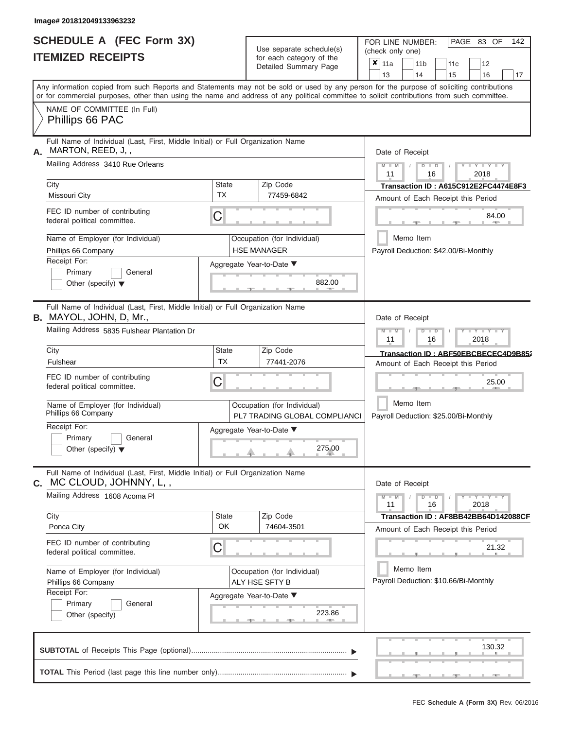Image# 201812049133963232

# SCHEDULE A (FEC Form 3X)
# ITEMIZED RECEIPTS

Use separate schedule(s) for each category of the Detailed Summary Page

FOR LINE NUMBER: (check only one)

- [x] 11a
- [ ] 11b
- [ ] 11c
- [ ] 12
- [ ] 13
- [ ] 14
- [ ] 15
- [ ] 16
- [ ] 17

Any information copied from such Reports and Statements may not be sold or used by any person for the purpose of soliciting contributions or for commercial purposes, other than using the name and address of any political committee to solicit contributions from such committee.

NAME OF COMMITTEE (In Full)

Phillips 66 PAC

---

**A.** Full Name of Individual (Last, First, Middle Initial) or Full Organization Name: MARTON, REED, J, ,

Mailing Address: 3410 Rue Orleans

City: Missouri City | State: TX | Zip Code: 77459-6842

FEC ID number of contributing federal political committee: C

Name of Employer (for Individual): Phillips 66 Company

Occupation (for Individual): HSE MANAGER

Receipt For: Primary / General / Other (specify)

Aggregate Year-to-Date: 882.00

Date of Receipt: 11 / 16 / 2018

Transaction ID : A615C912E2FC4474E8F3

Amount of Each Receipt this Period: 84.00

Memo Item

Payroll Deduction: $42.00/Bi-Monthly

---

**B.** Full Name of Individual (Last, First, Middle Initial) or Full Organization Name: MAYOL, JOHN, D, Mr.,

Mailing Address: 5835 Fulshear Plantation Dr

City: Fulshear | State: TX | Zip Code: 77441-2076

FEC ID number of contributing federal political committee: C

Name of Employer (for Individual): Phillips 66 Company

Occupation (for Individual): PL7 TRADING GLOBAL COMPLIANCI

Receipt For: Primary / General / Other (specify)

Aggregate Year-to-Date: 275.00

Date of Receipt: 11 / 16 / 2018

Transaction ID : ABF50EBCBECEC4D9B852

Amount of Each Receipt this Period: 25.00

Memo Item

Payroll Deduction: $25.00/Bi-Monthly

---

**C.** Full Name of Individual (Last, First, Middle Initial) or Full Organization Name: MC CLOUD, JOHNNY, L, ,

Mailing Address: 1608 Acoma Pl

City: Ponca City | State: OK | Zip Code: 74604-3501

FEC ID number of contributing federal political committee: C

Name of Employer (for Individual): Phillips 66 Company

Occupation (for Individual): ALY HSE SFTY B

Receipt For: Primary / General / Other (specify)

Aggregate Year-to-Date: 223.86

Date of Receipt: 11 / 16 / 2018

Transaction ID : AF8BB42BB64D142088CF

Amount of Each Receipt this Period: 21.32

Memo Item

Payroll Deduction: $10.66/Bi-Monthly

---

**SUBTOTAL** of Receipts This Page (optional): 130.32

**TOTAL** This Period (last page this line number only):

FEC **Schedule A (Form 3X)** Rev. 06/2016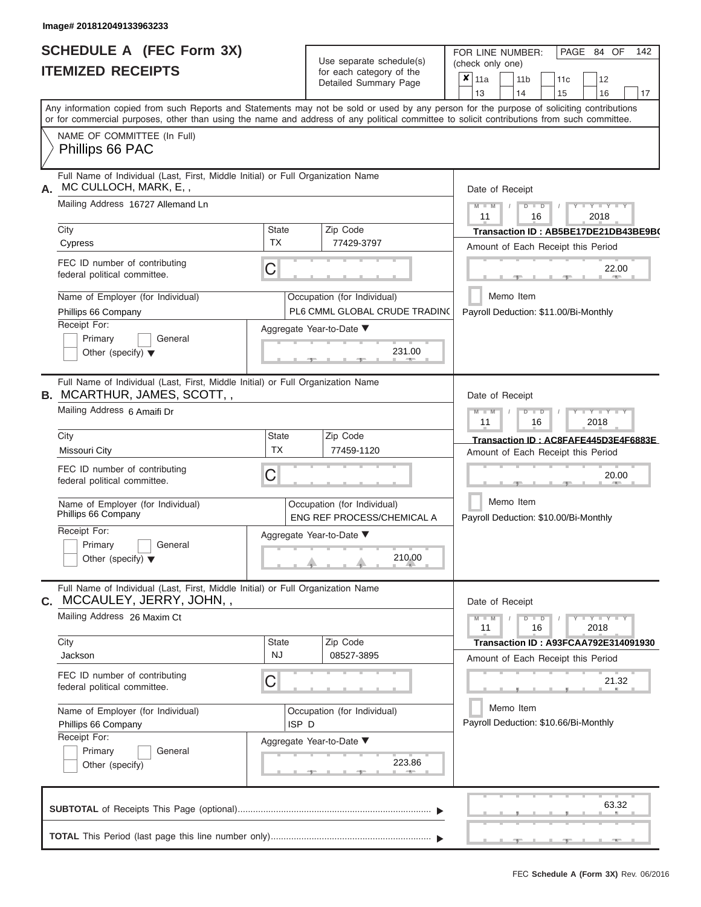Image# 201812049133963233

# SCHEDULE A (FEC Form 3X)
## ITEMIZED RECEIPTS

Use separate schedule(s) for each category of the Detailed Summary Page

FOR LINE NUMBER: (check only one)

- [x] 11a
- [ ] 11b
- [ ] 11c
- [ ] 12
- [ ] 13
- [ ] 14
- [ ] 15
- [ ] 16
- [ ] 17

PAGE 84 OF 142

Any information copied from such Reports and Statements may not be sold or used by any person for the purpose of soliciting contributions or for commercial purposes, other than using the name and address of any political committee to solicit contributions from such committee.

NAME OF COMMITTEE (In Full)
Phillips 66 PAC

---

**A.** Full Name of Individual (Last, First, Middle Initial) or Full Organization Name: MC CULLOCH, MARK, E, ,

Mailing Address: 16727 Allemand Ln

City: Cypress | State: TX | Zip Code: 77429-3797

FEC ID number of contributing federal political committee: C

Name of Employer (for Individual): Phillips 66 Company

Occupation (for Individual): PL6 CMML GLOBAL CRUDE TRADING

Receipt For: Primary / General / Other (specify)

Aggregate Year-to-Date: 231.00

Date of Receipt: 11 / 16 / 2018

Transaction ID : AB5BE17DE21DB43BE9B(

Amount of Each Receipt this Period: 22.00

Memo Item

Payroll Deduction: $11.00/Bi-Monthly

---

**B.** Full Name of Individual (Last, First, Middle Initial) or Full Organization Name: MCARTHUR, JAMES, SCOTT, ,

Mailing Address: 6 Amaifi Dr

City: Missouri City | State: TX | Zip Code: 77459-1120

FEC ID number of contributing federal political committee: C

Name of Employer (for Individual): Phillips 66 Company

Occupation (for Individual): ENG REF PROCESS/CHEMICAL A

Receipt For: Primary / General / Other (specify)

Aggregate Year-to-Date: 210.00

Date of Receipt: 11 / 16 / 2018

Transaction ID : AC8FAFE445D3E4F6883E

Amount of Each Receipt this Period: 20.00

Memo Item

Payroll Deduction: $10.00/Bi-Monthly

---

**C.** Full Name of Individual (Last, First, Middle Initial) or Full Organization Name: MCCAULEY, JERRY, JOHN, ,

Mailing Address: 26 Maxim Ct

City: Jackson | State: NJ | Zip Code: 08527-3895

FEC ID number of contributing federal political committee: C

Name of Employer (for Individual): Phillips 66 Company

Occupation (for Individual): ISP D

Receipt For: Primary / General / Other (specify)

Aggregate Year-to-Date: 223.86

Date of Receipt: 11 / 16 / 2018

Transaction ID : A93FCAA792E314091930

Amount of Each Receipt this Period: 21.32

Memo Item

Payroll Deduction: $10.66/Bi-Monthly

---

**SUBTOTAL** of Receipts This Page (optional): 63.32

**TOTAL** This Period (last page this line number only):

FEC Schedule A (Form 3X) Rev. 06/2016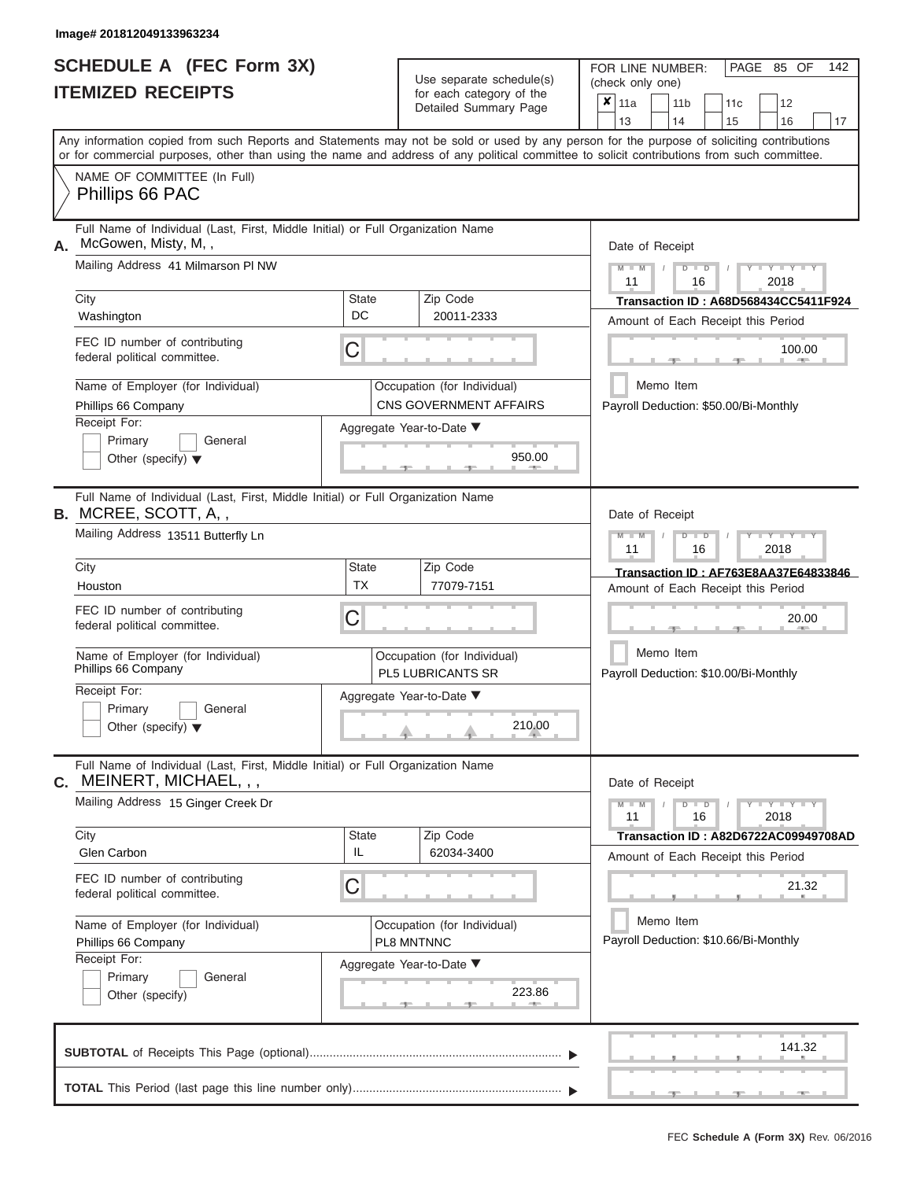Image# 201812049133963234

# SCHEDULE A (FEC Form 3X)
## ITEMIZED RECEIPTS

Use separate schedule(s) for each category of the Detailed Summary Page

FOR LINE NUMBER: (check only one)

- [x] 11a
- [ ] 11b
- [ ] 11c
- [ ] 12
- [ ] 13
- [ ] 14
- [ ] 15
- [ ] 16
- [ ] 17

Any information copied from such Reports and Statements may not be sold or used by any person for the purpose of soliciting contributions or for commercial purposes, other than using the name and address of any political committee to solicit contributions from such committee.

NAME OF COMMITTEE (In Full)
Phillips 66 PAC

---

**A.** Full Name of Individual (Last, First, Middle Initial) or Full Organization Name: McGowen, Misty, M, ,

Mailing Address: 41 Milmarson Pl NW

City: Washington | State: DC | Zip Code: 20011-2333

FEC ID number of contributing federal political committee: C

Name of Employer (for Individual): Phillips 66 Company

Occupation (for Individual): CNS GOVERNMENT AFFAIRS

Receipt For: Primary / General / Other (specify)

Aggregate Year-to-Date: 950.00

Date of Receipt: 11 / 16 / 2018

Transaction ID : A68D568434CC5411F924

Amount of Each Receipt this Period: 100.00

Memo Item

Payroll Deduction: $50.00/Bi-Monthly

---

**B.** Full Name of Individual (Last, First, Middle Initial) or Full Organization Name: MCREE, SCOTT, A, ,

Mailing Address: 13511 Butterfly Ln

City: Houston | State: TX | Zip Code: 77079-7151

FEC ID number of contributing federal political committee: C

Name of Employer (for Individual): Phillips 66 Company

Occupation (for Individual): PL5 LUBRICANTS SR

Receipt For: Primary / General / Other (specify)

Aggregate Year-to-Date: 210.00

Date of Receipt: 11 / 16 / 2018

Transaction ID : AF763E8AA37E64833846

Amount of Each Receipt this Period: 20.00

Memo Item

Payroll Deduction: $10.00/Bi-Monthly

---

**C.** Full Name of Individual (Last, First, Middle Initial) or Full Organization Name: MEINERT, MICHAEL, , ,

Mailing Address: 15 Ginger Creek Dr

City: Glen Carbon | State: IL | Zip Code: 62034-3400

FEC ID number of contributing federal political committee: C

Name of Employer (for Individual): Phillips 66 Company

Occupation (for Individual): PL8 MNTNNC

Receipt For: Primary / General / Other (specify)

Aggregate Year-to-Date: 223.86

Date of Receipt: 11 / 16 / 2018

Transaction ID : A82D6722AC09949708AD

Amount of Each Receipt this Period: 21.32

Memo Item

Payroll Deduction: $10.66/Bi-Monthly

---

**SUBTOTAL** of Receipts This Page (optional): 141.32

**TOTAL** This Period (last page this line number only):

FEC Schedule A (Form 3X) Rev. 06/2016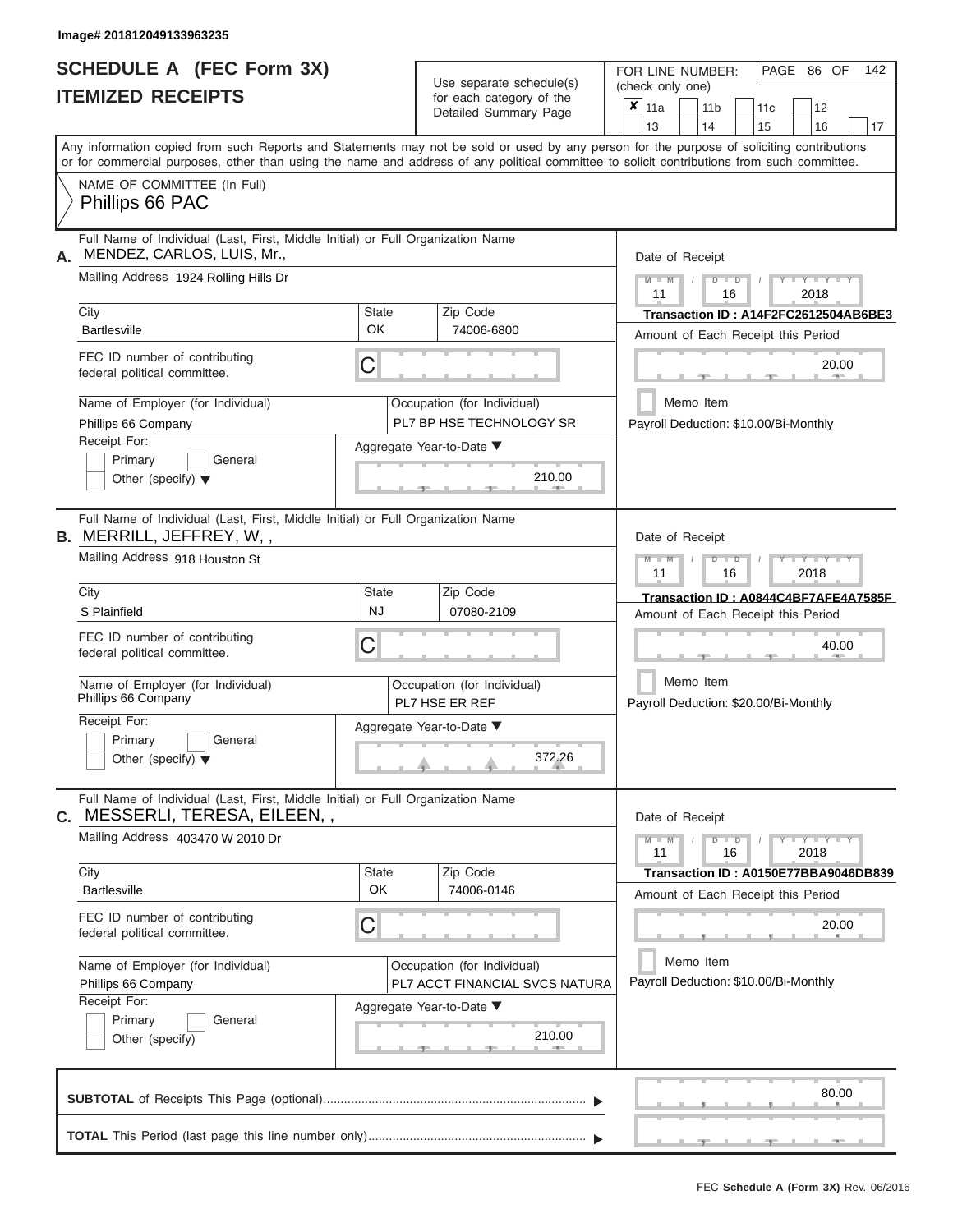Image# 201812049133963235

# SCHEDULE A (FEC Form 3X)
## ITEMIZED RECEIPTS

Use separate schedule(s) for each category of the Detailed Summary Page

FOR LINE NUMBER: (check only one)

- [x] 11a
- [ ] 11b
- [ ] 11c
- [ ] 12
- [ ] 13
- [ ] 14
- [ ] 15
- [ ] 16
- [ ] 17

Any information copied from such Reports and Statements may not be sold or used by any person for the purpose of soliciting contributions or for commercial purposes, other than using the name and address of any political committee to solicit contributions from such committee.

NAME OF COMMITTEE (In Full)
Phillips 66 PAC

---

**A.** Full Name of Individual (Last, First, Middle Initial) or Full Organization Name
MENDEZ, CARLOS, LUIS, Mr.,

Mailing Address: 1924 Rolling Hills Dr

City: Bartlesville | State: OK | Zip Code: 74006-6800

FEC ID number of contributing federal political committee: C

Name of Employer (for Individual): Phillips 66 Company

Occupation (for Individual): PL7 BP HSE TECHNOLOGY SR

Receipt For: Primary / General / Other (specify)

Aggregate Year-to-Date: 210.00

Date of Receipt: 11 / 16 / 2018

Transaction ID : A14F2FC2612504AB6BE3

Amount of Each Receipt this Period: 20.00

Memo Item

Payroll Deduction: $10.00/Bi-Monthly

---

**B.** Full Name of Individual (Last, First, Middle Initial) or Full Organization Name
MERRILL, JEFFREY, W, ,

Mailing Address: 918 Houston St

City: S Plainfield | State: NJ | Zip Code: 07080-2109

FEC ID number of contributing federal political committee: C

Name of Employer (for Individual): Phillips 66 Company

Occupation (for Individual): PL7 HSE ER REF

Receipt For: Primary / General / Other (specify)

Aggregate Year-to-Date: 372.26

Date of Receipt: 11 / 16 / 2018

Transaction ID : A0844C4BF7AFE4A7585F

Amount of Each Receipt this Period: 40.00

Memo Item

Payroll Deduction: $20.00/Bi-Monthly

---

**C.** Full Name of Individual (Last, First, Middle Initial) or Full Organization Name
MESSERLI, TERESA, EILEEN, ,

Mailing Address: 403470 W 2010 Dr

City: Bartlesville | State: OK | Zip Code: 74006-0146

FEC ID number of contributing federal political committee: C

Name of Employer (for Individual): Phillips 66 Company

Occupation (for Individual): PL7 ACCT FINANCIAL SVCS NATURA

Receipt For: Primary / General / Other (specify)

Aggregate Year-to-Date: 210.00

Date of Receipt: 11 / 16 / 2018

Transaction ID : A0150E77BBA9046DB839

Amount of Each Receipt this Period: 20.00

Memo Item

Payroll Deduction: $10.00/Bi-Monthly

---

**SUBTOTAL** of Receipts This Page (optional): 80.00

**TOTAL** This Period (last page this line number only):

FEC Schedule A (Form 3X) Rev. 06/2016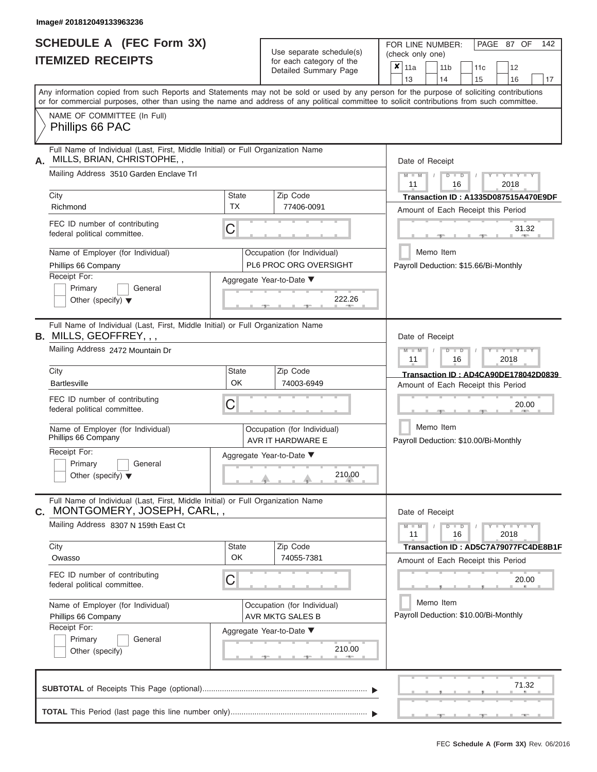Image# 201812049133963236

# SCHEDULE A (FEC Form 3X)
## ITEMIZED RECEIPTS

Use separate schedule(s) for each category of the Detailed Summary Page

FOR LINE NUMBER: (check only one)

- [x] 11a
- [ ] 11b
- [ ] 11c
- [ ] 12
- [ ] 13
- [ ] 14
- [ ] 15
- [ ] 16
- [ ] 17

Any information copied from such Reports and Statements may not be sold or used by any person for the purpose of soliciting contributions or for commercial purposes, other than using the name and address of any political committee to solicit contributions from such committee.

NAME OF COMMITTEE (In Full)
Phillips 66 PAC

**A.** Full Name of Individual (Last, First, Middle Initial) or Full Organization Name: MILLS, BRIAN, CHRISTOPHE, ,

Mailing Address: 3510 Garden Enclave Trl

City: Richmond | State: TX | Zip Code: 77406-0091

FEC ID number of contributing federal political committee: C

Name of Employer (for Individual): Phillips 66 Company

Occupation (for Individual): PL6 PROC ORG OVERSIGHT

Receipt For: Primary / General / Other (specify)

Aggregate Year-to-Date: 222.26

Date of Receipt: 11 / 16 / 2018

Transaction ID : A1335D087515A470E9DF

Amount of Each Receipt this Period: 31.32

Memo Item

Payroll Deduction: $15.66/Bi-Monthly

**B.** Full Name of Individual (Last, First, Middle Initial) or Full Organization Name: MILLS, GEOFFREY, , ,

Mailing Address: 2472 Mountain Dr

City: Bartlesville | State: OK | Zip Code: 74003-6949

FEC ID number of contributing federal political committee: C

Name of Employer (for Individual): Phillips 66 Company

Occupation (for Individual): AVR IT HARDWARE E

Receipt For: Primary / General / Other (specify)

Aggregate Year-to-Date: 210.00

Date of Receipt: 11 / 16 / 2018

Transaction ID : AD4CA90DE178042D0839

Amount of Each Receipt this Period: 20.00

Memo Item

Payroll Deduction: $10.00/Bi-Monthly

**C.** Full Name of Individual (Last, First, Middle Initial) or Full Organization Name: MONTGOMERY, JOSEPH, CARL, ,

Mailing Address: 8307 N 159th East Ct

City: Owasso | State: OK | Zip Code: 74055-7381

FEC ID number of contributing federal political committee: C

Name of Employer (for Individual): Phillips 66 Company

Occupation (for Individual): AVR MKTG SALES B

Receipt For: Primary / General / Other (specify)

Aggregate Year-to-Date: 210.00

Date of Receipt: 11 / 16 / 2018

Transaction ID : AD5C7A79077FC4DE8B1F

Amount of Each Receipt this Period: 20.00

Memo Item

Payroll Deduction: $10.00/Bi-Monthly

**SUBTOTAL** of Receipts This Page (optional): 71.32

**TOTAL** This Period (last page this line number only):

FEC **Schedule A (Form 3X)** Rev. 06/2016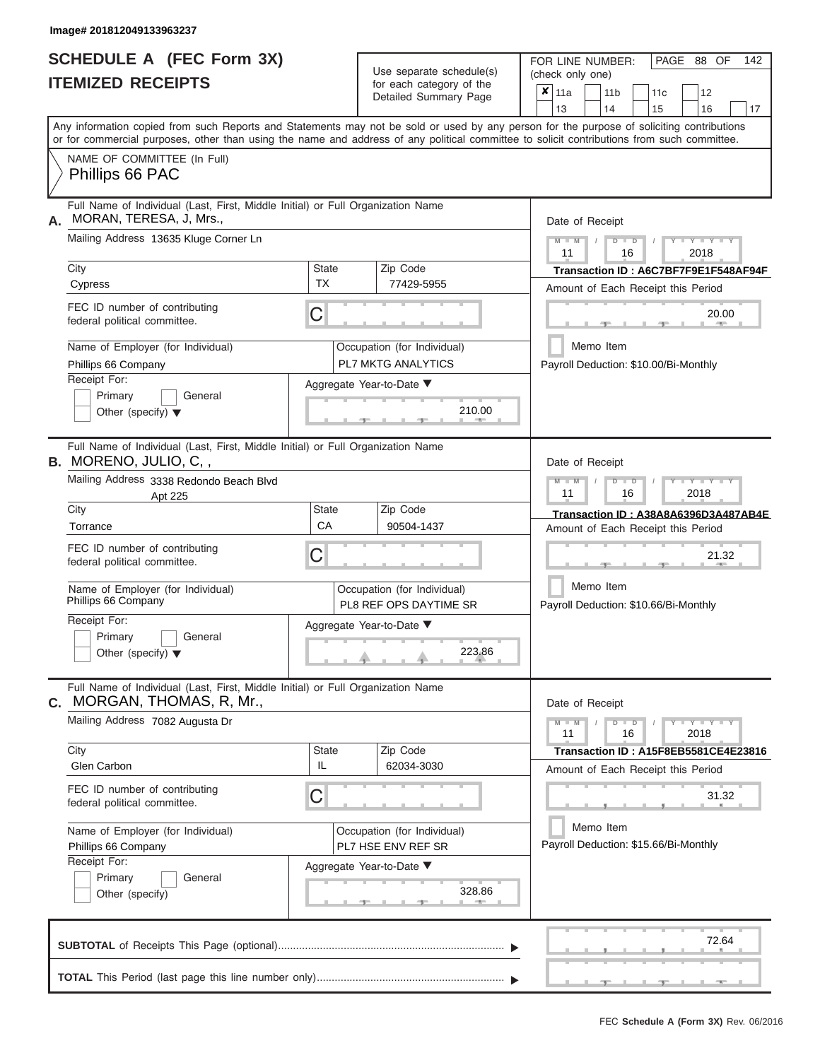Image# 201812049133963237

# SCHEDULE A (FEC Form 3X)
## ITEMIZED RECEIPTS

Use separate schedule(s) for each category of the Detailed Summary Page

FOR LINE NUMBER: (check only one)

- [x] 11a
- [ ] 11b
- [ ] 11c
- [ ] 12
- [ ] 13
- [ ] 14
- [ ] 15
- [ ] 16
- [ ] 17

PAGE 88 OF 142

Any information copied from such Reports and Statements may not be sold or used by any person for the purpose of soliciting contributions or for commercial purposes, other than using the name and address of any political committee to solicit contributions from such committee.

NAME OF COMMITTEE (In Full)
Phillips 66 PAC

---

**A.** Full Name of Individual (Last, First, Middle Initial) or Full Organization Name
MORAN, TERESA, J, Mrs.,

Mailing Address 13635 Kluge Corner Ln

City: Cypress | State: TX | Zip Code: 77429-5955

FEC ID number of contributing federal political committee: C

Name of Employer (for Individual): Phillips 66 Company
Occupation (for Individual): PL7 MKTG ANALYTICS

Receipt For: Primary / General / Other (specify)

Aggregate Year-to-Date: 210.00

Date of Receipt: 11 / 16 / 2018
Transaction ID : A6C7BF7F9E1F548AF94F
Amount of Each Receipt this Period: 20.00
Memo Item
Payroll Deduction: $10.00/Bi-Monthly

---

**B.** Full Name of Individual (Last, First, Middle Initial) or Full Organization Name
MORENO, JULIO, C, ,

Mailing Address 3338 Redondo Beach Blvd
Apt 225

City: Torrance | State: CA | Zip Code: 90504-1437

FEC ID number of contributing federal political committee: C

Name of Employer (for Individual): Phillips 66 Company
Occupation (for Individual): PL8 REF OPS DAYTIME SR

Receipt For: Primary / General / Other (specify)

Aggregate Year-to-Date: 223.86

Date of Receipt: 11 / 16 / 2018
Transaction ID : A38A8A6396D3A487AB4E
Amount of Each Receipt this Period: 21.32
Memo Item
Payroll Deduction: $10.66/Bi-Monthly

---

**C.** Full Name of Individual (Last, First, Middle Initial) or Full Organization Name
MORGAN, THOMAS, R, Mr.,

Mailing Address 7082 Augusta Dr

City: Glen Carbon | State: IL | Zip Code: 62034-3030

FEC ID number of contributing federal political committee: C

Name of Employer (for Individual): Phillips 66 Company
Occupation (for Individual): PL7 HSE ENV REF SR

Receipt For: Primary / General / Other (specify)

Aggregate Year-to-Date: 328.86

Date of Receipt: 11 / 16 / 2018
Transaction ID : A15F8EB5581CE4E23816
Amount of Each Receipt this Period: 31.32
Memo Item
Payroll Deduction: $15.66/Bi-Monthly

---

**SUBTOTAL** of Receipts This Page (optional): 72.64

**TOTAL** This Period (last page this line number only):

FEC Schedule A (Form 3X) Rev. 06/2016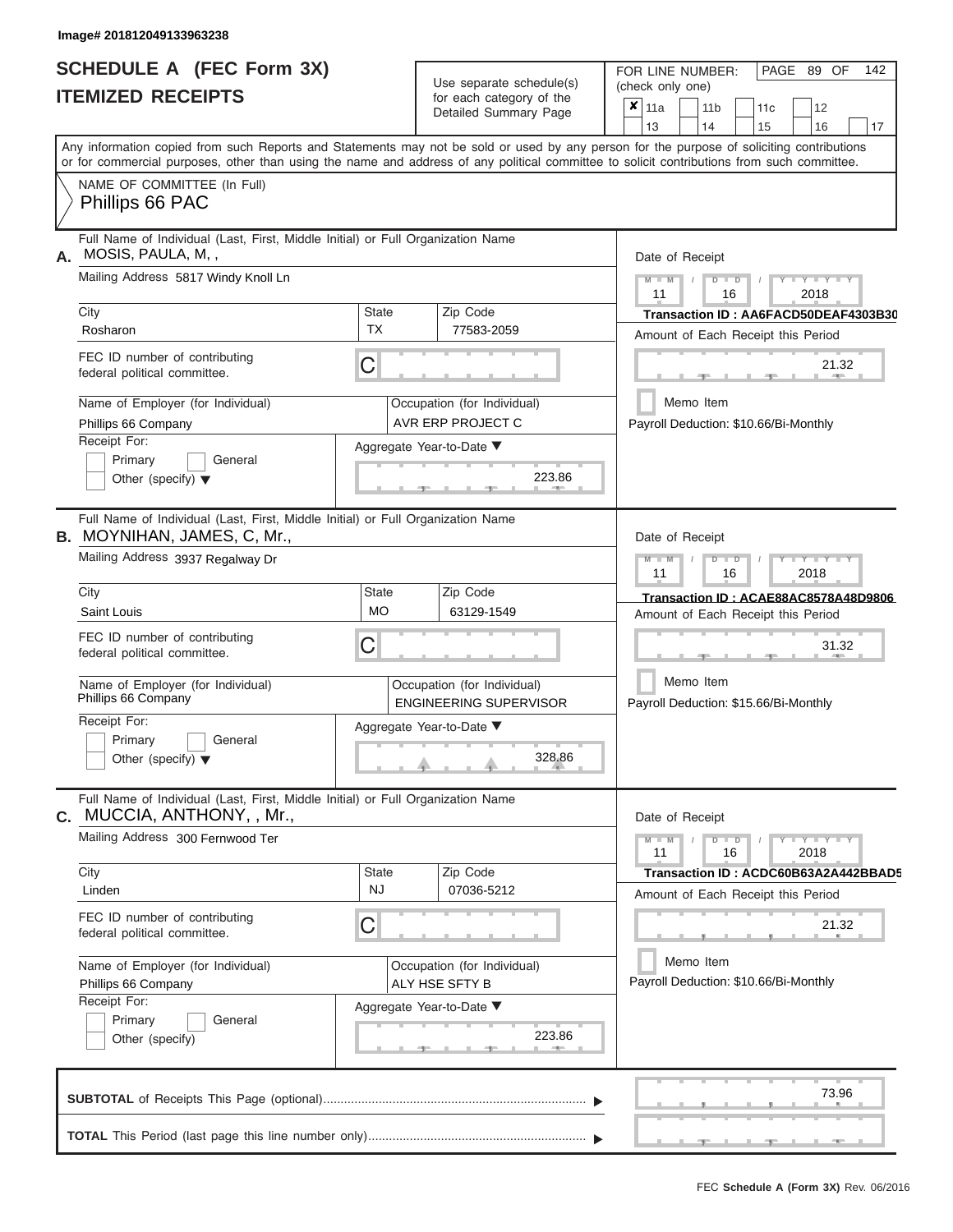Image# 201812049133963238

# SCHEDULE A (FEC Form 3X)
## ITEMIZED RECEIPTS

Use separate schedule(s) for each category of the Detailed Summary Page

FOR LINE NUMBER: (check only one)

PAGE 89 OF 142

- [x] 11a
- [ ] 11b
- [ ] 11c
- [ ] 12
- [ ] 13
- [ ] 14
- [ ] 15
- [ ] 16
- [ ] 17

Any information copied from such Reports and Statements may not be sold or used by any person for the purpose of soliciting contributions or for commercial purposes, other than using the name and address of any political committee to solicit contributions from such committee.

NAME OF COMMITTEE (In Full)
Phillips 66 PAC

---

**A.** Full Name of Individual (Last, First, Middle Initial) or Full Organization Name: MOSIS, PAULA, M, ,

Mailing Address: 5817 Windy Knoll Ln

City: Rosharon | State: TX | Zip Code: 77583-2059

FEC ID number of contributing federal political committee: C

Name of Employer (for Individual): Phillips 66 Company

Occupation (for Individual): AVR ERP PROJECT C

Receipt For: Primary / General / Other (specify)

Aggregate Year-to-Date: 223.86

Date of Receipt: 11 / 16 / 2018

Transaction ID : AA6FACD50DEAF4303B30

Amount of Each Receipt this Period: 21.32

Memo Item

Payroll Deduction: $10.66/Bi-Monthly

---

**B.** Full Name of Individual (Last, First, Middle Initial) or Full Organization Name: MOYNIHAN, JAMES, C, Mr.,

Mailing Address: 3937 Regalway Dr

City: Saint Louis | State: MO | Zip Code: 63129-1549

FEC ID number of contributing federal political committee: C

Name of Employer (for Individual): Phillips 66 Company

Occupation (for Individual): ENGINEERING SUPERVISOR

Receipt For: Primary / General / Other (specify)

Aggregate Year-to-Date: 328.86

Date of Receipt: 11 / 16 / 2018

Transaction ID : ACAE88AC8578A48D9806

Amount of Each Receipt this Period: 31.32

Memo Item

Payroll Deduction: $15.66/Bi-Monthly

---

**C.** Full Name of Individual (Last, First, Middle Initial) or Full Organization Name: MUCCIA, ANTHONY, , Mr.,

Mailing Address: 300 Fernwood Ter

City: Linden | State: NJ | Zip Code: 07036-5212

FEC ID number of contributing federal political committee: C

Name of Employer (for Individual): Phillips 66 Company

Occupation (for Individual): ALY HSE SFTY B

Receipt For: Primary / General / Other (specify)

Aggregate Year-to-Date: 223.86

Date of Receipt: 11 / 16 / 2018

Transaction ID : ACDC60B63A2A442BBAD5

Amount of Each Receipt this Period: 21.32

Memo Item

Payroll Deduction: $10.66/Bi-Monthly

---

**SUBTOTAL** of Receipts This Page (optional): 73.96

**TOTAL** This Period (last page this line number only):

FEC **Schedule A (Form 3X)** Rev. 06/2016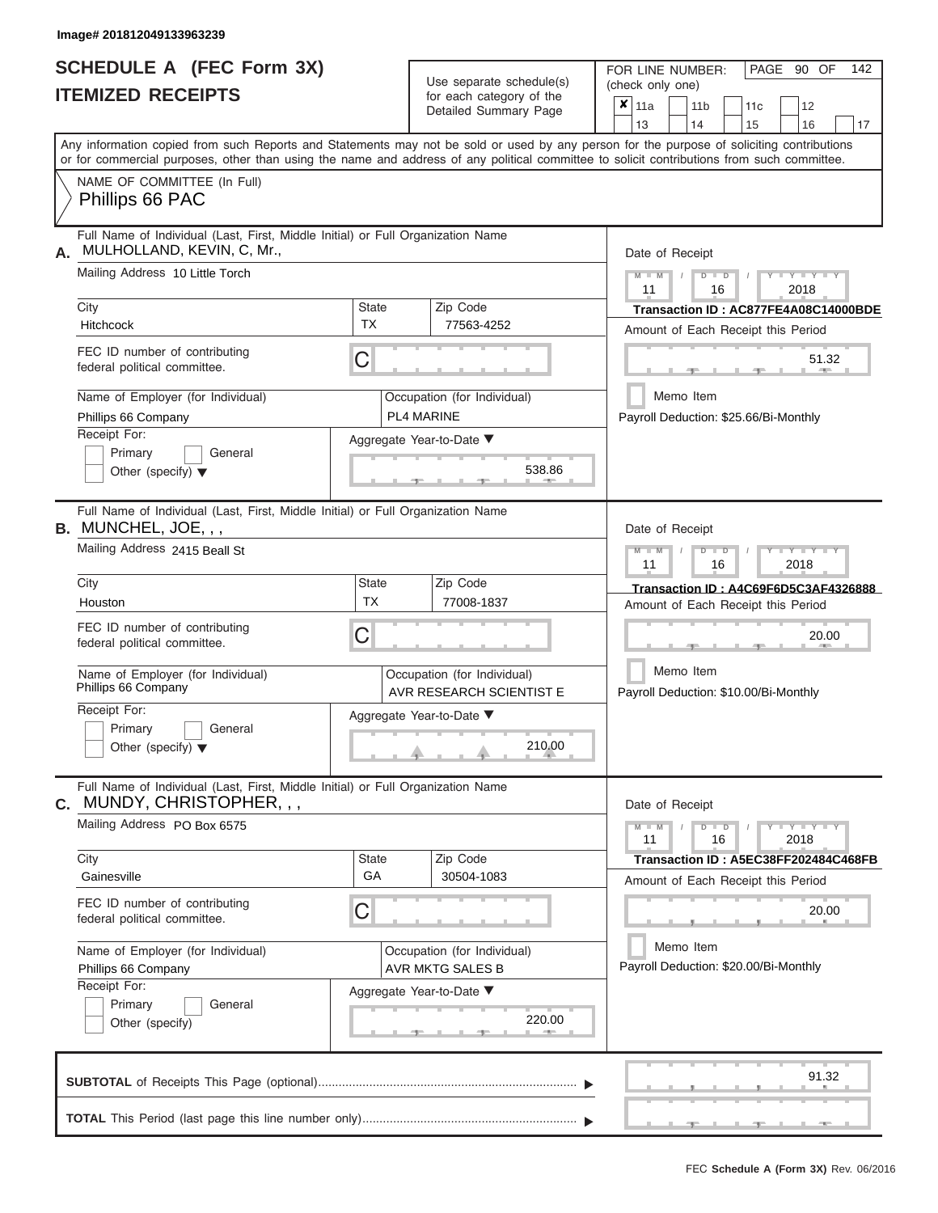Image# 201812049133963239

# SCHEDULE A (FEC Form 3X)
## ITEMIZED RECEIPTS

Use separate schedule(s) for each category of the Detailed Summary Page

FOR LINE NUMBER: (check only one)

- [x] 11a
- [ ] 11b
- [ ] 11c
- [ ] 12
- [ ] 13
- [ ] 14
- [ ] 15
- [ ] 16
- [ ] 17

Any information copied from such Reports and Statements may not be sold or used by any person for the purpose of soliciting contributions or for commercial purposes, other than using the name and address of any political committee to solicit contributions from such committee.

NAME OF COMMITTEE (In Full)
Phillips 66 PAC

---

**A.** Full Name of Individual (Last, First, Middle Initial) or Full Organization Name
MULHOLLAND, KEVIN, C, Mr.,

Mailing Address: 10 Little Torch

| City | State | Zip Code |
|---|---|---|
| Hitchcock | TX | 77563-4252 |

FEC ID number of contributing federal political committee: C

Name of Employer (for Individual): Phillips 66 Company
Occupation (for Individual): PL4 MARINE

Receipt For: Primary / General / Other (specify)

Aggregate Year-to-Date: 538.86

Date of Receipt: 11 / 16 / 2018
Transaction ID : AC877FE4A08C14000BDE
Amount of Each Receipt this Period: 51.32
Memo Item
Payroll Deduction: $25.66/Bi-Monthly

---

**B.** Full Name of Individual (Last, First, Middle Initial) or Full Organization Name
MUNCHEL, JOE, , ,

Mailing Address: 2415 Beall St

| City | State | Zip Code |
|---|---|---|
| Houston | TX | 77008-1837 |

FEC ID number of contributing federal political committee: C

Name of Employer (for Individual): Phillips 66 Company
Occupation (for Individual): AVR RESEARCH SCIENTIST E

Receipt For: Primary / General / Other (specify)

Aggregate Year-to-Date: 210.00

Date of Receipt: 11 / 16 / 2018
Transaction ID : A4C69F6D5C3AF4326888
Amount of Each Receipt this Period: 20.00
Memo Item
Payroll Deduction: $10.00/Bi-Monthly

---

**C.** Full Name of Individual (Last, First, Middle Initial) or Full Organization Name
MUNDY, CHRISTOPHER, , ,

Mailing Address: PO Box 6575

| City | State | Zip Code |
|---|---|---|
| Gainesville | GA | 30504-1083 |

FEC ID number of contributing federal political committee: C

Name of Employer (for Individual): Phillips 66 Company
Occupation (for Individual): AVR MKTG SALES B

Receipt For: Primary / General / Other (specify)

Aggregate Year-to-Date: 220.00

Date of Receipt: 11 / 16 / 2018
Transaction ID : A5EC38FF202484C468FB
Amount of Each Receipt this Period: 20.00
Memo Item
Payroll Deduction: $20.00/Bi-Monthly

---

**SUBTOTAL** of Receipts This Page (optional): 91.32

**TOTAL** This Period (last page this line number only):

FEC Schedule A (Form 3X) Rev. 06/2016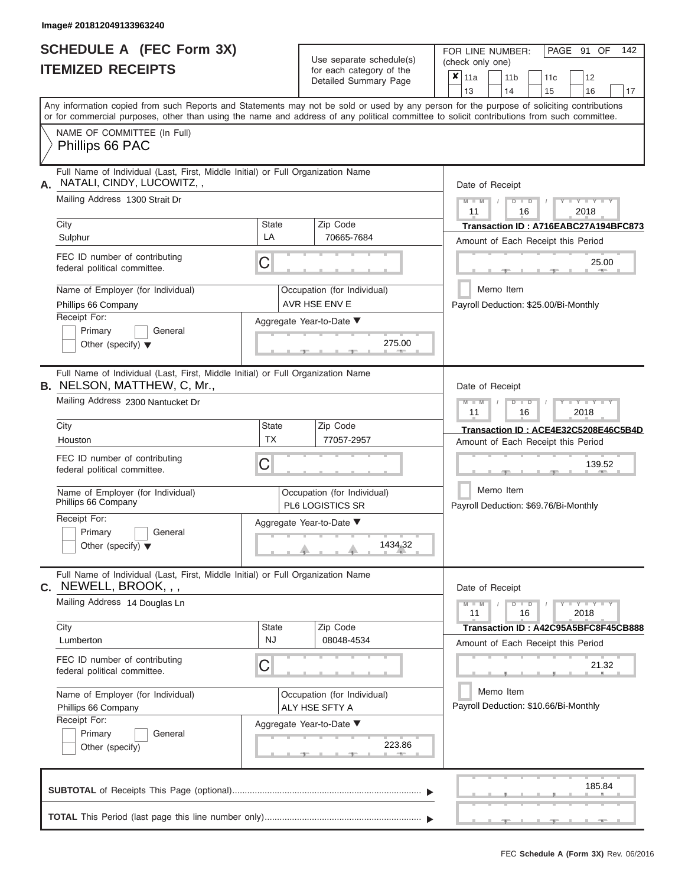Image# 201812049133963240

# SCHEDULE A (FEC Form 3X)
## ITEMIZED RECEIPTS

Use separate schedule(s) for each category of the Detailed Summary Page

FOR LINE NUMBER: (check only one)

- [x] 11a
- [ ] 11b
- [ ] 11c
- [ ] 12
- [ ] 13
- [ ] 14
- [ ] 15
- [ ] 16
- [ ] 17

Any information copied from such Reports and Statements may not be sold or used by any person for the purpose of soliciting contributions or for commercial purposes, other than using the name and address of any political committee to solicit contributions from such committee.

NAME OF COMMITTEE (In Full)
Phillips 66 PAC

---

**A.** Full Name of Individual (Last, First, Middle Initial) or Full Organization Name: NATALI, CINDY, LUCOWITZ, ,

Mailing Address: 1300 Strait Dr

City: Sulphur | State: LA | Zip Code: 70665-7684

FEC ID number of contributing federal political committee: C

Name of Employer (for Individual): Phillips 66 Company

Occupation (for Individual): AVR HSE ENV E

Receipt For: Primary / General / Other (specify)

Aggregate Year-to-Date: 275.00

Date of Receipt: 11 / 16 / 2018

Transaction ID : A716EABC27A194BFC873

Amount of Each Receipt this Period: 25.00

Memo Item

Payroll Deduction: $25.00/Bi-Monthly

---

**B.** Full Name of Individual (Last, First, Middle Initial) or Full Organization Name: NELSON, MATTHEW, C, Mr.,

Mailing Address: 2300 Nantucket Dr

City: Houston | State: TX | Zip Code: 77057-2957

FEC ID number of contributing federal political committee: C

Name of Employer (for Individual): Phillips 66 Company

Occupation (for Individual): PL6 LOGISTICS SR

Receipt For: Primary / General / Other (specify)

Aggregate Year-to-Date: 1434.32

Date of Receipt: 11 / 16 / 2018

Transaction ID : ACE4E32C5208E46C5B4D

Amount of Each Receipt this Period: 139.52

Memo Item

Payroll Deduction: $69.76/Bi-Monthly

---

**C.** Full Name of Individual (Last, First, Middle Initial) or Full Organization Name: NEWELL, BROOK, , ,

Mailing Address: 14 Douglas Ln

City: Lumberton | State: NJ | Zip Code: 08048-4534

FEC ID number of contributing federal political committee: C

Name of Employer (for Individual): Phillips 66 Company

Occupation (for Individual): ALY HSE SFTY A

Receipt For: Primary / General / Other (specify)

Aggregate Year-to-Date: 223.86

Date of Receipt: 11 / 16 / 2018

Transaction ID : A42C95A5BFC8F45CB888

Amount of Each Receipt this Period: 21.32

Memo Item

Payroll Deduction: $10.66/Bi-Monthly

---

**SUBTOTAL** of Receipts This Page (optional): 185.84

**TOTAL** This Period (last page this line number only):

FEC Schedule A (Form 3X) Rev. 06/2016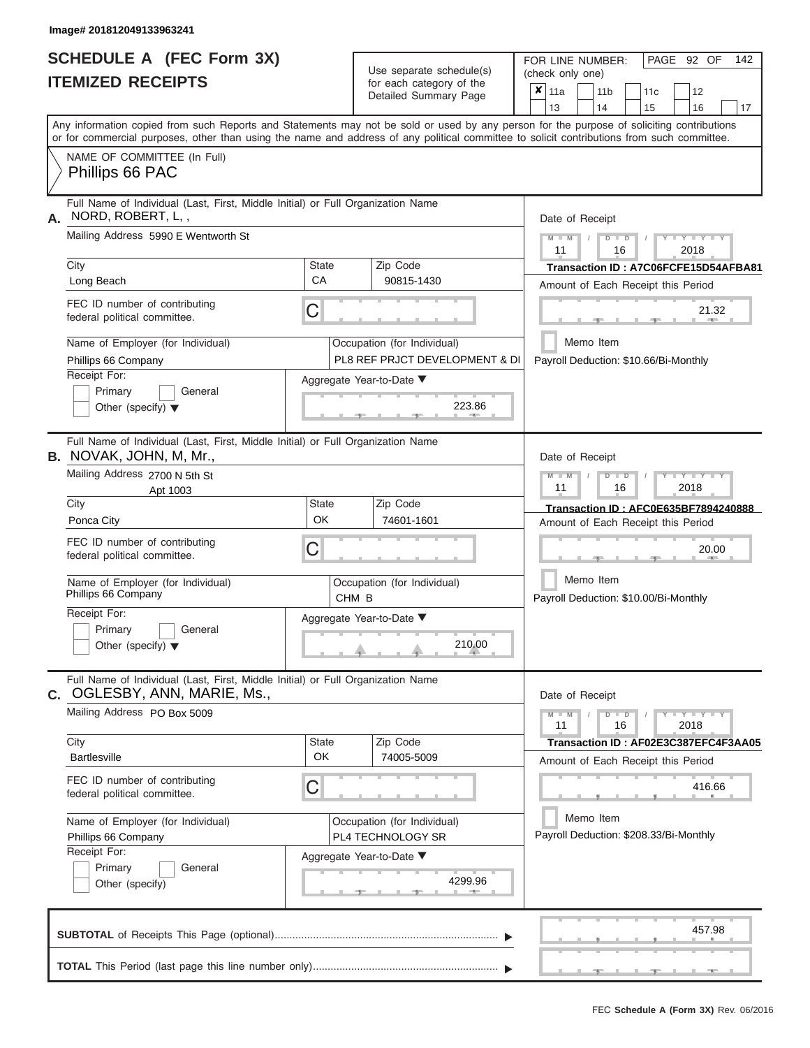Image# 201812049133963241

# SCHEDULE A (FEC Form 3X)
## ITEMIZED RECEIPTS

Use separate schedule(s) for each category of the Detailed Summary Page

FOR LINE NUMBER: (check only one)

- [x] 11a
- [ ] 11b
- [ ] 11c
- [ ] 12
- [ ] 13
- [ ] 14
- [ ] 15
- [ ] 16
- [ ] 17

PAGE 92 OF 142

Any information copied from such Reports and Statements may not be sold or used by any person for the purpose of soliciting contributions or for commercial purposes, other than using the name and address of any political committee to solicit contributions from such committee.

NAME OF COMMITTEE (In Full)
Phillips 66 PAC

---

**A.** Full Name of Individual (Last, First, Middle Initial) or Full Organization Name
NORD, ROBERT, L, ,

Mailing Address: 5990 E Wentworth St

City: Long Beach | State: CA | Zip Code: 90815-1430

FEC ID number of contributing federal political committee: C

Name of Employer (for Individual): Phillips 66 Company

Occupation (for Individual): PL8 REF PRJCT DEVELOPMENT & DI

Receipt For: Primary / General / Other (specify)

Aggregate Year-to-Date: 223.86

Date of Receipt: 11 / 16 / 2018

Transaction ID : A7C06FCFE15D54AFBA81

Amount of Each Receipt this Period: 21.32

Memo Item

Payroll Deduction: $10.66/Bi-Monthly

---

**B.** Full Name of Individual (Last, First, Middle Initial) or Full Organization Name
NOVAK, JOHN, M, Mr.,

Mailing Address: 2700 N 5th St
Apt 1003

City: Ponca City | State: OK | Zip Code: 74601-1601

FEC ID number of contributing federal political committee: C

Name of Employer (for Individual): Phillips 66 Company

Occupation (for Individual): CHM B

Receipt For: Primary / General / Other (specify)

Aggregate Year-to-Date: 210.00

Date of Receipt: 11 / 16 / 2018

Transaction ID : AFC0E635BF7894240888

Amount of Each Receipt this Period: 20.00

Memo Item

Payroll Deduction: $10.00/Bi-Monthly

---

**C.** Full Name of Individual (Last, First, Middle Initial) or Full Organization Name
OGLESBY, ANN, MARIE, Ms.,

Mailing Address: PO Box 5009

City: Bartlesville | State: OK | Zip Code: 74005-5009

FEC ID number of contributing federal political committee: C

Name of Employer (for Individual): Phillips 66 Company

Occupation (for Individual): PL4 TECHNOLOGY SR

Receipt For: Primary / General / Other (specify)

Aggregate Year-to-Date: 4299.96

Date of Receipt: 11 / 16 / 2018

Transaction ID : AF02E3C387EFC4F3AA05

Amount of Each Receipt this Period: 416.66

Memo Item

Payroll Deduction: $208.33/Bi-Monthly

---

**SUBTOTAL** of Receipts This Page (optional): 457.98

**TOTAL** This Period (last page this line number only):

FEC Schedule A (Form 3X) Rev. 06/2016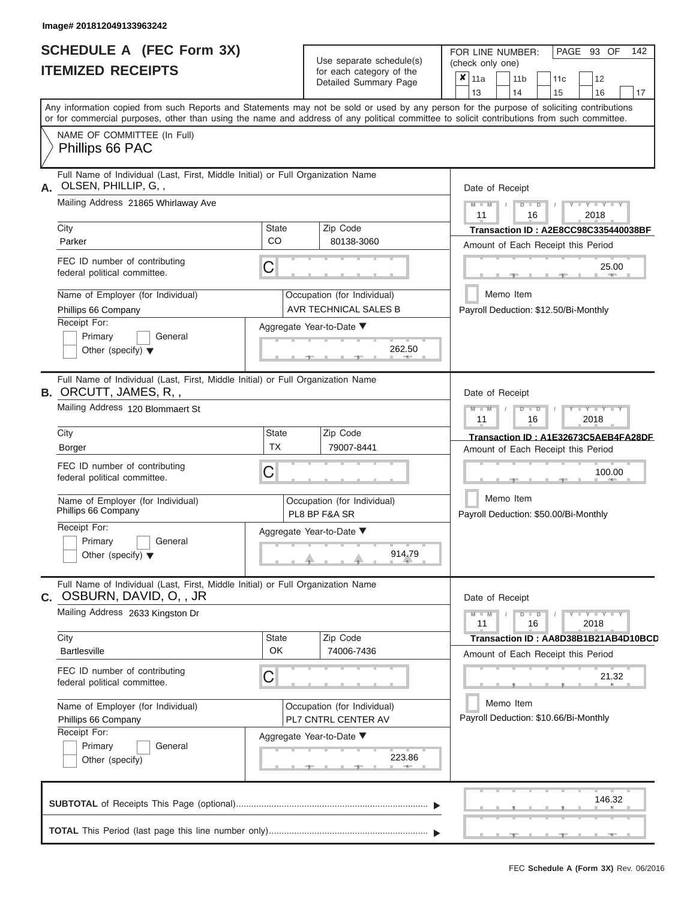Image# 201812049133963242

# SCHEDULE A (FEC Form 3X)
# ITEMIZED RECEIPTS

Use separate schedule(s) for each category of the Detailed Summary Page

FOR LINE NUMBER: (check only one)

- [x] 11a
- [ ] 11b
- [ ] 11c
- [ ] 12
- [ ] 13
- [ ] 14
- [ ] 15
- [ ] 16
- [ ] 17

PAGE 93 OF 142

Any information copied from such Reports and Statements may not be sold or used by any person for the purpose of soliciting contributions or for commercial purposes, other than using the name and address of any political committee to solicit contributions from such committee.

NAME OF COMMITTEE (In Full)
Phillips 66 PAC

---

**A.** Full Name of Individual (Last, First, Middle Initial) or Full Organization Name: OLSEN, PHILLIP, G, ,

Mailing Address: 21865 Whirlaway Ave

City: Parker | State: CO | Zip Code: 80138-3060

FEC ID number of contributing federal political committee: C

Name of Employer (for Individual): Phillips 66 Company

Occupation (for Individual): AVR TECHNICAL SALES B

Receipt For: Primary / General / Other (specify)

Aggregate Year-to-Date: 262.50

Date of Receipt: 11 / 16 / 2018

Transaction ID : A2E8CC98C335440038BF

Amount of Each Receipt this Period: 25.00

Memo Item

Payroll Deduction: $12.50/Bi-Monthly

---

**B.** Full Name of Individual (Last, First, Middle Initial) or Full Organization Name: ORCUTT, JAMES, R, ,

Mailing Address: 120 Blommaert St

City: Borger | State: TX | Zip Code: 79007-8441

FEC ID number of contributing federal political committee: C

Name of Employer (for Individual): Phillips 66 Company

Occupation (for Individual): PL8 BP F&A SR

Receipt For: Primary / General / Other (specify)

Aggregate Year-to-Date: 914.79

Date of Receipt: 11 / 16 / 2018

Transaction ID : A1E32673C5AEB4FA28DF

Amount of Each Receipt this Period: 100.00

Memo Item

Payroll Deduction: $50.00/Bi-Monthly

---

**C.** Full Name of Individual (Last, First, Middle Initial) or Full Organization Name: OSBURN, DAVID, O, , JR

Mailing Address: 2633 Kingston Dr

City: Bartlesville | State: OK | Zip Code: 74006-7436

FEC ID number of contributing federal political committee: C

Name of Employer (for Individual): Phillips 66 Company

Occupation (for Individual): PL7 CNTRL CENTER AV

Receipt For: Primary / General / Other (specify)

Aggregate Year-to-Date: 223.86

Date of Receipt: 11 / 16 / 2018

Transaction ID : AA8D38B1B21AB4D10BCD

Amount of Each Receipt this Period: 21.32

Memo Item

Payroll Deduction: $10.66/Bi-Monthly

---

**SUBTOTAL** of Receipts This Page (optional): 146.32

**TOTAL** This Period (last page this line number only):

FEC Schedule A (Form 3X) Rev. 06/2016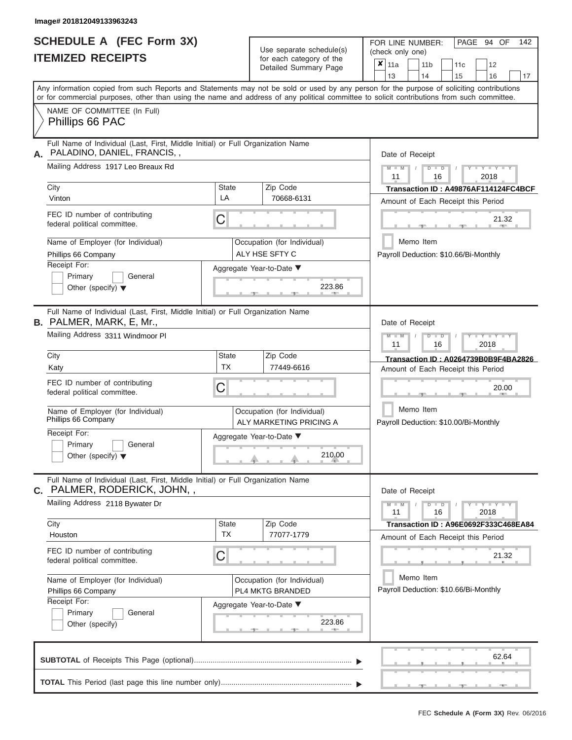Image# 201812049133963243

# SCHEDULE A (FEC Form 3X)
## ITEMIZED RECEIPTS

Use separate schedule(s) for each category of the Detailed Summary Page

FOR LINE NUMBER: (check only one)

- [x] 11a
- [ ] 11b
- [ ] 11c
- [ ] 12
- [ ] 13
- [ ] 14
- [ ] 15
- [ ] 16
- [ ] 17

PAGE 94 OF 142

Any information copied from such Reports and Statements may not be sold or used by any person for the purpose of soliciting contributions or for commercial purposes, other than using the name and address of any political committee to solicit contributions from such committee.

NAME OF COMMITTEE (In Full)
Phillips 66 PAC

---

**A.** Full Name of Individual (Last, First, Middle Initial) or Full Organization Name
PALADINO, DANIEL, FRANCIS, ,

Mailing Address: 1917 Leo Breaux Rd

City: Vinton | State: LA | Zip Code: 70668-6131

FEC ID number of contributing federal political committee: C

Name of Employer (for Individual): Phillips 66 Company

Occupation (for Individual): ALY HSE SFTY C

Receipt For: Primary / General / Other (specify)

Aggregate Year-to-Date: 223.86

Date of Receipt: 11 / 16 / 2018

Transaction ID : A49876AF114124FC4BCF

Amount of Each Receipt this Period: 21.32

Memo Item

Payroll Deduction: $10.66/Bi-Monthly

---

**B.** Full Name of Individual (Last, First, Middle Initial) or Full Organization Name
PALMER, MARK, E, Mr.,

Mailing Address: 3311 Windmoor Pl

City: Katy | State: TX | Zip Code: 77449-6616

FEC ID number of contributing federal political committee: C

Name of Employer (for Individual): Phillips 66 Company

Occupation (for Individual): ALY MARKETING PRICING A

Receipt For: Primary / General / Other (specify)

Aggregate Year-to-Date: 210.00

Date of Receipt: 11 / 16 / 2018

Transaction ID : A0264739B0B9F4BA2826

Amount of Each Receipt this Period: 20.00

Memo Item

Payroll Deduction: $10.00/Bi-Monthly

---

**C.** Full Name of Individual (Last, First, Middle Initial) or Full Organization Name
PALMER, RODERICK, JOHN, ,

Mailing Address: 2118 Bywater Dr

City: Houston | State: TX | Zip Code: 77077-1779

FEC ID number of contributing federal political committee: C

Name of Employer (for Individual): Phillips 66 Company

Occupation (for Individual): PL4 MKTG BRANDED

Receipt For: Primary / General / Other (specify)

Aggregate Year-to-Date: 223.86

Date of Receipt: 11 / 16 / 2018

Transaction ID : A96E0692F333C468EA84

Amount of Each Receipt this Period: 21.32

Memo Item

Payroll Deduction: $10.66/Bi-Monthly

---

**SUBTOTAL** of Receipts This Page (optional): 62.64

**TOTAL** This Period (last page this line number only):

FEC Schedule A (Form 3X) Rev. 06/2016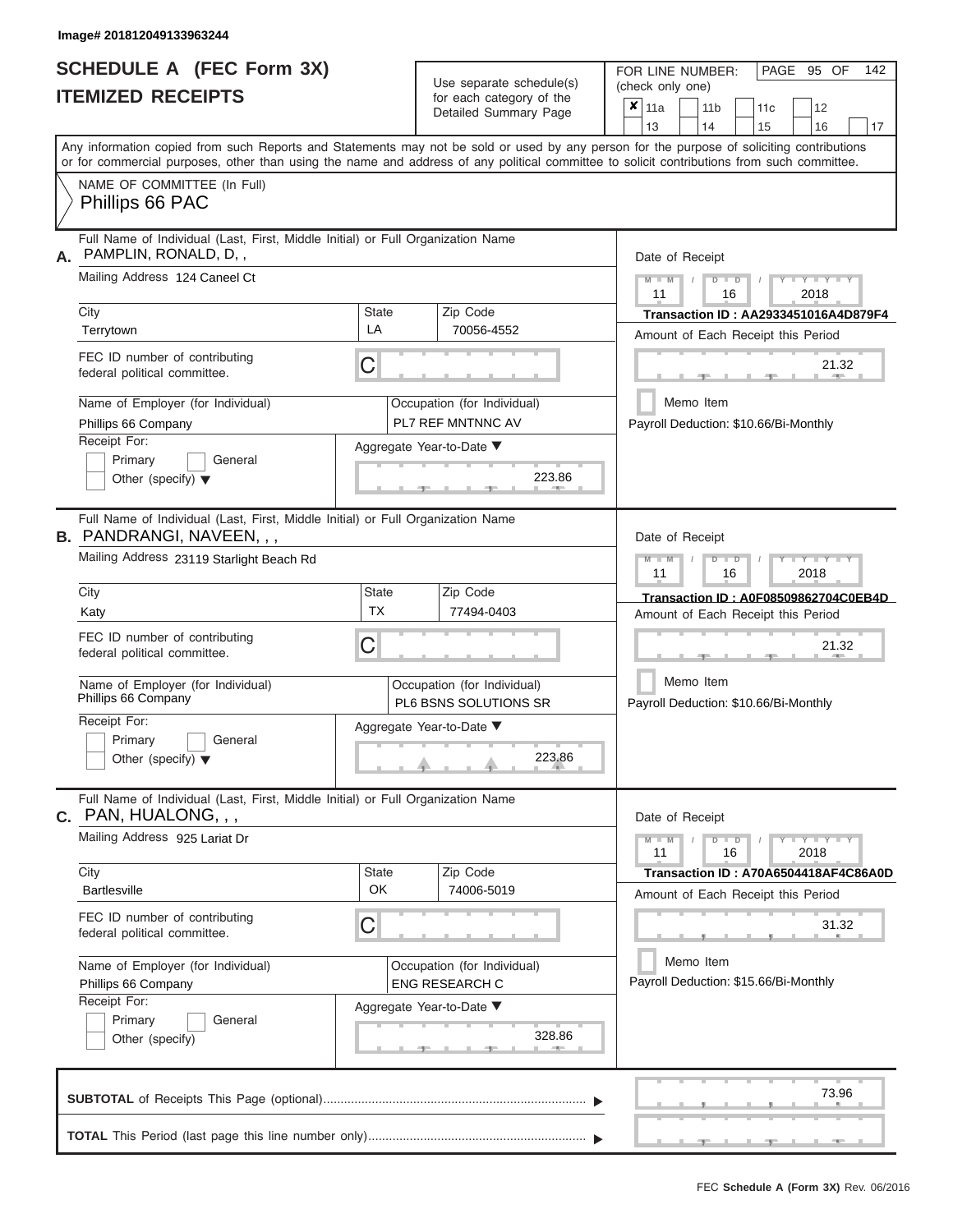Image# 201812049133963244

# SCHEDULE A (FEC Form 3X)
# ITEMIZED RECEIPTS

Use separate schedule(s) for each category of the Detailed Summary Page

FOR LINE NUMBER: (check only one)

☒ 11a ☐ 11b ☐ 11c ☐ 12 ☐ 13 ☐ 14 ☐ 15 ☐ 16 ☐ 17

PAGE 95 OF 142

Any information copied from such Reports and Statements may not be sold or used by any person for the purpose of soliciting contributions or for commercial purposes, other than using the name and address of any political committee to solicit contributions from such committee.

NAME OF COMMITTEE (In Full)
Phillips 66 PAC

---

**A.** Full Name of Individual (Last, First, Middle Initial) or Full Organization Name: PAMPLIN, RONALD, D, ,

Mailing Address: 124 Caneel Ct

City: Terrytown | State: LA | Zip Code: 70056-4552

FEC ID number of contributing federal political committee: C

Name of Employer (for Individual): Phillips 66 Company

Occupation (for Individual): PL7 REF MNTNNC AV

Receipt For: ☐ Primary ☐ General ☐ Other (specify)

Aggregate Year-to-Date: 223.86

Date of Receipt: 11 / 16 / 2018

Transaction ID : AA2933451016A4D879F4

Amount of Each Receipt this Period: 21.32

☐ Memo Item

Payroll Deduction: $10.66/Bi-Monthly

---

**B.** Full Name of Individual (Last, First, Middle Initial) or Full Organization Name: PANDRANGI, NAVEEN, , ,

Mailing Address: 23119 Starlight Beach Rd

City: Katy | State: TX | Zip Code: 77494-0403

FEC ID number of contributing federal political committee: C

Name of Employer (for Individual): Phillips 66 Company

Occupation (for Individual): PL6 BSNS SOLUTIONS SR

Receipt For: ☐ Primary ☐ General ☐ Other (specify)

Aggregate Year-to-Date: 223.86

Date of Receipt: 11 / 16 / 2018

Transaction ID : A0F08509862704C0EB4D

Amount of Each Receipt this Period: 21.32

☐ Memo Item

Payroll Deduction: $10.66/Bi-Monthly

---

**C.** Full Name of Individual (Last, First, Middle Initial) or Full Organization Name: PAN, HUALONG, , ,

Mailing Address: 925 Lariat Dr

City: Bartlesville | State: OK | Zip Code: 74006-5019

FEC ID number of contributing federal political committee: C

Name of Employer (for Individual): Phillips 66 Company

Occupation (for Individual): ENG RESEARCH C

Receipt For: ☐ Primary ☐ General ☐ Other (specify)

Aggregate Year-to-Date: 328.86

Date of Receipt: 11 / 16 / 2018

Transaction ID : A70A6504418AF4C86A0D

Amount of Each Receipt this Period: 31.32

☐ Memo Item

Payroll Deduction: $15.66/Bi-Monthly

---

**SUBTOTAL** of Receipts This Page (optional): 73.96

**TOTAL** This Period (last page this line number only):

FEC Schedule A (Form 3X) Rev. 06/2016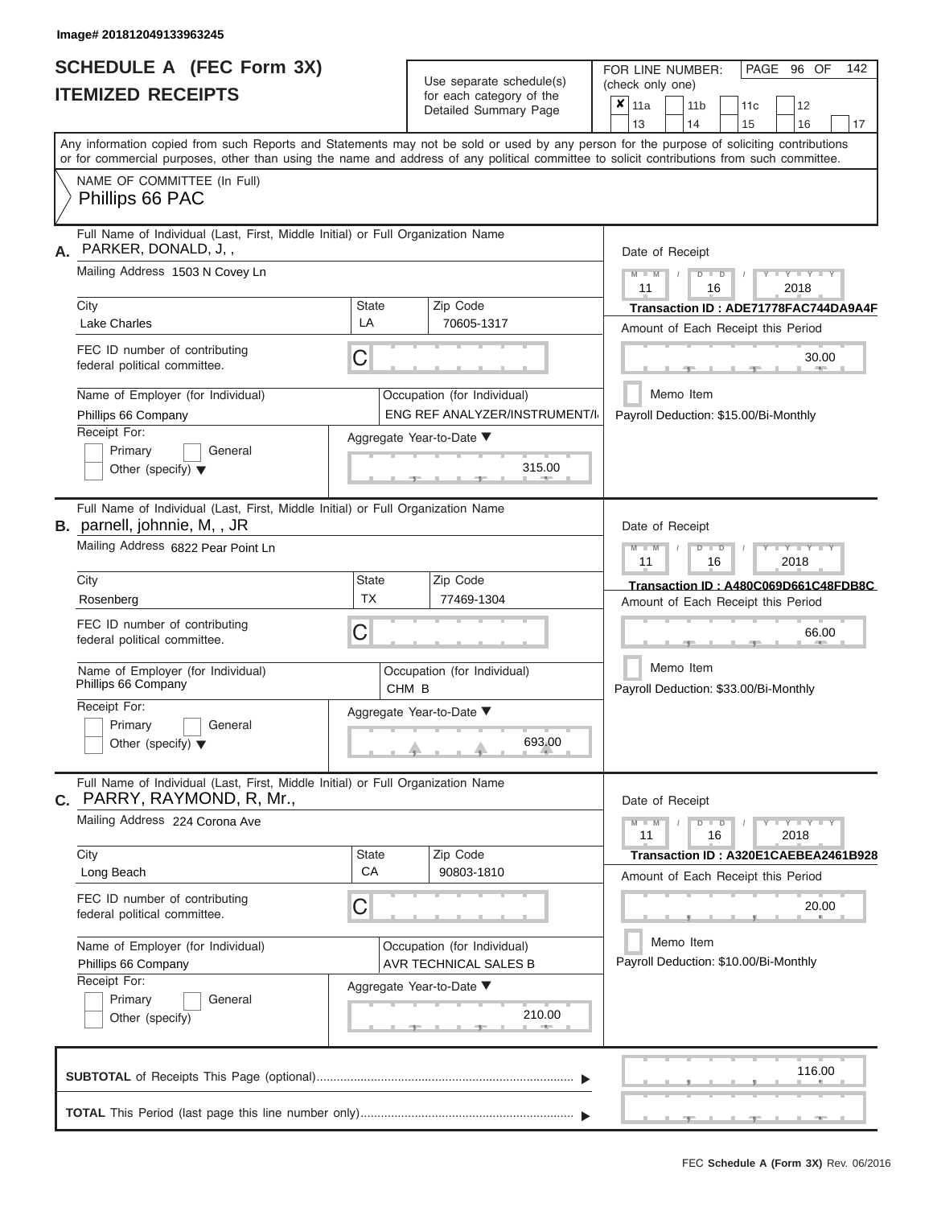Image# 201812049133963245

# SCHEDULE A (FEC Form 3X)
## ITEMIZED RECEIPTS

Use separate schedule(s) for each category of the Detailed Summary Page

FOR LINE NUMBER: (check only one)

☒ 11a ☐ 11b ☐ 11c ☐ 12 ☐ 13 ☐ 14 ☐ 15 ☐ 16 ☐ 17

Any information copied from such Reports and Statements may not be sold or used by any person for the purpose of soliciting contributions or for commercial purposes, other than using the name and address of any political committee to solicit contributions from such committee.

NAME OF COMMITTEE (In Full)
Phillips 66 PAC

---

**A.** Full Name of Individual (Last, First, Middle Initial) or Full Organization Name
PARKER, DONALD, J, ,

Mailing Address 1503 N Covey Ln

| City | State | Zip Code |
|---|---|---|
| Lake Charles | LA | 70605-1317 |

FEC ID number of contributing federal political committee. C

Name of Employer (for Individual): Phillips 66 Company
Occupation (for Individual): ENG REF ANALYZER/INSTRUMENT/I

Receipt For: ☐ Primary ☐ General ☐ Other (specify)

Aggregate Year-to-Date: 315.00

Date of Receipt: 11 16 2018
Transaction ID : ADE71778FAC744DA9A4F
Amount of Each Receipt this Period: 30.00
☐ Memo Item
Payroll Deduction: $15.00/Bi-Monthly

---

**B.** Full Name of Individual (Last, First, Middle Initial) or Full Organization Name
parnell, johnnie, M, , JR

Mailing Address 6822 Pear Point Ln

| City | State | Zip Code |
|---|---|---|
| Rosenberg | TX | 77469-1304 |

FEC ID number of contributing federal political committee. C

Name of Employer (for Individual): Phillips 66 Company
Occupation (for Individual): CHM B

Receipt For: ☐ Primary ☐ General ☐ Other (specify)

Aggregate Year-to-Date: 693.00

Date of Receipt: 11 16 2018
Transaction ID : A480C069D661C48FDB8C
Amount of Each Receipt this Period: 66.00
☐ Memo Item
Payroll Deduction: $33.00/Bi-Monthly

---

**C.** Full Name of Individual (Last, First, Middle Initial) or Full Organization Name
PARRY, RAYMOND, R, Mr.,

Mailing Address 224 Corona Ave

| City | State | Zip Code |
|---|---|---|
| Long Beach | CA | 90803-1810 |

FEC ID number of contributing federal political committee. C

Name of Employer (for Individual): Phillips 66 Company
Occupation (for Individual): AVR TECHNICAL SALES B

Receipt For: ☐ Primary ☐ General ☐ Other (specify)

Aggregate Year-to-Date: 210.00

Date of Receipt: 11 16 2018
Transaction ID : A320E1CAEBEA2461B928
Amount of Each Receipt this Period: 20.00
☐ Memo Item
Payroll Deduction: $10.00/Bi-Monthly

---

**SUBTOTAL** of Receipts This Page (optional): 116.00

**TOTAL** This Period (last page this line number only):

FEC Schedule A (Form 3X) Rev. 06/2016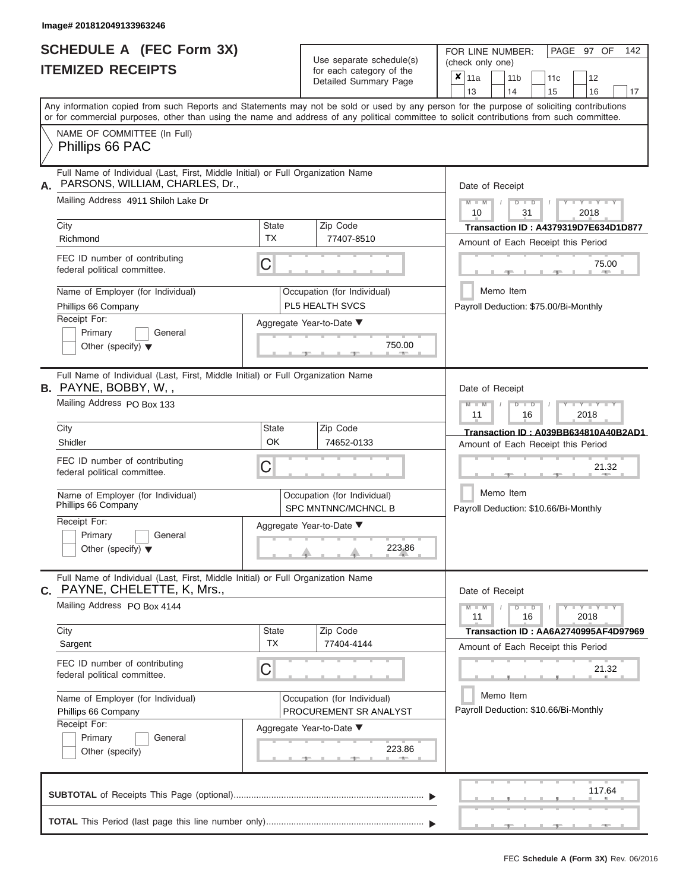Image# 201812049133963246

# SCHEDULE A (FEC Form 3X)
# ITEMIZED RECEIPTS

Use separate schedule(s) for each category of the Detailed Summary Page

FOR LINE NUMBER: (check only one)

☒ 11a ☐ 11b ☐ 11c ☐ 12 ☐ 13 ☐ 14 ☐ 15 ☐ 16 ☐ 17

PAGE 97 OF 142

Any information copied from such Reports and Statements may not be sold or used by any person for the purpose of soliciting contributions or for commercial purposes, other than using the name and address of any political committee to solicit contributions from such committee.

NAME OF COMMITTEE (In Full)

Phillips 66 PAC

---

**A.** Full Name of Individual (Last, First, Middle Initial) or Full Organization Name

PARSONS, WILLIAM, CHARLES, Dr.,

Mailing Address 4911 Shiloh Lake Dr

| City | State | Zip Code |
|---|---|---|
| Richmond | TX | 77407-8510 |

FEC ID number of contributing federal political committee. C

Name of Employer (for Individual): Phillips 66 Company

Occupation (for Individual): PL5 HEALTH SVCS

Receipt For: ☐ Primary ☐ General ☐ Other (specify)

Aggregate Year-to-Date: 750.00

Date of Receipt: 10 / 31 / 2018

Transaction ID : A4379319D7E634D1D877

Amount of Each Receipt this Period: 75.00

☐ Memo Item

Payroll Deduction: $75.00/Bi-Monthly

---

**B.** Full Name of Individual (Last, First, Middle Initial) or Full Organization Name

PAYNE, BOBBY, W, ,

Mailing Address PO Box 133

| City | State | Zip Code |
|---|---|---|
| Shidler | OK | 74652-0133 |

FEC ID number of contributing federal political committee. C

Name of Employer (for Individual): Phillips 66 Company

Occupation (for Individual): SPC MNTNNC/MCHNCL B

Receipt For: ☐ Primary ☐ General ☐ Other (specify)

Aggregate Year-to-Date: 223.86

Date of Receipt: 11 / 16 / 2018

Transaction ID : A039BB634810A40B2AD1

Amount of Each Receipt this Period: 21.32

☐ Memo Item

Payroll Deduction: $10.66/Bi-Monthly

---

**C.** Full Name of Individual (Last, First, Middle Initial) or Full Organization Name

PAYNE, CHELETTE, K, Mrs.,

Mailing Address PO Box 4144

| City | State | Zip Code |
|---|---|---|
| Sargent | TX | 77404-4144 |

FEC ID number of contributing federal political committee. C

Name of Employer (for Individual): Phillips 66 Company

Occupation (for Individual): PROCUREMENT SR ANALYST

Receipt For: ☐ Primary ☐ General ☐ Other (specify)

Aggregate Year-to-Date: 223.86

Date of Receipt: 11 / 16 / 2018

Transaction ID : AA6A2740995AF4D97969

Amount of Each Receipt this Period: 21.32

☐ Memo Item

Payroll Deduction: $10.66/Bi-Monthly

---

**SUBTOTAL** of Receipts This Page (optional): 117.64

**TOTAL** This Period (last page this line number only):

FEC Schedule A (Form 3X) Rev. 06/2016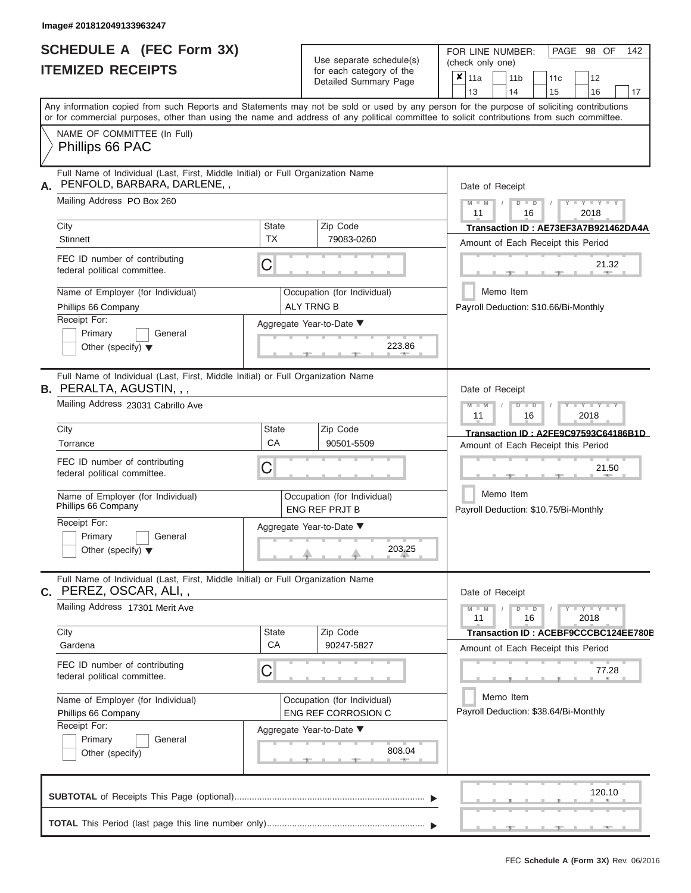Image# 201812049133963247

# SCHEDULE A (FEC Form 3X)
## ITEMIZED RECEIPTS

Use separate schedule(s) for each category of the Detailed Summary Page

FOR LINE NUMBER: (check only one)

| | | | | |
|---|---|---|---|---|
| ✘ 11a | 11b | 11c | 12 | |
| 13 | 14 | 15 | 16 | 17 |

Any information copied from such Reports and Statements may not be sold or used by any person for the purpose of soliciting contributions or for commercial purposes, other than using the name and address of any political committee to solicit contributions from such committee.

NAME OF COMMITTEE (In Full)
Phillips 66 PAC

---

**A.** Full Name of Individual (Last, First, Middle Initial) or Full Organization Name: PENFOLD, BARBARA, DARLENE, ,

Mailing Address: PO Box 260

City: Stinnett | State: TX | Zip Code: 79083-0260

FEC ID number of contributing federal political committee: C

Name of Employer (for Individual): Phillips 66 Company

Occupation (for Individual): ALY TRNG B

Receipt For: Primary / General / Other (specify)

Aggregate Year-to-Date: 223.86

Date of Receipt: 11 / 16 / 2018

Transaction ID : AE73EF3A7B921462DA4A

Amount of Each Receipt this Period: 21.32

Memo Item

Payroll Deduction: $10.66/Bi-Monthly

---

**B.** Full Name of Individual (Last, First, Middle Initial) or Full Organization Name: PERALTA, AGUSTIN, , ,

Mailing Address: 23031 Cabrillo Ave

City: Torrance | State: CA | Zip Code: 90501-5509

FEC ID number of contributing federal political committee: C

Name of Employer (for Individual): Phillips 66 Company

Occupation (for Individual): ENG REF PRJT B

Receipt For: Primary / General / Other (specify)

Aggregate Year-to-Date: 203.25

Date of Receipt: 11 / 16 / 2018

Transaction ID : A2FE9C97593C64186B1D

Amount of Each Receipt this Period: 21.50

Memo Item

Payroll Deduction: $10.75/Bi-Monthly

---

**C.** Full Name of Individual (Last, First, Middle Initial) or Full Organization Name: PEREZ, OSCAR, ALI, ,

Mailing Address: 17301 Merit Ave

City: Gardena | State: CA | Zip Code: 90247-5827

FEC ID number of contributing federal political committee: C

Name of Employer (for Individual): Phillips 66 Company

Occupation (for Individual): ENG REF CORROSION C

Receipt For: Primary / General / Other (specify)

Aggregate Year-to-Date: 808.04

Date of Receipt: 11 / 16 / 2018

Transaction ID : ACEBF9CCCBC124EE780B

Amount of Each Receipt this Period: 77.28

Memo Item

Payroll Deduction: $38.64/Bi-Monthly

---

**SUBTOTAL** of Receipts This Page (optional): 120.10

**TOTAL** This Period (last page this line number only):

FEC Schedule A (Form 3X) Rev. 06/2016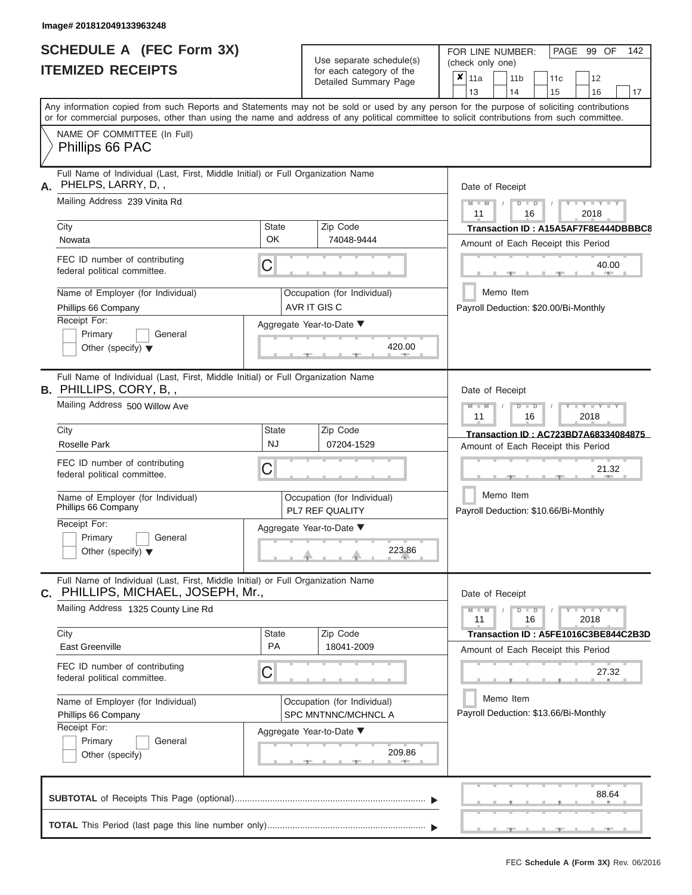Image# 201812049133963248

# SCHEDULE A (FEC Form 3X)
## ITEMIZED RECEIPTS

Use separate schedule(s) for each category of the Detailed Summary Page

FOR LINE NUMBER: (check only one)

- [x] 11a
- [ ] 11b
- [ ] 11c
- [ ] 12
- [ ] 13
- [ ] 14
- [ ] 15
- [ ] 16
- [ ] 17

PAGE 99 OF 142

Any information copied from such Reports and Statements may not be sold or used by any person for the purpose of soliciting contributions or for commercial purposes, other than using the name and address of any political committee to solicit contributions from such committee.

NAME OF COMMITTEE (In Full)
Phillips 66 PAC

---

**A.** Full Name of Individual (Last, First, Middle Initial) or Full Organization Name: PHELPS, LARRY, D, ,

Mailing Address: 239 Vinita Rd

City: Nowata | State: OK | Zip Code: 74048-9444

FEC ID number of contributing federal political committee: C

Name of Employer (for Individual): Phillips 66 Company

Occupation (for Individual): AVR IT GIS C

Receipt For: Primary / General / Other (specify)

Aggregate Year-to-Date: 420.00

Date of Receipt: 11 / 16 / 2018

Transaction ID : A15A5AF7F8E444DBBBC8

Amount of Each Receipt this Period: 40.00

Memo Item

Payroll Deduction: $20.00/Bi-Monthly

---

**B.** Full Name of Individual (Last, First, Middle Initial) or Full Organization Name: PHILLIPS, CORY, B, ,

Mailing Address: 500 Willow Ave

City: Roselle Park | State: NJ | Zip Code: 07204-1529

FEC ID number of contributing federal political committee: C

Name of Employer (for Individual): Phillips 66 Company

Occupation (for Individual): PL7 REF QUALITY

Receipt For: Primary / General / Other (specify)

Aggregate Year-to-Date: 223.86

Date of Receipt: 11 / 16 / 2018

Transaction ID : AC723BD7A68334084875

Amount of Each Receipt this Period: 21.32

Memo Item

Payroll Deduction: $10.66/Bi-Monthly

---

**C.** Full Name of Individual (Last, First, Middle Initial) or Full Organization Name: PHILLIPS, MICHAEL, JOSEPH, Mr.,

Mailing Address: 1325 County Line Rd

City: East Greenville | State: PA | Zip Code: 18041-2009

FEC ID number of contributing federal political committee: C

Name of Employer (for Individual): Phillips 66 Company

Occupation (for Individual): SPC MNTNNC/MCHNCL A

Receipt For: Primary / General / Other (specify)

Aggregate Year-to-Date: 209.86

Date of Receipt: 11 / 16 / 2018

Transaction ID : A5FE1016C3BE844C2B3D

Amount of Each Receipt this Period: 27.32

Memo Item

Payroll Deduction: $13.66/Bi-Monthly

---

**SUBTOTAL** of Receipts This Page (optional): 88.64

**TOTAL** This Period (last page this line number only):

FEC Schedule A (Form 3X) Rev. 06/2016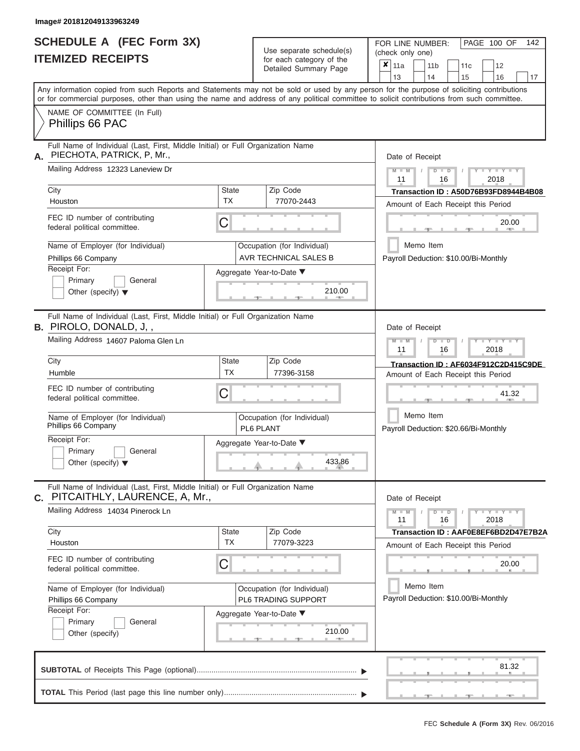Image# 201812049133963249

# SCHEDULE A (FEC Form 3X)
# ITEMIZED RECEIPTS

Use separate schedule(s) for each category of the Detailed Summary Page

FOR LINE NUMBER: (check only one)

- [x] 11a
- [ ] 11b
- [ ] 11c
- [ ] 12
- [ ] 13
- [ ] 14
- [ ] 15
- [ ] 16
- [ ] 17

Any information copied from such Reports and Statements may not be sold or used by any person for the purpose of soliciting contributions or for commercial purposes, other than using the name and address of any political committee to solicit contributions from such committee.

NAME OF COMMITTEE (In Full)
Phillips 66 PAC

---

**A.** Full Name of Individual (Last, First, Middle Initial) or Full Organization Name
PIECHOTA, PATRICK, P, Mr.,

Mailing Address: 12323 Laneview Dr

City: Houston | State: TX | Zip Code: 77070-2443

FEC ID number of contributing federal political committee: C

Name of Employer (for Individual): Phillips 66 Company

Occupation (for Individual): AVR TECHNICAL SALES B

Receipt For: Primary / General / Other (specify)

Aggregate Year-to-Date: 210.00

Date of Receipt: 11 / 16 / 2018

Transaction ID : A50D76B93FD8944B4B08

Amount of Each Receipt this Period: 20.00

Memo Item

Payroll Deduction: $10.00/Bi-Monthly

---

**B.** Full Name of Individual (Last, First, Middle Initial) or Full Organization Name
PIROLO, DONALD, J, ,

Mailing Address: 14607 Paloma Glen Ln

City: Humble | State: TX | Zip Code: 77396-3158

FEC ID number of contributing federal political committee: C

Name of Employer (for Individual): Phillips 66 Company

Occupation (for Individual): PL6 PLANT

Receipt For: Primary / General / Other (specify)

Aggregate Year-to-Date: 433.86

Date of Receipt: 11 / 16 / 2018

Transaction ID : AF6034F912C2D415C9DE

Amount of Each Receipt this Period: 41.32

Memo Item

Payroll Deduction: $20.66/Bi-Monthly

---

**C.** Full Name of Individual (Last, First, Middle Initial) or Full Organization Name
PITCAITHLY, LAURENCE, A, Mr.,

Mailing Address: 14034 Pinerock Ln

City: Houston | State: TX | Zip Code: 77079-3223

FEC ID number of contributing federal political committee: C

Name of Employer (for Individual): Phillips 66 Company

Occupation (for Individual): PL6 TRADING SUPPORT

Receipt For: Primary / General / Other (specify)

Aggregate Year-to-Date: 210.00

Date of Receipt: 11 / 16 / 2018

Transaction ID : AAF0E8EF6BD2D47E7B2A

Amount of Each Receipt this Period: 20.00

Memo Item

Payroll Deduction: $10.00/Bi-Monthly

---

**SUBTOTAL** of Receipts This Page (optional): 81.32

**TOTAL** This Period (last page this line number only):

FEC **Schedule A (Form 3X)** Rev. 06/2016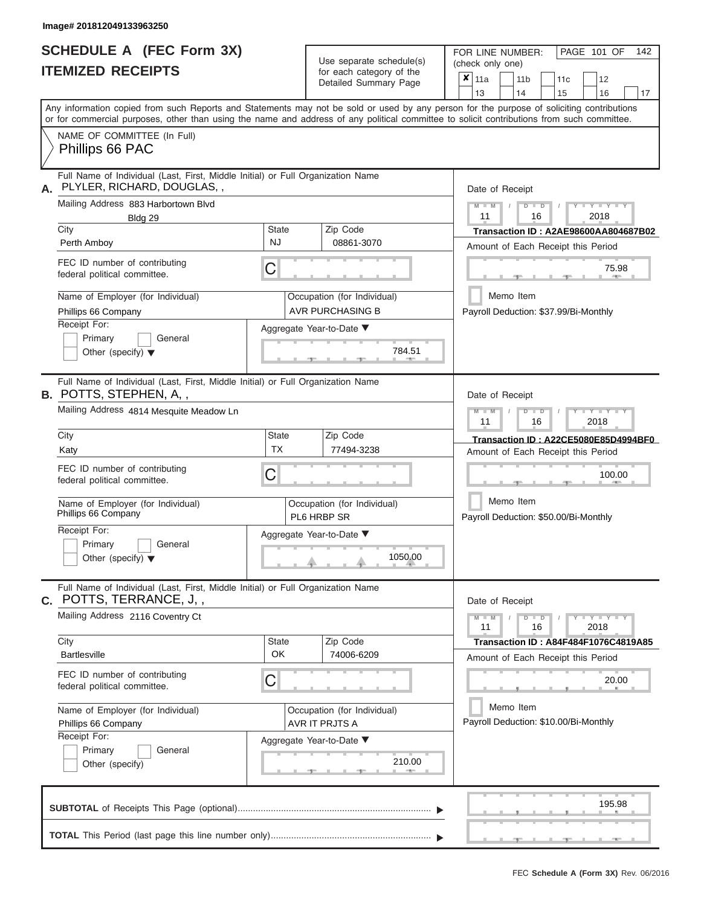Image# 201812049133963250

# SCHEDULE A (FEC Form 3X)
## ITEMIZED RECEIPTS

Use separate schedule(s) for each category of the Detailed Summary Page

FOR LINE NUMBER: (check only one)

- [x] 11a
- [ ] 11b
- [ ] 11c
- [ ] 12
- [ ] 13
- [ ] 14
- [ ] 15
- [ ] 16
- [ ] 17

PAGE 101 OF 142

Any information copied from such Reports and Statements may not be sold or used by any person for the purpose of soliciting contributions or for commercial purposes, other than using the name and address of any political committee to solicit contributions from such committee.

NAME OF COMMITTEE (In Full)
Phillips 66 PAC

---

**A.** Full Name of Individual (Last, First, Middle Initial) or Full Organization Name
PLYLER, RICHARD, DOUGLAS, ,

Mailing Address: 883 Harbortown Blvd, Bldg 29
City: Perth Amboy | State: NJ | Zip Code: 08861-3070

FEC ID number of contributing federal political committee: C

Name of Employer (for Individual): Phillips 66 Company
Occupation (for Individual): AVR PURCHASING B

Receipt For: Primary / General / Other (specify)

Aggregate Year-to-Date: 784.51

Date of Receipt: 11 / 16 / 2018
Transaction ID : A2AE98600AA804687B02
Amount of Each Receipt this Period: 75.98
Memo Item
Payroll Deduction: $37.99/Bi-Monthly

---

**B.** Full Name of Individual (Last, First, Middle Initial) or Full Organization Name
POTTS, STEPHEN, A, ,

Mailing Address: 4814 Mesquite Meadow Ln
City: Katy | State: TX | Zip Code: 77494-3238

FEC ID number of contributing federal political committee: C

Name of Employer (for Individual): Phillips 66 Company
Occupation (for Individual): PL6 HRBP SR

Receipt For: Primary / General / Other (specify)

Aggregate Year-to-Date: 1050.00

Date of Receipt: 11 / 16 / 2018
Transaction ID : A22CE5080E85D4994BF0
Amount of Each Receipt this Period: 100.00
Memo Item
Payroll Deduction: $50.00/Bi-Monthly

---

**C.** Full Name of Individual (Last, First, Middle Initial) or Full Organization Name
POTTS, TERRANCE, J, ,

Mailing Address: 2116 Coventry Ct
City: Bartlesville | State: OK | Zip Code: 74006-6209

FEC ID number of contributing federal political committee: C

Name of Employer (for Individual): Phillips 66 Company
Occupation (for Individual): AVR IT PRJTS A

Receipt For: Primary / General / Other (specify)

Aggregate Year-to-Date: 210.00

Date of Receipt: 11 / 16 / 2018
Transaction ID : A84F484F1076C4819A85
Amount of Each Receipt this Period: 20.00
Memo Item
Payroll Deduction: $10.00/Bi-Monthly

---

**SUBTOTAL** of Receipts This Page (optional): 195.98

**TOTAL** This Period (last page this line number only):

FEC Schedule A (Form 3X) Rev. 06/2016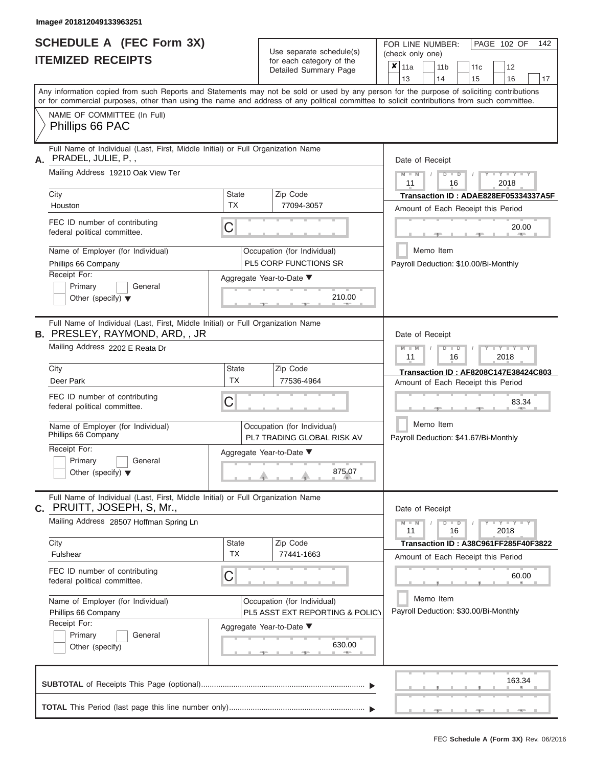Image# 201812049133963251

# SCHEDULE A (FEC Form 3X)
## ITEMIZED RECEIPTS

Use separate schedule(s) for each category of the Detailed Summary Page

FOR LINE NUMBER: (check only one)

- [x] 11a
- [ ] 11b
- [ ] 11c
- [ ] 12
- [ ] 13
- [ ] 14
- [ ] 15
- [ ] 16
- [ ] 17

PAGE 102 OF 142

Any information copied from such Reports and Statements may not be sold or used by any person for the purpose of soliciting contributions or for commercial purposes, other than using the name and address of any political committee to solicit contributions from such committee.

NAME OF COMMITTEE (In Full)
Phillips 66 PAC

---

**A.** Full Name of Individual (Last, First, Middle Initial) or Full Organization Name: PRADEL, JULIE, P, ,

Mailing Address: 19210 Oak View Ter

City: Houston | State: TX | Zip Code: 77094-3057

FEC ID number of contributing federal political committee: C

Name of Employer (for Individual): Phillips 66 Company

Occupation (for Individual): PL5 CORP FUNCTIONS SR

Receipt For: Primary / General / Other (specify)

Aggregate Year-to-Date: 210.00

Date of Receipt: 11 / 16 / 2018

Transaction ID : ADAE828EF05334337A5F

Amount of Each Receipt this Period: 20.00

Memo Item

Payroll Deduction: $10.00/Bi-Monthly

---

**B.** Full Name of Individual (Last, First, Middle Initial) or Full Organization Name: PRESLEY, RAYMOND, ARD, , JR

Mailing Address: 2202 E Reata Dr

City: Deer Park | State: TX | Zip Code: 77536-4964

FEC ID number of contributing federal political committee: C

Name of Employer (for Individual): Phillips 66 Company

Occupation (for Individual): PL7 TRADING GLOBAL RISK AV

Receipt For: Primary / General / Other (specify)

Aggregate Year-to-Date: 875.07

Date of Receipt: 11 / 16 / 2018

Transaction ID : AF8208C147E38424C803

Amount of Each Receipt this Period: 83.34

Memo Item

Payroll Deduction: $41.67/Bi-Monthly

---

**C.** Full Name of Individual (Last, First, Middle Initial) or Full Organization Name: PRUITT, JOSEPH, S, Mr.,

Mailing Address: 28507 Hoffman Spring Ln

City: Fulshear | State: TX | Zip Code: 77441-1663

FEC ID number of contributing federal political committee: C

Name of Employer (for Individual): Phillips 66 Company

Occupation (for Individual): PL5 ASST EXT REPORTING & POLICY

Receipt For: Primary / General / Other (specify)

Aggregate Year-to-Date: 630.00

Date of Receipt: 11 / 16 / 2018

Transaction ID : A38C961FF285F40F3822

Amount of Each Receipt this Period: 60.00

Memo Item

Payroll Deduction: $30.00/Bi-Monthly

---

**SUBTOTAL** of Receipts This Page (optional): 163.34

**TOTAL** This Period (last page this line number only):

FEC Schedule A (Form 3X) Rev. 06/2016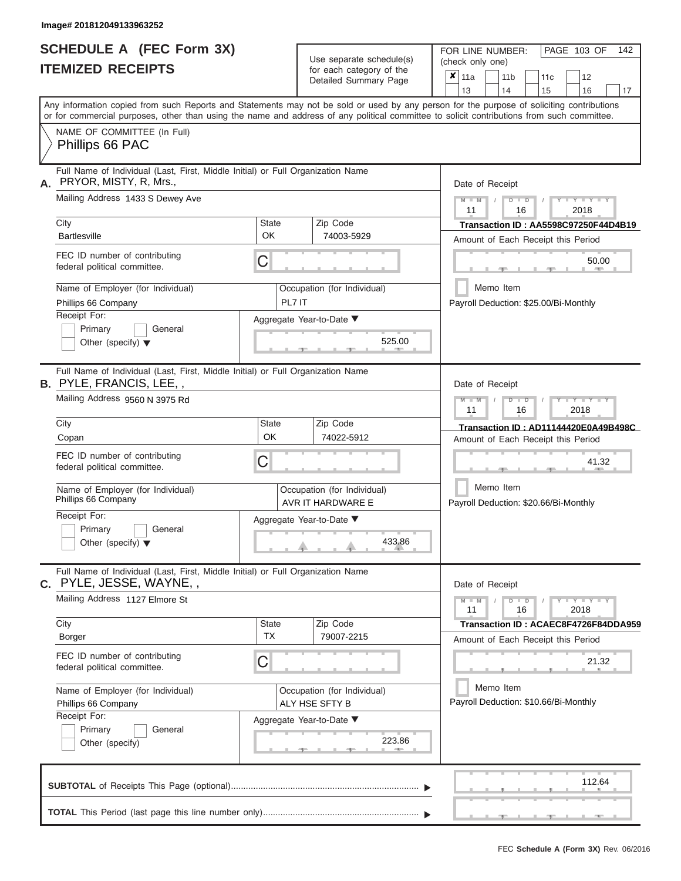Image# 201812049133963252

# SCHEDULE A (FEC Form 3X)
## ITEMIZED RECEIPTS

Use separate schedule(s) for each category of the Detailed Summary Page

FOR LINE NUMBER: (check only one)

☒ 11a ☐ 11b ☐ 11c ☐ 12 ☐ 13 ☐ 14 ☐ 15 ☐ 16 ☐ 17

Any information copied from such Reports and Statements may not be sold or used by any person for the purpose of soliciting contributions or for commercial purposes, other than using the name and address of any political committee to solicit contributions from such committee.

NAME OF COMMITTEE (In Full)
Phillips 66 PAC

---

**A.** Full Name of Individual (Last, First, Middle Initial) or Full Organization Name: PRYOR, MISTY, R, Mrs.,

Mailing Address: 1433 S Dewey Ave

City: Bartlesville | State: OK | Zip Code: 74003-5929

FEC ID number of contributing federal political committee: C

Name of Employer (for Individual): Phillips 66 Company

Occupation (for Individual): PL7 IT

Receipt For: ☐ Primary ☐ General ☐ Other (specify)

Aggregate Year-to-Date: 525.00

Date of Receipt: 11 16 2018

Transaction ID : AA5598C97250F44D4B19

Amount of Each Receipt this Period: 50.00

☐ Memo Item

Payroll Deduction: $25.00/Bi-Monthly

---

**B.** Full Name of Individual (Last, First, Middle Initial) or Full Organization Name: PYLE, FRANCIS, LEE, ,

Mailing Address: 9560 N 3975 Rd

City: Copan | State: OK | Zip Code: 74022-5912

FEC ID number of contributing federal political committee: C

Name of Employer (for Individual): Phillips 66 Company

Occupation (for Individual): AVR IT HARDWARE E

Receipt For: ☐ Primary ☐ General ☐ Other (specify)

Aggregate Year-to-Date: 433.86

Date of Receipt: 11 16 2018

Transaction ID : AD11144420E0A49B498C

Amount of Each Receipt this Period: 41.32

☐ Memo Item

Payroll Deduction: $20.66/Bi-Monthly

---

**C.** Full Name of Individual (Last, First, Middle Initial) or Full Organization Name: PYLE, JESSE, WAYNE, ,

Mailing Address: 1127 Elmore St

City: Borger | State: TX | Zip Code: 79007-2215

FEC ID number of contributing federal political committee: C

Name of Employer (for Individual): Phillips 66 Company

Occupation (for Individual): ALY HSE SFTY B

Receipt For: ☐ Primary ☐ General ☐ Other (specify)

Aggregate Year-to-Date: 223.86

Date of Receipt: 11 16 2018

Transaction ID : ACAEC8F4726F84DDA959

Amount of Each Receipt this Period: 21.32

☐ Memo Item

Payroll Deduction: $10.66/Bi-Monthly

---

**SUBTOTAL** of Receipts This Page (optional): 112.64

**TOTAL** This Period (last page this line number only):

FEC Schedule A (Form 3X) Rev. 06/2016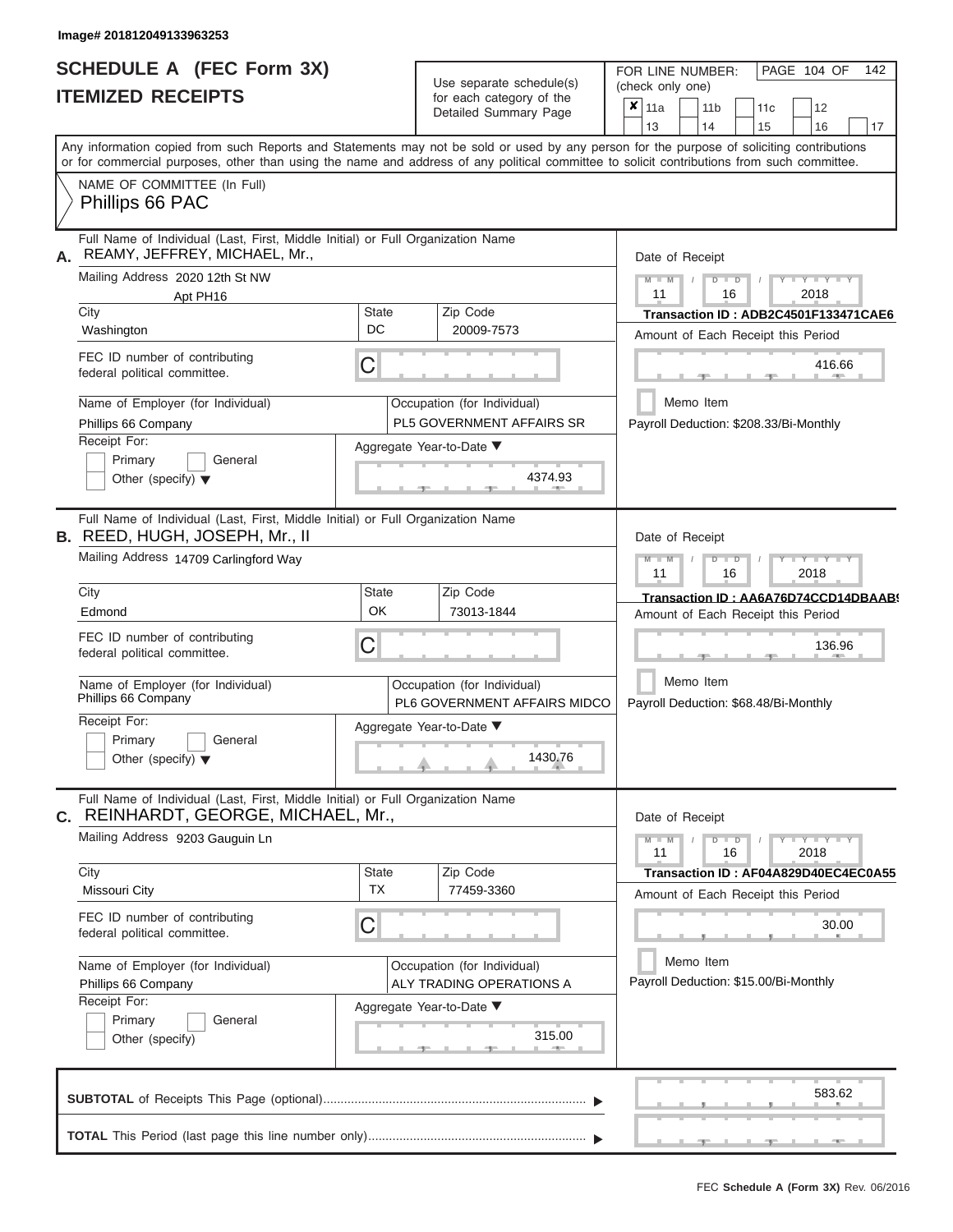Image# 201812049133963253

# SCHEDULE A (FEC Form 3X)
## ITEMIZED RECEIPTS

Use separate schedule(s) for each category of the Detailed Summary Page

FOR LINE NUMBER: (check only one)

- [x] 11a
- [ ] 11b
- [ ] 11c
- [ ] 12
- [ ] 13
- [ ] 14
- [ ] 15
- [ ] 16
- [ ] 17

Any information copied from such Reports and Statements may not be sold or used by any person for the purpose of soliciting contributions or for commercial purposes, other than using the name and address of any political committee to solicit contributions from such committee.

NAME OF COMMITTEE (In Full)
Phillips 66 PAC

---

**A.** Full Name of Individual (Last, First, Middle Initial) or Full Organization Name: REAMY, JEFFREY, MICHAEL, Mr.,

Mailing Address: 2020 12th St NW, Apt PH16

City: Washington | State: DC | Zip Code: 20009-7573

FEC ID number of contributing federal political committee: C

Name of Employer (for Individual): Phillips 66 Company

Occupation (for Individual): PL5 GOVERNMENT AFFAIRS SR

Receipt For: Primary / General / Other (specify)

Aggregate Year-to-Date: 4374.93

Date of Receipt: 11 16 2018

Transaction ID : ADB2C4501F133471CAE6

Amount of Each Receipt this Period: 416.66

Memo Item

Payroll Deduction: $208.33/Bi-Monthly

---

**B.** Full Name of Individual (Last, First, Middle Initial) or Full Organization Name: REED, HUGH, JOSEPH, Mr., II

Mailing Address: 14709 Carlingford Way

City: Edmond | State: OK | Zip Code: 73013-1844

FEC ID number of contributing federal political committee: C

Name of Employer (for Individual): Phillips 66 Company

Occupation (for Individual): PL6 GOVERNMENT AFFAIRS MIDCO

Receipt For: Primary / General / Other (specify)

Aggregate Year-to-Date: 1430.76

Date of Receipt: 11 16 2018

Transaction ID : AA6A76D74CCD14DBAAB

Amount of Each Receipt this Period: 136.96

Memo Item

Payroll Deduction: $68.48/Bi-Monthly

---

**C.** Full Name of Individual (Last, First, Middle Initial) or Full Organization Name: REINHARDT, GEORGE, MICHAEL, Mr.,

Mailing Address: 9203 Gauguin Ln

City: Missouri City | State: TX | Zip Code: 77459-3360

FEC ID number of contributing federal political committee: C

Name of Employer (for Individual): Phillips 66 Company

Occupation (for Individual): ALY TRADING OPERATIONS A

Receipt For: Primary / General / Other (specify)

Aggregate Year-to-Date: 315.00

Date of Receipt: 11 16 2018

Transaction ID : AF04A829D40EC4EC0A55

Amount of Each Receipt this Period: 30.00

Memo Item

Payroll Deduction: $15.00/Bi-Monthly

---

**SUBTOTAL** of Receipts This Page (optional): 583.62

**TOTAL** This Period (last page this line number only):

FEC Schedule A (Form 3X) Rev. 06/2016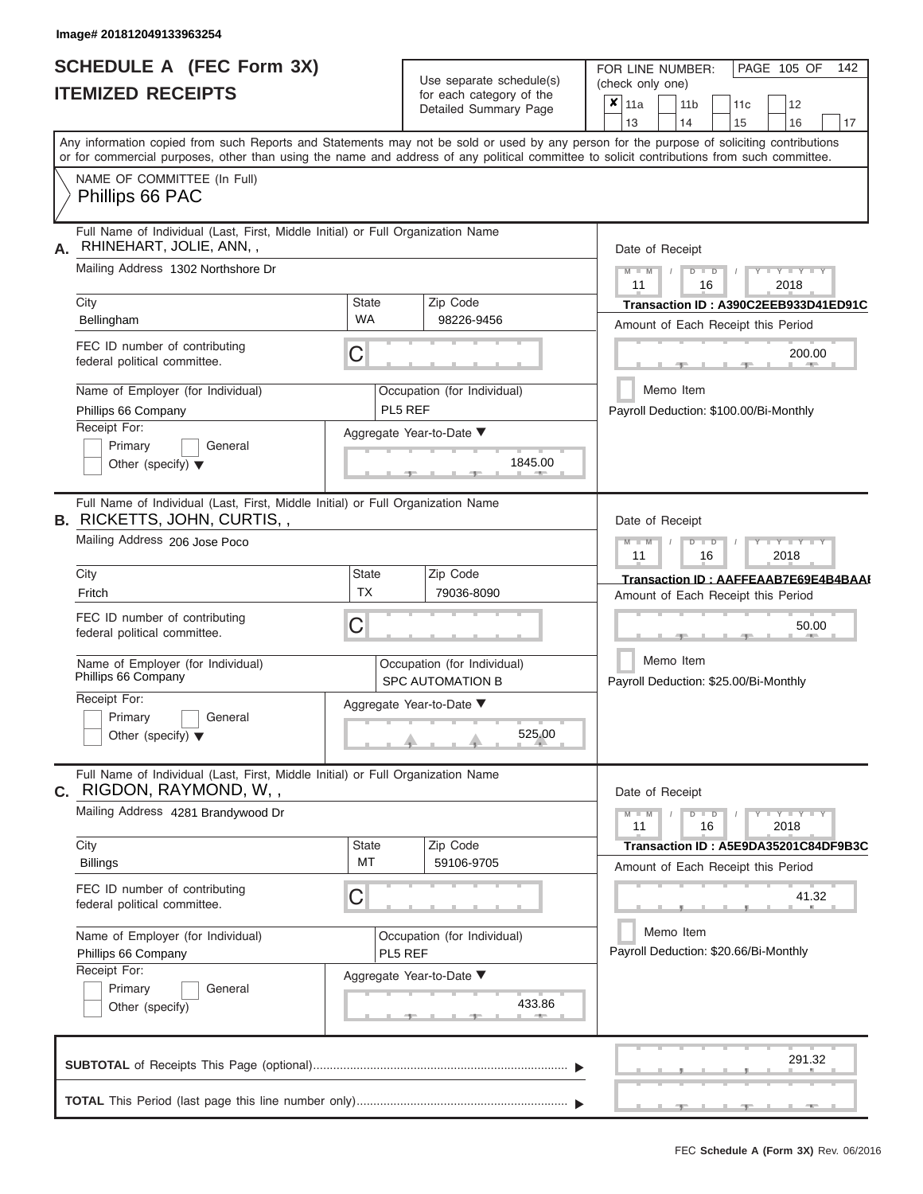Image# 201812049133963254

# SCHEDULE A (FEC Form 3X)
## ITEMIZED RECEIPTS

Use separate schedule(s) for each category of the Detailed Summary Page

FOR LINE NUMBER: (check only one)

- [x] 11a
- [ ] 11b
- [ ] 11c
- [ ] 12
- [ ] 13
- [ ] 14
- [ ] 15
- [ ] 16
- [ ] 17

Any information copied from such Reports and Statements may not be sold or used by any person for the purpose of soliciting contributions or for commercial purposes, other than using the name and address of any political committee to solicit contributions from such committee.

NAME OF COMMITTEE (In Full)
**Phillips 66 PAC**

---

**A.** Full Name of Individual (Last, First, Middle Initial) or Full Organization Name
RHINEHART, JOLIE, ANN, ,

Mailing Address: 1302 Northshore Dr

City: Bellingham | State: WA | Zip Code: 98226-9456

FEC ID number of contributing federal political committee: C

Name of Employer (for Individual): Phillips 66 Company
Occupation (for Individual): PL5 REF

Receipt For: Primary / General / Other (specify)

Aggregate Year-to-Date: 1845.00

Date of Receipt: 11 / 16 / 2018
Transaction ID : A390C2EEB933D41ED91C
Amount of Each Receipt this Period: 200.00
Memo Item
Payroll Deduction: $100.00/Bi-Monthly

---

**B.** Full Name of Individual (Last, First, Middle Initial) or Full Organization Name
RICKETTS, JOHN, CURTIS, ,

Mailing Address: 206 Jose Poco

City: Fritch | State: TX | Zip Code: 79036-8090

FEC ID number of contributing federal political committee: C

Name of Employer (for Individual): Phillips 66 Company
Occupation (for Individual): SPC AUTOMATION B

Receipt For: Primary / General / Other (specify)

Aggregate Year-to-Date: 525.00

Date of Receipt: 11 / 16 / 2018
Transaction ID : AAFFEAAB7E69E4B4BAAI
Amount of Each Receipt this Period: 50.00
Memo Item
Payroll Deduction: $25.00/Bi-Monthly

---

**C.** Full Name of Individual (Last, First, Middle Initial) or Full Organization Name
RIGDON, RAYMOND, W, ,

Mailing Address: 4281 Brandywood Dr

City: Billings | State: MT | Zip Code: 59106-9705

FEC ID number of contributing federal political committee: C

Name of Employer (for Individual): Phillips 66 Company
Occupation (for Individual): PL5 REF

Receipt For: Primary / General / Other (specify)

Aggregate Year-to-Date: 433.86

Date of Receipt: 11 / 16 / 2018
Transaction ID : A5E9DA35201C84DF9B3C
Amount of Each Receipt this Period: 41.32
Memo Item
Payroll Deduction: $20.66/Bi-Monthly

---

**SUBTOTAL** of Receipts This Page (optional): 291.32

**TOTAL** This Period (last page this line number only):

FEC Schedule A (Form 3X) Rev. 06/2016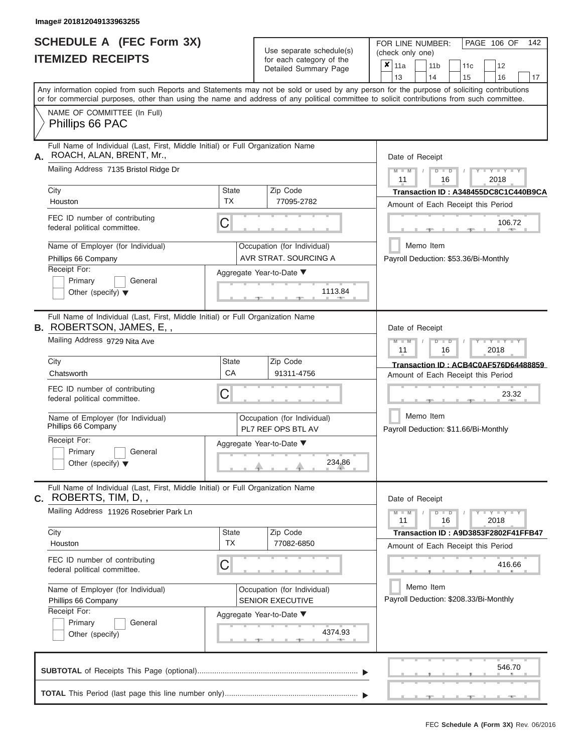Image# 201812049133963255

# SCHEDULE A (FEC Form 3X)
## ITEMIZED RECEIPTS

Use separate schedule(s) for each category of the Detailed Summary Page

FOR LINE NUMBER: (check only one)

✘ 11a | 11b | 11c | 12 | 13 | 14 | 15 | 16 | 17

Any information copied from such Reports and Statements may not be sold or used by any person for the purpose of soliciting contributions or for commercial purposes, other than using the name and address of any political committee to solicit contributions from such committee.

NAME OF COMMITTEE (In Full)
Phillips 66 PAC

---

**A.** Full Name of Individual (Last, First, Middle Initial) or Full Organization Name
ROACH, ALAN, BRENT, Mr.,

Mailing Address 7135 Bristol Ridge Dr

City: Houston | State: TX | Zip Code: 77095-2782

FEC ID number of contributing federal political committee. C

Name of Employer (for Individual): Phillips 66 Company

Occupation (for Individual): AVR STRAT. SOURCING A

Receipt For: Primary / General / Other (specify)

Aggregate Year-to-Date: 1113.84

Date of Receipt: 11 / 16 / 2018

Transaction ID : A348455DC8C1C440B9CA

Amount of Each Receipt this Period: 106.72

Memo Item

Payroll Deduction: $53.36/Bi-Monthly

---

**B.** Full Name of Individual (Last, First, Middle Initial) or Full Organization Name
ROBERTSON, JAMES, E, ,

Mailing Address 9729 Nita Ave

City: Chatsworth | State: CA | Zip Code: 91311-4756

FEC ID number of contributing federal political committee. C

Name of Employer (for Individual): Phillips 66 Company

Occupation (for Individual): PL7 REF OPS BTL AV

Receipt For: Primary / General / Other (specify)

Aggregate Year-to-Date: 234.86

Date of Receipt: 11 / 16 / 2018

Transaction ID : ACB4C0AF576D64488859

Amount of Each Receipt this Period: 23.32

Memo Item

Payroll Deduction: $11.66/Bi-Monthly

---

**C.** Full Name of Individual (Last, First, Middle Initial) or Full Organization Name
ROBERTS, TIM, D, ,

Mailing Address 11926 Rosebrier Park Ln

City: Houston | State: TX | Zip Code: 77082-6850

FEC ID number of contributing federal political committee. C

Name of Employer (for Individual): Phillips 66 Company

Occupation (for Individual): SENIOR EXECUTIVE

Receipt For: Primary / General / Other (specify)

Aggregate Year-to-Date: 4374.93

Date of Receipt: 11 / 16 / 2018

Transaction ID : A9D3853F2802F41FFB47

Amount of Each Receipt this Period: 416.66

Memo Item

Payroll Deduction: $208.33/Bi-Monthly

---

**SUBTOTAL** of Receipts This Page (optional): 546.70

**TOTAL** This Period (last page this line number only):

FEC Schedule A (Form 3X) Rev. 06/2016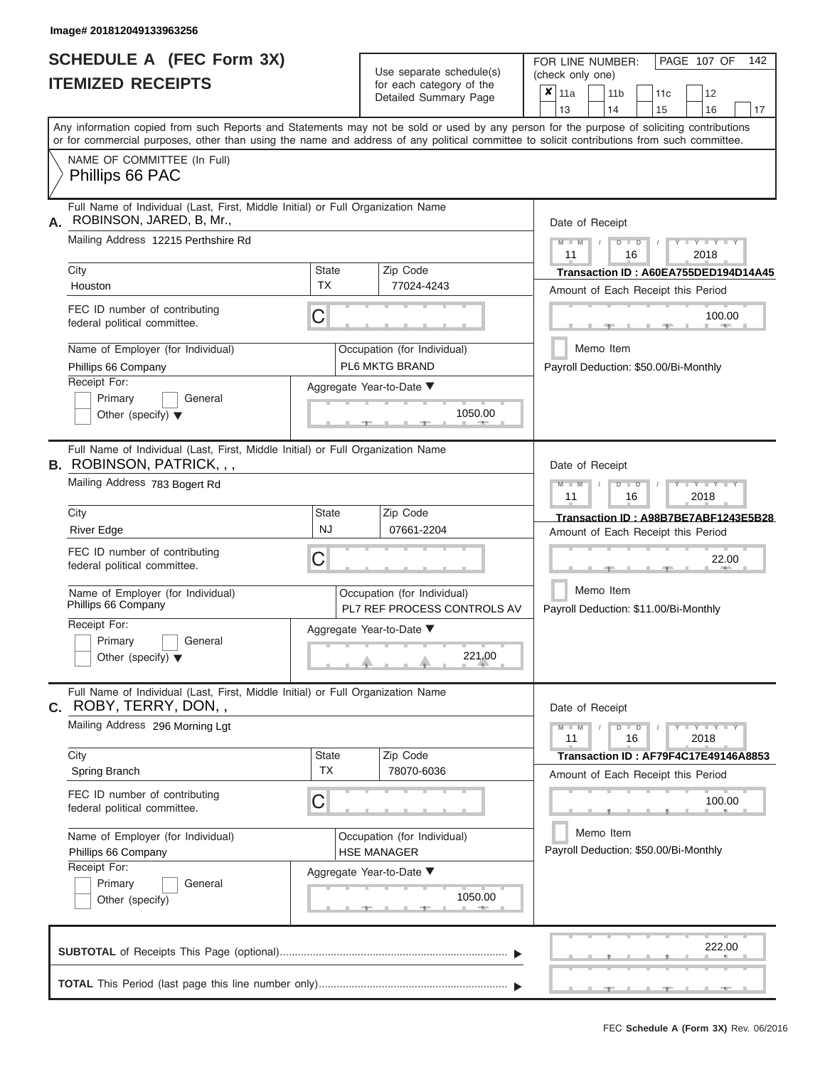Image# 201812049133963256

# SCHEDULE A (FEC Form 3X)
# ITEMIZED RECEIPTS

Use separate schedule(s) for each category of the Detailed Summary Page

FOR LINE NUMBER: (check only one)

- [x] 11a
- [ ] 11b
- [ ] 11c
- [ ] 12
- [ ] 13
- [ ] 14
- [ ] 15
- [ ] 16
- [ ] 17

PAGE 107 OF 142

Any information copied from such Reports and Statements may not be sold or used by any person for the purpose of soliciting contributions or for commercial purposes, other than using the name and address of any political committee to solicit contributions from such committee.

NAME OF COMMITTEE (In Full)
Phillips 66 PAC

---

**A.** Full Name of Individual (Last, First, Middle Initial) or Full Organization Name: ROBINSON, JARED, B, Mr.,

Mailing Address: 12215 Perthshire Rd

| City | State | Zip Code |
|---|---|---|
| Houston | TX | 77024-4243 |

FEC ID number of contributing federal political committee: C

Name of Employer (for Individual): Phillips 66 Company

Occupation (for Individual): PL6 MKTG BRAND

Receipt For: Primary / General / Other (specify)

Aggregate Year-to-Date: 1050.00

Date of Receipt: 11 / 16 / 2018

Transaction ID : A60EA755DED194D14A45

Amount of Each Receipt this Period: 100.00

Memo Item

Payroll Deduction: $50.00/Bi-Monthly

---

**B.** Full Name of Individual (Last, First, Middle Initial) or Full Organization Name: ROBINSON, PATRICK, , ,

Mailing Address: 783 Bogert Rd

| City | State | Zip Code |
|---|---|---|
| River Edge | NJ | 07661-2204 |

FEC ID number of contributing federal political committee: C

Name of Employer (for Individual): Phillips 66 Company

Occupation (for Individual): PL7 REF PROCESS CONTROLS AV

Receipt For: Primary / General / Other (specify)

Aggregate Year-to-Date: 221.00

Date of Receipt: 11 / 16 / 2018

Transaction ID : A98B7BE7ABF1243E5B28

Amount of Each Receipt this Period: 22.00

Memo Item

Payroll Deduction: $11.00/Bi-Monthly

---

**C.** Full Name of Individual (Last, First, Middle Initial) or Full Organization Name: ROBY, TERRY, DON, ,

Mailing Address: 296 Morning Lgt

| City | State | Zip Code |
|---|---|---|
| Spring Branch | TX | 78070-6036 |

FEC ID number of contributing federal political committee: C

Name of Employer (for Individual): Phillips 66 Company

Occupation (for Individual): HSE MANAGER

Receipt For: Primary / General / Other (specify)

Aggregate Year-to-Date: 1050.00

Date of Receipt: 11 / 16 / 2018

Transaction ID : AF79F4C17E49146A8853

Amount of Each Receipt this Period: 100.00

Memo Item

Payroll Deduction: $50.00/Bi-Monthly

---

**SUBTOTAL** of Receipts This Page (optional): 222.00

**TOTAL** This Period (last page this line number only):

FEC **Schedule A (Form 3X)** Rev. 06/2016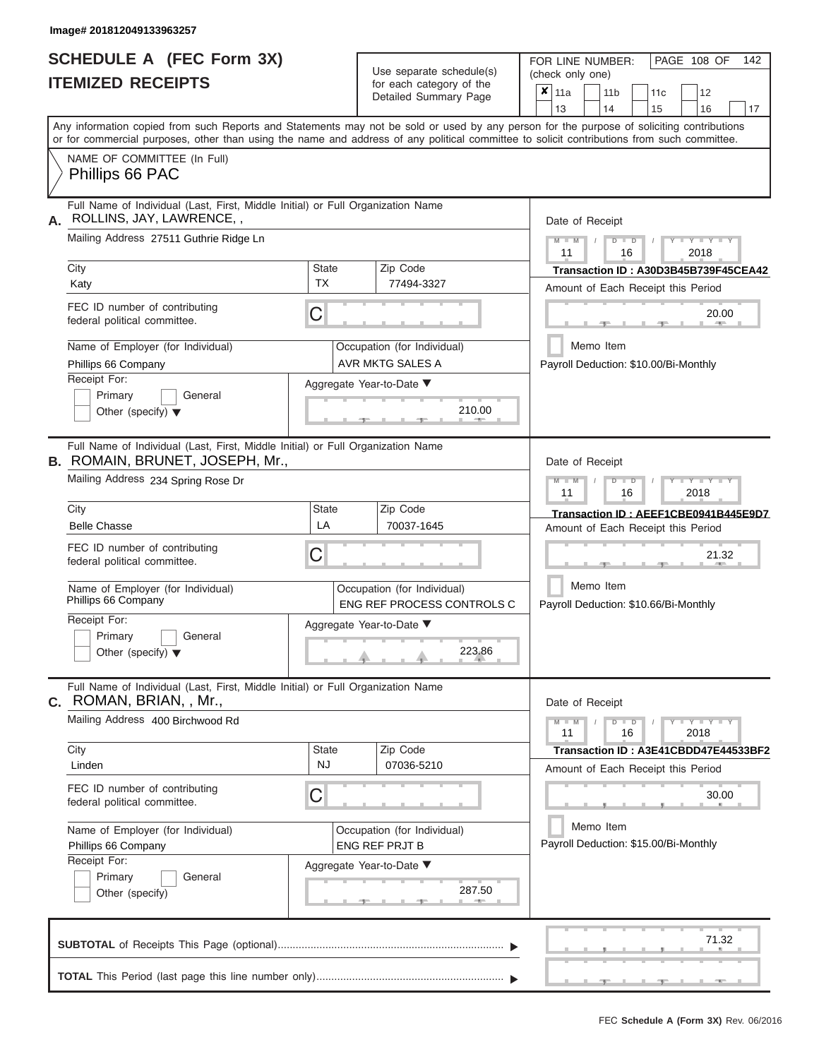Image# 201812049133963257

# SCHEDULE A (FEC Form 3X)
## ITEMIZED RECEIPTS

Use separate schedule(s) for each category of the Detailed Summary Page

FOR LINE NUMBER: (check only one)

- [x] 11a
- [ ] 11b
- [ ] 11c
- [ ] 12
- [ ] 13
- [ ] 14
- [ ] 15
- [ ] 16
- [ ] 17

Any information copied from such Reports and Statements may not be sold or used by any person for the purpose of soliciting contributions or for commercial purposes, other than using the name and address of any political committee to solicit contributions from such committee.

NAME OF COMMITTEE (In Full)
Phillips 66 PAC

---

**A.** Full Name of Individual (Last, First, Middle Initial) or Full Organization Name: ROLLINS, JAY, LAWRENCE, ,

Mailing Address: 27511 Guthrie Ridge Ln

City: Katy | State: TX | Zip Code: 77494-3327

FEC ID number of contributing federal political committee: C

Name of Employer (for Individual): Phillips 66 Company

Occupation (for Individual): AVR MKTG SALES A

Receipt For: Primary / General / Other (specify)

Aggregate Year-to-Date: 210.00

Date of Receipt: 11 / 16 / 2018

Transaction ID : A30D3B45B739F45CEA42

Amount of Each Receipt this Period: 20.00

Memo Item

Payroll Deduction: $10.00/Bi-Monthly

---

**B.** Full Name of Individual (Last, First, Middle Initial) or Full Organization Name: ROMAIN, BRUNET, JOSEPH, Mr.,

Mailing Address: 234 Spring Rose Dr

City: Belle Chasse | State: LA | Zip Code: 70037-1645

FEC ID number of contributing federal political committee: C

Name of Employer (for Individual): Phillips 66 Company

Occupation (for Individual): ENG REF PROCESS CONTROLS C

Receipt For: Primary / General / Other (specify)

Aggregate Year-to-Date: 223.86

Date of Receipt: 11 / 16 / 2018

Transaction ID : AEEF1CBE0941B445E9D7

Amount of Each Receipt this Period: 21.32

Memo Item

Payroll Deduction: $10.66/Bi-Monthly

---

**C.** Full Name of Individual (Last, First, Middle Initial) or Full Organization Name: ROMAN, BRIAN, , Mr.,

Mailing Address: 400 Birchwood Rd

City: Linden | State: NJ | Zip Code: 07036-5210

FEC ID number of contributing federal political committee: C

Name of Employer (for Individual): Phillips 66 Company

Occupation (for Individual): ENG REF PRJT B

Receipt For: Primary / General / Other (specify)

Aggregate Year-to-Date: 287.50

Date of Receipt: 11 / 16 / 2018

Transaction ID : A3E41CBDD47E44533BF2

Amount of Each Receipt this Period: 30.00

Memo Item

Payroll Deduction: $15.00/Bi-Monthly

---

**SUBTOTAL** of Receipts This Page (optional): 71.32

**TOTAL** This Period (last page this line number only):

FEC Schedule A (Form 3X) Rev. 06/2016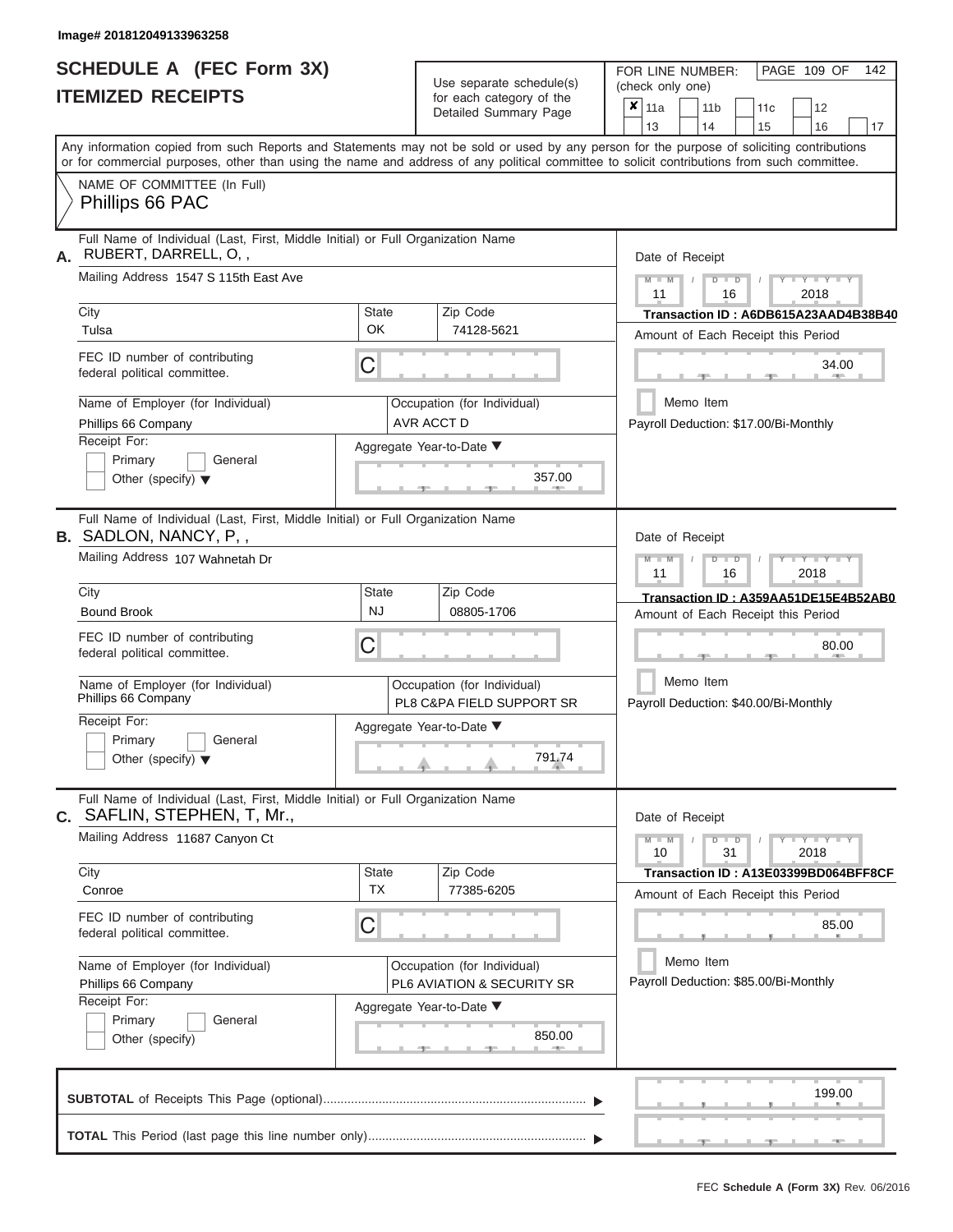Image# 201812049133963258

# SCHEDULE A (FEC Form 3X)
## ITEMIZED RECEIPTS

Use separate schedule(s) for each category of the Detailed Summary Page

FOR LINE NUMBER: (check only one)

PAGE 109 OF 142

☒ 11a ☐ 11b ☐ 11c ☐ 12 ☐ 13 ☐ 14 ☐ 15 ☐ 16 ☐ 17

Any information copied from such Reports and Statements may not be sold or used by any person for the purpose of soliciting contributions or for commercial purposes, other than using the name and address of any political committee to solicit contributions from such committee.

NAME OF COMMITTEE (In Full)
Phillips 66 PAC

---

**A.** Full Name of Individual (Last, First, Middle Initial) or Full Organization Name
RUBERT, DARRELL, O, ,

Mailing Address 1547 S 115th East Ave

City: Tulsa | State: OK | Zip Code: 74128-5621

FEC ID number of contributing federal political committee. C

Name of Employer (for Individual): Phillips 66 Company

Occupation (for Individual): AVR ACCT D

Receipt For: ☐ Primary ☐ General ☐ Other (specify)

Aggregate Year-to-Date: 357.00

Date of Receipt: 11 / 16 / 2018

Transaction ID : A6DB615A23AAD4B38B40

Amount of Each Receipt this Period: 34.00

☐ Memo Item

Payroll Deduction: $17.00/Bi-Monthly

---

**B.** Full Name of Individual (Last, First, Middle Initial) or Full Organization Name
SADLON, NANCY, P, ,

Mailing Address 107 Wahnetah Dr

City: Bound Brook | State: NJ | Zip Code: 08805-1706

FEC ID number of contributing federal political committee. C

Name of Employer (for Individual): Phillips 66 Company

Occupation (for Individual): PL8 C&PA FIELD SUPPORT SR

Receipt For: ☐ Primary ☐ General ☐ Other (specify)

Aggregate Year-to-Date: 791.74

Date of Receipt: 11 / 16 / 2018

Transaction ID : A359AA51DE15E4B52AB0

Amount of Each Receipt this Period: 80.00

☐ Memo Item

Payroll Deduction: $40.00/Bi-Monthly

---

**C.** Full Name of Individual (Last, First, Middle Initial) or Full Organization Name
SAFLIN, STEPHEN, T, Mr.,

Mailing Address 11687 Canyon Ct

City: Conroe | State: TX | Zip Code: 77385-6205

FEC ID number of contributing federal political committee. C

Name of Employer (for Individual): Phillips 66 Company

Occupation (for Individual): PL6 AVIATION & SECURITY SR

Receipt For: ☐ Primary ☐ General ☐ Other (specify)

Aggregate Year-to-Date: 850.00

Date of Receipt: 10 / 31 / 2018

Transaction ID : A13E03399BD064BFF8CF

Amount of Each Receipt this Period: 85.00

☐ Memo Item

Payroll Deduction: $85.00/Bi-Monthly

---

**SUBTOTAL** of Receipts This Page (optional): 199.00

**TOTAL** This Period (last page this line number only):

FEC Schedule A (Form 3X) Rev. 06/2016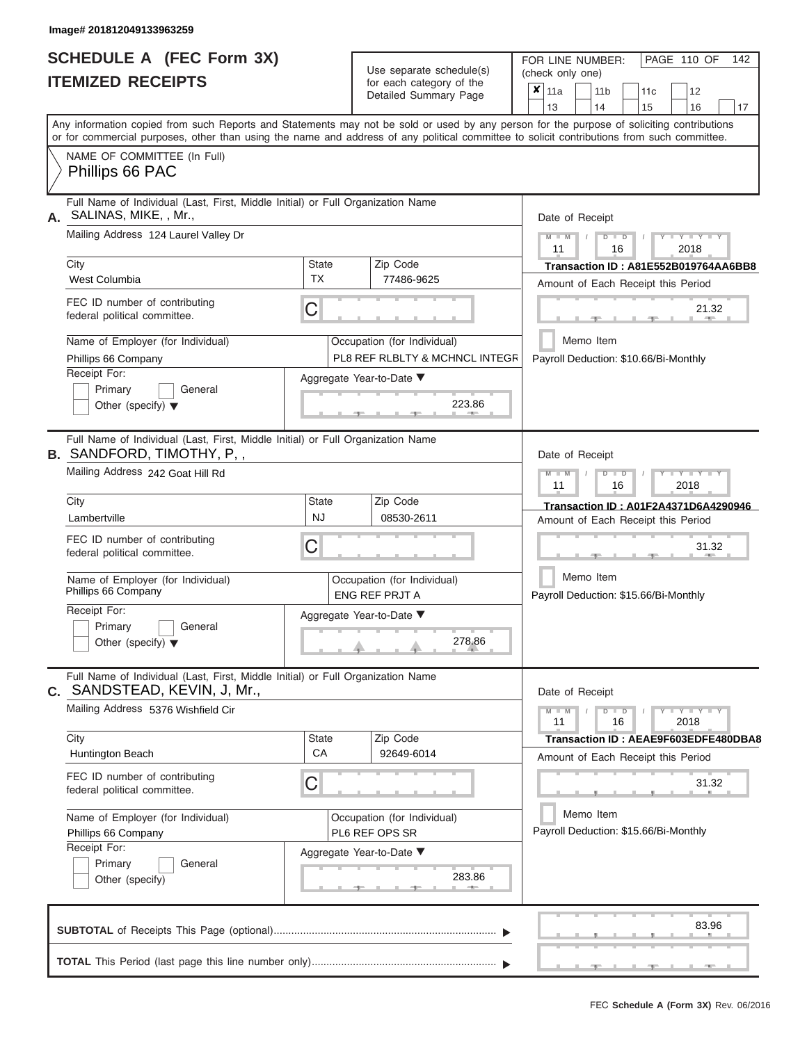Image# 201812049133963259

# SCHEDULE A (FEC Form 3X)
## ITEMIZED RECEIPTS

Use separate schedule(s) for each category of the Detailed Summary Page

FOR LINE NUMBER: (check only one)

- [x] 11a
- [ ] 11b
- [ ] 11c
- [ ] 12
- [ ] 13
- [ ] 14
- [ ] 15
- [ ] 16
- [ ] 17

PAGE 110 OF 142

Any information copied from such Reports and Statements may not be sold or used by any person for the purpose of soliciting contributions or for commercial purposes, other than using the name and address of any political committee to solicit contributions from such committee.

NAME OF COMMITTEE (In Full)
Phillips 66 PAC

---

**A.** Full Name of Individual (Last, First, Middle Initial) or Full Organization Name
SALINAS, MIKE, , Mr.,

Mailing Address 124 Laurel Valley Dr

| City | State | Zip Code |
|---|---|---|
| West Columbia | TX | 77486-9625 |

FEC ID number of contributing federal political committee. C

Name of Employer (for Individual): Phillips 66 Company

Occupation (for Individual): PL8 REF RLBLTY & MCHNCL INTEGR

Receipt For: Primary / General / Other (specify)

Aggregate Year-to-Date: 223.86

Date of Receipt: 11 / 16 / 2018

Transaction ID : A81E552B019764AA6BB8

Amount of Each Receipt this Period: 21.32

Memo Item

Payroll Deduction: $10.66/Bi-Monthly

---

**B.** Full Name of Individual (Last, First, Middle Initial) or Full Organization Name
SANDFORD, TIMOTHY, P, ,

Mailing Address 242 Goat Hill Rd

| City | State | Zip Code |
|---|---|---|
| Lambertville | NJ | 08530-2611 |

FEC ID number of contributing federal political committee. C

Name of Employer (for Individual): Phillips 66 Company

Occupation (for Individual): ENG REF PRJT A

Receipt For: Primary / General / Other (specify)

Aggregate Year-to-Date: 278.86

Date of Receipt: 11 / 16 / 2018

Transaction ID : A01F2A4371D6A4290946

Amount of Each Receipt this Period: 31.32

Memo Item

Payroll Deduction: $15.66/Bi-Monthly

---

**C.** Full Name of Individual (Last, First, Middle Initial) or Full Organization Name
SANDSTEAD, KEVIN, J, Mr.,

Mailing Address 5376 Wishfield Cir

| City | State | Zip Code |
|---|---|---|
| Huntington Beach | CA | 92649-6014 |

FEC ID number of contributing federal political committee. C

Name of Employer (for Individual): Phillips 66 Company

Occupation (for Individual): PL6 REF OPS SR

Receipt For: Primary / General / Other (specify)

Aggregate Year-to-Date: 283.86

Date of Receipt: 11 / 16 / 2018

Transaction ID : AEAE9F603EDFE480DBA8

Amount of Each Receipt this Period: 31.32

Memo Item

Payroll Deduction: $15.66/Bi-Monthly

---

**SUBTOTAL** of Receipts This Page (optional): 83.96

**TOTAL** This Period (last page this line number only):

FEC **Schedule A (Form 3X)** Rev. 06/2016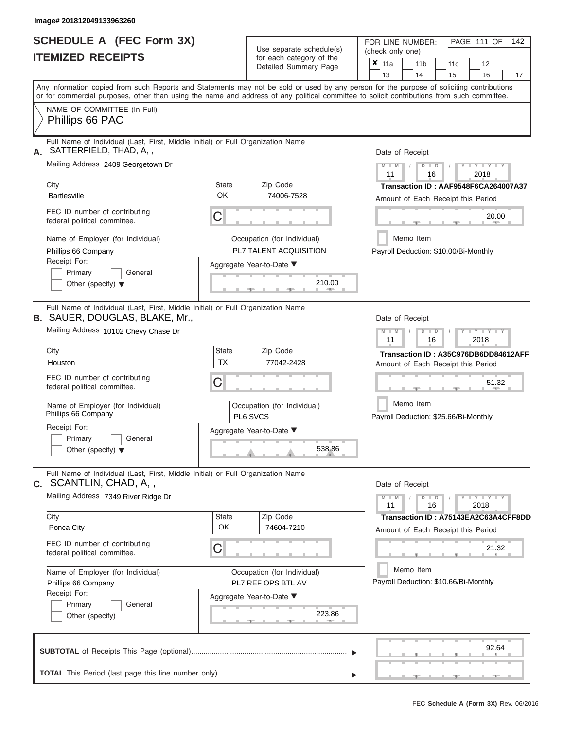Image# 201812049133963260

# SCHEDULE A (FEC Form 3X)
## ITEMIZED RECEIPTS

Use separate schedule(s) for each category of the Detailed Summary Page

FOR LINE NUMBER: (check only one)

- [x] 11a
- [ ] 11b
- [ ] 11c
- [ ] 12
- [ ] 13
- [ ] 14
- [ ] 15
- [ ] 16
- [ ] 17

PAGE 111 OF 142

Any information copied from such Reports and Statements may not be sold or used by any person for the purpose of soliciting contributions or for commercial purposes, other than using the name and address of any political committee to solicit contributions from such committee.

NAME OF COMMITTEE (In Full)
Phillips 66 PAC

---

**A.** Full Name of Individual (Last, First, Middle Initial) or Full Organization Name: SATTERFIELD, THAD, A, ,

Mailing Address: 2409 Georgetown Dr

City: Bartlesville | State: OK | Zip Code: 74006-7528

FEC ID number of contributing federal political committee: C

Name of Employer (for Individual): Phillips 66 Company

Occupation (for Individual): PL7 TALENT ACQUISITION

Receipt For: Primary / General / Other (specify)

Aggregate Year-to-Date: 210.00

Date of Receipt: 11 / 16 / 2018

Transaction ID : AAF9548F6CA264007A37

Amount of Each Receipt this Period: 20.00

Memo Item

Payroll Deduction: $10.00/Bi-Monthly

---

**B.** Full Name of Individual (Last, First, Middle Initial) or Full Organization Name: SAUER, DOUGLAS, BLAKE, Mr.,

Mailing Address: 10102 Chevy Chase Dr

City: Houston | State: TX | Zip Code: 77042-2428

FEC ID number of contributing federal political committee: C

Name of Employer (for Individual): Phillips 66 Company

Occupation (for Individual): PL6 SVCS

Receipt For: Primary / General / Other (specify)

Aggregate Year-to-Date: 538.86

Date of Receipt: 11 / 16 / 2018

Transaction ID : A35C976DB6DD84612AFF

Amount of Each Receipt this Period: 51.32

Memo Item

Payroll Deduction: $25.66/Bi-Monthly

---

**C.** Full Name of Individual (Last, First, Middle Initial) or Full Organization Name: SCANTLIN, CHAD, A, ,

Mailing Address: 7349 River Ridge Dr

City: Ponca City | State: OK | Zip Code: 74604-7210

FEC ID number of contributing federal political committee: C

Name of Employer (for Individual): Phillips 66 Company

Occupation (for Individual): PL7 REF OPS BTL AV

Receipt For: Primary / General / Other (specify)

Aggregate Year-to-Date: 223.86

Date of Receipt: 11 / 16 / 2018

Transaction ID : A75143EA2C63A4CFF8DD

Amount of Each Receipt this Period: 21.32

Memo Item

Payroll Deduction: $10.66/Bi-Monthly

---

**SUBTOTAL** of Receipts This Page (optional): 92.64

**TOTAL** This Period (last page this line number only):

FEC Schedule A (Form 3X) Rev. 06/2016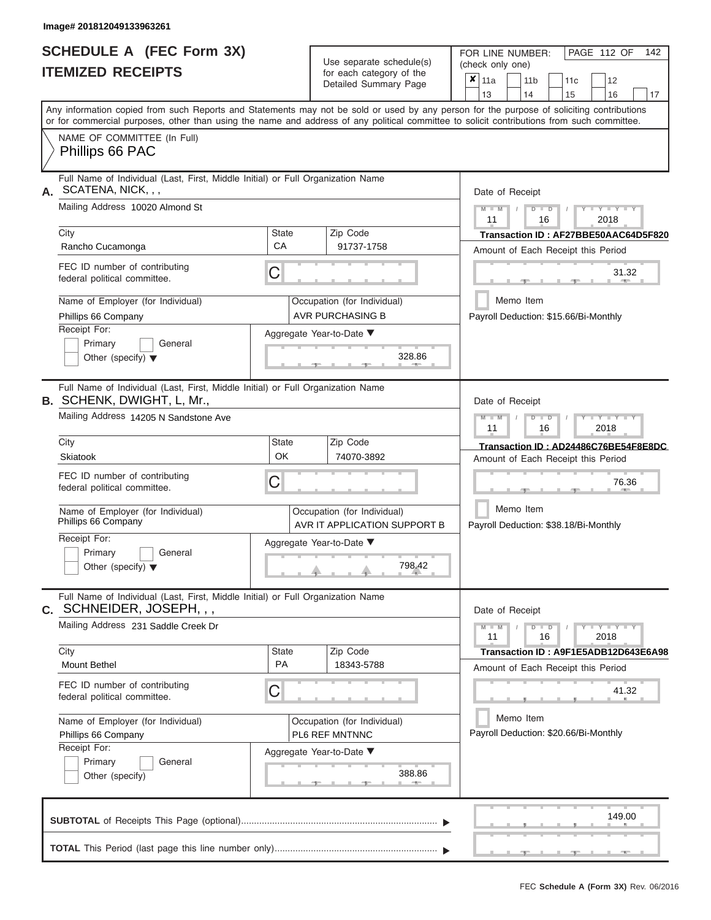Image# 201812049133963261

# SCHEDULE A (FEC Form 3X)
## ITEMIZED RECEIPTS

Use separate schedule(s) for each category of the Detailed Summary Page

FOR LINE NUMBER: (check only one)

| ✘ 11a | 11b | 11c | 12 |
|---|---|---|---|
| 13 | 14 | 15 | 16 | 17 |

Any information copied from such Reports and Statements may not be sold or used by any person for the purpose of soliciting contributions or for commercial purposes, other than using the name and address of any political committee to solicit contributions from such committee.

NAME OF COMMITTEE (In Full)
Phillips 66 PAC

---

**A.** Full Name of Individual (Last, First, Middle Initial) or Full Organization Name
SCATENA, NICK, , ,

Mailing Address 10020 Almond St

City: Rancho Cucamonga | State: CA | Zip Code: 91737-1758

FEC ID number of contributing federal political committee. C

Name of Employer (for Individual): Phillips 66 Company
Occupation (for Individual): AVR PURCHASING B

Receipt For: Primary / General / Other (specify)

Aggregate Year-to-Date: 328.86

Date of Receipt: 11 / 16 / 2018
Transaction ID : AF27BBE50AAC64D5F820
Amount of Each Receipt this Period: 31.32
Memo Item
Payroll Deduction: $15.66/Bi-Monthly

---

**B.** Full Name of Individual (Last, First, Middle Initial) or Full Organization Name
SCHENK, DWIGHT, L, Mr.,

Mailing Address 14205 N Sandstone Ave

City: Skiatook | State: OK | Zip Code: 74070-3892

FEC ID number of contributing federal political committee. C

Name of Employer (for Individual): Phillips 66 Company
Occupation (for Individual): AVR IT APPLICATION SUPPORT B

Receipt For: Primary / General / Other (specify)

Aggregate Year-to-Date: 798.42

Date of Receipt: 11 / 16 / 2018
Transaction ID : AD24486C76BE54F8E8DC
Amount of Each Receipt this Period: 76.36
Memo Item
Payroll Deduction: $38.18/Bi-Monthly

---

**C.** Full Name of Individual (Last, First, Middle Initial) or Full Organization Name
SCHNEIDER, JOSEPH, , ,

Mailing Address 231 Saddle Creek Dr

City: Mount Bethel | State: PA | Zip Code: 18343-5788

FEC ID number of contributing federal political committee. C

Name of Employer (for Individual): Phillips 66 Company
Occupation (for Individual): PL6 REF MNTNNC

Receipt For: Primary / General / Other (specify)

Aggregate Year-to-Date: 388.86

Date of Receipt: 11 / 16 / 2018
Transaction ID : A9F1E5ADB12D643E6A98
Amount of Each Receipt this Period: 41.32
Memo Item
Payroll Deduction: $20.66/Bi-Monthly

---

**SUBTOTAL** of Receipts This Page (optional): 149.00

**TOTAL** This Period (last page this line number only):

FEC Schedule A (Form 3X) Rev. 06/2016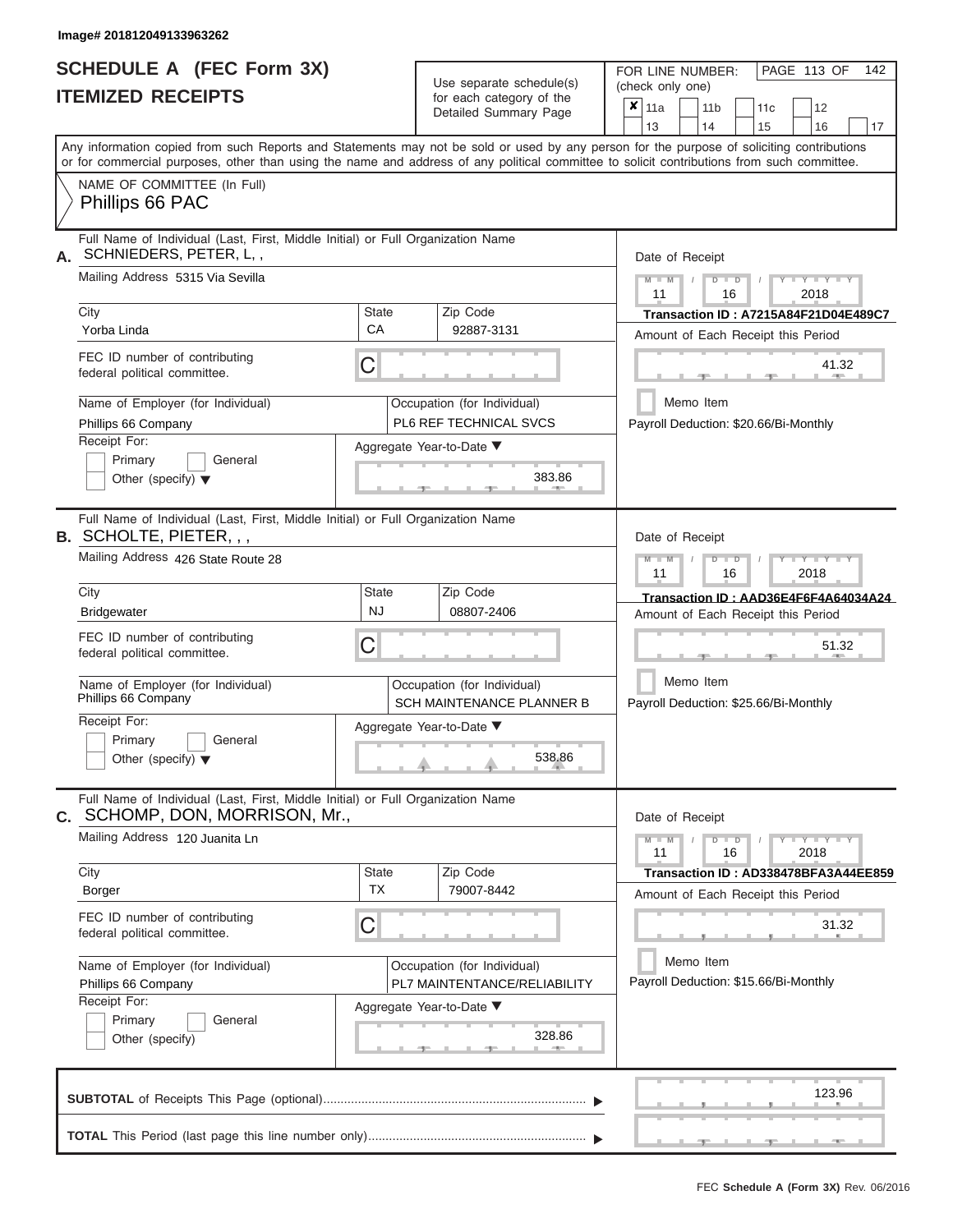Image# 201812049133963262

# SCHEDULE A (FEC Form 3X)
## ITEMIZED RECEIPTS

Use separate schedule(s) for each category of the Detailed Summary Page

FOR LINE NUMBER: (check only one)

- [x] 11a
- [ ] 11b
- [ ] 11c
- [ ] 12
- [ ] 13
- [ ] 14
- [ ] 15
- [ ] 16
- [ ] 17

Any information copied from such Reports and Statements may not be sold or used by any person for the purpose of soliciting contributions or for commercial purposes, other than using the name and address of any political committee to solicit contributions from such committee.

NAME OF COMMITTEE (In Full)
Phillips 66 PAC

---

**A.** Full Name of Individual (Last, First, Middle Initial) or Full Organization Name: SCHNIEDERS, PETER, L, ,

Mailing Address: 5315 Via Sevilla

City: Yorba Linda | State: CA | Zip Code: 92887-3131

FEC ID number of contributing federal political committee: C

Name of Employer (for Individual): Phillips 66 Company

Occupation (for Individual): PL6 REF TECHNICAL SVCS

Receipt For: Primary / General / Other (specify)

Aggregate Year-to-Date: 383.86

Date of Receipt: 11 / 16 / 2018

Transaction ID : A7215A84F21D04E489C7

Amount of Each Receipt this Period: 41.32

Memo Item

Payroll Deduction: $20.66/Bi-Monthly

---

**B.** Full Name of Individual (Last, First, Middle Initial) or Full Organization Name: SCHOLTE, PIETER, , ,

Mailing Address: 426 State Route 28

City: Bridgewater | State: NJ | Zip Code: 08807-2406

FEC ID number of contributing federal political committee: C

Name of Employer (for Individual): Phillips 66 Company

Occupation (for Individual): SCH MAINTENANCE PLANNER B

Receipt For: Primary / General / Other (specify)

Aggregate Year-to-Date: 538.86

Date of Receipt: 11 / 16 / 2018

Transaction ID : AAD36E4F6F4A64034A24

Amount of Each Receipt this Period: 51.32

Memo Item

Payroll Deduction: $25.66/Bi-Monthly

---

**C.** Full Name of Individual (Last, First, Middle Initial) or Full Organization Name: SCHOMP, DON, MORRISON, Mr.,

Mailing Address: 120 Juanita Ln

City: Borger | State: TX | Zip Code: 79007-8442

FEC ID number of contributing federal political committee: C

Name of Employer (for Individual): Phillips 66 Company

Occupation (for Individual): PL7 MAINTENTANCE/RELIABILITY

Receipt For: Primary / General / Other (specify)

Aggregate Year-to-Date: 328.86

Date of Receipt: 11 / 16 / 2018

Transaction ID : AD338478BFA3A44EE859

Amount of Each Receipt this Period: 31.32

Memo Item

Payroll Deduction: $15.66/Bi-Monthly

---

**SUBTOTAL** of Receipts This Page (optional): 123.96

**TOTAL** This Period (last page this line number only):

FEC Schedule A (Form 3X) Rev. 06/2016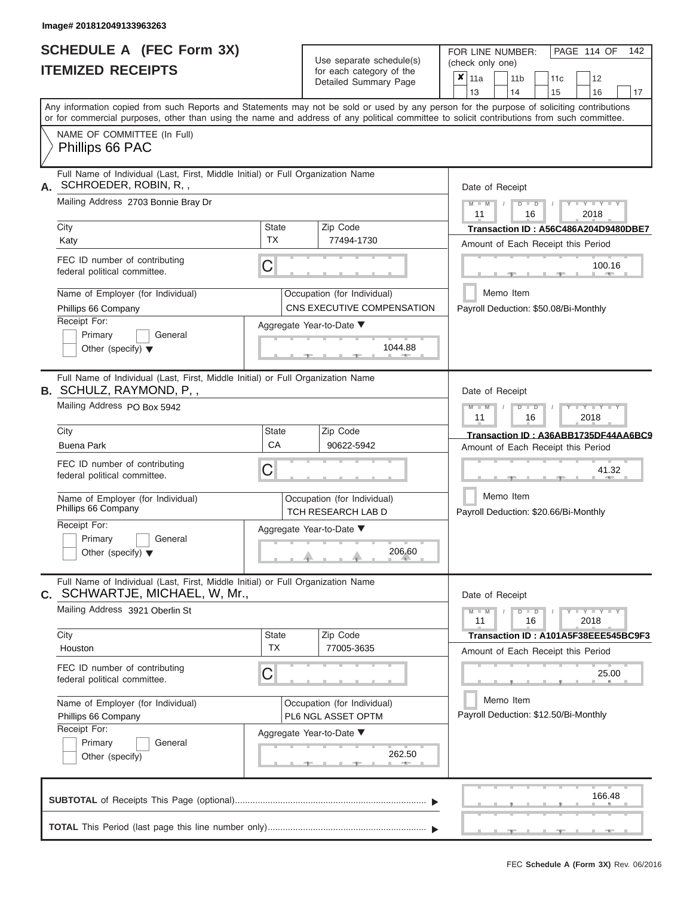Image# 201812049133963263

# SCHEDULE A (FEC Form 3X)
## ITEMIZED RECEIPTS

Use separate schedule(s) for each category of the Detailed Summary Page

FOR LINE NUMBER: (check only one)

- [x] 11a
- [ ] 11b
- [ ] 11c
- [ ] 12
- [ ] 13
- [ ] 14
- [ ] 15
- [ ] 16
- [ ] 17

PAGE 114 OF 142

Any information copied from such Reports and Statements may not be sold or used by any person for the purpose of soliciting contributions or for commercial purposes, other than using the name and address of any political committee to solicit contributions from such committee.

NAME OF COMMITTEE (In Full)
Phillips 66 PAC

---

**A.** Full Name of Individual (Last, First, Middle Initial) or Full Organization Name
SCHROEDER, ROBIN, R, ,

Mailing Address 2703 Bonnie Bray Dr

City: Katy | State: TX | Zip Code: 77494-1730

FEC ID number of contributing federal political committee. C

Name of Employer (for Individual): Phillips 66 Company

Occupation (for Individual): CNS EXECUTIVE COMPENSATION

Receipt For: Primary / General / Other (specify)

Aggregate Year-to-Date: 1044.88

Date of Receipt: 11 / 16 / 2018

Transaction ID : A56C486A204D9480DBE7

Amount of Each Receipt this Period: 100.16

Memo Item

Payroll Deduction: $50.08/Bi-Monthly

---

**B.** Full Name of Individual (Last, First, Middle Initial) or Full Organization Name
SCHULZ, RAYMOND, P, ,

Mailing Address PO Box 5942

City: Buena Park | State: CA | Zip Code: 90622-5942

FEC ID number of contributing federal political committee. C

Name of Employer (for Individual): Phillips 66 Company

Occupation (for Individual): TCH RESEARCH LAB D

Receipt For: Primary / General / Other (specify)

Aggregate Year-to-Date: 206.60

Date of Receipt: 11 / 16 / 2018

Transaction ID : A36ABB1735DF44AA6BC9

Amount of Each Receipt this Period: 41.32

Memo Item

Payroll Deduction: $20.66/Bi-Monthly

---

**C.** Full Name of Individual (Last, First, Middle Initial) or Full Organization Name
SCHWARTJE, MICHAEL, W, Mr.,

Mailing Address 3921 Oberlin St

City: Houston | State: TX | Zip Code: 77005-3635

FEC ID number of contributing federal political committee. C

Name of Employer (for Individual): Phillips 66 Company

Occupation (for Individual): PL6 NGL ASSET OPTM

Receipt For: Primary / General / Other (specify)

Aggregate Year-to-Date: 262.50

Date of Receipt: 11 / 16 / 2018

Transaction ID : A101A5F38EEE545BC9F3

Amount of Each Receipt this Period: 25.00

Memo Item

Payroll Deduction: $12.50/Bi-Monthly

---

**SUBTOTAL** of Receipts This Page (optional): 166.48

**TOTAL** This Period (last page this line number only):

FEC **Schedule A (Form 3X)** Rev. 06/2016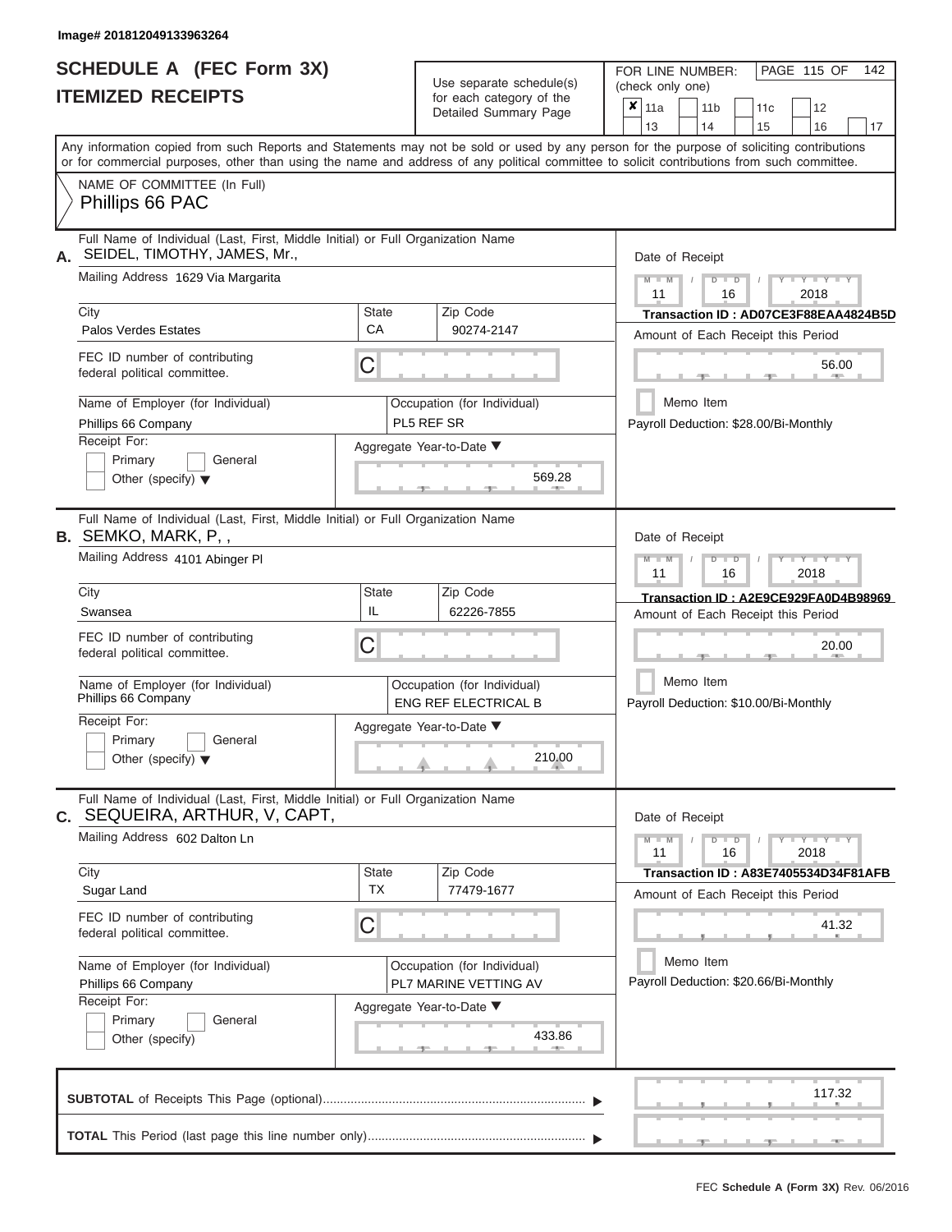Image# 201812049133963264

# SCHEDULE A (FEC Form 3X)
## ITEMIZED RECEIPTS

Use separate schedule(s) for each category of the Detailed Summary Page

FOR LINE NUMBER: (check only one)

- [x] 11a
- [ ] 11b
- [ ] 11c
- [ ] 12
- [ ] 13
- [ ] 14
- [ ] 15
- [ ] 16
- [ ] 17

PAGE 115 OF 142

Any information copied from such Reports and Statements may not be sold or used by any person for the purpose of soliciting contributions or for commercial purposes, other than using the name and address of any political committee to solicit contributions from such committee.

NAME OF COMMITTEE (In Full)
Phillips 66 PAC

---

**A.** Full Name of Individual (Last, First, Middle Initial) or Full Organization Name
SEIDEL, TIMOTHY, JAMES, Mr.,

Mailing Address: 1629 Via Margarita

City: Palos Verdes Estates | State: CA | Zip Code: 90274-2147

FEC ID number of contributing federal political committee: C

Name of Employer (for Individual): Phillips 66 Company

Occupation (for Individual): PL5 REF SR

Receipt For: Primary / General / Other (specify)

Aggregate Year-to-Date: 569.28

Date of Receipt: 11 / 16 / 2018

Transaction ID : AD07CE3F88EAA4824B5D

Amount of Each Receipt this Period: 56.00

Memo Item

Payroll Deduction: $28.00/Bi-Monthly

---

**B.** Full Name of Individual (Last, First, Middle Initial) or Full Organization Name
SEMKO, MARK, P, ,

Mailing Address: 4101 Abinger Pl

City: Swansea | State: IL | Zip Code: 62226-7855

FEC ID number of contributing federal political committee: C

Name of Employer (for Individual): Phillips 66 Company

Occupation (for Individual): ENG REF ELECTRICAL B

Receipt For: Primary / General / Other (specify)

Aggregate Year-to-Date: 210.00

Date of Receipt: 11 / 16 / 2018

Transaction ID : A2E9CE929FA0D4B98969

Amount of Each Receipt this Period: 20.00

Memo Item

Payroll Deduction: $10.00/Bi-Monthly

---

**C.** Full Name of Individual (Last, First, Middle Initial) or Full Organization Name
SEQUEIRA, ARTHUR, V, CAPT,

Mailing Address: 602 Dalton Ln

City: Sugar Land | State: TX | Zip Code: 77479-1677

FEC ID number of contributing federal political committee: C

Name of Employer (for Individual): Phillips 66 Company

Occupation (for Individual): PL7 MARINE VETTING AV

Receipt For: Primary / General / Other (specify)

Aggregate Year-to-Date: 433.86

Date of Receipt: 11 / 16 / 2018

Transaction ID : A83E7405534D34F81AFB

Amount of Each Receipt this Period: 41.32

Memo Item

Payroll Deduction: $20.66/Bi-Monthly

---

**SUBTOTAL** of Receipts This Page (optional): 117.32

**TOTAL** This Period (last page this line number only):

FEC Schedule A (Form 3X) Rev. 06/2016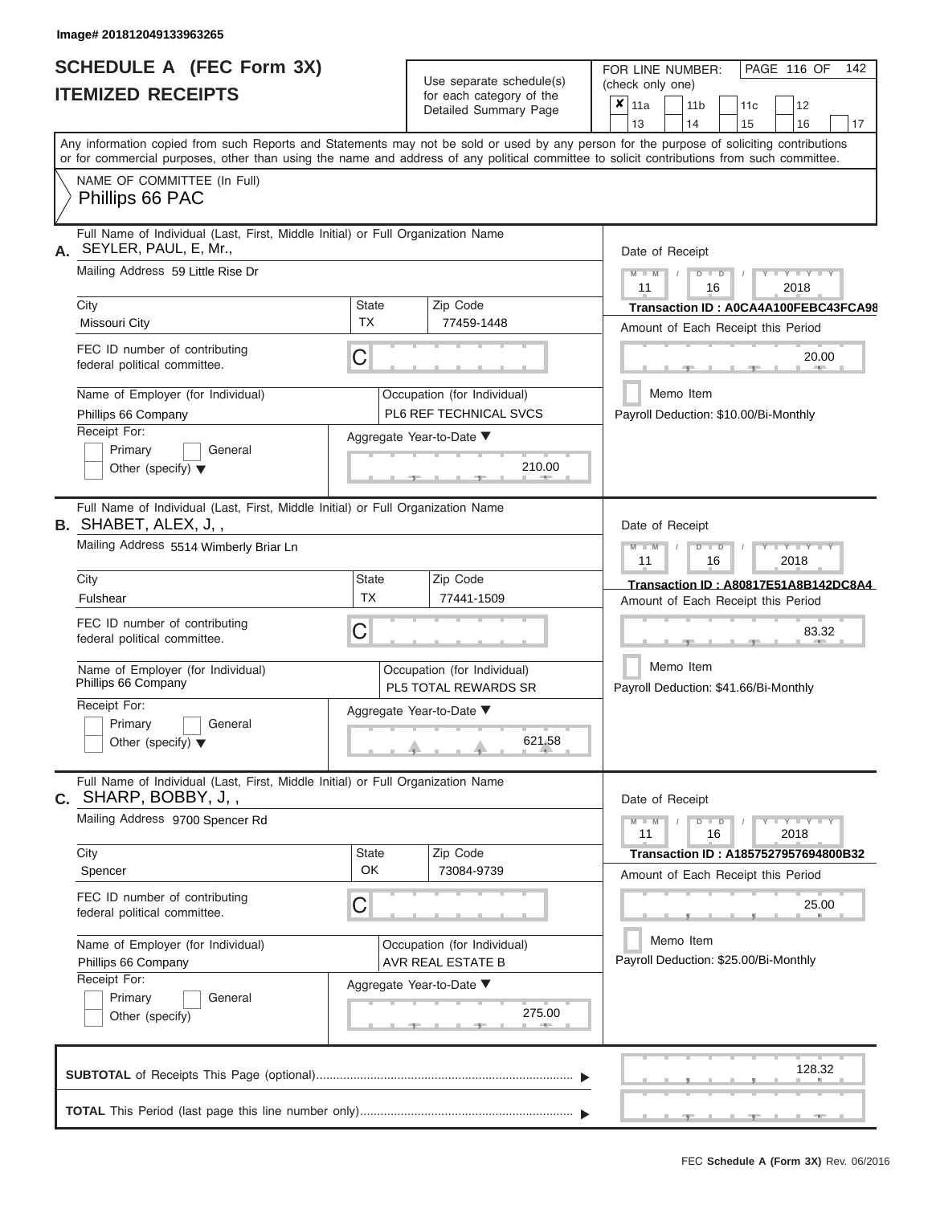Image# 201812049133963265

# SCHEDULE A (FEC Form 3X)
# ITEMIZED RECEIPTS

Use separate schedule(s) for each category of the Detailed Summary Page

FOR LINE NUMBER: (check only one)

- [x] 11a
- [ ] 11b
- [ ] 11c
- [ ] 12
- [ ] 13
- [ ] 14
- [ ] 15
- [ ] 16
- [ ] 17

Any information copied from such Reports and Statements may not be sold or used by any person for the purpose of soliciting contributions or for commercial purposes, other than using the name and address of any political committee to solicit contributions from such committee.

NAME OF COMMITTEE (In Full)
Phillips 66 PAC

---

**A.** Full Name of Individual (Last, First, Middle Initial) or Full Organization Name: SEYLER, PAUL, E, Mr.,

Mailing Address: 59 Little Rise Dr

City: Missouri City | State: TX | Zip Code: 77459-1448

FEC ID number of contributing federal political committee: C

Name of Employer (for Individual): Phillips 66 Company

Occupation (for Individual): PL6 REF TECHNICAL SVCS

Receipt For: Primary / General / Other (specify)

Aggregate Year-to-Date: 210.00

Date of Receipt: 11 / 16 / 2018

Transaction ID : A0CA4A100FEBC43FCA98

Amount of Each Receipt this Period: 20.00

Memo Item

Payroll Deduction: $10.00/Bi-Monthly

---

**B.** Full Name of Individual (Last, First, Middle Initial) or Full Organization Name: SHABET, ALEX, J, ,

Mailing Address: 5514 Wimberly Briar Ln

City: Fulshear | State: TX | Zip Code: 77441-1509

FEC ID number of contributing federal political committee: C

Name of Employer (for Individual): Phillips 66 Company

Occupation (for Individual): PL5 TOTAL REWARDS SR

Receipt For: Primary / General / Other (specify)

Aggregate Year-to-Date: 621.58

Date of Receipt: 11 / 16 / 2018

Transaction ID : A80817E51A8B142DC8A4

Amount of Each Receipt this Period: 83.32

Memo Item

Payroll Deduction: $41.66/Bi-Monthly

---

**C.** Full Name of Individual (Last, First, Middle Initial) or Full Organization Name: SHARP, BOBBY, J, ,

Mailing Address: 9700 Spencer Rd

City: Spencer | State: OK | Zip Code: 73084-9739

FEC ID number of contributing federal political committee: C

Name of Employer (for Individual): Phillips 66 Company

Occupation (for Individual): AVR REAL ESTATE B

Receipt For: Primary / General / Other (specify)

Aggregate Year-to-Date: 275.00

Date of Receipt: 11 / 16 / 2018

Transaction ID : A1857527957694800B32

Amount of Each Receipt this Period: 25.00

Memo Item

Payroll Deduction: $25.00/Bi-Monthly

---

**SUBTOTAL** of Receipts This Page (optional): 128.32

**TOTAL** This Period (last page this line number only):

FEC **Schedule A (Form 3X)** Rev. 06/2016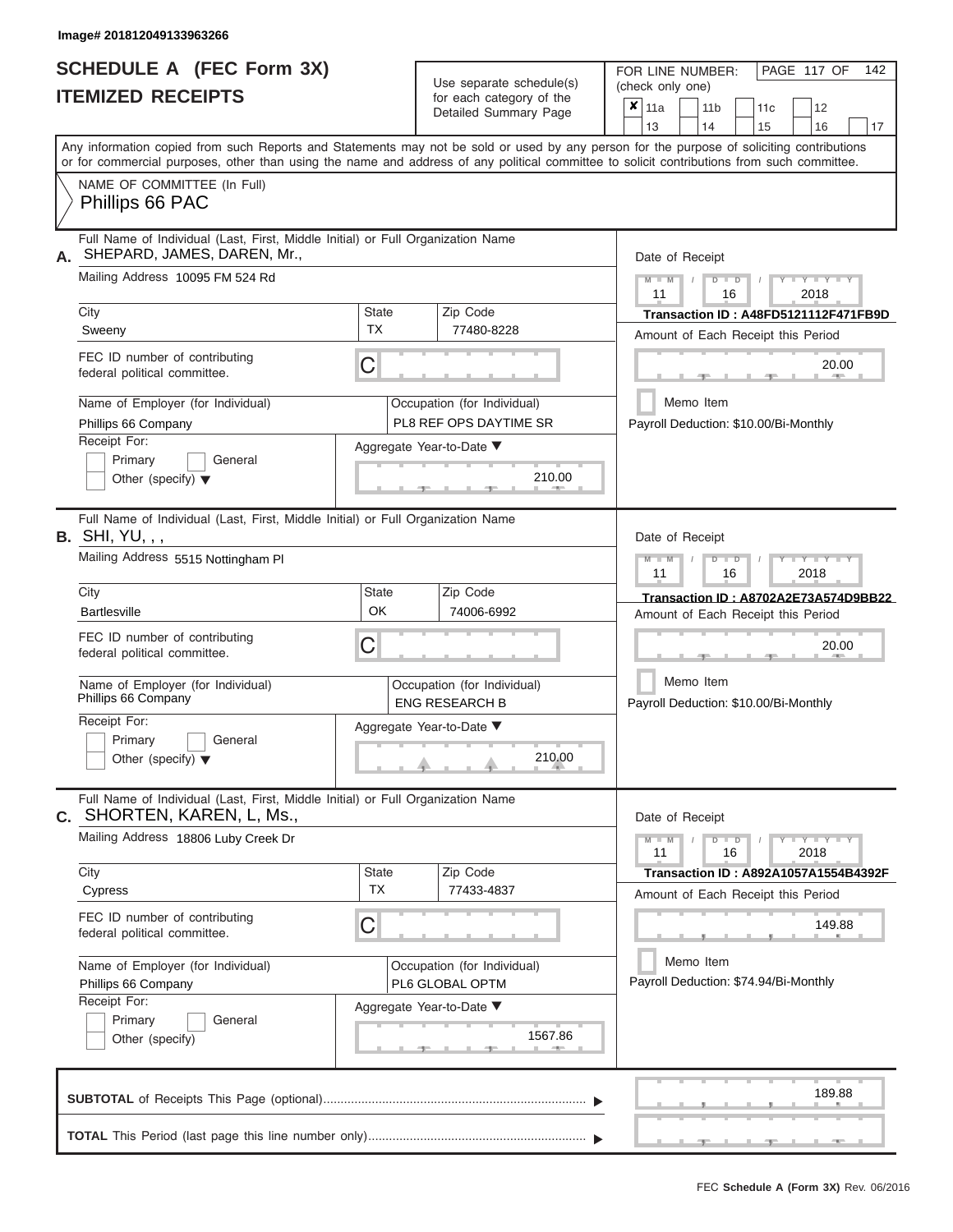Image# 201812049133963266

# SCHEDULE A (FEC Form 3X)
## ITEMIZED RECEIPTS

Use separate schedule(s) for each category of the Detailed Summary Page

FOR LINE NUMBER: (check only one)

- [x] 11a
- [ ] 11b
- [ ] 11c
- [ ] 12
- [ ] 13
- [ ] 14
- [ ] 15
- [ ] 16
- [ ] 17

Any information copied from such Reports and Statements may not be sold or used by any person for the purpose of soliciting contributions or for commercial purposes, other than using the name and address of any political committee to solicit contributions from such committee.

NAME OF COMMITTEE (In Full)
Phillips 66 PAC

---

**A.** Full Name of Individual (Last, First, Middle Initial) or Full Organization Name
SHEPARD, JAMES, DAREN, Mr.,

Mailing Address 10095 FM 524 Rd

City: Sweeny | State: TX | Zip Code: 77480-8228

FEC ID number of contributing federal political committee. C

Name of Employer (for Individual): Phillips 66 Company
Occupation (for Individual): PL8 REF OPS DAYTIME SR

Receipt For: Primary / General / Other (specify)

Aggregate Year-to-Date: 210.00

Date of Receipt: 11 16 2018
Transaction ID : A48FD5121112F471FB9D
Amount of Each Receipt this Period: 20.00
Memo Item
Payroll Deduction: $10.00/Bi-Monthly

---

**B.** Full Name of Individual (Last, First, Middle Initial) or Full Organization Name
SHI, YU, , ,

Mailing Address 5515 Nottingham Pl

City: Bartlesville | State: OK | Zip Code: 74006-6992

FEC ID number of contributing federal political committee. C

Name of Employer (for Individual): Phillips 66 Company
Occupation (for Individual): ENG RESEARCH B

Receipt For: Primary / General / Other (specify)

Aggregate Year-to-Date: 210.00

Date of Receipt: 11 16 2018
Transaction ID : A8702A2E73A574D9BB22
Amount of Each Receipt this Period: 20.00
Memo Item
Payroll Deduction: $10.00/Bi-Monthly

---

**C.** Full Name of Individual (Last, First, Middle Initial) or Full Organization Name
SHORTEN, KAREN, L, Ms.,

Mailing Address 18806 Luby Creek Dr

City: Cypress | State: TX | Zip Code: 77433-4837

FEC ID number of contributing federal political committee. C

Name of Employer (for Individual): Phillips 66 Company
Occupation (for Individual): PL6 GLOBAL OPTM

Receipt For: Primary / General / Other (specify)

Aggregate Year-to-Date: 1567.86

Date of Receipt: 11 16 2018
Transaction ID : A892A1057A1554B4392F
Amount of Each Receipt this Period: 149.88
Memo Item
Payroll Deduction: $74.94/Bi-Monthly

---

**SUBTOTAL** of Receipts This Page (optional): 189.88

**TOTAL** This Period (last page this line number only):

FEC Schedule A (Form 3X) Rev. 06/2016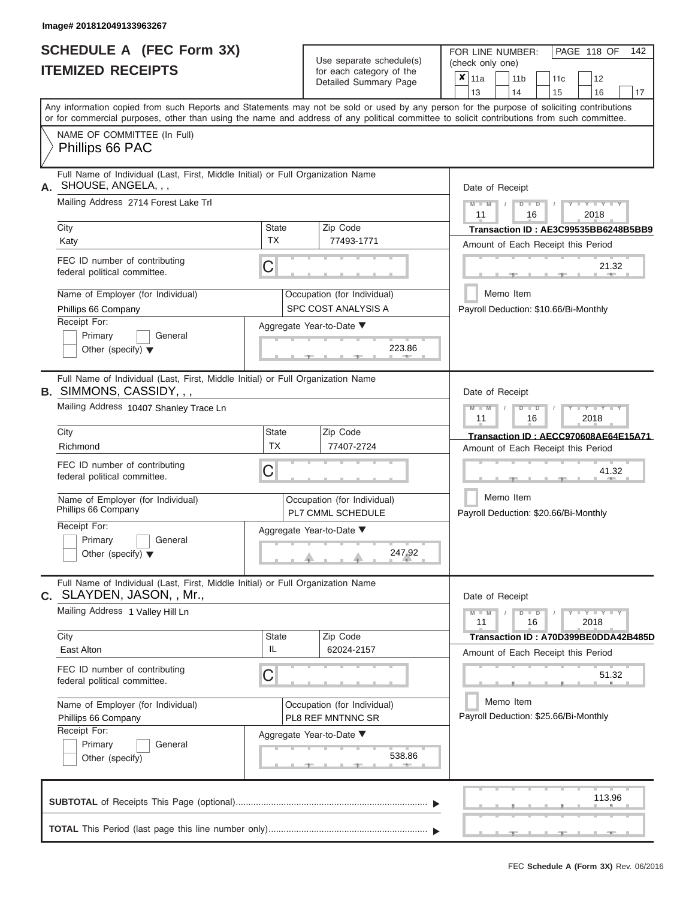Image# 201812049133963267

# SCHEDULE A (FEC Form 3X)
## ITEMIZED RECEIPTS

Use separate schedule(s) for each category of the Detailed Summary Page

FOR LINE NUMBER: (check only one)

- [x] 11a
- [ ] 11b
- [ ] 11c
- [ ] 12
- [ ] 13
- [ ] 14
- [ ] 15
- [ ] 16
- [ ] 17

Any information copied from such Reports and Statements may not be sold or used by any person for the purpose of soliciting contributions or for commercial purposes, other than using the name and address of any political committee to solicit contributions from such committee.

NAME OF COMMITTEE (In Full)
Phillips 66 PAC

---

**A.** Full Name of Individual (Last, First, Middle Initial) or Full Organization Name: SHOUSE, ANGELA, , ,

Mailing Address: 2714 Forest Lake Trl

City: Katy | State: TX | Zip Code: 77493-1771

FEC ID number of contributing federal political committee: C

Name of Employer (for Individual): Phillips 66 Company

Occupation (for Individual): SPC COST ANALYSIS A

Receipt For: Primary / General / Other (specify)

Aggregate Year-to-Date: 223.86

Date of Receipt: 11 / 16 / 2018

Transaction ID : AE3C99535BB6248B5BB9

Amount of Each Receipt this Period: 21.32

Memo Item

Payroll Deduction: $10.66/Bi-Monthly

---

**B.** Full Name of Individual (Last, First, Middle Initial) or Full Organization Name: SIMMONS, CASSIDY, , ,

Mailing Address: 10407 Shanley Trace Ln

City: Richmond | State: TX | Zip Code: 77407-2724

FEC ID number of contributing federal political committee: C

Name of Employer (for Individual): Phillips 66 Company

Occupation (for Individual): PL7 CMML SCHEDULE

Receipt For: Primary / General / Other (specify)

Aggregate Year-to-Date: 247.92

Date of Receipt: 11 / 16 / 2018

Transaction ID : AECC970608AE64E15A71

Amount of Each Receipt this Period: 41.32

Memo Item

Payroll Deduction: $20.66/Bi-Monthly

---

**C.** Full Name of Individual (Last, First, Middle Initial) or Full Organization Name: SLAYDEN, JASON, , Mr.,

Mailing Address: 1 Valley Hill Ln

City: East Alton | State: IL | Zip Code: 62024-2157

FEC ID number of contributing federal political committee: C

Name of Employer (for Individual): Phillips 66 Company

Occupation (for Individual): PL8 REF MNTNNC SR

Receipt For: Primary / General / Other (specify)

Aggregate Year-to-Date: 538.86

Date of Receipt: 11 / 16 / 2018

Transaction ID : A70D399BE0DDA42B485D

Amount of Each Receipt this Period: 51.32

Memo Item

Payroll Deduction: $25.66/Bi-Monthly

---

**SUBTOTAL** of Receipts This Page (optional): 113.96

**TOTAL** This Period (last page this line number only):

FEC Schedule A (Form 3X) Rev. 06/2016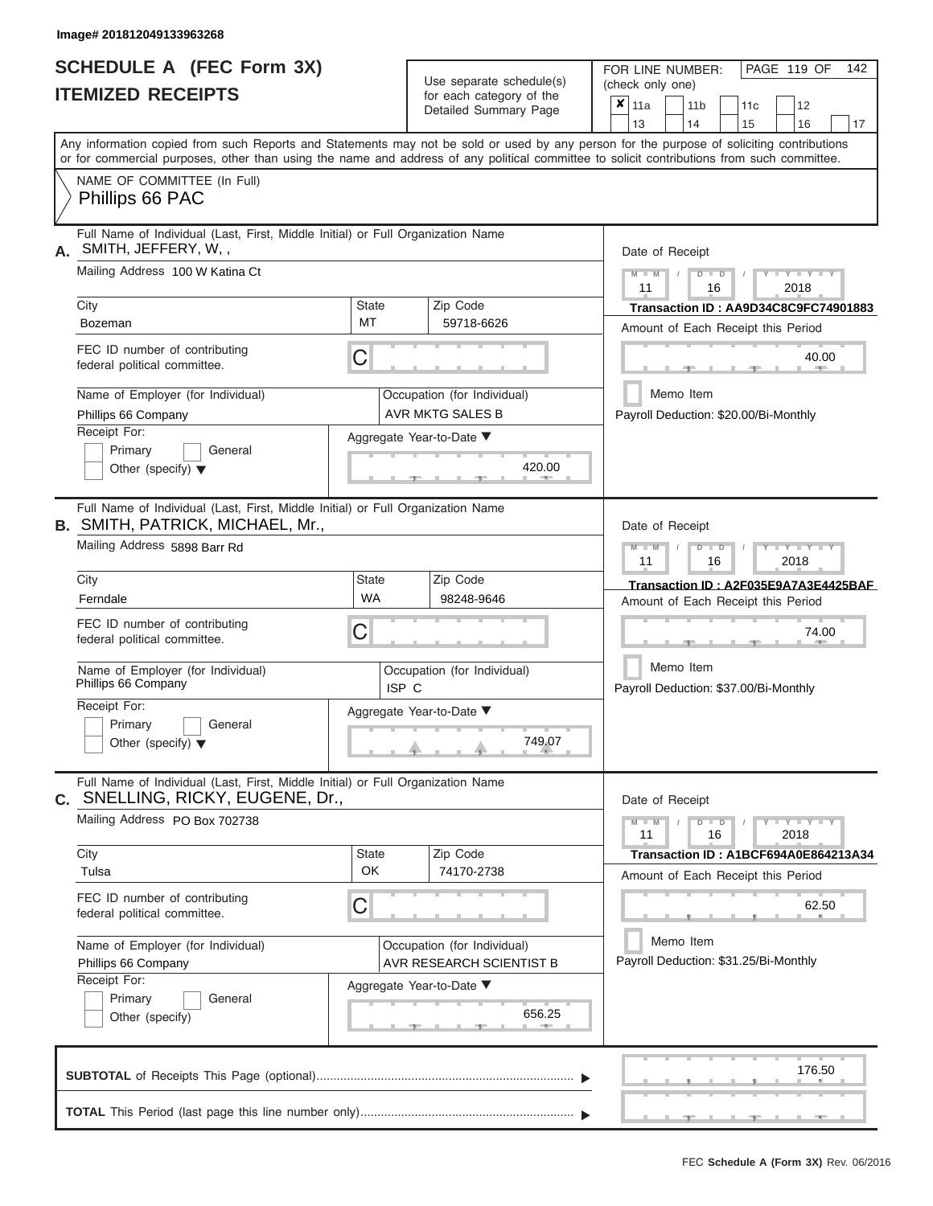Image# 201812049133963268

# SCHEDULE A (FEC Form 3X)
# ITEMIZED RECEIPTS

Use separate schedule(s) for each category of the Detailed Summary Page

FOR LINE NUMBER: (check only one)

- [x] 11a
- [ ] 11b
- [ ] 11c
- [ ] 12
- [ ] 13
- [ ] 14
- [ ] 15
- [ ] 16
- [ ] 17

Any information copied from such Reports and Statements may not be sold or used by any person for the purpose of soliciting contributions or for commercial purposes, other than using the name and address of any political committee to solicit contributions from such committee.

NAME OF COMMITTEE (In Full)
Phillips 66 PAC

---

**A.** Full Name of Individual (Last, First, Middle Initial) or Full Organization Name: SMITH, JEFFERY, W, ,

Mailing Address: 100 W Katina Ct

City: Bozeman | State: MT | Zip Code: 59718-6626

FEC ID number of contributing federal political committee: C

Name of Employer (for Individual): Phillips 66 Company

Occupation (for Individual): AVR MKTG SALES B

Receipt For: Primary / General / Other (specify)

Aggregate Year-to-Date: 420.00

Date of Receipt: 11 / 16 / 2018

Transaction ID : AA9D34C8C9FC74901883

Amount of Each Receipt this Period: 40.00

Memo Item

Payroll Deduction: $20.00/Bi-Monthly

---

**B.** Full Name of Individual (Last, First, Middle Initial) or Full Organization Name: SMITH, PATRICK, MICHAEL, Mr.,

Mailing Address: 5898 Barr Rd

City: Ferndale | State: WA | Zip Code: 98248-9646

FEC ID number of contributing federal political committee: C

Name of Employer (for Individual): Phillips 66 Company

Occupation (for Individual): ISP C

Receipt For: Primary / General / Other (specify)

Aggregate Year-to-Date: 749.07

Date of Receipt: 11 / 16 / 2018

Transaction ID : A2F035E9A7A3E4425BAF

Amount of Each Receipt this Period: 74.00

Memo Item

Payroll Deduction: $37.00/Bi-Monthly

---

**C.** Full Name of Individual (Last, First, Middle Initial) or Full Organization Name: SNELLING, RICKY, EUGENE, Dr.,

Mailing Address: PO Box 702738

City: Tulsa | State: OK | Zip Code: 74170-2738

FEC ID number of contributing federal political committee: C

Name of Employer (for Individual): Phillips 66 Company

Occupation (for Individual): AVR RESEARCH SCIENTIST B

Receipt For: Primary / General / Other (specify)

Aggregate Year-to-Date: 656.25

Date of Receipt: 11 / 16 / 2018

Transaction ID : A1BCF694A0E864213A34

Amount of Each Receipt this Period: 62.50

Memo Item

Payroll Deduction: $31.25/Bi-Monthly

---

**SUBTOTAL** of Receipts This Page (optional): 176.50

**TOTAL** This Period (last page this line number only):

FEC **Schedule A (Form 3X)** Rev. 06/2016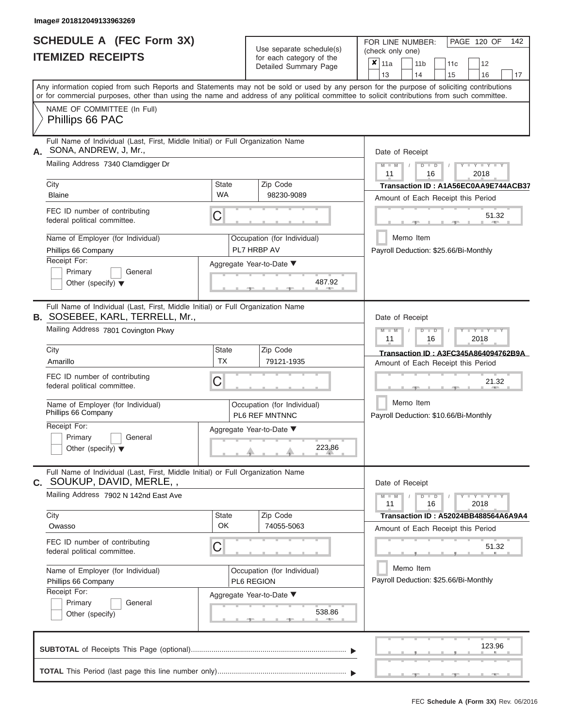Image# 201812049133963269

# SCHEDULE A (FEC Form 3X)
## ITEMIZED RECEIPTS

Use separate schedule(s) for each category of the Detailed Summary Page

FOR LINE NUMBER: (check only one)

- [x] 11a
- [ ] 11b
- [ ] 11c
- [ ] 12
- [ ] 13
- [ ] 14
- [ ] 15
- [ ] 16
- [ ] 17

Any information copied from such Reports and Statements may not be sold or used by any person for the purpose of soliciting contributions or for commercial purposes, other than using the name and address of any political committee to solicit contributions from such committee.

NAME OF COMMITTEE (In Full)
Phillips 66 PAC

---

**A.** Full Name of Individual (Last, First, Middle Initial) or Full Organization Name: SONA, ANDREW, J, Mr.,

Mailing Address: 7340 Clamdigger Dr

City: Blaine | State: WA | Zip Code: 98230-9089

FEC ID number of contributing federal political committee: C

Name of Employer (for Individual): Phillips 66 Company

Occupation (for Individual): PL7 HRBP AV

Receipt For: Primary / General / Other (specify)

Aggregate Year-to-Date: 487.92

Date of Receipt: 11 / 16 / 2018

Transaction ID : A1A56EC0AA9E744ACB37

Amount of Each Receipt this Period: 51.32

Memo Item

Payroll Deduction: $25.66/Bi-Monthly

---

**B.** Full Name of Individual (Last, First, Middle Initial) or Full Organization Name: SOSEBEE, KARL, TERRELL, Mr.,

Mailing Address: 7801 Covington Pkwy

City: Amarillo | State: TX | Zip Code: 79121-1935

FEC ID number of contributing federal political committee: C

Name of Employer (for Individual): Phillips 66 Company

Occupation (for Individual): PL6 REF MNTNNC

Receipt For: Primary / General / Other (specify)

Aggregate Year-to-Date: 223.86

Date of Receipt: 11 / 16 / 2018

Transaction ID : A3FC345A864094762B9A

Amount of Each Receipt this Period: 21.32

Memo Item

Payroll Deduction: $10.66/Bi-Monthly

---

**C.** Full Name of Individual (Last, First, Middle Initial) or Full Organization Name: SOUKUP, DAVID, MERLE, ,

Mailing Address: 7902 N 142nd East Ave

City: Owasso | State: OK | Zip Code: 74055-5063

FEC ID number of contributing federal political committee: C

Name of Employer (for Individual): Phillips 66 Company

Occupation (for Individual): PL6 REGION

Receipt For: Primary / General / Other (specify)

Aggregate Year-to-Date: 538.86

Date of Receipt: 11 / 16 / 2018

Transaction ID : A52024BB488564A6A9A4

Amount of Each Receipt this Period: 51.32

Memo Item

Payroll Deduction: $25.66/Bi-Monthly

---

**SUBTOTAL** of Receipts This Page (optional): 123.96

**TOTAL** This Period (last page this line number only):

FEC Schedule A (Form 3X) Rev. 06/2016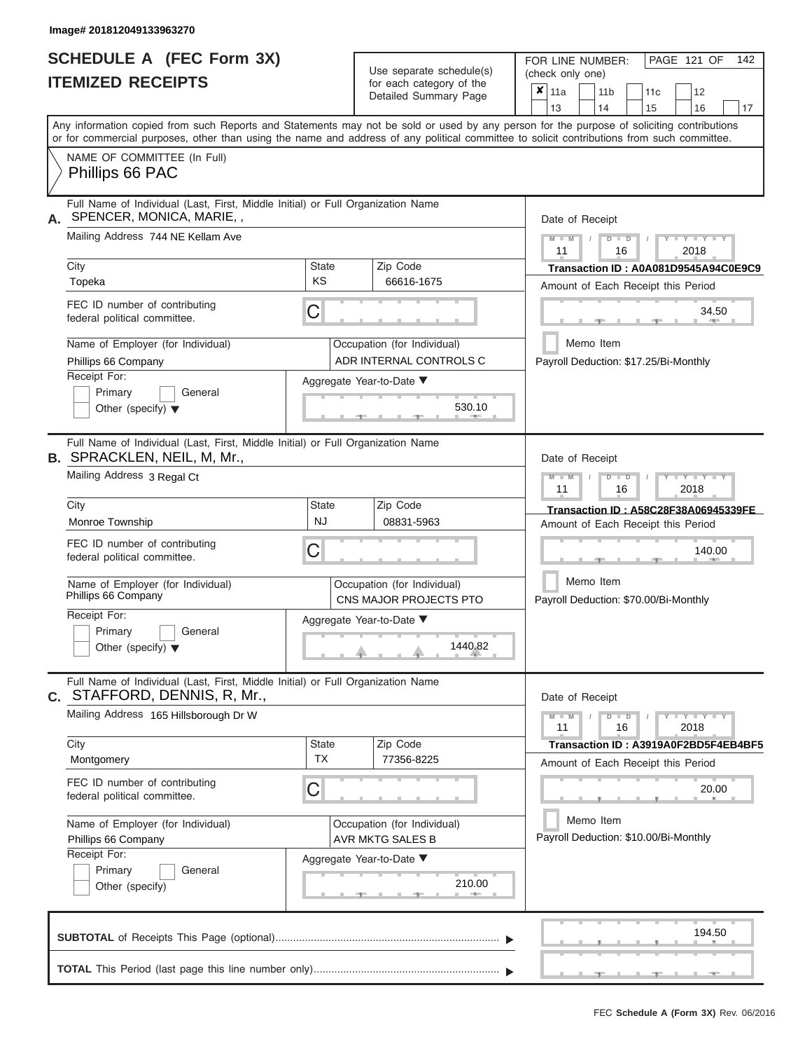Image# 201812049133963270

# SCHEDULE A (FEC Form 3X)
## ITEMIZED RECEIPTS

Use separate schedule(s) for each category of the Detailed Summary Page

FOR LINE NUMBER: (check only one)

- [x] 11a
- [ ] 11b
- [ ] 11c
- [ ] 12
- [ ] 13
- [ ] 14
- [ ] 15
- [ ] 16
- [ ] 17

PAGE 121 OF 142

Any information copied from such Reports and Statements may not be sold or used by any person for the purpose of soliciting contributions or for commercial purposes, other than using the name and address of any political committee to solicit contributions from such committee.

NAME OF COMMITTEE (In Full)
Phillips 66 PAC

---

**A.** Full Name of Individual (Last, First, Middle Initial) or Full Organization Name
SPENCER, MONICA, MARIE, ,

Mailing Address: 744 NE Kellam Ave

City: Topeka | State: KS | Zip Code: 66616-1675

FEC ID number of contributing federal political committee: C

Name of Employer (for Individual): Phillips 66 Company

Occupation (for Individual): ADR INTERNAL CONTROLS C

Receipt For: Primary / General / Other (specify)

Aggregate Year-to-Date: 530.10

Date of Receipt: 11 / 16 / 2018

Transaction ID : A0A081D9545A94C0E9C9

Amount of Each Receipt this Period: 34.50

Memo Item

Payroll Deduction: $17.25/Bi-Monthly

---

**B.** Full Name of Individual (Last, First, Middle Initial) or Full Organization Name
SPRACKLEN, NEIL, M, Mr.,

Mailing Address: 3 Regal Ct

City: Monroe Township | State: NJ | Zip Code: 08831-5963

FEC ID number of contributing federal political committee: C

Name of Employer (for Individual): Phillips 66 Company

Occupation (for Individual): CNS MAJOR PROJECTS PTO

Receipt For: Primary / General / Other (specify)

Aggregate Year-to-Date: 1440.82

Date of Receipt: 11 / 16 / 2018

Transaction ID : A58C28F38A06945339FE

Amount of Each Receipt this Period: 140.00

Memo Item

Payroll Deduction: $70.00/Bi-Monthly

---

**C.** Full Name of Individual (Last, First, Middle Initial) or Full Organization Name
STAFFORD, DENNIS, R, Mr.,

Mailing Address: 165 Hillsborough Dr W

City: Montgomery | State: TX | Zip Code: 77356-8225

FEC ID number of contributing federal political committee: C

Name of Employer (for Individual): Phillips 66 Company

Occupation (for Individual): AVR MKTG SALES B

Receipt For: Primary / General / Other (specify)

Aggregate Year-to-Date: 210.00

Date of Receipt: 11 / 16 / 2018

Transaction ID : A3919A0F2BD5F4EB4BF5

Amount of Each Receipt this Period: 20.00

Memo Item

Payroll Deduction: $10.00/Bi-Monthly

---

**SUBTOTAL** of Receipts This Page (optional): 194.50

**TOTAL** This Period (last page this line number only):

FEC Schedule A (Form 3X) Rev. 06/2016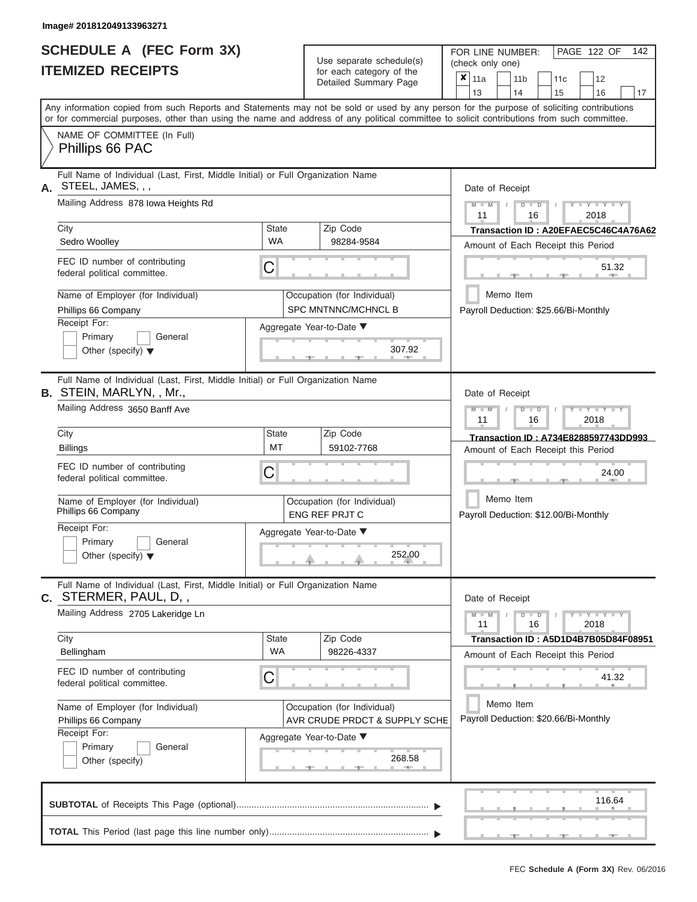Image# 201812049133963271

# SCHEDULE A (FEC Form 3X)
## ITEMIZED RECEIPTS

Use separate schedule(s) for each category of the Detailed Summary Page

FOR LINE NUMBER: (check only one)

- [x] 11a
- [ ] 11b
- [ ] 11c
- [ ] 12
- [ ] 13
- [ ] 14
- [ ] 15
- [ ] 16
- [ ] 17

Any information copied from such Reports and Statements may not be sold or used by any person for the purpose of soliciting contributions or for commercial purposes, other than using the name and address of any political committee to solicit contributions from such committee.

NAME OF COMMITTEE (In Full)
Phillips 66 PAC

---

**A.** Full Name of Individual (Last, First, Middle Initial) or Full Organization Name: STEEL, JAMES, , ,

Mailing Address: 878 Iowa Heights Rd

City: Sedro Woolley | State: WA | Zip Code: 98284-9584

FEC ID number of contributing federal political committee: C

Name of Employer (for Individual): Phillips 66 Company

Occupation (for Individual): SPC MNTNNC/MCHNCL B

Receipt For: Primary / General / Other (specify)

Aggregate Year-to-Date: 307.92

Date of Receipt: 11 / 16 / 2018

Transaction ID : A20EFAEC5C46C4A76A62

Amount of Each Receipt this Period: 51.32

Memo Item

Payroll Deduction: $25.66/Bi-Monthly

---

**B.** Full Name of Individual (Last, First, Middle Initial) or Full Organization Name: STEIN, MARLYN, , Mr.,

Mailing Address: 3650 Banff Ave

City: Billings | State: MT | Zip Code: 59102-7768

FEC ID number of contributing federal political committee: C

Name of Employer (for Individual): Phillips 66 Company

Occupation (for Individual): ENG REF PRJT C

Receipt For: Primary / General / Other (specify)

Aggregate Year-to-Date: 252.00

Date of Receipt: 11 / 16 / 2018

Transaction ID : A734E8288597743DD993

Amount of Each Receipt this Period: 24.00

Memo Item

Payroll Deduction: $12.00/Bi-Monthly

---

**C.** Full Name of Individual (Last, First, Middle Initial) or Full Organization Name: STERMER, PAUL, D, ,

Mailing Address: 2705 Lakeridge Ln

City: Bellingham | State: WA | Zip Code: 98226-4337

FEC ID number of contributing federal political committee: C

Name of Employer (for Individual): Phillips 66 Company

Occupation (for Individual): AVR CRUDE PRDCT & SUPPLY SCHE

Receipt For: Primary / General / Other (specify)

Aggregate Year-to-Date: 268.58

Date of Receipt: 11 / 16 / 2018

Transaction ID : A5D1D4B7B05D84F08951

Amount of Each Receipt this Period: 41.32

Memo Item

Payroll Deduction: $20.66/Bi-Monthly

---

**SUBTOTAL** of Receipts This Page (optional): 116.64

**TOTAL** This Period (last page this line number only):

FEC Schedule A (Form 3X) Rev. 06/2016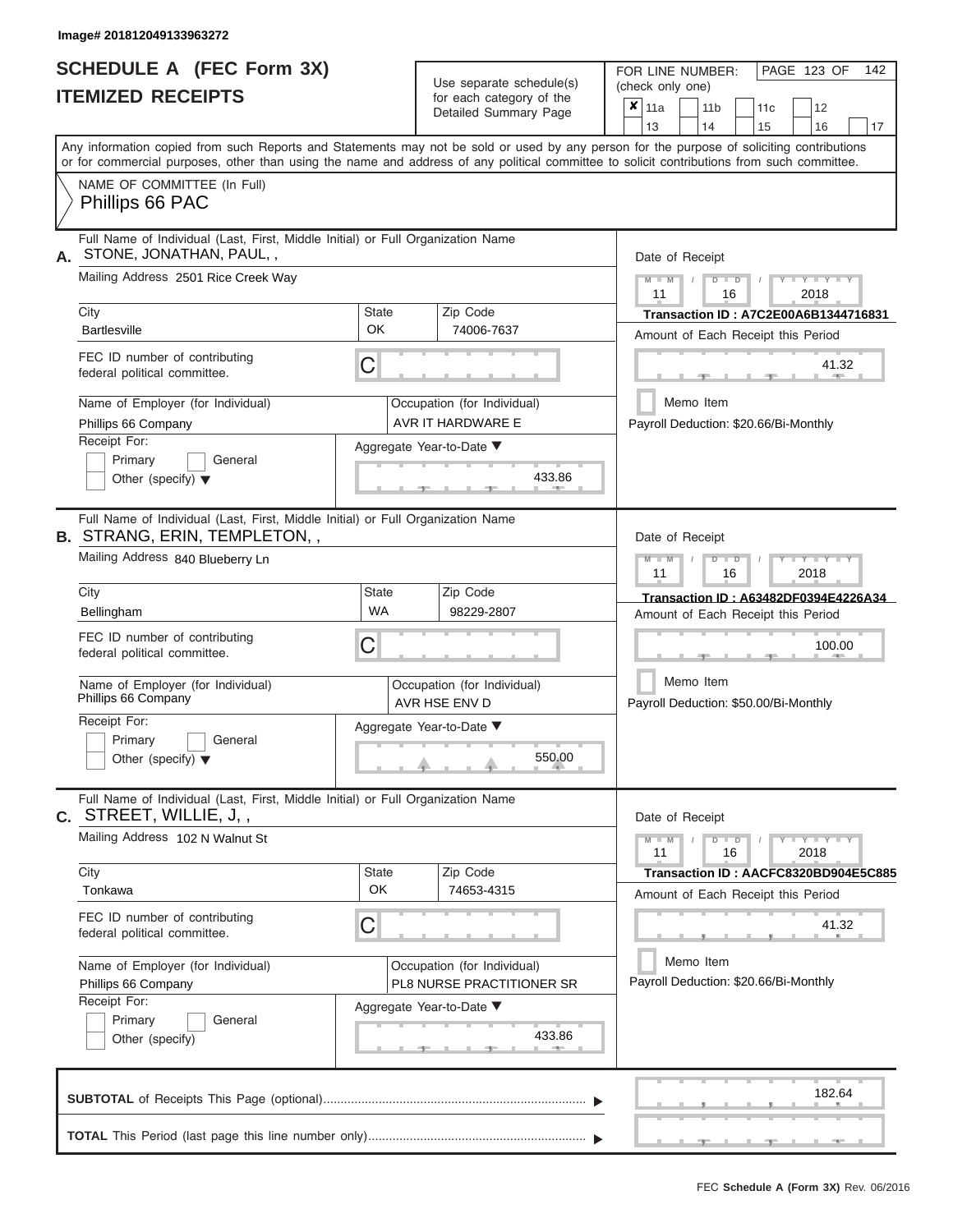Image# 201812049133963272

# SCHEDULE A (FEC Form 3X)
## ITEMIZED RECEIPTS

Use separate schedule(s) for each category of the Detailed Summary Page

FOR LINE NUMBER: (check only one)

| | | | | |
|---|---|---|---|---|
| ✘ 11a | 11b | 11c | 12 | |
| 13 | 14 | 15 | 16 | 17 |

Any information copied from such Reports and Statements may not be sold or used by any person for the purpose of soliciting contributions or for commercial purposes, other than using the name and address of any political committee to solicit contributions from such committee.

NAME OF COMMITTEE (In Full)
Phillips 66 PAC

---

**A.** Full Name of Individual (Last, First, Middle Initial) or Full Organization Name
STONE, JONATHAN, PAUL, ,

Mailing Address 2501 Rice Creek Way

City: Bartlesville | State: OK | Zip Code: 74006-7637

FEC ID number of contributing federal political committee. C

Name of Employer (for Individual): Phillips 66 Company
Occupation (for Individual): AVR IT HARDWARE E

Receipt For: Primary / General / Other (specify)

Aggregate Year-to-Date: 433.86

Date of Receipt: 11 / 16 / 2018
Transaction ID : A7C2E00A6B1344716831
Amount of Each Receipt this Period: 41.32
Memo Item
Payroll Deduction: $20.66/Bi-Monthly

---

**B.** Full Name of Individual (Last, First, Middle Initial) or Full Organization Name
STRANG, ERIN, TEMPLETON, ,

Mailing Address 840 Blueberry Ln

City: Bellingham | State: WA | Zip Code: 98229-2807

FEC ID number of contributing federal political committee. C

Name of Employer (for Individual): Phillips 66 Company
Occupation (for Individual): AVR HSE ENV D

Receipt For: Primary / General / Other (specify)

Aggregate Year-to-Date: 550.00

Date of Receipt: 11 / 16 / 2018
Transaction ID : A63482DF0394E4226A34
Amount of Each Receipt this Period: 100.00
Memo Item
Payroll Deduction: $50.00/Bi-Monthly

---

**C.** Full Name of Individual (Last, First, Middle Initial) or Full Organization Name
STREET, WILLIE, J, ,

Mailing Address 102 N Walnut St

City: Tonkawa | State: OK | Zip Code: 74653-4315

FEC ID number of contributing federal political committee. C

Name of Employer (for Individual): Phillips 66 Company
Occupation (for Individual): PL8 NURSE PRACTITIONER SR

Receipt For: Primary / General / Other (specify)

Aggregate Year-to-Date: 433.86

Date of Receipt: 11 / 16 / 2018
Transaction ID : AACFC8320BD904E5C885
Amount of Each Receipt this Period: 41.32
Memo Item
Payroll Deduction: $20.66/Bi-Monthly

---

**SUBTOTAL** of Receipts This Page (optional): 182.64

**TOTAL** This Period (last page this line number only):

FEC Schedule A (Form 3X) Rev. 06/2016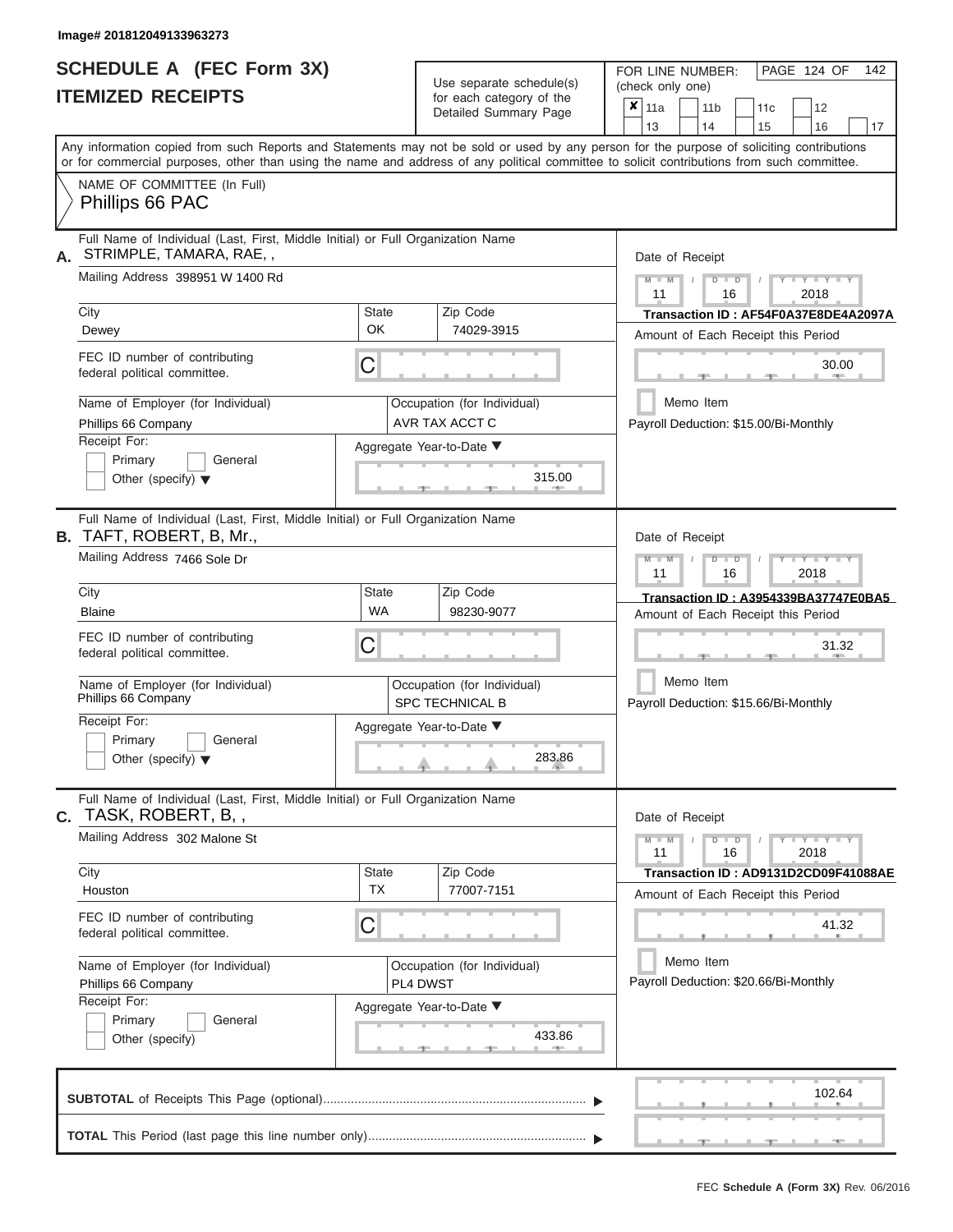Image# 201812049133963273

# SCHEDULE A (FEC Form 3X)
# ITEMIZED RECEIPTS

Use separate schedule(s) for each category of the Detailed Summary Page

FOR LINE NUMBER: (check only one)

- [x] 11a
- [ ] 11b
- [ ] 11c
- [ ] 12
- [ ] 13
- [ ] 14
- [ ] 15
- [ ] 16
- [ ] 17

PAGE 124 OF 142

Any information copied from such Reports and Statements may not be sold or used by any person for the purpose of soliciting contributions or for commercial purposes, other than using the name and address of any political committee to solicit contributions from such committee.

NAME OF COMMITTEE (In Full)
Phillips 66 PAC

---

**A.** Full Name of Individual (Last, First, Middle Initial) or Full Organization Name
STRIMPLE, TAMARA, RAE, ,

Mailing Address: 398951 W 1400 Rd

City: Dewey | State: OK | Zip Code: 74029-3915

FEC ID number of contributing federal political committee: C

Name of Employer (for Individual): Phillips 66 Company

Occupation (for Individual): AVR TAX ACCT C

Receipt For: Primary / General / Other (specify)

Aggregate Year-to-Date: 315.00

Date of Receipt: 11 / 16 / 2018

Transaction ID : AF54F0A37E8DE4A2097A

Amount of Each Receipt this Period: 30.00

Memo Item

Payroll Deduction: $15.00/Bi-Monthly

---

**B.** Full Name of Individual (Last, First, Middle Initial) or Full Organization Name
TAFT, ROBERT, B, Mr.,

Mailing Address: 7466 Sole Dr

City: Blaine | State: WA | Zip Code: 98230-9077

FEC ID number of contributing federal political committee: C

Name of Employer (for Individual): Phillips 66 Company

Occupation (for Individual): SPC TECHNICAL B

Receipt For: Primary / General / Other (specify)

Aggregate Year-to-Date: 283.86

Date of Receipt: 11 / 16 / 2018

Transaction ID : A3954339BA37747E0BA5

Amount of Each Receipt this Period: 31.32

Memo Item

Payroll Deduction: $15.66/Bi-Monthly

---

**C.** Full Name of Individual (Last, First, Middle Initial) or Full Organization Name
TASK, ROBERT, B, ,

Mailing Address: 302 Malone St

City: Houston | State: TX | Zip Code: 77007-7151

FEC ID number of contributing federal political committee: C

Name of Employer (for Individual): Phillips 66 Company

Occupation (for Individual): PL4 DWST

Receipt For: Primary / General / Other (specify)

Aggregate Year-to-Date: 433.86

Date of Receipt: 11 / 16 / 2018

Transaction ID : AD9131D2CD09F41088AE

Amount of Each Receipt this Period: 41.32

Memo Item

Payroll Deduction: $20.66/Bi-Monthly

---

**SUBTOTAL** of Receipts This Page (optional): 102.64

**TOTAL** This Period (last page this line number only):

FEC **Schedule A (Form 3X)** Rev. 06/2016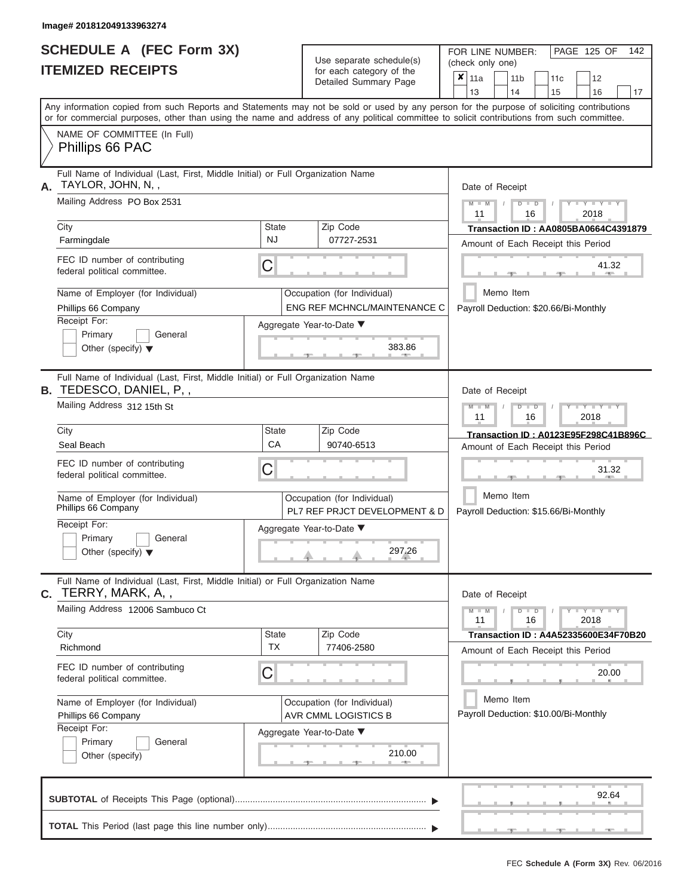Image# 201812049133963274

# SCHEDULE A (FEC Form 3X)
## ITEMIZED RECEIPTS

Use separate schedule(s) for each category of the Detailed Summary Page

FOR LINE NUMBER: (check only one)

PAGE 125 OF 142

- [x] 11a
- [ ] 11b
- [ ] 11c
- [ ] 12
- [ ] 13
- [ ] 14
- [ ] 15
- [ ] 16
- [ ] 17

Any information copied from such Reports and Statements may not be sold or used by any person for the purpose of soliciting contributions or for commercial purposes, other than using the name and address of any political committee to solicit contributions from such committee.

NAME OF COMMITTEE (In Full)
Phillips 66 PAC

---

**A.** Full Name of Individual (Last, First, Middle Initial) or Full Organization Name: TAYLOR, JOHN, N, ,

Mailing Address: PO Box 2531

City: Farmingdale | State: NJ | Zip Code: 07727-2531

FEC ID number of contributing federal political committee: C

Name of Employer (for Individual): Phillips 66 Company

Occupation (for Individual): ENG REF MCHNCL/MAINTENANCE C

Receipt For: Primary / General / Other (specify)

Aggregate Year-to-Date: 383.86

Date of Receipt: 11 / 16 / 2018

Transaction ID : AA0805BA0664C4391879

Amount of Each Receipt this Period: 41.32

Memo Item

Payroll Deduction: $20.66/Bi-Monthly

---

**B.** Full Name of Individual (Last, First, Middle Initial) or Full Organization Name: TEDESCO, DANIEL, P, ,

Mailing Address: 312 15th St

City: Seal Beach | State: CA | Zip Code: 90740-6513

FEC ID number of contributing federal political committee: C

Name of Employer (for Individual): Phillips 66 Company

Occupation (for Individual): PL7 REF PRJCT DEVELOPMENT & D

Receipt For: Primary / General / Other (specify)

Aggregate Year-to-Date: 297.26

Date of Receipt: 11 / 16 / 2018

Transaction ID : A0123E95F298C41B896C

Amount of Each Receipt this Period: 31.32

Memo Item

Payroll Deduction: $15.66/Bi-Monthly

---

**C.** Full Name of Individual (Last, First, Middle Initial) or Full Organization Name: TERRY, MARK, A, ,

Mailing Address: 12006 Sambuco Ct

City: Richmond | State: TX | Zip Code: 77406-2580

FEC ID number of contributing federal political committee: C

Name of Employer (for Individual): Phillips 66 Company

Occupation (for Individual): AVR CMML LOGISTICS B

Receipt For: Primary / General / Other (specify)

Aggregate Year-to-Date: 210.00

Date of Receipt: 11 / 16 / 2018

Transaction ID : A4A52335600E34F70B20

Amount of Each Receipt this Period: 20.00

Memo Item

Payroll Deduction: $10.00/Bi-Monthly

---

**SUBTOTAL** of Receipts This Page (optional): 92.64

**TOTAL** This Period (last page this line number only):

FEC Schedule A (Form 3X) Rev. 06/2016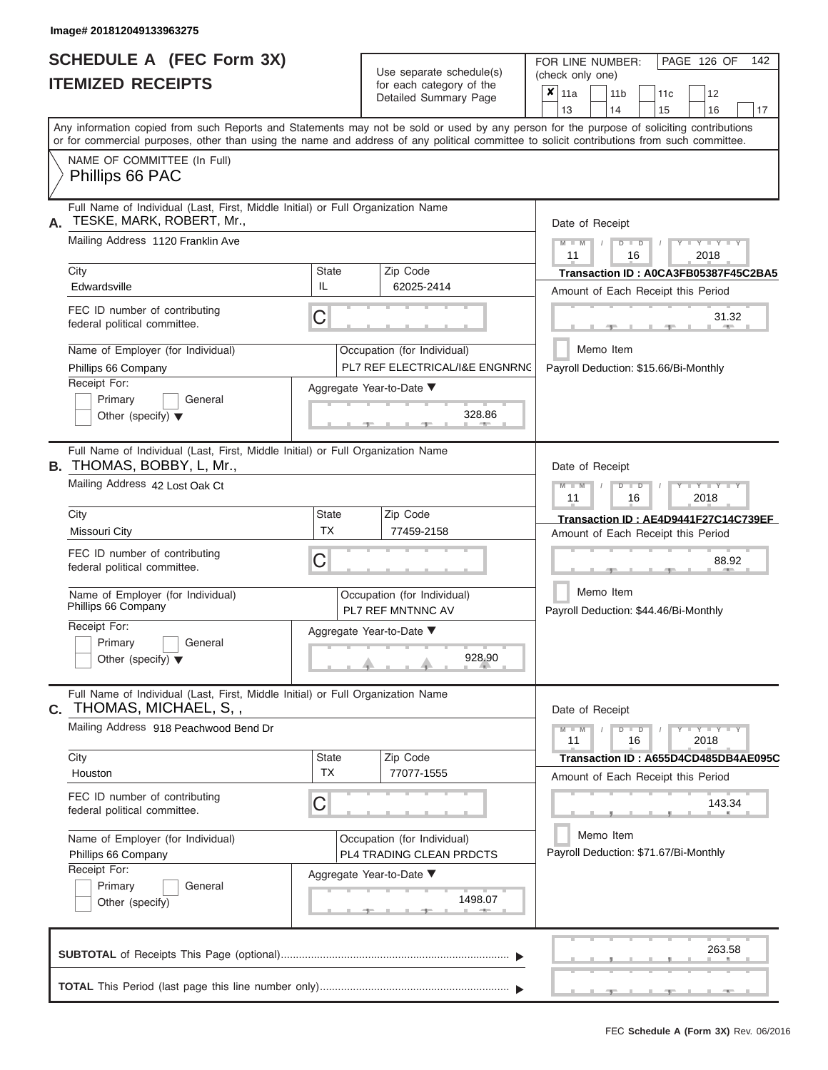Image# 201812049133963275

# SCHEDULE A (FEC Form 3X)
## ITEMIZED RECEIPTS

Use separate schedule(s) for each category of the Detailed Summary Page

FOR LINE NUMBER: (check only one)

- [x] 11a
- [ ] 11b
- [ ] 11c
- [ ] 12
- [ ] 13
- [ ] 14
- [ ] 15
- [ ] 16
- [ ] 17

Any information copied from such Reports and Statements may not be sold or used by any person for the purpose of soliciting contributions or for commercial purposes, other than using the name and address of any political committee to solicit contributions from such committee.

NAME OF COMMITTEE (In Full)
Phillips 66 PAC

---

**A.** Full Name of Individual (Last, First, Middle Initial) or Full Organization Name: TESKE, MARK, ROBERT, Mr.,

Mailing Address: 1120 Franklin Ave

City: Edwardsville | State: IL | Zip Code: 62025-2414

FEC ID number of contributing federal political committee: C

Name of Employer (for Individual): Phillips 66 Company

Occupation (for Individual): PL7 REF ELECTRICAL/I&E ENGNRNG

Receipt For: Primary / General / Other (specify)

Aggregate Year-to-Date: 328.86

Date of Receipt: 11 16 2018

Transaction ID : A0CA3FB05387F45C2BA5

Amount of Each Receipt this Period: 31.32

Memo Item

Payroll Deduction: $15.66/Bi-Monthly

---

**B.** Full Name of Individual (Last, First, Middle Initial) or Full Organization Name: THOMAS, BOBBY, L, Mr.,

Mailing Address: 42 Lost Oak Ct

City: Missouri City | State: TX | Zip Code: 77459-2158

FEC ID number of contributing federal political committee: C

Name of Employer (for Individual): Phillips 66 Company

Occupation (for Individual): PL7 REF MNTNNC AV

Receipt For: Primary / General / Other (specify)

Aggregate Year-to-Date: 928.90

Date of Receipt: 11 16 2018

Transaction ID : AE4D9441F27C14C739EF

Amount of Each Receipt this Period: 88.92

Memo Item

Payroll Deduction: $44.46/Bi-Monthly

---

**C.** Full Name of Individual (Last, First, Middle Initial) or Full Organization Name: THOMAS, MICHAEL, S, ,

Mailing Address: 918 Peachwood Bend Dr

City: Houston | State: TX | Zip Code: 77077-1555

FEC ID number of contributing federal political committee: C

Name of Employer (for Individual): Phillips 66 Company

Occupation (for Individual): PL4 TRADING CLEAN PRDCTS

Receipt For: Primary / General / Other (specify)

Aggregate Year-to-Date: 1498.07

Date of Receipt: 11 16 2018

Transaction ID : A655D4CD485DB4AE095C

Amount of Each Receipt this Period: 143.34

Memo Item

Payroll Deduction: $71.67/Bi-Monthly

---

**SUBTOTAL** of Receipts This Page (optional): 263.58

**TOTAL** This Period (last page this line number only):

FEC Schedule A (Form 3X) Rev. 06/2016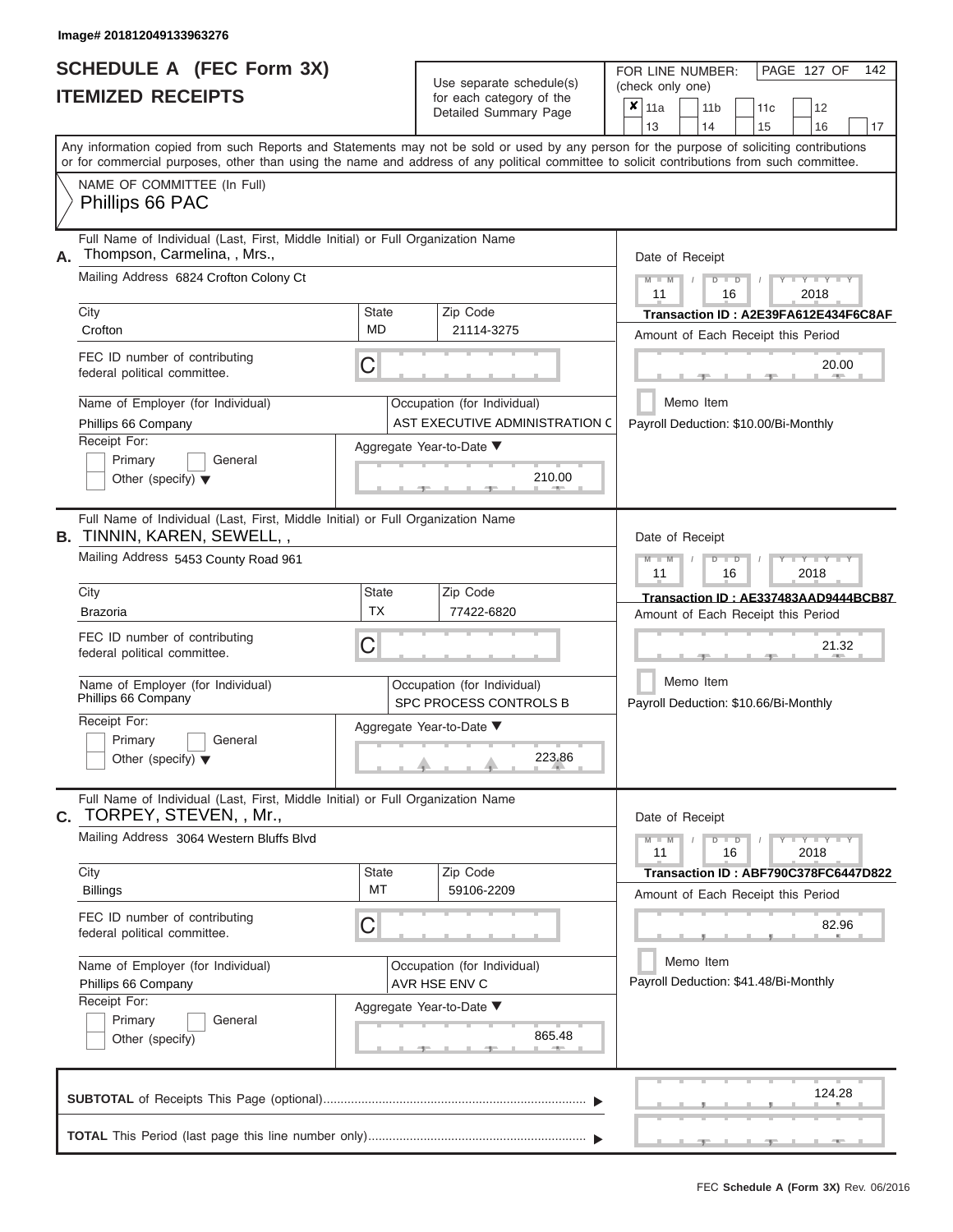Image# 201812049133963276

# SCHEDULE A (FEC Form 3X)
## ITEMIZED RECEIPTS

Use separate schedule(s) for each category of the Detailed Summary Page

FOR LINE NUMBER: (check only one)

✘ 11a | 11b | 11c | 12 | 13 | 14 | 15 | 16 | 17

PAGE 127 OF 142

Any information copied from such Reports and Statements may not be sold or used by any person for the purpose of soliciting contributions or for commercial purposes, other than using the name and address of any political committee to solicit contributions from such committee.

NAME OF COMMITTEE (In Full)
Phillips 66 PAC

**A.** Full Name of Individual (Last, First, Middle Initial) or Full Organization Name: Thompson, Carmelina, , Mrs.,

Mailing Address: 6824 Crofton Colony Ct
City: Crofton | State: MD | Zip Code: 21114-3275

FEC ID number of contributing federal political committee: C

Name of Employer (for Individual): Phillips 66 Company
Occupation (for Individual): AST EXECUTIVE ADMINISTRATION C

Receipt For: Primary / General / Other (specify)

Aggregate Year-to-Date: 210.00

Date of Receipt: 11 / 16 / 2018
Transaction ID : A2E39FA612E434F6C8AF
Amount of Each Receipt this Period: 20.00
Memo Item
Payroll Deduction: $10.00/Bi-Monthly

**B.** Full Name of Individual (Last, First, Middle Initial) or Full Organization Name: TINNIN, KAREN, SEWELL, ,

Mailing Address: 5453 County Road 961
City: Brazoria | State: TX | Zip Code: 77422-6820

FEC ID number of contributing federal political committee: C

Name of Employer (for Individual): Phillips 66 Company
Occupation (for Individual): SPC PROCESS CONTROLS B

Receipt For: Primary / General / Other (specify)

Aggregate Year-to-Date: 223.86

Date of Receipt: 11 / 16 / 2018
Transaction ID : AE337483AAD9444BCB87
Amount of Each Receipt this Period: 21.32
Memo Item
Payroll Deduction: $10.66/Bi-Monthly

**C.** Full Name of Individual (Last, First, Middle Initial) or Full Organization Name: TORPEY, STEVEN, , Mr.,

Mailing Address: 3064 Western Bluffs Blvd
City: Billings | State: MT | Zip Code: 59106-2209

FEC ID number of contributing federal political committee: C

Name of Employer (for Individual): Phillips 66 Company
Occupation (for Individual): AVR HSE ENV C

Receipt For: Primary / General / Other (specify)

Aggregate Year-to-Date: 865.48

Date of Receipt: 11 / 16 / 2018
Transaction ID : ABF790C378FC6447D822
Amount of Each Receipt this Period: 82.96
Memo Item
Payroll Deduction: $41.48/Bi-Monthly

**SUBTOTAL** of Receipts This Page (optional): 124.28

**TOTAL** This Period (last page this line number only):

FEC **Schedule A (Form 3X)** Rev. 06/2016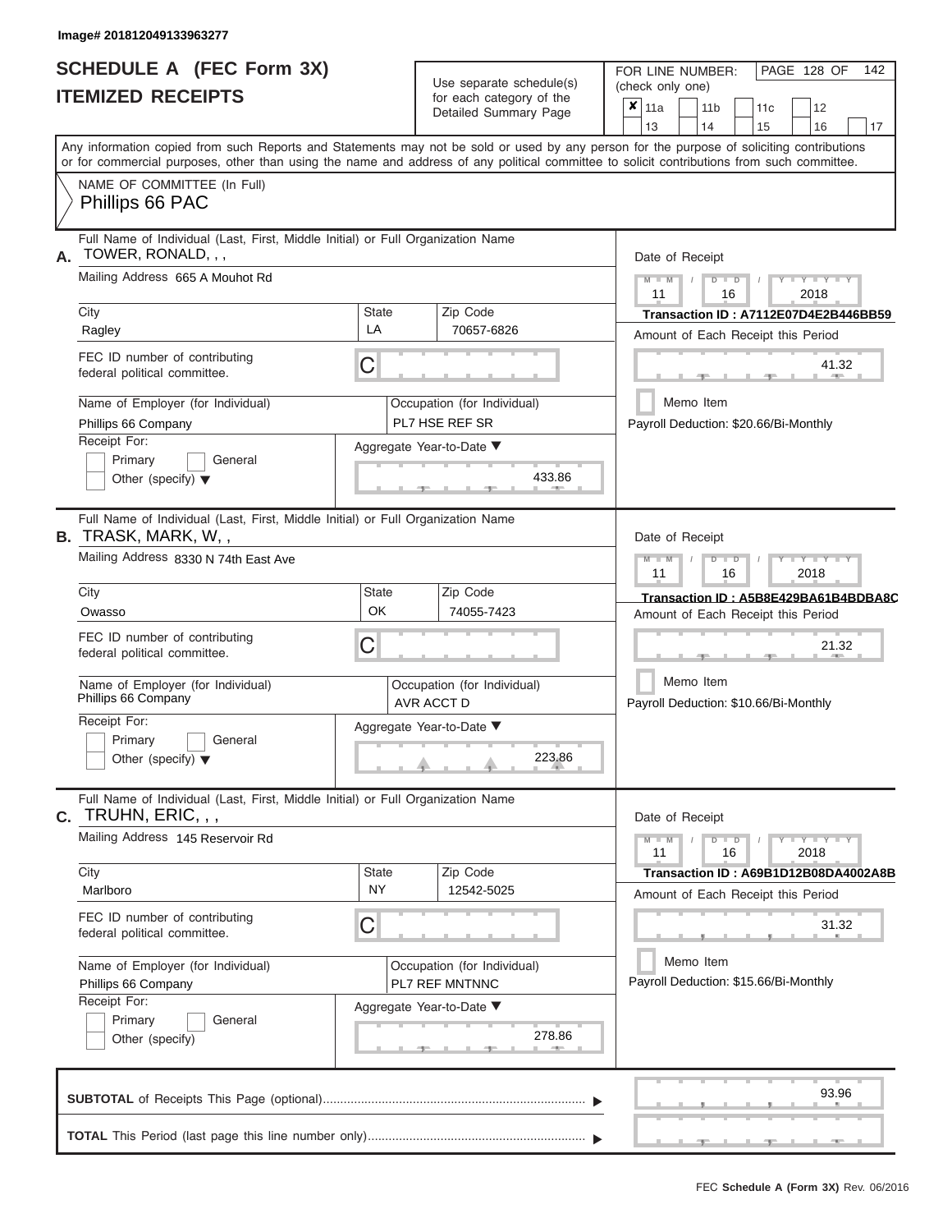Image# 201812049133963277

# SCHEDULE A (FEC Form 3X)
## ITEMIZED RECEIPTS

Use separate schedule(s) for each category of the Detailed Summary Page

FOR LINE NUMBER: (check only one)

| ✘ 11a | 11b | 11c | 12 |
|---|---|---|---|
| 13 | 14 | 15 | 16 | 17 |

Any information copied from such Reports and Statements may not be sold or used by any person for the purpose of soliciting contributions or for commercial purposes, other than using the name and address of any political committee to solicit contributions from such committee.

NAME OF COMMITTEE (In Full)
Phillips 66 PAC

---

**A.** Full Name of Individual (Last, First, Middle Initial) or Full Organization Name: TOWER, RONALD, , ,

Mailing Address: 665 A Mouhot Rd

City: Ragley | State: LA | Zip Code: 70657-6826

FEC ID number of contributing federal political committee: C

Name of Employer (for Individual): Phillips 66 Company

Occupation (for Individual): PL7 HSE REF SR

Receipt For: Primary / General / Other (specify)

Aggregate Year-to-Date: 433.86

Date of Receipt: 11 / 16 / 2018

Transaction ID : A7112E07D4E2B446BB59

Amount of Each Receipt this Period: 41.32

Memo Item

Payroll Deduction: $20.66/Bi-Monthly

---

**B.** Full Name of Individual (Last, First, Middle Initial) or Full Organization Name: TRASK, MARK, W, ,

Mailing Address: 8330 N 74th East Ave

City: Owasso | State: OK | Zip Code: 74055-7423

FEC ID number of contributing federal political committee: C

Name of Employer (for Individual): Phillips 66 Company

Occupation (for Individual): AVR ACCT D

Receipt For: Primary / General / Other (specify)

Aggregate Year-to-Date: 223.86

Date of Receipt: 11 / 16 / 2018

Transaction ID : A5B8E429BA61B4BDBA8C

Amount of Each Receipt this Period: 21.32

Memo Item

Payroll Deduction: $10.66/Bi-Monthly

---

**C.** Full Name of Individual (Last, First, Middle Initial) or Full Organization Name: TRUHN, ERIC, , ,

Mailing Address: 145 Reservoir Rd

City: Marlboro | State: NY | Zip Code: 12542-5025

FEC ID number of contributing federal political committee: C

Name of Employer (for Individual): Phillips 66 Company

Occupation (for Individual): PL7 REF MNTNNC

Receipt For: Primary / General / Other (specify)

Aggregate Year-to-Date: 278.86

Date of Receipt: 11 / 16 / 2018

Transaction ID : A69B1D12B08DA4002A8B

Amount of Each Receipt this Period: 31.32

Memo Item

Payroll Deduction: $15.66/Bi-Monthly

---

**SUBTOTAL** of Receipts This Page (optional): 93.96

**TOTAL** This Period (last page this line number only):

FEC **Schedule A (Form 3X)** Rev. 06/2016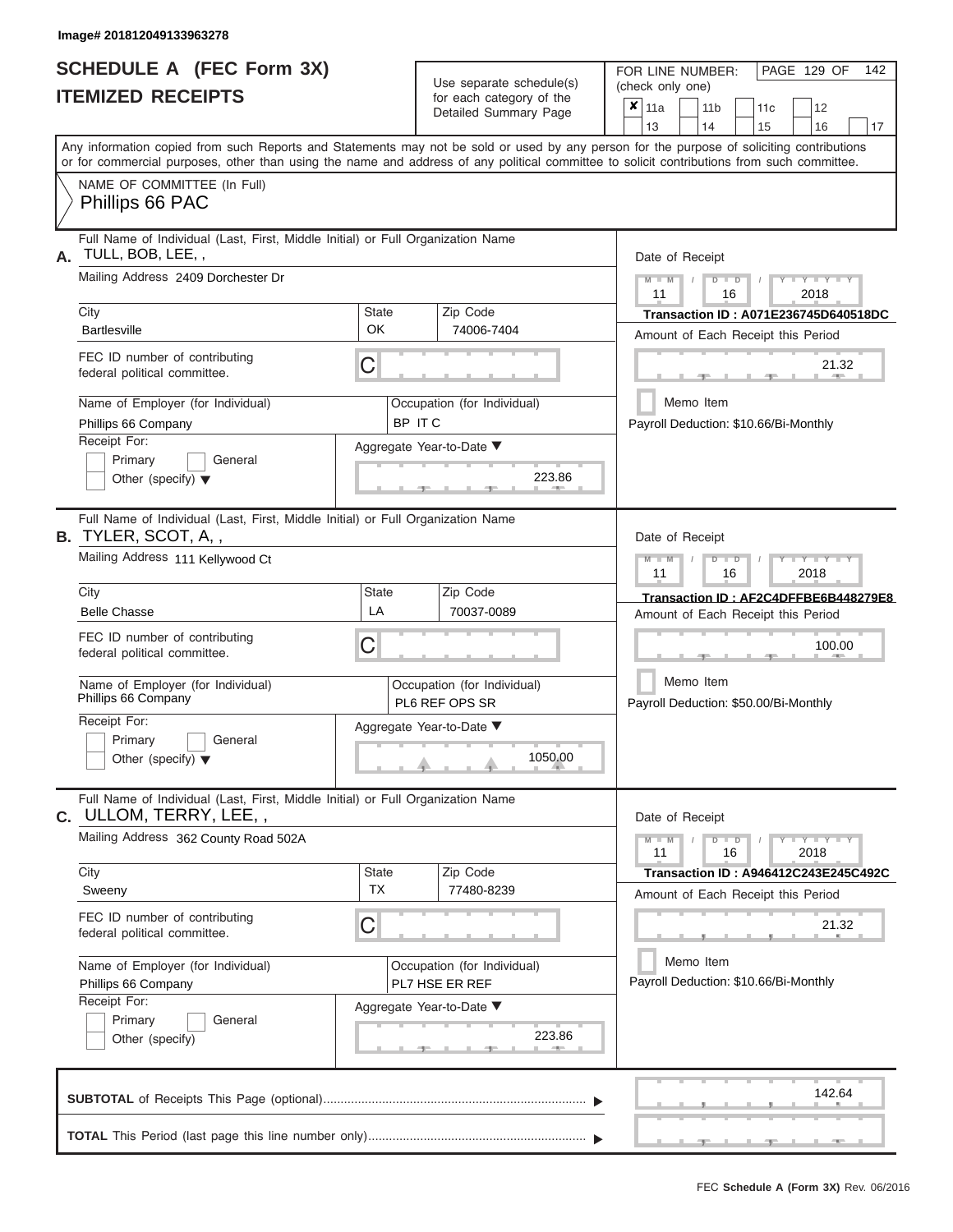Image# 201812049133963278

# SCHEDULE A (FEC Form 3X)
## ITEMIZED RECEIPTS

Use separate schedule(s) for each category of the Detailed Summary Page

FOR LINE NUMBER: (check only one)

- [x] 11a
- [ ] 11b
- [ ] 11c
- [ ] 12
- [ ] 13
- [ ] 14
- [ ] 15
- [ ] 16
- [ ] 17

PAGE 129 OF 142

Any information copied from such Reports and Statements may not be sold or used by any person for the purpose of soliciting contributions or for commercial purposes, other than using the name and address of any political committee to solicit contributions from such committee.

NAME OF COMMITTEE (In Full)
Phillips 66 PAC

---

**A.** Full Name of Individual (Last, First, Middle Initial) or Full Organization Name
TULL, BOB, LEE, ,

Mailing Address: 2409 Dorchester Dr

City: Bartlesville | State: OK | Zip Code: 74006-7404

FEC ID number of contributing federal political committee: C

Name of Employer (for Individual): Phillips 66 Company

Occupation (for Individual): BP IT C

Receipt For: Primary / General / Other (specify)

Aggregate Year-to-Date: 223.86

Date of Receipt: 11 / 16 / 2018

Transaction ID : A071E236745D640518DC

Amount of Each Receipt this Period: 21.32

Memo Item

Payroll Deduction: $10.66/Bi-Monthly

---

**B.** Full Name of Individual (Last, First, Middle Initial) or Full Organization Name
TYLER, SCOT, A, ,

Mailing Address: 111 Kellywood Ct

City: Belle Chasse | State: LA | Zip Code: 70037-0089

FEC ID number of contributing federal political committee: C

Name of Employer (for Individual): Phillips 66 Company

Occupation (for Individual): PL6 REF OPS SR

Receipt For: Primary / General / Other (specify)

Aggregate Year-to-Date: 1050.00

Date of Receipt: 11 / 16 / 2018

Transaction ID : AF2C4DFFBE6B448279E8

Amount of Each Receipt this Period: 100.00

Memo Item

Payroll Deduction: $50.00/Bi-Monthly

---

**C.** Full Name of Individual (Last, First, Middle Initial) or Full Organization Name
ULLOM, TERRY, LEE, ,

Mailing Address: 362 County Road 502A

City: Sweeny | State: TX | Zip Code: 77480-8239

FEC ID number of contributing federal political committee: C

Name of Employer (for Individual): Phillips 66 Company

Occupation (for Individual): PL7 HSE ER REF

Receipt For: Primary / General / Other (specify)

Aggregate Year-to-Date: 223.86

Date of Receipt: 11 / 16 / 2018

Transaction ID : A946412C243E245C492C

Amount of Each Receipt this Period: 21.32

Memo Item

Payroll Deduction: $10.66/Bi-Monthly

---

**SUBTOTAL** of Receipts This Page (optional): 142.64

**TOTAL** This Period (last page this line number only):

FEC Schedule A (Form 3X) Rev. 06/2016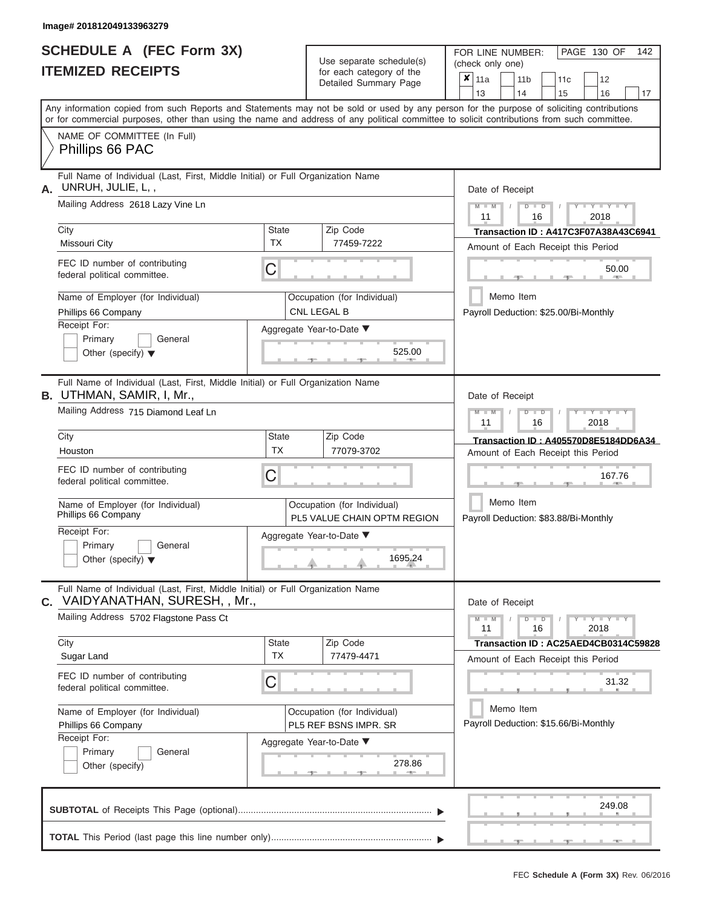Image# 201812049133963279

# SCHEDULE A (FEC Form 3X)
# ITEMIZED RECEIPTS

Use separate schedule(s) for each category of the Detailed Summary Page

FOR LINE NUMBER: (check only one)

- [x] 11a
- [ ] 11b
- [ ] 11c
- [ ] 12
- [ ] 13
- [ ] 14
- [ ] 15
- [ ] 16
- [ ] 17

Any information copied from such Reports and Statements may not be sold or used by any person for the purpose of soliciting contributions or for commercial purposes, other than using the name and address of any political committee to solicit contributions from such committee.

NAME OF COMMITTEE (In Full)
Phillips 66 PAC

---

**A.** Full Name of Individual (Last, First, Middle Initial) or Full Organization Name: UNRUH, JULIE, L, ,

Mailing Address: 2618 Lazy Vine Ln

City: Missouri City | State: TX | Zip Code: 77459-7222

FEC ID number of contributing federal political committee: C

Name of Employer (for Individual): Phillips 66 Company

Occupation (for Individual): CNL LEGAL B

Receipt For: Primary / General / Other (specify)

Aggregate Year-to-Date: 525.00

Date of Receipt: 11 16 2018

Transaction ID : A417C3F07A38A43C6941

Amount of Each Receipt this Period: 50.00

Memo Item

Payroll Deduction: $25.00/Bi-Monthly

---

**B.** Full Name of Individual (Last, First, Middle Initial) or Full Organization Name: UTHMAN, SAMIR, I, Mr.,

Mailing Address: 715 Diamond Leaf Ln

City: Houston | State: TX | Zip Code: 77079-3702

FEC ID number of contributing federal political committee: C

Name of Employer (for Individual): Phillips 66 Company

Occupation (for Individual): PL5 VALUE CHAIN OPTM REGION

Receipt For: Primary / General / Other (specify)

Aggregate Year-to-Date: 1695.24

Date of Receipt: 11 16 2018

Transaction ID : A405570D8E5184DD6A34

Amount of Each Receipt this Period: 167.76

Memo Item

Payroll Deduction: $83.88/Bi-Monthly

---

**C.** Full Name of Individual (Last, First, Middle Initial) or Full Organization Name: VAIDYANATHAN, SURESH, , Mr.,

Mailing Address: 5702 Flagstone Pass Ct

City: Sugar Land | State: TX | Zip Code: 77479-4471

FEC ID number of contributing federal political committee: C

Name of Employer (for Individual): Phillips 66 Company

Occupation (for Individual): PL5 REF BSNS IMPR. SR

Receipt For: Primary / General / Other (specify)

Aggregate Year-to-Date: 278.86

Date of Receipt: 11 16 2018

Transaction ID : AC25AED4CB0314C59828

Amount of Each Receipt this Period: 31.32

Memo Item

Payroll Deduction: $15.66/Bi-Monthly

---

**SUBTOTAL** of Receipts This Page (optional): 249.08

**TOTAL** This Period (last page this line number only):

FEC Schedule A (Form 3X) Rev. 06/2016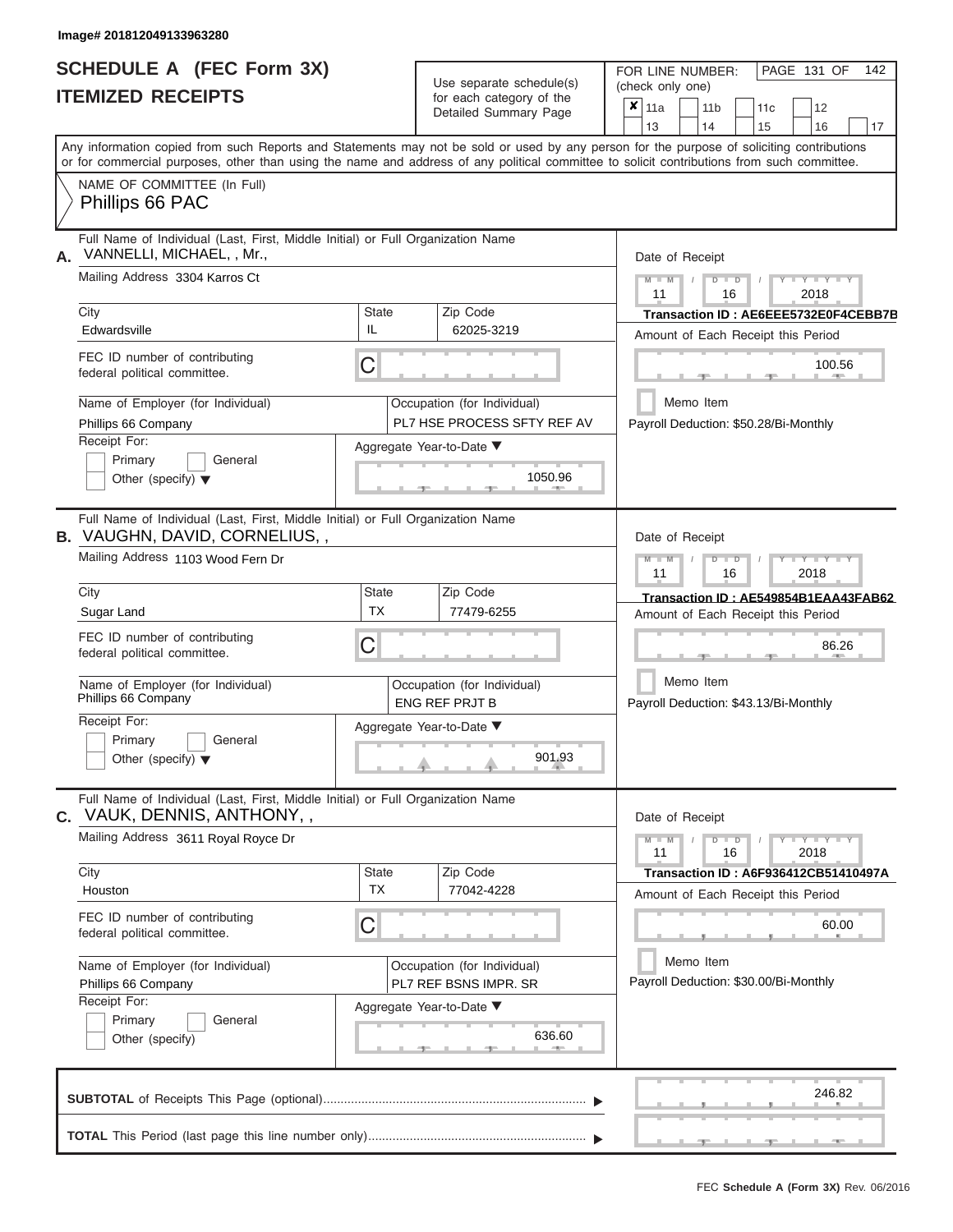Image# 201812049133963280

# SCHEDULE A (FEC Form 3X)
## ITEMIZED RECEIPTS

Use separate schedule(s) for each category of the Detailed Summary Page

FOR LINE NUMBER: (check only one)

| | | | | | | | |
|---|---|---|---|---|---|---|---|
| ✘ | 11a | | 11b | | 11c | | 12 |
| | 13 | | 14 | | 15 | | 16 | | 17 |

Any information copied from such Reports and Statements may not be sold or used by any person for the purpose of soliciting contributions or for commercial purposes, other than using the name and address of any political committee to solicit contributions from such committee.

NAME OF COMMITTEE (In Full)
Phillips 66 PAC

---

**A.** Full Name of Individual (Last, First, Middle Initial) or Full Organization Name
VANNELLI, MICHAEL, , Mr.,

Mailing Address: 3304 Karros Ct

City: Edwardsville | State: IL | Zip Code: 62025-3219

FEC ID number of contributing federal political committee: C

Name of Employer (for Individual): Phillips 66 Company

Occupation (for Individual): PL7 HSE PROCESS SFTY REF AV

Receipt For: Primary / General / Other (specify)

Aggregate Year-to-Date: 1050.96

Date of Receipt: 11 / 16 / 2018

Transaction ID : AE6EEE5732E0F4CEBB7B

Amount of Each Receipt this Period: 100.56

Memo Item

Payroll Deduction: $50.28/Bi-Monthly

---

**B.** Full Name of Individual (Last, First, Middle Initial) or Full Organization Name
VAUGHN, DAVID, CORNELIUS, ,

Mailing Address: 1103 Wood Fern Dr

City: Sugar Land | State: TX | Zip Code: 77479-6255

FEC ID number of contributing federal political committee: C

Name of Employer (for Individual): Phillips 66 Company

Occupation (for Individual): ENG REF PRJT B

Receipt For: Primary / General / Other (specify)

Aggregate Year-to-Date: 901.93

Date of Receipt: 11 / 16 / 2018

Transaction ID : AE549854B1EAA43FAB62

Amount of Each Receipt this Period: 86.26

Memo Item

Payroll Deduction: $43.13/Bi-Monthly

---

**C.** Full Name of Individual (Last, First, Middle Initial) or Full Organization Name
VAUK, DENNIS, ANTHONY, ,

Mailing Address: 3611 Royal Royce Dr

City: Houston | State: TX | Zip Code: 77042-4228

FEC ID number of contributing federal political committee: C

Name of Employer (for Individual): Phillips 66 Company

Occupation (for Individual): PL7 REF BSNS IMPR. SR

Receipt For: Primary / General / Other (specify)

Aggregate Year-to-Date: 636.60

Date of Receipt: 11 / 16 / 2018

Transaction ID : A6F936412CB51410497A

Amount of Each Receipt this Period: 60.00

Memo Item

Payroll Deduction: $30.00/Bi-Monthly

---

**SUBTOTAL** of Receipts This Page (optional): 246.82

**TOTAL** This Period (last page this line number only):

FEC Schedule A (Form 3X) Rev. 06/2016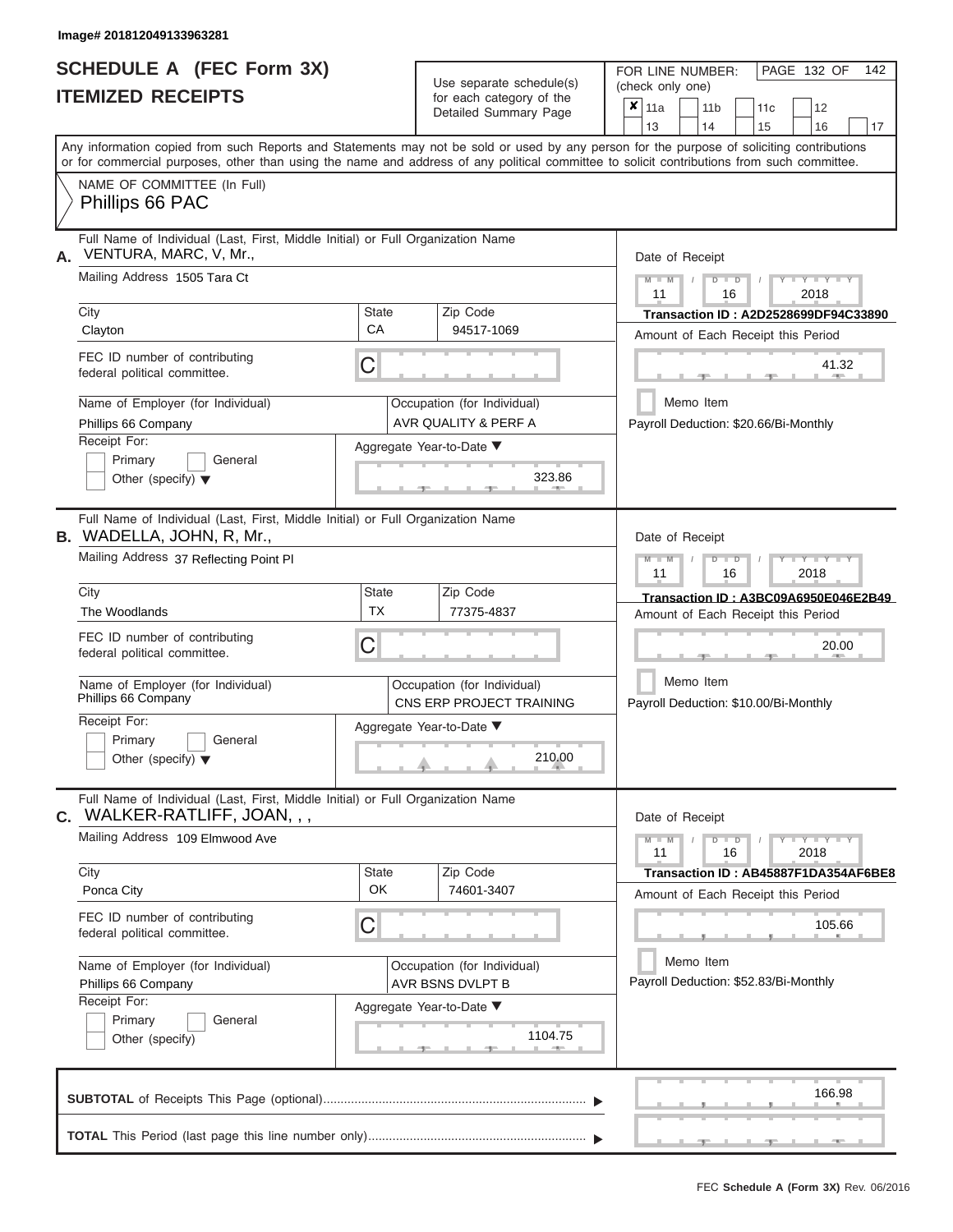Image# 201812049133963281

# SCHEDULE A (FEC Form 3X)
## ITEMIZED RECEIPTS

Use separate schedule(s) for each category of the Detailed Summary Page

FOR LINE NUMBER: (check only one)

- [x] 11a
- [ ] 11b
- [ ] 11c
- [ ] 12
- [ ] 13
- [ ] 14
- [ ] 15
- [ ] 16
- [ ] 17

Any information copied from such Reports and Statements may not be sold or used by any person for the purpose of soliciting contributions or for commercial purposes, other than using the name and address of any political committee to solicit contributions from such committee.

NAME OF COMMITTEE (In Full)
Phillips 66 PAC

---

**A.** Full Name of Individual (Last, First, Middle Initial) or Full Organization Name: VENTURA, MARC, V, Mr.,

Mailing Address: 1505 Tara Ct

| City | State | Zip Code |
|---|---|---|
| Clayton | CA | 94517-1069 |

FEC ID number of contributing federal political committee: C

Name of Employer (for Individual): Phillips 66 Company

Occupation (for Individual): AVR QUALITY & PERF A

Receipt For: Primary / General / Other (specify)

Aggregate Year-to-Date: 323.86

Date of Receipt: 11 / 16 / 2018

Transaction ID : A2D2528699DF94C33890

Amount of Each Receipt this Period: 41.32

Memo Item

Payroll Deduction: $20.66/Bi-Monthly

---

**B.** Full Name of Individual (Last, First, Middle Initial) or Full Organization Name: WADELLA, JOHN, R, Mr.,

Mailing Address: 37 Reflecting Point Pl

| City | State | Zip Code |
|---|---|---|
| The Woodlands | TX | 77375-4837 |

FEC ID number of contributing federal political committee: C

Name of Employer (for Individual): Phillips 66 Company

Occupation (for Individual): CNS ERP PROJECT TRAINING

Receipt For: Primary / General / Other (specify)

Aggregate Year-to-Date: 210.00

Date of Receipt: 11 / 16 / 2018

Transaction ID : A3BC09A6950E046E2B49

Amount of Each Receipt this Period: 20.00

Memo Item

Payroll Deduction: $10.00/Bi-Monthly

---

**C.** Full Name of Individual (Last, First, Middle Initial) or Full Organization Name: WALKER-RATLIFF, JOAN, , ,

Mailing Address: 109 Elmwood Ave

| City | State | Zip Code |
|---|---|---|
| Ponca City | OK | 74601-3407 |

FEC ID number of contributing federal political committee: C

Name of Employer (for Individual): Phillips 66 Company

Occupation (for Individual): AVR BSNS DVLPT B

Receipt For: Primary / General / Other (specify)

Aggregate Year-to-Date: 1104.75

Date of Receipt: 11 / 16 / 2018

Transaction ID : AB45887F1DA354AF6BE8

Amount of Each Receipt this Period: 105.66

Memo Item

Payroll Deduction: $52.83/Bi-Monthly

---

**SUBTOTAL** of Receipts This Page (optional): 166.98

**TOTAL** This Period (last page this line number only):

FEC Schedule A (Form 3X) Rev. 06/2016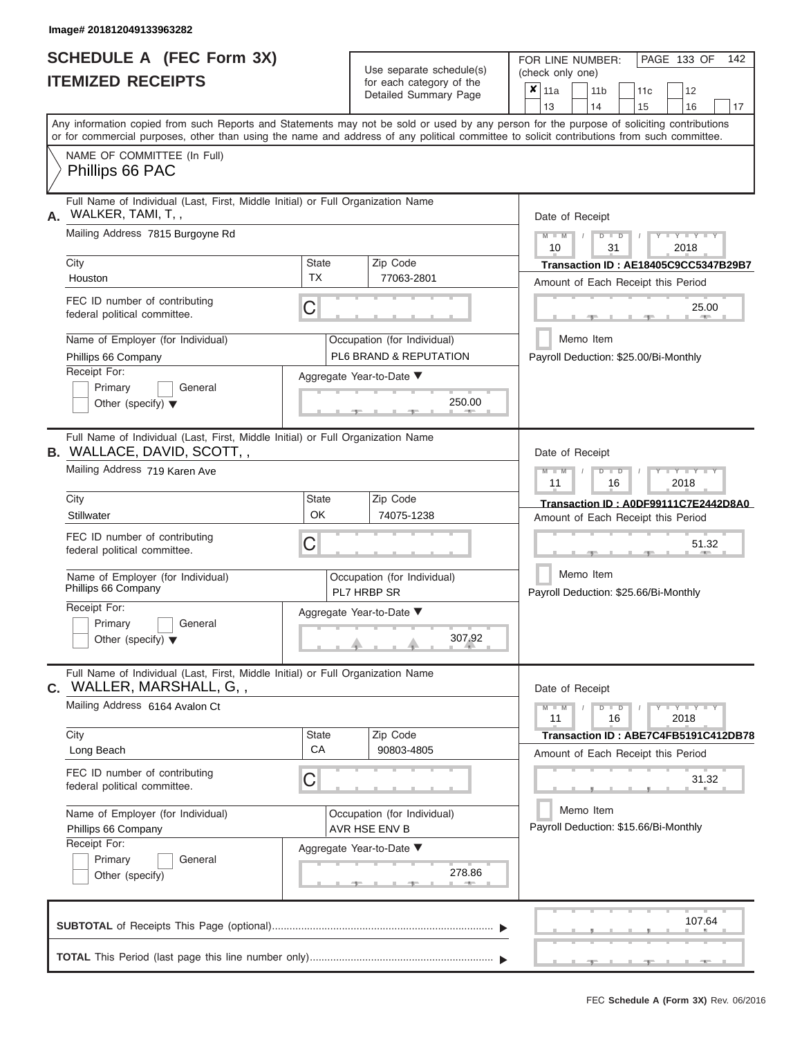Image# 201812049133963282

# SCHEDULE A (FEC Form 3X)
## ITEMIZED RECEIPTS

Use separate schedule(s) for each category of the Detailed Summary Page

FOR LINE NUMBER: (check only one)

| | | | | | | | | |
|---|---|---|---|---|---|---|---|---|
| ✘ | 11a | | 11b | | 11c | | 12 | |
| | 13 | | 14 | | 15 | | 16 | 17 |

Any information copied from such Reports and Statements may not be sold or used by any person for the purpose of soliciting contributions or for commercial purposes, other than using the name and address of any political committee to solicit contributions from such committee.

NAME OF COMMITTEE (In Full)

Phillips 66 PAC

---

**A.** Full Name of Individual (Last, First, Middle Initial) or Full Organization Name: WALKER, TAMI, T, ,

Mailing Address: 7815 Burgoyne Rd

City: Houston | State: TX | Zip Code: 77063-2801

FEC ID number of contributing federal political committee: C

Name of Employer (for Individual): Phillips 66 Company

Occupation (for Individual): PL6 BRAND & REPUTATION

Receipt For: Primary / General / Other (specify)

Aggregate Year-to-Date: 250.00

Date of Receipt: 10 / 31 / 2018

Transaction ID : AE18405C9CC5347B29B7

Amount of Each Receipt this Period: 25.00

Memo Item

Payroll Deduction: $25.00/Bi-Monthly

---

**B.** Full Name of Individual (Last, First, Middle Initial) or Full Organization Name: WALLACE, DAVID, SCOTT, ,

Mailing Address: 719 Karen Ave

City: Stillwater | State: OK | Zip Code: 74075-1238

FEC ID number of contributing federal political committee: C

Name of Employer (for Individual): Phillips 66 Company

Occupation (for Individual): PL7 HRBP SR

Receipt For: Primary / General / Other (specify)

Aggregate Year-to-Date: 307.92

Date of Receipt: 11 / 16 / 2018

Transaction ID : A0DF99111C7E2442D8A0

Amount of Each Receipt this Period: 51.32

Memo Item

Payroll Deduction: $25.66/Bi-Monthly

---

**C.** Full Name of Individual (Last, First, Middle Initial) or Full Organization Name: WALLER, MARSHALL, G, ,

Mailing Address: 6164 Avalon Ct

City: Long Beach | State: CA | Zip Code: 90803-4805

FEC ID number of contributing federal political committee: C

Name of Employer (for Individual): Phillips 66 Company

Occupation (for Individual): AVR HSE ENV B

Receipt For: Primary / General / Other (specify)

Aggregate Year-to-Date: 278.86

Date of Receipt: 11 / 16 / 2018

Transaction ID : ABE7C4FB5191C412DB78

Amount of Each Receipt this Period: 31.32

Memo Item

Payroll Deduction: $15.66/Bi-Monthly

---

**SUBTOTAL** of Receipts This Page (optional): 107.64

**TOTAL** This Period (last page this line number only):

FEC Schedule A (Form 3X) Rev. 06/2016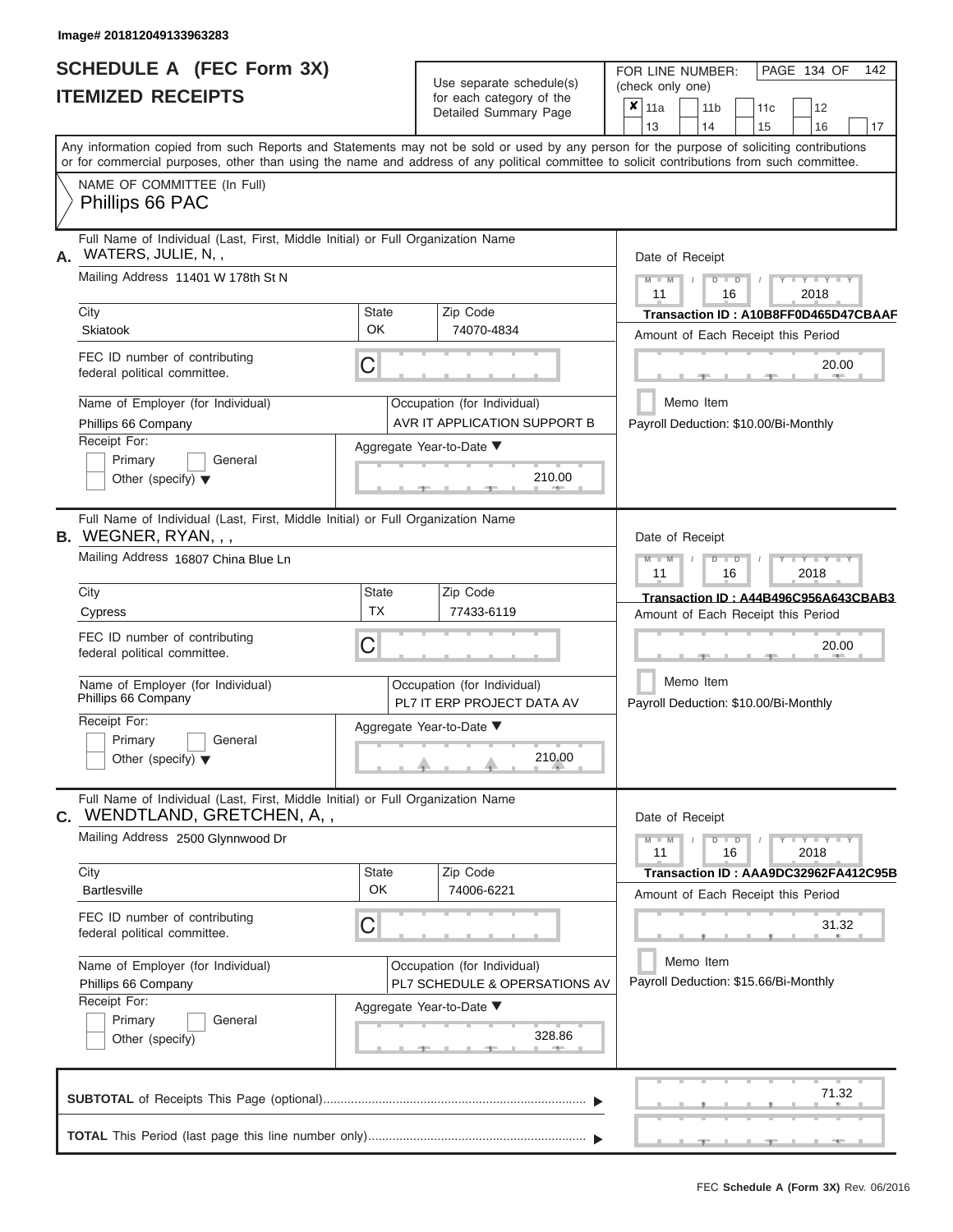Image# 201812049133963283

# SCHEDULE A (FEC Form 3X)
## ITEMIZED RECEIPTS

Use separate schedule(s) for each category of the Detailed Summary Page

FOR LINE NUMBER: (check only one)

- [x] 11a
- [ ] 11b
- [ ] 11c
- [ ] 12
- [ ] 13
- [ ] 14
- [ ] 15
- [ ] 16
- [ ] 17

Any information copied from such Reports and Statements may not be sold or used by any person for the purpose of soliciting contributions or for commercial purposes, other than using the name and address of any political committee to solicit contributions from such committee.

NAME OF COMMITTEE (In Full)

Phillips 66 PAC

---

**A.** Full Name of Individual (Last, First, Middle Initial) or Full Organization Name: WATERS, JULIE, N, ,

Mailing Address: 11401 W 178th St N

City: Skiatook | State: OK | Zip Code: 74070-4834

FEC ID number of contributing federal political committee: C

Name of Employer (for Individual): Phillips 66 Company

Occupation (for Individual): AVR IT APPLICATION SUPPORT B

Receipt For: Primary / General / Other (specify)

Aggregate Year-to-Date: 210.00

Date of Receipt: 11 / 16 / 2018

Transaction ID : A10B8FF0D465D47CBAAF

Amount of Each Receipt this Period: 20.00

Memo Item

Payroll Deduction: $10.00/Bi-Monthly

---

**B.** Full Name of Individual (Last, First, Middle Initial) or Full Organization Name: WEGNER, RYAN, , ,

Mailing Address: 16807 China Blue Ln

City: Cypress | State: TX | Zip Code: 77433-6119

FEC ID number of contributing federal political committee: C

Name of Employer (for Individual): Phillips 66 Company

Occupation (for Individual): PL7 IT ERP PROJECT DATA AV

Receipt For: Primary / General / Other (specify)

Aggregate Year-to-Date: 210.00

Date of Receipt: 11 / 16 / 2018

Transaction ID : A44B496C956A643CBAB3

Amount of Each Receipt this Period: 20.00

Memo Item

Payroll Deduction: $10.00/Bi-Monthly

---

**C.** Full Name of Individual (Last, First, Middle Initial) or Full Organization Name: WENDTLAND, GRETCHEN, A, ,

Mailing Address: 2500 Glynnwood Dr

City: Bartlesville | State: OK | Zip Code: 74006-6221

FEC ID number of contributing federal political committee: C

Name of Employer (for Individual): Phillips 66 Company

Occupation (for Individual): PL7 SCHEDULE & OPERSATIONS AV

Receipt For: Primary / General / Other (specify)

Aggregate Year-to-Date: 328.86

Date of Receipt: 11 / 16 / 2018

Transaction ID : AAA9DC32962FA412C95B

Amount of Each Receipt this Period: 31.32

Memo Item

Payroll Deduction: $15.66/Bi-Monthly

---

**SUBTOTAL** of Receipts This Page (optional): 71.32

**TOTAL** This Period (last page this line number only):

FEC **Schedule A (Form 3X)** Rev. 06/2016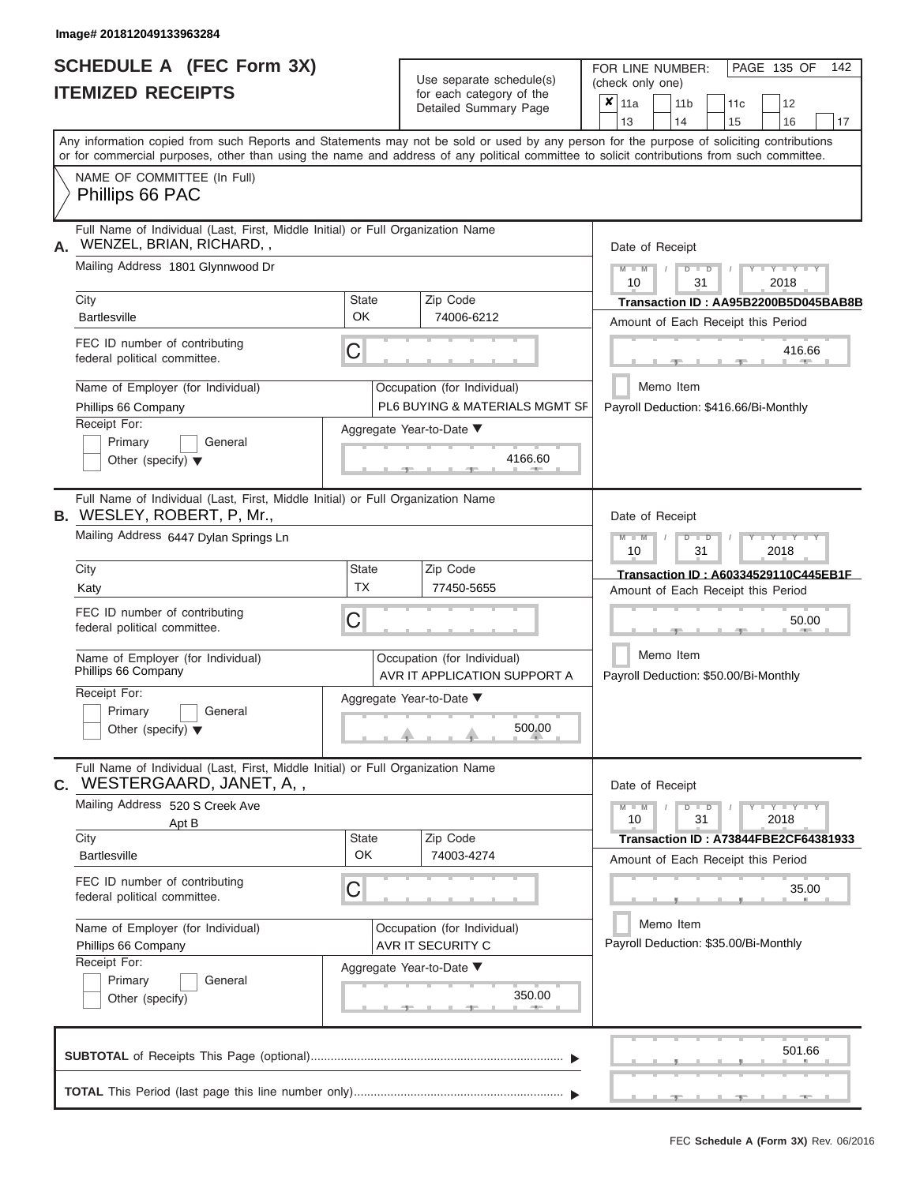Image# 201812049133963284

# SCHEDULE A (FEC Form 3X)
## ITEMIZED RECEIPTS

Use separate schedule(s) for each category of the Detailed Summary Page

FOR LINE NUMBER: (check only one)

- [x] 11a
- [ ] 11b
- [ ] 11c
- [ ] 12
- [ ] 13
- [ ] 14
- [ ] 15
- [ ] 16
- [ ] 17

Any information copied from such Reports and Statements may not be sold or used by any person for the purpose of soliciting contributions or for commercial purposes, other than using the name and address of any political committee to solicit contributions from such committee.

NAME OF COMMITTEE (In Full)
Phillips 66 PAC

---

**A.** Full Name of Individual (Last, First, Middle Initial) or Full Organization Name
WENZEL, BRIAN, RICHARD, ,

Mailing Address: 1801 Glynnwood Dr

City: Bartlesville
State: OK
Zip Code: 74006-6212

FEC ID number of contributing federal political committee: C

Name of Employer (for Individual): Phillips 66 Company
Occupation (for Individual): PL6 BUYING & MATERIALS MGMT SF

Receipt For: Primary / General / Other (specify)

Aggregate Year-to-Date: 4166.60

Date of Receipt: 10 / 31 / 2018
Transaction ID : AA95B2200B5D045BAB8B
Amount of Each Receipt this Period: 416.66
Memo Item
Payroll Deduction: $416.66/Bi-Monthly

---

**B.** Full Name of Individual (Last, First, Middle Initial) or Full Organization Name
WESLEY, ROBERT, P, Mr.,

Mailing Address: 6447 Dylan Springs Ln

City: Katy
State: TX
Zip Code: 77450-5655

FEC ID number of contributing federal political committee: C

Name of Employer (for Individual): Phillips 66 Company
Occupation (for Individual): AVR IT APPLICATION SUPPORT A

Receipt For: Primary / General / Other (specify)

Aggregate Year-to-Date: 500.00

Date of Receipt: 10 / 31 / 2018
Transaction ID : A60334529110C445EB1F
Amount of Each Receipt this Period: 50.00
Memo Item
Payroll Deduction: $50.00/Bi-Monthly

---

**C.** Full Name of Individual (Last, First, Middle Initial) or Full Organization Name
WESTERGAARD, JANET, A, ,

Mailing Address: 520 S Creek Ave
Apt B

City: Bartlesville
State: OK
Zip Code: 74003-4274

FEC ID number of contributing federal political committee: C

Name of Employer (for Individual): Phillips 66 Company
Occupation (for Individual): AVR IT SECURITY C

Receipt For: Primary / General / Other (specify)

Aggregate Year-to-Date: 350.00

Date of Receipt: 10 / 31 / 2018
Transaction ID : A73844FBE2CF64381933
Amount of Each Receipt this Period: 35.00
Memo Item
Payroll Deduction: $35.00/Bi-Monthly

---

**SUBTOTAL** of Receipts This Page (optional): 501.66

**TOTAL** This Period (last page this line number only):

FEC **Schedule A (Form 3X)** Rev. 06/2016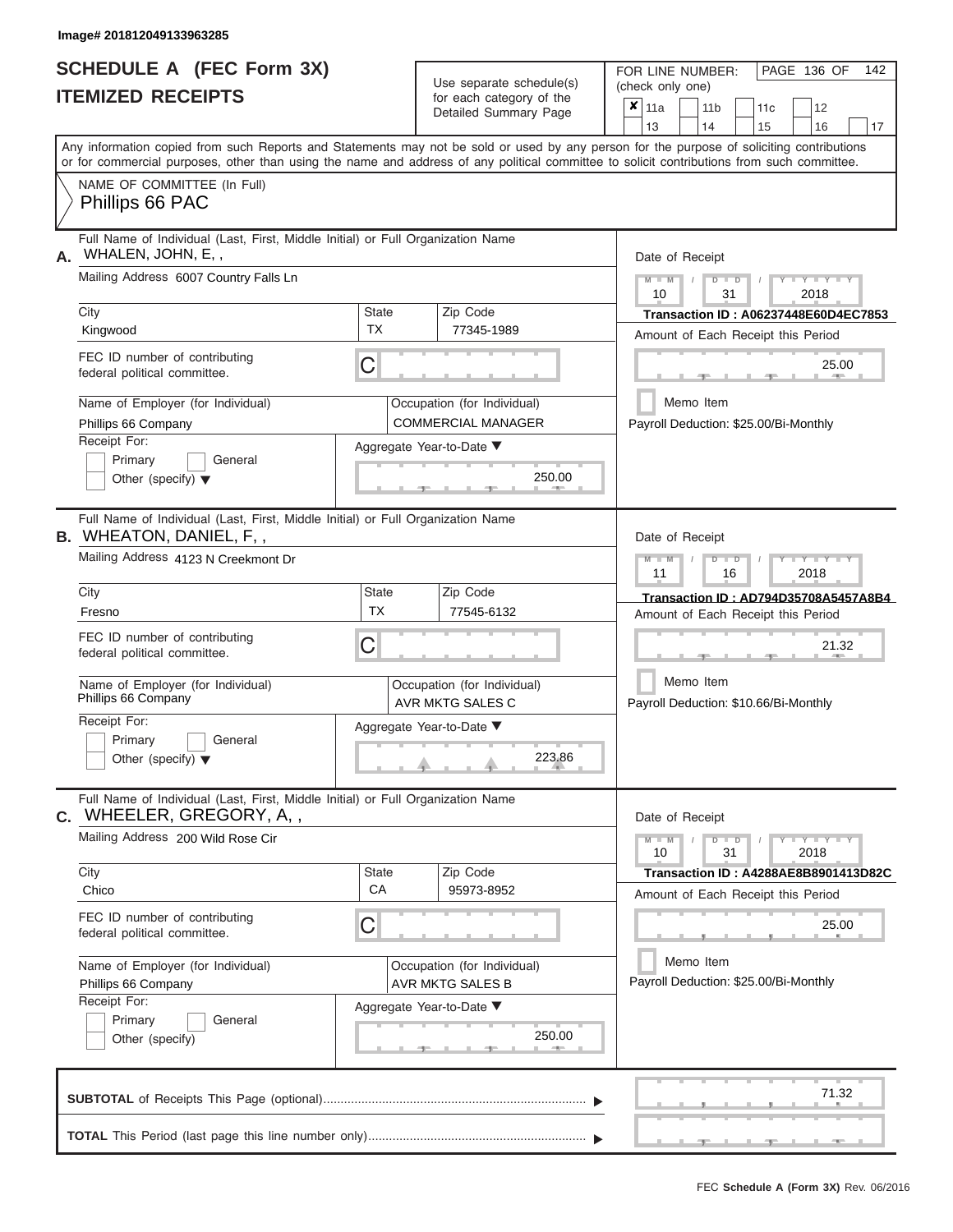Image# 201812049133963285

# SCHEDULE A (FEC Form 3X)
## ITEMIZED RECEIPTS

Use separate schedule(s) for each category of the Detailed Summary Page

FOR LINE NUMBER: (check only one)

- [x] 11a
- [ ] 11b
- [ ] 11c
- [ ] 12
- [ ] 13
- [ ] 14
- [ ] 15
- [ ] 16
- [ ] 17

PAGE 136 OF 142

Any information copied from such Reports and Statements may not be sold or used by any person for the purpose of soliciting contributions or for commercial purposes, other than using the name and address of any political committee to solicit contributions from such committee.

NAME OF COMMITTEE (In Full)
Phillips 66 PAC

---

**A.** Full Name of Individual (Last, First, Middle Initial) or Full Organization Name: WHALEN, JOHN, E, ,

Mailing Address: 6007 Country Falls Ln

City: Kingwood | State: TX | Zip Code: 77345-1989

FEC ID number of contributing federal political committee: C

Name of Employer (for Individual): Phillips 66 Company

Occupation (for Individual): COMMERCIAL MANAGER

Receipt For: Primary / General / Other (specify)

Aggregate Year-to-Date: 250.00

Date of Receipt: 10 / 31 / 2018

Transaction ID : A06237448E60D4EC7853

Amount of Each Receipt this Period: 25.00

Memo Item

Payroll Deduction: $25.00/Bi-Monthly

---

**B.** Full Name of Individual (Last, First, Middle Initial) or Full Organization Name: WHEATON, DANIEL, F, ,

Mailing Address: 4123 N Creekmont Dr

City: Fresno | State: TX | Zip Code: 77545-6132

FEC ID number of contributing federal political committee: C

Name of Employer (for Individual): Phillips 66 Company

Occupation (for Individual): AVR MKTG SALES C

Receipt For: Primary / General / Other (specify)

Aggregate Year-to-Date: 223.86

Date of Receipt: 11 / 16 / 2018

Transaction ID : AD794D35708A5457A8B4

Amount of Each Receipt this Period: 21.32

Memo Item

Payroll Deduction: $10.66/Bi-Monthly

---

**C.** Full Name of Individual (Last, First, Middle Initial) or Full Organization Name: WHEELER, GREGORY, A, ,

Mailing Address: 200 Wild Rose Cir

City: Chico | State: CA | Zip Code: 95973-8952

FEC ID number of contributing federal political committee: C

Name of Employer (for Individual): Phillips 66 Company

Occupation (for Individual): AVR MKTG SALES B

Receipt For: Primary / General / Other (specify)

Aggregate Year-to-Date: 250.00

Date of Receipt: 10 / 31 / 2018

Transaction ID : A4288AE8B8901413D82C

Amount of Each Receipt this Period: 25.00

Memo Item

Payroll Deduction: $25.00/Bi-Monthly

---

**SUBTOTAL** of Receipts This Page (optional): 71.32

**TOTAL** This Period (last page this line number only):

FEC Schedule A (Form 3X) Rev. 06/2016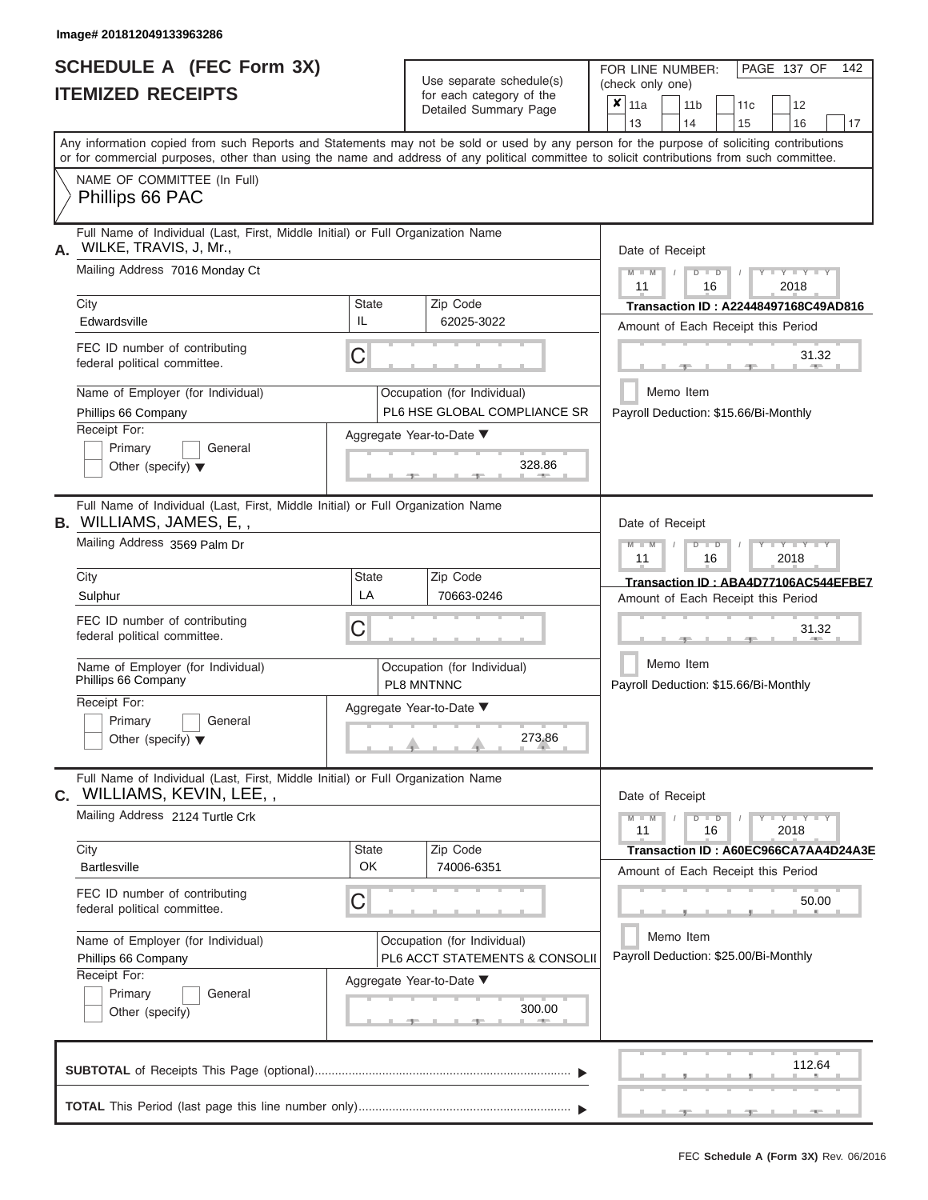Image# 201812049133963286

# SCHEDULE A (FEC Form 3X)
# ITEMIZED RECEIPTS

Use separate schedule(s) for each category of the Detailed Summary Page

FOR LINE NUMBER: (check only one)

- [x] 11a
- [ ] 11b
- [ ] 11c
- [ ] 12
- [ ] 13
- [ ] 14
- [ ] 15
- [ ] 16
- [ ] 17

PAGE 137 OF 142

Any information copied from such Reports and Statements may not be sold or used by any person for the purpose of soliciting contributions or for commercial purposes, other than using the name and address of any political committee to solicit contributions from such committee.

NAME OF COMMITTEE (In Full)
Phillips 66 PAC

---

**A.** Full Name of Individual (Last, First, Middle Initial) or Full Organization Name
WILKE, TRAVIS, J, Mr.,

Mailing Address: 7016 Monday Ct

City: Edwardsville | State: IL | Zip Code: 62025-3022

FEC ID number of contributing federal political committee: C

Name of Employer (for Individual): Phillips 66 Company

Occupation (for Individual): PL6 HSE GLOBAL COMPLIANCE SR

Receipt For: Primary / General / Other (specify)

Aggregate Year-to-Date: 328.86

Date of Receipt: 11 / 16 / 2018

Transaction ID : A22448497168C49AD816

Amount of Each Receipt this Period: 31.32

Memo Item

Payroll Deduction: $15.66/Bi-Monthly

---

**B.** Full Name of Individual (Last, First, Middle Initial) or Full Organization Name
WILLIAMS, JAMES, E, ,

Mailing Address: 3569 Palm Dr

City: Sulphur | State: LA | Zip Code: 70663-0246

FEC ID number of contributing federal political committee: C

Name of Employer (for Individual): Phillips 66 Company

Occupation (for Individual): PL8 MNTNNC

Receipt For: Primary / General / Other (specify)

Aggregate Year-to-Date: 273.86

Date of Receipt: 11 / 16 / 2018

Transaction ID : ABA4D77106AC544EFBE7

Amount of Each Receipt this Period: 31.32

Memo Item

Payroll Deduction: $15.66/Bi-Monthly

---

**C.** Full Name of Individual (Last, First, Middle Initial) or Full Organization Name
WILLIAMS, KEVIN, LEE, ,

Mailing Address: 2124 Turtle Crk

City: Bartlesville | State: OK | Zip Code: 74006-6351

FEC ID number of contributing federal political committee: C

Name of Employer (for Individual): Phillips 66 Company

Occupation (for Individual): PL6 ACCT STATEMENTS & CONSOLII

Receipt For: Primary / General / Other (specify)

Aggregate Year-to-Date: 300.00

Date of Receipt: 11 / 16 / 2018

Transaction ID : A60EC966CA7AA4D24A3E

Amount of Each Receipt this Period: 50.00

Memo Item

Payroll Deduction: $25.00/Bi-Monthly

---

**SUBTOTAL** of Receipts This Page (optional): 112.64

**TOTAL** This Period (last page this line number only):

FEC Schedule A (Form 3X) Rev. 06/2016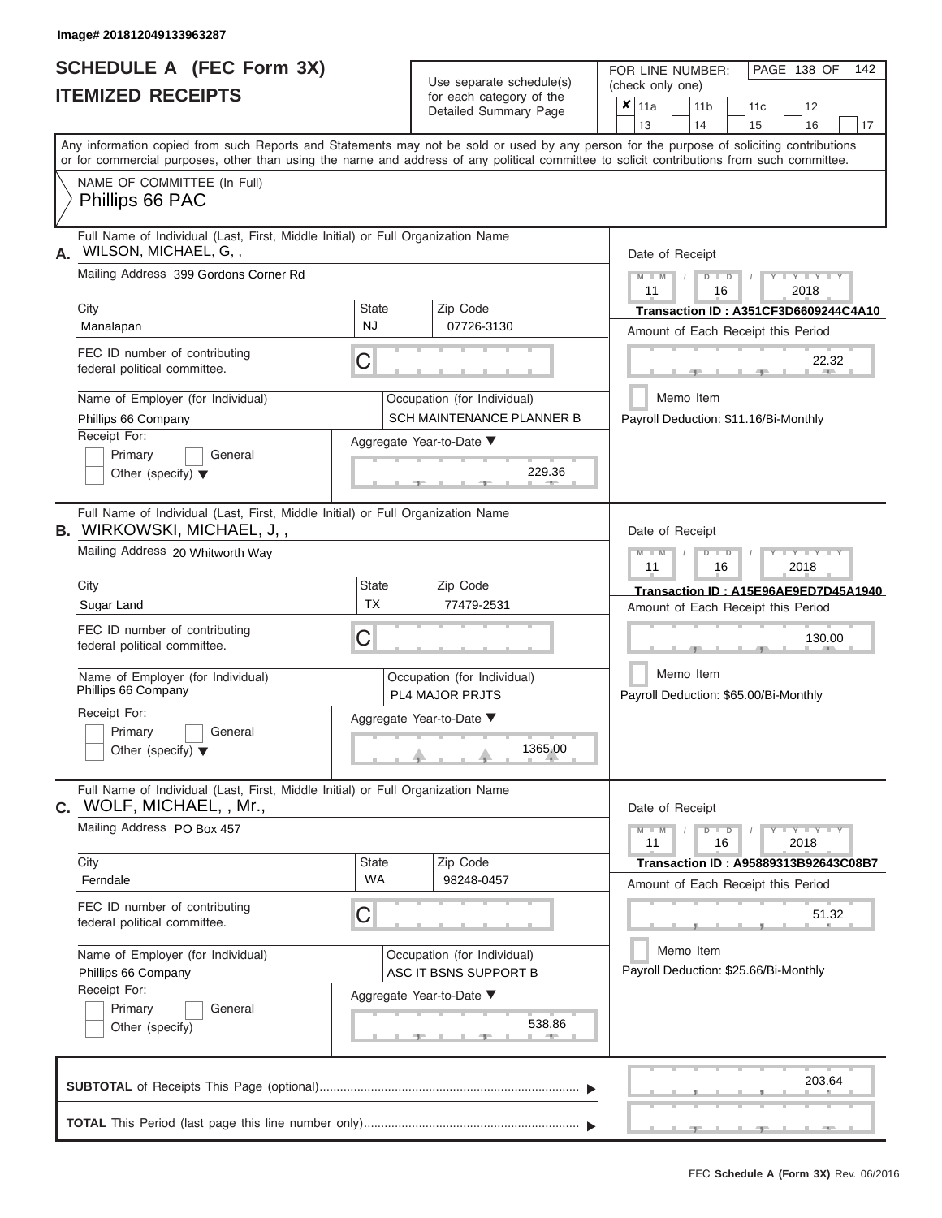Image# 201812049133963287

# SCHEDULE A (FEC Form 3X)
## ITEMIZED RECEIPTS

Use separate schedule(s) for each category of the Detailed Summary Page

FOR LINE NUMBER: (check only one)

☒ 11a ☐ 11b ☐ 11c ☐ 12 ☐ 13 ☐ 14 ☐ 15 ☐ 16 ☐ 17

PAGE 138 OF 142

Any information copied from such Reports and Statements may not be sold or used by any person for the purpose of soliciting contributions or for commercial purposes, other than using the name and address of any political committee to solicit contributions from such committee.

NAME OF COMMITTEE (In Full)
Phillips 66 PAC

---

**A.** Full Name of Individual (Last, First, Middle Initial) or Full Organization Name: WILSON, MICHAEL, G, ,

Mailing Address: 399 Gordons Corner Rd

City: Manalapan | State: NJ | Zip Code: 07726-3130

FEC ID number of contributing federal political committee: C

Name of Employer (for Individual): Phillips 66 Company

Occupation (for Individual): SCH MAINTENANCE PLANNER B

Receipt For: ☐ Primary ☐ General ☐ Other (specify)

Aggregate Year-to-Date: 229.36

Date of Receipt: 11 / 16 / 2018

Transaction ID : A351CF3D6609244C4A10

Amount of Each Receipt this Period: 22.32

☐ Memo Item

Payroll Deduction: $11.16/Bi-Monthly

---

**B.** Full Name of Individual (Last, First, Middle Initial) or Full Organization Name: WIRKOWSKI, MICHAEL, J, ,

Mailing Address: 20 Whitworth Way

City: Sugar Land | State: TX | Zip Code: 77479-2531

FEC ID number of contributing federal political committee: C

Name of Employer (for Individual): Phillips 66 Company

Occupation (for Individual): PL4 MAJOR PRJTS

Receipt For: ☐ Primary ☐ General ☐ Other (specify)

Aggregate Year-to-Date: 1365.00

Date of Receipt: 11 / 16 / 2018

Transaction ID : A15E96AE9ED7D45A1940

Amount of Each Receipt this Period: 130.00

☐ Memo Item

Payroll Deduction: $65.00/Bi-Monthly

---

**C.** Full Name of Individual (Last, First, Middle Initial) or Full Organization Name: WOLF, MICHAEL, , Mr.,

Mailing Address: PO Box 457

City: Ferndale | State: WA | Zip Code: 98248-0457

FEC ID number of contributing federal political committee: C

Name of Employer (for Individual): Phillips 66 Company

Occupation (for Individual): ASC IT BSNS SUPPORT B

Receipt For: ☐ Primary ☐ General ☐ Other (specify)

Aggregate Year-to-Date: 538.86

Date of Receipt: 11 / 16 / 2018

Transaction ID : A95889313B92643C08B7

Amount of Each Receipt this Period: 51.32

☐ Memo Item

Payroll Deduction: $25.66/Bi-Monthly

---

**SUBTOTAL** of Receipts This Page (optional): 203.64

**TOTAL** This Period (last page this line number only):

FEC Schedule A (Form 3X) Rev. 06/2016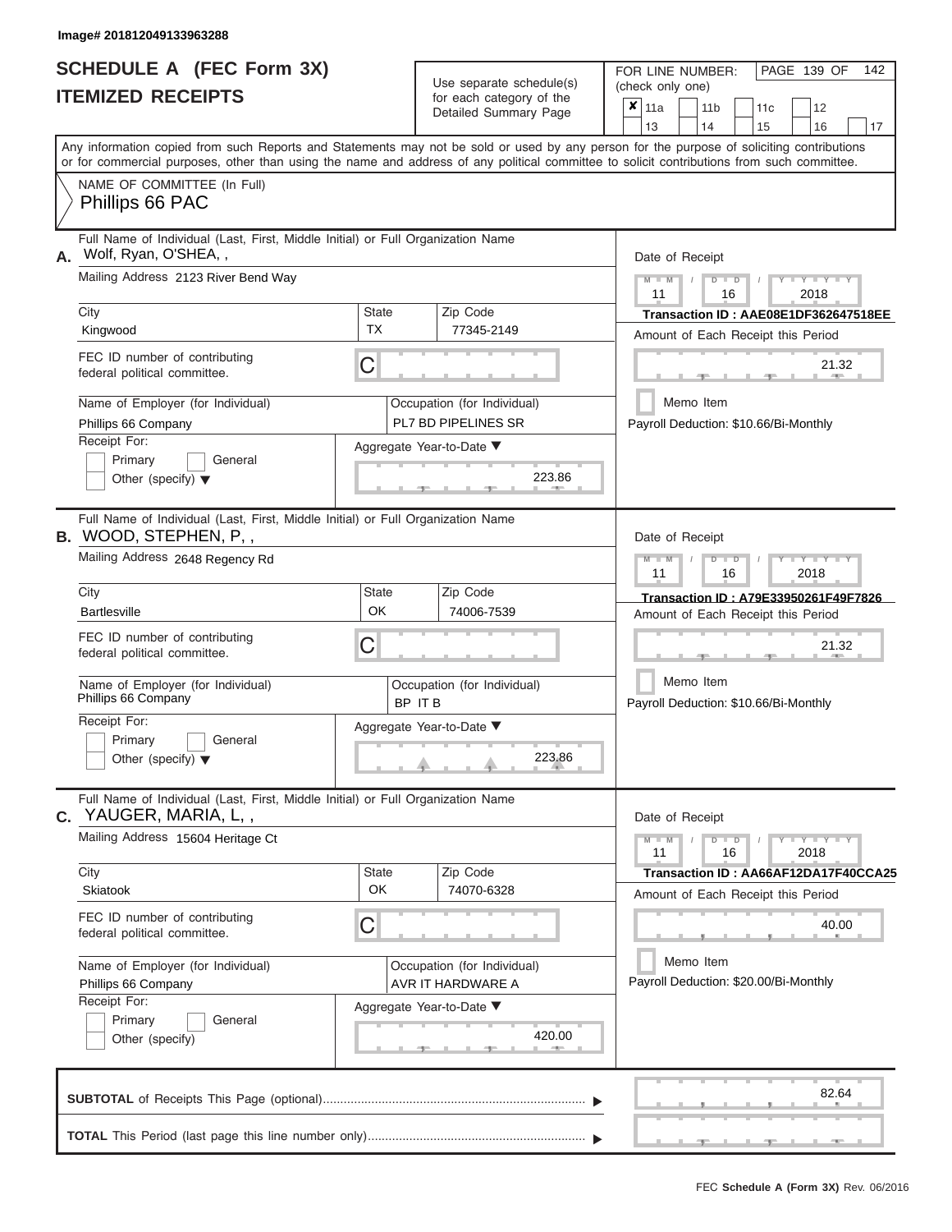Image# 201812049133963288

# SCHEDULE A (FEC Form 3X)
## ITEMIZED RECEIPTS

Use separate schedule(s) for each category of the Detailed Summary Page

FOR LINE NUMBER: (check only one)

- [x] 11a
- [ ] 11b
- [ ] 11c
- [ ] 12
- [ ] 13
- [ ] 14
- [ ] 15
- [ ] 16
- [ ] 17

PAGE 139 OF 142

Any information copied from such Reports and Statements may not be sold or used by any person for the purpose of soliciting contributions or for commercial purposes, other than using the name and address of any political committee to solicit contributions from such committee.

NAME OF COMMITTEE (In Full)
Phillips 66 PAC

---

**A.** Full Name of Individual (Last, First, Middle Initial) or Full Organization Name: Wolf, Ryan, O'SHEA, ,

Mailing Address: 2123 River Bend Way

City: Kingwood | State: TX | Zip Code: 77345-2149

FEC ID number of contributing federal political committee: C

Name of Employer (for Individual): Phillips 66 Company

Occupation (for Individual): PL7 BD PIPELINES SR

Receipt For: Primary / General / Other (specify)

Aggregate Year-to-Date: 223.86

Date of Receipt: 11 / 16 / 2018

Transaction ID : AAE08E1DF362647518EE

Amount of Each Receipt this Period: 21.32

Memo Item

Payroll Deduction: $10.66/Bi-Monthly

---

**B.** Full Name of Individual (Last, First, Middle Initial) or Full Organization Name: WOOD, STEPHEN, P, ,

Mailing Address: 2648 Regency Rd

City: Bartlesville | State: OK | Zip Code: 74006-7539

FEC ID number of contributing federal political committee: C

Name of Employer (for Individual): Phillips 66 Company

Occupation (for Individual): BP IT B

Receipt For: Primary / General / Other (specify)

Aggregate Year-to-Date: 223.86

Date of Receipt: 11 / 16 / 2018

Transaction ID : A79E33950261F49F7826

Amount of Each Receipt this Period: 21.32

Memo Item

Payroll Deduction: $10.66/Bi-Monthly

---

**C.** Full Name of Individual (Last, First, Middle Initial) or Full Organization Name: YAUGER, MARIA, L, ,

Mailing Address: 15604 Heritage Ct

City: Skiatook | State: OK | Zip Code: 74070-6328

FEC ID number of contributing federal political committee: C

Name of Employer (for Individual): Phillips 66 Company

Occupation (for Individual): AVR IT HARDWARE A

Receipt For: Primary / General / Other (specify)

Aggregate Year-to-Date: 420.00

Date of Receipt: 11 / 16 / 2018

Transaction ID : AA66AF12DA17F40CCA25

Amount of Each Receipt this Period: 40.00

Memo Item

Payroll Deduction: $20.00/Bi-Monthly

---

**SUBTOTAL** of Receipts This Page (optional): 82.64

**TOTAL** This Period (last page this line number only):

FEC **Schedule A (Form 3X)** Rev. 06/2016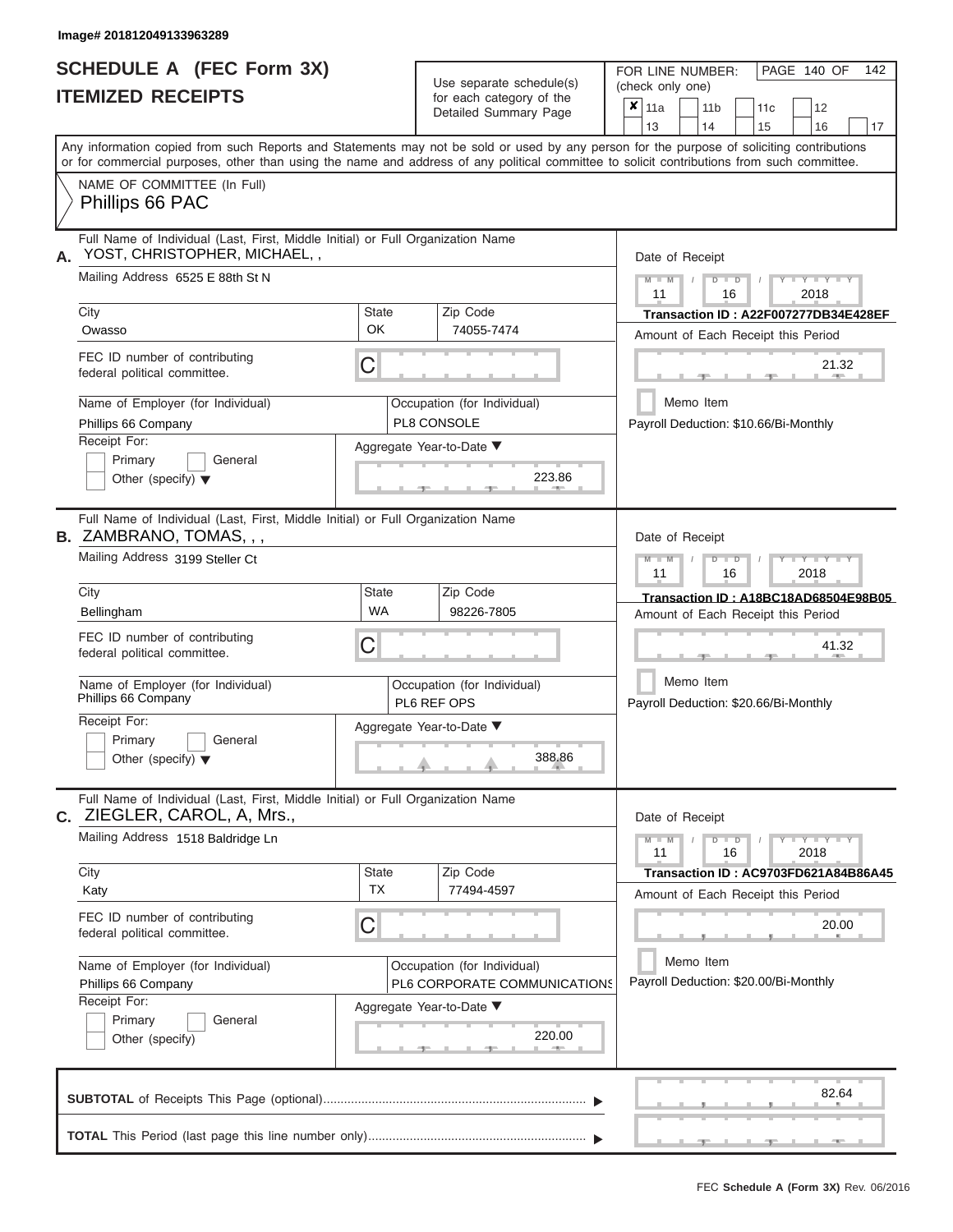Image# 201812049133963289

# SCHEDULE A (FEC Form 3X)
# ITEMIZED RECEIPTS

Use separate schedule(s) for each category of the Detailed Summary Page

FOR LINE NUMBER: (check only one)

| | | | | |
|---|---|---|---|---|
| ✘ 11a | 11b | 11c | 12 | |
| 13 | 14 | 15 | 16 | 17 |

Any information copied from such Reports and Statements may not be sold or used by any person for the purpose of soliciting contributions or for commercial purposes, other than using the name and address of any political committee to solicit contributions from such committee.

NAME OF COMMITTEE (In Full)
Phillips 66 PAC

---

**A.** Full Name of Individual (Last, First, Middle Initial) or Full Organization Name
YOST, CHRISTOPHER, MICHAEL, ,

Mailing Address 6525 E 88th St N

City: Owasso | State: OK | Zip Code: 74055-7474

FEC ID number of contributing federal political committee. C

Name of Employer (for Individual): Phillips 66 Company
Occupation (for Individual): PL8 CONSOLE

Receipt For: Primary / General / Other (specify)

Aggregate Year-to-Date: 223.86

Date of Receipt: 11 / 16 / 2018
Transaction ID : A22F007277DB34E428EF
Amount of Each Receipt this Period: 21.32
Memo Item
Payroll Deduction: $10.66/Bi-Monthly

---

**B.** Full Name of Individual (Last, First, Middle Initial) or Full Organization Name
ZAMBRANO, TOMAS, , ,

Mailing Address 3199 Steller Ct

City: Bellingham | State: WA | Zip Code: 98226-7805

FEC ID number of contributing federal political committee. C

Name of Employer (for Individual): Phillips 66 Company
Occupation (for Individual): PL6 REF OPS

Receipt For: Primary / General / Other (specify)

Aggregate Year-to-Date: 388.86

Date of Receipt: 11 / 16 / 2018
Transaction ID : A18BC18AD68504E98B05
Amount of Each Receipt this Period: 41.32
Memo Item
Payroll Deduction: $20.66/Bi-Monthly

---

**C.** Full Name of Individual (Last, First, Middle Initial) or Full Organization Name
ZIEGLER, CAROL, A, Mrs.,

Mailing Address 1518 Baldridge Ln

City: Katy | State: TX | Zip Code: 77494-4597

FEC ID number of contributing federal political committee. C

Name of Employer (for Individual): Phillips 66 Company
Occupation (for Individual): PL6 CORPORATE COMMUNICATIONS

Receipt For: Primary / General / Other (specify)

Aggregate Year-to-Date: 220.00

Date of Receipt: 11 / 16 / 2018
Transaction ID : AC9703FD621A84B86A45
Amount of Each Receipt this Period: 20.00
Memo Item
Payroll Deduction: $20.00/Bi-Monthly

---

**SUBTOTAL** of Receipts This Page (optional): 82.64

**TOTAL** This Period (last page this line number only):

FEC Schedule A (Form 3X) Rev. 06/2016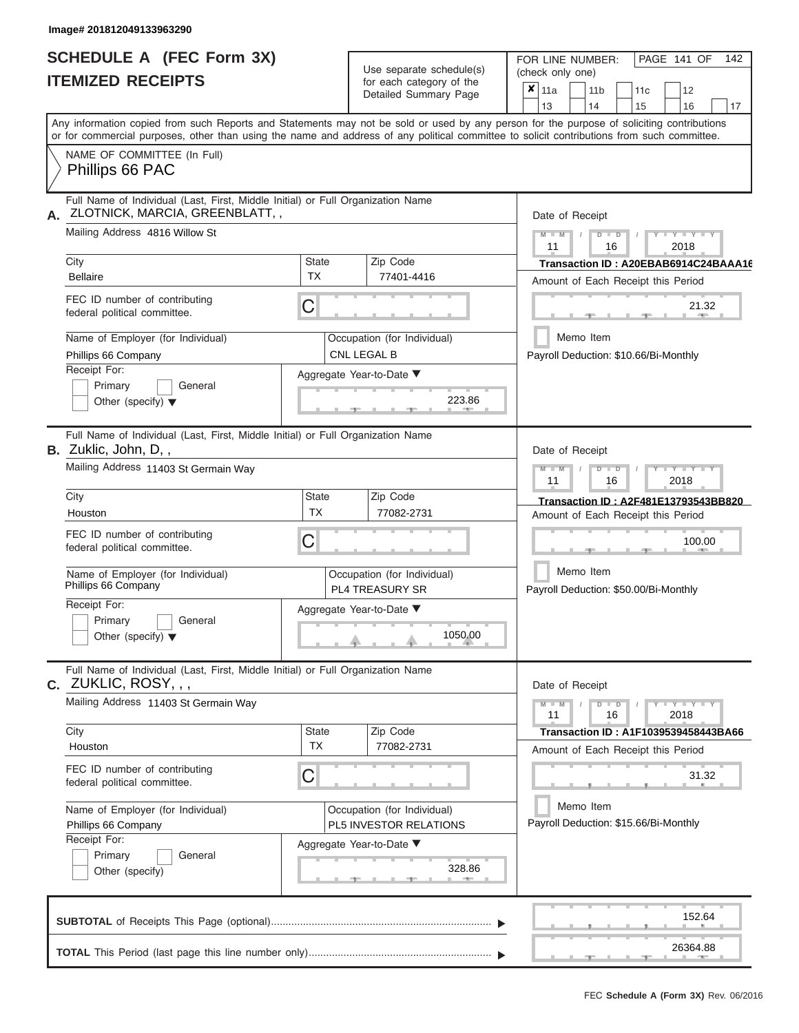Image# 201812049133963290

# SCHEDULE A (FEC Form 3X)
## ITEMIZED RECEIPTS

Use separate schedule(s) for each category of the Detailed Summary Page

FOR LINE NUMBER: (check only one)

| | | | | | | | |
|---|---|---|---|---|---|---|---|
| ✘ | 11a | | 11b | | 11c | | 12 |
| | 13 | | 14 | | 15 | | 16 | | 17 |

PAGE 141 OF 142

Any information copied from such Reports and Statements may not be sold or used by any person for the purpose of soliciting contributions or for commercial purposes, other than using the name and address of any political committee to solicit contributions from such committee.

NAME OF COMMITTEE (In Full)
Phillips 66 PAC

---

**A.** Full Name of Individual (Last, First, Middle Initial) or Full Organization Name: ZLOTNICK, MARCIA, GREENBLATT, ,

Mailing Address: 4816 Willow St

City: Bellaire | State: TX | Zip Code: 77401-4416

FEC ID number of contributing federal political committee: C

Name of Employer (for Individual): Phillips 66 Company

Occupation (for Individual): CNL LEGAL B

Receipt For: Primary / General / Other (specify)

Aggregate Year-to-Date: 223.86

Date of Receipt: 11 / 16 / 2018

Transaction ID : A20EBAB6914C24BAAA16

Amount of Each Receipt this Period: 21.32

Memo Item

Payroll Deduction: $10.66/Bi-Monthly

---

**B.** Full Name of Individual (Last, First, Middle Initial) or Full Organization Name: Zuklic, John, D, ,

Mailing Address: 11403 St Germain Way

City: Houston | State: TX | Zip Code: 77082-2731

FEC ID number of contributing federal political committee: C

Name of Employer (for Individual): Phillips 66 Company

Occupation (for Individual): PL4 TREASURY SR

Receipt For: Primary / General / Other (specify)

Aggregate Year-to-Date: 1050.00

Date of Receipt: 11 / 16 / 2018

Transaction ID : A2F481E13793543BB820

Amount of Each Receipt this Period: 100.00

Memo Item

Payroll Deduction: $50.00/Bi-Monthly

---

**C.** Full Name of Individual (Last, First, Middle Initial) or Full Organization Name: ZUKLIC, ROSY, , ,

Mailing Address: 11403 St Germain Way

City: Houston | State: TX | Zip Code: 77082-2731

FEC ID number of contributing federal political committee: C

Name of Employer (for Individual): Phillips 66 Company

Occupation (for Individual): PL5 INVESTOR RELATIONS

Receipt For: Primary / General / Other (specify)

Aggregate Year-to-Date: 328.86

Date of Receipt: 11 / 16 / 2018

Transaction ID : A1F1039539458443BA66

Amount of Each Receipt this Period: 31.32

Memo Item

Payroll Deduction: $15.66/Bi-Monthly

---

**SUBTOTAL** of Receipts This Page (optional): 152.64

**TOTAL** This Period (last page this line number only): 26364.88

FEC **Schedule A (Form 3X)** Rev. 06/2016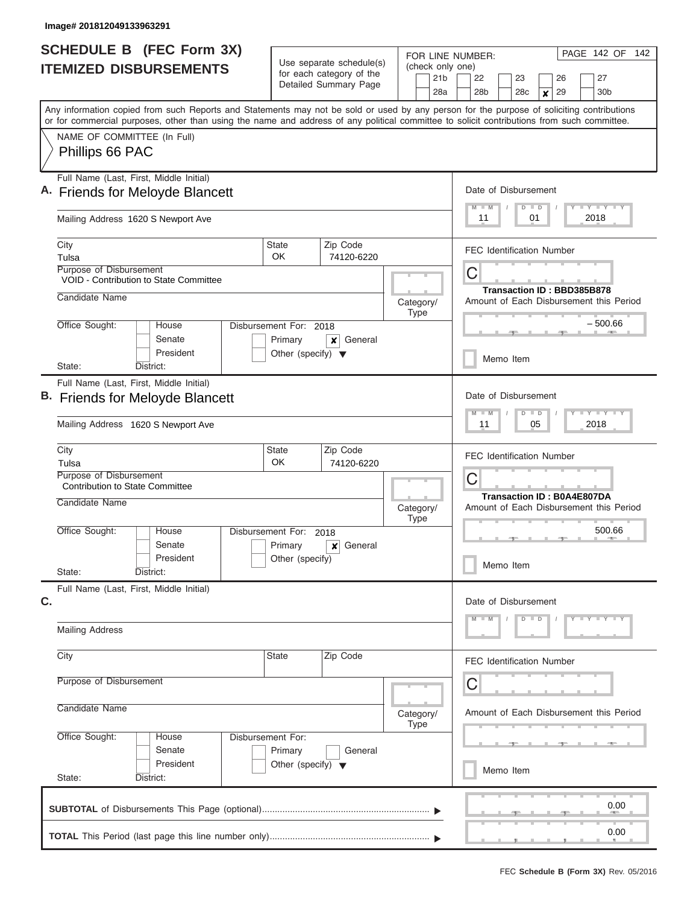Image# 201812049133963291

# SCHEDULE B (FEC Form 3X) ITEMIZED DISBURSEMENTS

Use separate schedule(s) for each category of the Detailed Summary Page

FOR LINE NUMBER: (check only one)

21b | 22 | 23 | 26 | 27 | 28a | 28b | 28c | **x** 29 | 30b

PAGE 142 OF 142

Any information copied from such Reports and Statements may not be sold or used by any person for the purpose of soliciting contributions or for commercial purposes, other than using the name and address of any political committee to solicit contributions from such committee.

NAME OF COMMITTEE (In Full)

Phillips 66 PAC

**A.** Full Name (Last, First, Middle Initial): Friends for Meloyde Blancett

Mailing Address: 1620 S Newport Ave

City: Tulsa | State: OK | Zip Code: 74120-6220

Purpose of Disbursement: VOID - Contribution to State Committee

Candidate Name:

Category/Type:

Office Sought: House / Senate / President

State: District:

Disbursement For: 2018 — Primary / **x** General / Other (specify)

Date of Disbursement: 11 / 01 / 2018

FEC Identification Number: C

Transaction ID : BBD385B878

Amount of Each Disbursement this Period: – 500.66

Memo Item

**B.** Full Name (Last, First, Middle Initial): Friends for Meloyde Blancett

Mailing Address: 1620 S Newport Ave

City: Tulsa | State: OK | Zip Code: 74120-6220

Purpose of Disbursement: Contribution to State Committee

Candidate Name:

Category/Type:

Office Sought: House / Senate / President

State: District:

Disbursement For: 2018 — Primary / **x** General / Other (specify)

Date of Disbursement: 11 / 05 / 2018

FEC Identification Number: C

Transaction ID : B0A4E807DA

Amount of Each Disbursement this Period: 500.66

Memo Item

**C.** Full Name (Last, First, Middle Initial):

Mailing Address

City | State | Zip Code

Purpose of Disbursement

Candidate Name

Category/Type

Office Sought: House / Senate / President

State: District:

Disbursement For: Primary / General / Other (specify)

Date of Disbursement

FEC Identification Number: C

Amount of Each Disbursement this Period

Memo Item

**SUBTOTAL** of Disbursements This Page (optional): 0.00

**TOTAL** This Period (last page this line number only): 0.00

FEC **Schedule B (Form 3X)** Rev. 05/2016